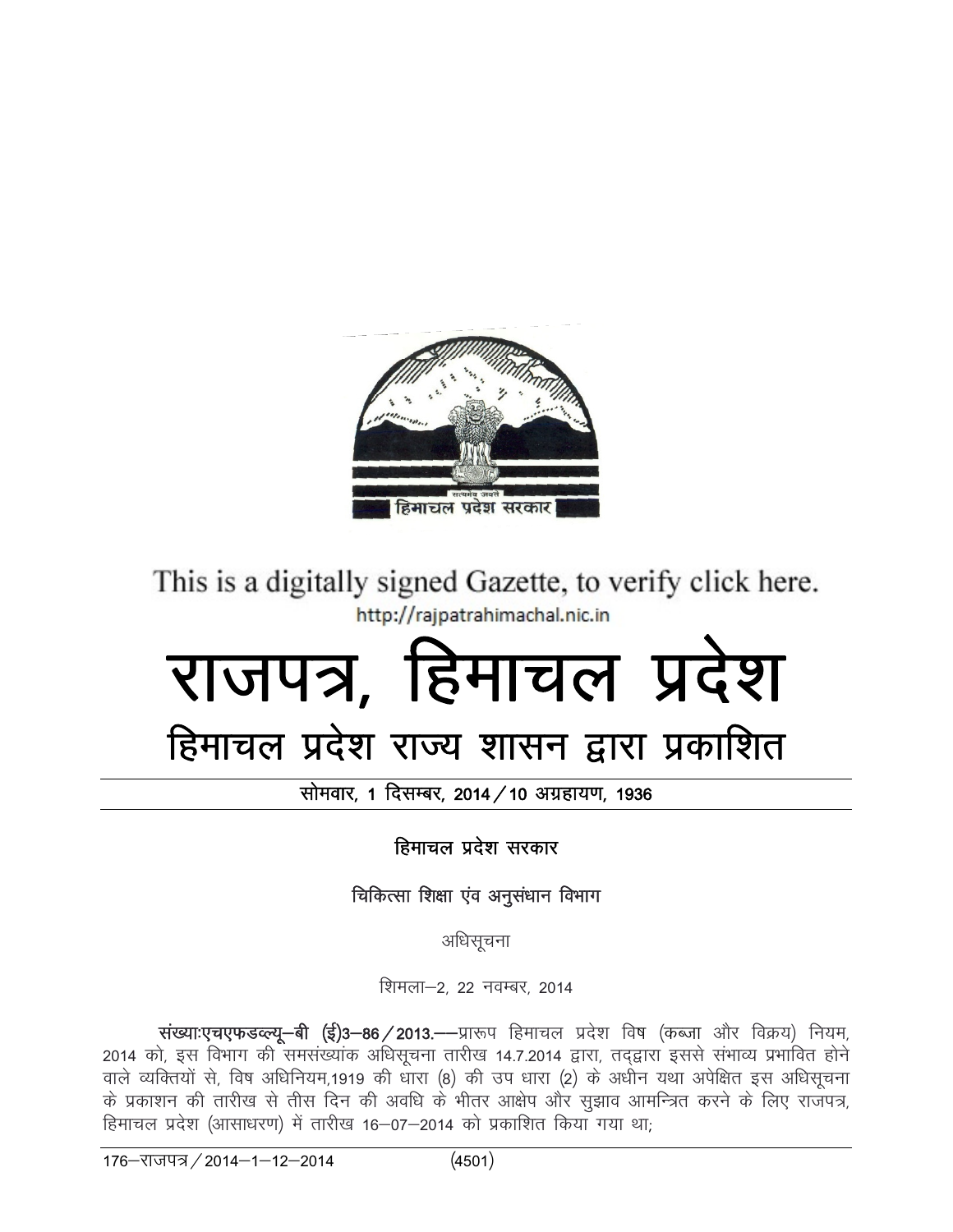This is a digitally signed Gazette, to verify click here.
http://rajpatrahimachal.nic.in

# राजपत्र, हिमाचल प्रदेश

## हिमाचल प्रदेश राज्य शासन द्वारा प्रकाशित

सोमवार, 1 दिसम्बर, 2014 / 10 अग्रहायण, 1936

हिमाचल प्रदेश सरकार

चिकित्सा शिक्षा एंव अनुसंधान विभाग

अधिसूचना

शिमला–2, 22 नवम्बर, 2014

**संख्याःएचएफडब्ल्यू–बी (ई)3–86 / 2013.**——प्रारूप हिमाचल प्रदेश विष (कब्जा और विक्रय) नियम, 2014 को, इस विभाग की समसंख्यांक अधिसूचना तारीख 14.7.2014 द्वारा, तद्द्वारा इससे संभाव्य प्रभावित होने वाले व्यक्तियों से, विष अधिनियम,1919 की धारा (8) की उप धारा (2) के अधीन यथा अपेक्षित इस अधिसूचना के प्रकाशन की तारीख से तीस दिन की अवधि के भीतर आक्षेप और सुझाव आमन्त्रित करने के लिए राजपत्र, हिमाचल प्रदेश (आसाधरण) में तारीख 16–07–2014 को प्रकाशित किया गया था;

176–राजपत्र / 2014–1–12–2014 (4501)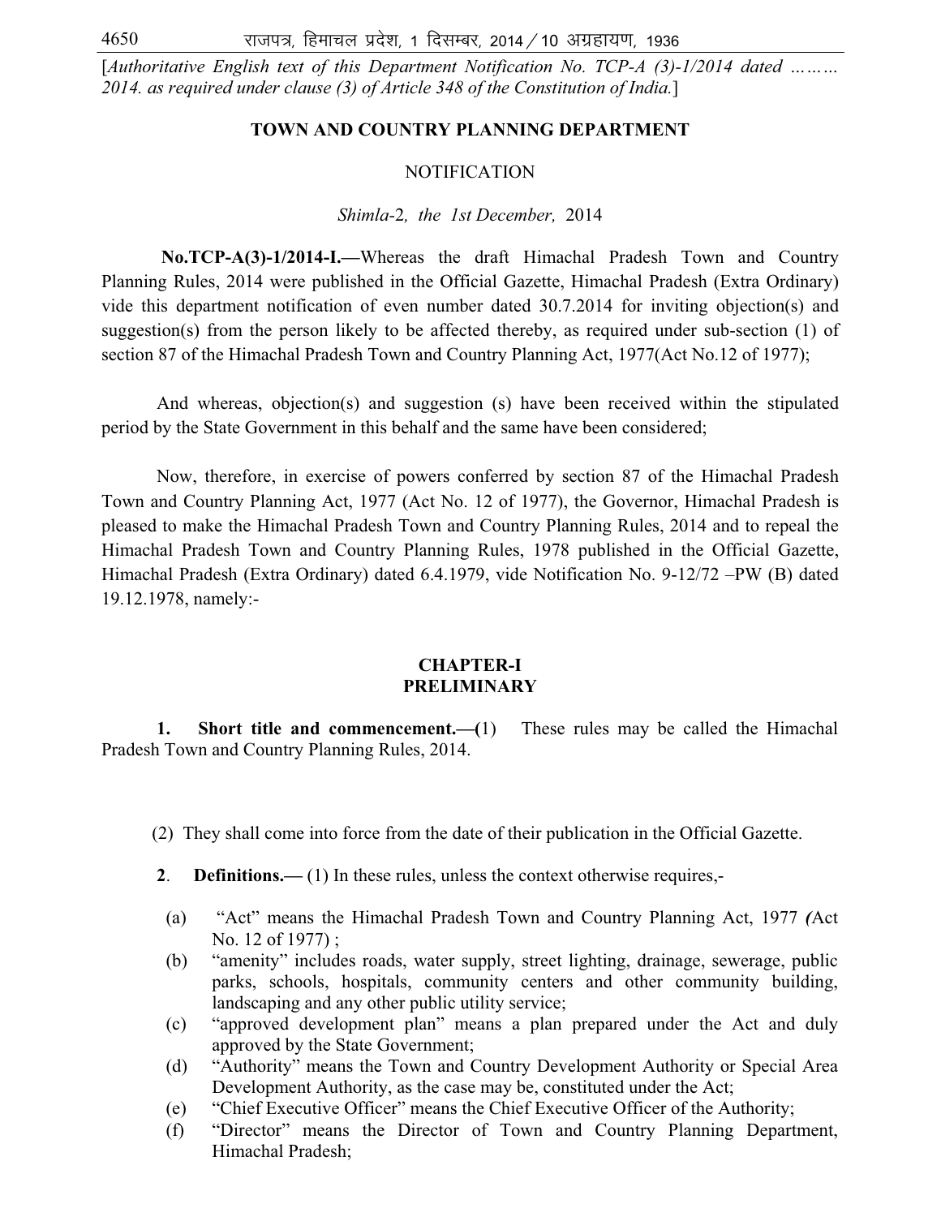[*Authoritative English text of this Department Notification No. TCP-A (3)-1/2014 dated ……… 2014. as required under clause (3) of Article 348 of the Constitution of India.*]

**TOWN AND COUNTRY PLANNING DEPARTMENT**

NOTIFICATION

*Shimla-*2, *the 1st December,* 2014

**No.TCP-A(3)-1/2014-I.—**Whereas the draft Himachal Pradesh Town and Country Planning Rules, 2014 were published in the Official Gazette, Himachal Pradesh (Extra Ordinary) vide this department notification of even number dated 30.7.2014 for inviting objection(s) and suggestion(s) from the person likely to be affected thereby, as required under sub-section (1) of section 87 of the Himachal Pradesh Town and Country Planning Act, 1977(Act No.12 of 1977);

And whereas, objection(s) and suggestion (s) have been received within the stipulated period by the State Government in this behalf and the same have been considered;

Now, therefore, in exercise of powers conferred by section 87 of the Himachal Pradesh Town and Country Planning Act, 1977 (Act No. 12 of 1977), the Governor, Himachal Pradesh is pleased to make the Himachal Pradesh Town and Country Planning Rules, 2014 and to repeal the Himachal Pradesh Town and Country Planning Rules, 1978 published in the Official Gazette, Himachal Pradesh (Extra Ordinary) dated 6.4.1979, vide Notification No. 9-12/72 –PW (B) dated 19.12.1978, namely:-

## CHAPTER-I
## PRELIMINARY

**1. Short title and commencement.—**(1) These rules may be called the Himachal Pradesh Town and Country Planning Rules, 2014.

(2) They shall come into force from the date of their publication in the Official Gazette.

**2. Definitions.—** (1) In these rules, unless the context otherwise requires,-

(a) "Act" means the Himachal Pradesh Town and Country Planning Act, 1977 (Act No. 12 of 1977) ;

(b) "amenity" includes roads, water supply, street lighting, drainage, sewerage, public parks, schools, hospitals, community centers and other community building, landscaping and any other public utility service;

(c) "approved development plan" means a plan prepared under the Act and duly approved by the State Government;

(d) "Authority" means the Town and Country Development Authority or Special Area Development Authority, as the case may be, constituted under the Act;

(e) "Chief Executive Officer" means the Chief Executive Officer of the Authority;

(f) "Director" means the Director of Town and Country Planning Department, Himachal Pradesh;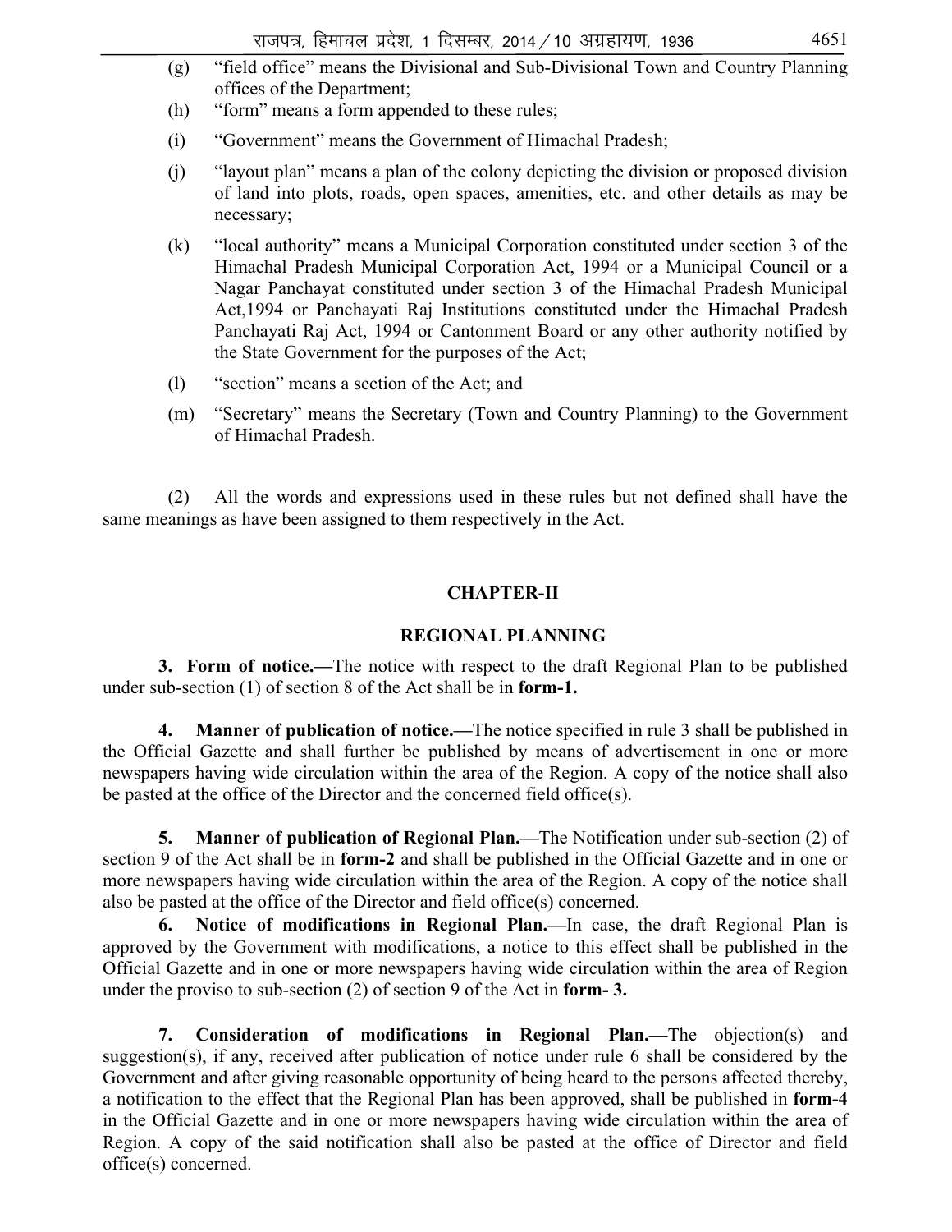(g) "field office" means the Divisional and Sub-Divisional Town and Country Planning offices of the Department;

(h) "form" means a form appended to these rules;

(i) "Government" means the Government of Himachal Pradesh;

(j) "layout plan" means a plan of the colony depicting the division or proposed division of land into plots, roads, open spaces, amenities, etc. and other details as may be necessary;

(k) "local authority" means a Municipal Corporation constituted under section 3 of the Himachal Pradesh Municipal Corporation Act, 1994 or a Municipal Council or a Nagar Panchayat constituted under section 3 of the Himachal Pradesh Municipal Act,1994 or Panchayati Raj Institutions constituted under the Himachal Pradesh Panchayati Raj Act, 1994 or Cantonment Board or any other authority notified by the State Government for the purposes of the Act;

(l) "section" means a section of the Act; and

(m) "Secretary" means the Secretary (Town and Country Planning) to the Government of Himachal Pradesh.

(2) All the words and expressions used in these rules but not defined shall have the same meanings as have been assigned to them respectively in the Act.

## CHAPTER-II

## REGIONAL PLANNING

**3. Form of notice.—**The notice with respect to the draft Regional Plan to be published under sub-section (1) of section 8 of the Act shall be in **form-1.**

**4. Manner of publication of notice.—**The notice specified in rule 3 shall be published in the Official Gazette and shall further be published by means of advertisement in one or more newspapers having wide circulation within the area of the Region. A copy of the notice shall also be pasted at the office of the Director and the concerned field office(s).

**5. Manner of publication of Regional Plan.—**The Notification under sub-section (2) of section 9 of the Act shall be in **form-2** and shall be published in the Official Gazette and in one or more newspapers having wide circulation within the area of the Region. A copy of the notice shall also be pasted at the office of the Director and field office(s) concerned.

**6. Notice of modifications in Regional Plan.—**In case, the draft Regional Plan is approved by the Government with modifications, a notice to this effect shall be published in the Official Gazette and in one or more newspapers having wide circulation within the area of Region under the proviso to sub-section (2) of section 9 of the Act in **form- 3.**

**7. Consideration of modifications in Regional Plan.—**The objection(s) and suggestion(s), if any, received after publication of notice under rule 6 shall be considered by the Government and after giving reasonable opportunity of being heard to the persons affected thereby, a notification to the effect that the Regional Plan has been approved, shall be published in **form-4** in the Official Gazette and in one or more newspapers having wide circulation within the area of Region. A copy of the said notification shall also be pasted at the office of Director and field office(s) concerned.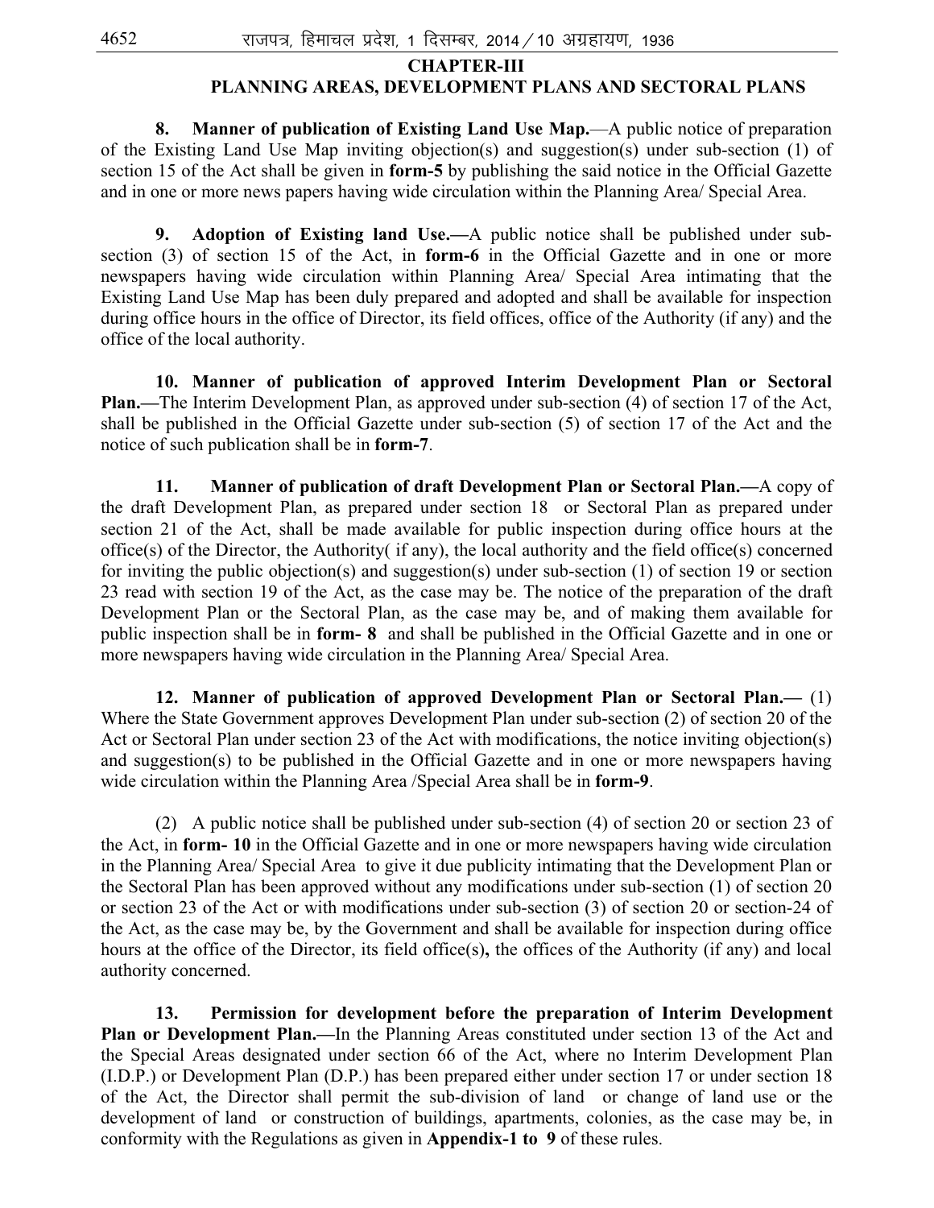## CHAPTER-III
## PLANNING AREAS, DEVELOPMENT PLANS AND SECTORAL PLANS

**8. Manner of publication of Existing Land Use Map.**—A public notice of preparation of the Existing Land Use Map inviting objection(s) and suggestion(s) under sub-section (1) of section 15 of the Act shall be given in **form-5** by publishing the said notice in the Official Gazette and in one or more news papers having wide circulation within the Planning Area/ Special Area.

**9. Adoption of Existing land Use.—**A public notice shall be published under sub-section (3) of section 15 of the Act, in **form-6** in the Official Gazette and in one or more newspapers having wide circulation within Planning Area/ Special Area intimating that the Existing Land Use Map has been duly prepared and adopted and shall be available for inspection during office hours in the office of Director, its field offices, office of the Authority (if any) and the office of the local authority.

**10. Manner of publication of approved Interim Development Plan or Sectoral Plan.—**The Interim Development Plan, as approved under sub-section (4) of section 17 of the Act, shall be published in the Official Gazette under sub-section (5) of section 17 of the Act and the notice of such publication shall be in **form-7**.

**11. Manner of publication of draft Development Plan or Sectoral Plan.—**A copy of the draft Development Plan, as prepared under section 18 or Sectoral Plan as prepared under section 21 of the Act, shall be made available for public inspection during office hours at the office(s) of the Director, the Authority( if any), the local authority and the field office(s) concerned for inviting the public objection(s) and suggestion(s) under sub-section (1) of section 19 or section 23 read with section 19 of the Act, as the case may be. The notice of the preparation of the draft Development Plan or the Sectoral Plan, as the case may be, and of making them available for public inspection shall be in **form- 8** and shall be published in the Official Gazette and in one or more newspapers having wide circulation in the Planning Area/ Special Area.

**12. Manner of publication of approved Development Plan or Sectoral Plan.—** (1) Where the State Government approves Development Plan under sub-section (2) of section 20 of the Act or Sectoral Plan under section 23 of the Act with modifications, the notice inviting objection(s) and suggestion(s) to be published in the Official Gazette and in one or more newspapers having wide circulation within the Planning Area /Special Area shall be in **form-9**.

(2) A public notice shall be published under sub-section (4) of section 20 or section 23 of the Act, in **form- 10** in the Official Gazette and in one or more newspapers having wide circulation in the Planning Area/ Special Area to give it due publicity intimating that the Development Plan or the Sectoral Plan has been approved without any modifications under sub-section (1) of section 20 or section 23 of the Act or with modifications under sub-section (3) of section 20 or section-24 of the Act, as the case may be, by the Government and shall be available for inspection during office hours at the office of the Director, its field office(s)**,** the offices of the Authority (if any) and local authority concerned.

**13. Permission for development before the preparation of Interim Development Plan or Development Plan.—**In the Planning Areas constituted under section 13 of the Act and the Special Areas designated under section 66 of the Act, where no Interim Development Plan (I.D.P.) or Development Plan (D.P.) has been prepared either under section 17 or under section 18 of the Act, the Director shall permit the sub-division of land or change of land use or the development of land or construction of buildings, apartments, colonies, as the case may be, in conformity with the Regulations as given in **Appendix-1 to 9** of these rules.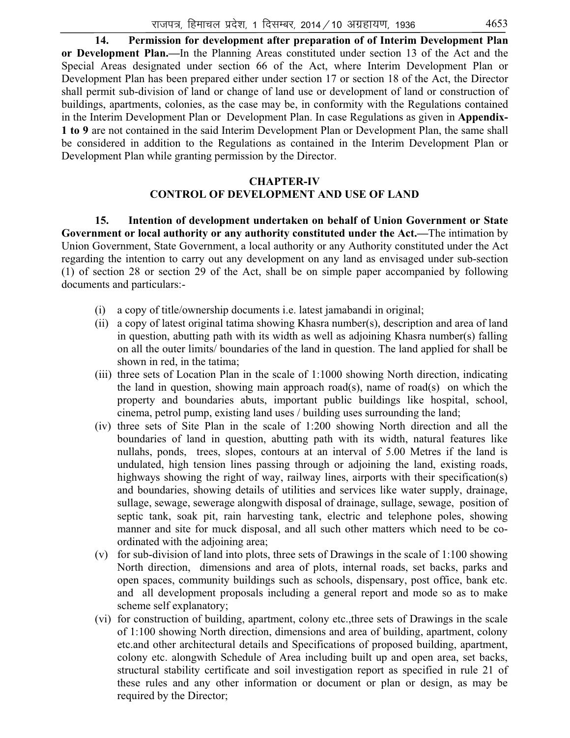**14. Permission for development after preparation of of Interim Development Plan or Development Plan.—**In the Planning Areas constituted under section 13 of the Act and the Special Areas designated under section 66 of the Act, where Interim Development Plan or Development Plan has been prepared either under section 17 or section 18 of the Act, the Director shall permit sub-division of land or change of land use or development of land or construction of buildings, apartments, colonies, as the case may be, in conformity with the Regulations contained in the Interim Development Plan or Development Plan. In case Regulations as given in **Appendix-1 to 9** are not contained in the said Interim Development Plan or Development Plan, the same shall be considered in addition to the Regulations as contained in the Interim Development Plan or Development Plan while granting permission by the Director.

## CHAPTER-IV
## CONTROL OF DEVELOPMENT AND USE OF LAND

**15. Intention of development undertaken on behalf of Union Government or State Government or local authority or any authority constituted under the Act.—**The intimation by Union Government, State Government, a local authority or any Authority constituted under the Act regarding the intention to carry out any development on any land as envisaged under sub-section (1) of section 28 or section 29 of the Act, shall be on simple paper accompanied by following documents and particulars:-

(i) a copy of title/ownership documents i.e. latest jamabandi in original;

(ii) a copy of latest original tatima showing Khasra number(s), description and area of land in question, abutting path with its width as well as adjoining Khasra number(s) falling on all the outer limits/ boundaries of the land in question. The land applied for shall be shown in red, in the tatima;

(iii) three sets of Location Plan in the scale of 1:1000 showing North direction, indicating the land in question, showing main approach road(s), name of road(s) on which the property and boundaries abuts, important public buildings like hospital, school, cinema, petrol pump, existing land uses / building uses surrounding the land;

(iv) three sets of Site Plan in the scale of 1:200 showing North direction and all the boundaries of land in question, abutting path with its width, natural features like nullahs, ponds, trees, slopes, contours at an interval of 5.00 Metres if the land is undulated, high tension lines passing through or adjoining the land, existing roads, highways showing the right of way, railway lines, airports with their specification(s) and boundaries, showing details of utilities and services like water supply, drainage, sullage, sewage, sewerage alongwith disposal of drainage, sullage, sewage, position of septic tank, soak pit, rain harvesting tank, electric and telephone poles, showing manner and site for muck disposal, and all such other matters which need to be co-ordinated with the adjoining area;

(v) for sub-division of land into plots, three sets of Drawings in the scale of 1:100 showing North direction, dimensions and area of plots, internal roads, set backs, parks and open spaces, community buildings such as schools, dispensary, post office, bank etc. and all development proposals including a general report and mode so as to make scheme self explanatory;

(vi) for construction of building, apartment, colony etc.,three sets of Drawings in the scale of 1:100 showing North direction, dimensions and area of building, apartment, colony etc.and other architectural details and Specifications of proposed building, apartment, colony etc. alongwith Schedule of Area including built up and open area, set backs, structural stability certificate and soil investigation report as specified in rule 21 of these rules and any other information or document or plan or design, as may be required by the Director;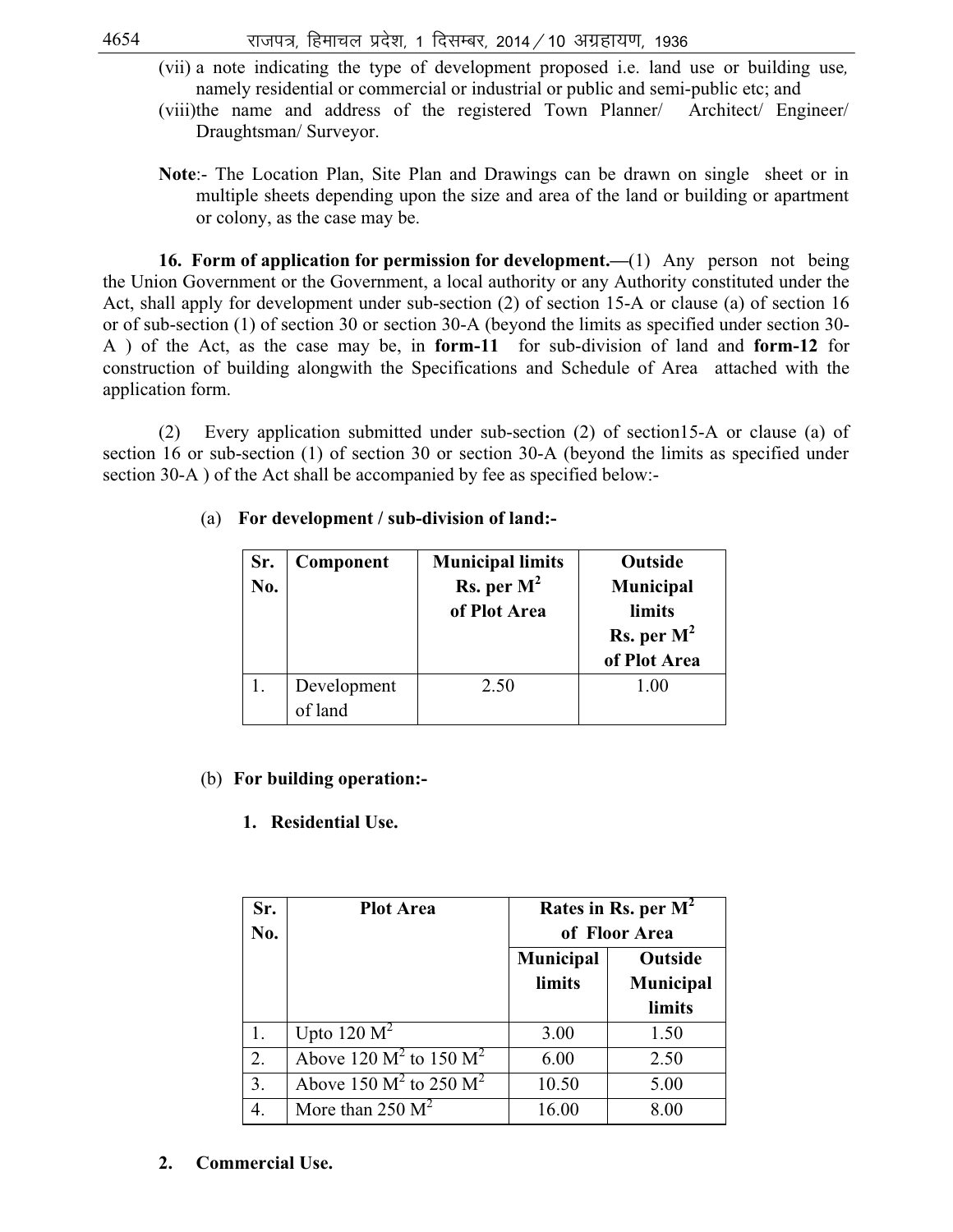(vii) a note indicating the type of development proposed i.e. land use or building use, namely residential or commercial or industrial or public and semi-public etc; and

(viii) the name and address of the registered Town Planner/ Architect/ Engineer/ Draughtsman/ Surveyor.

**Note**:- The Location Plan, Site Plan and Drawings can be drawn on single sheet or in multiple sheets depending upon the size and area of the land or building or apartment or colony, as the case may be.

**16. Form of application for permission for development.—**(1) Any person not being the Union Government or the Government, a local authority or any Authority constituted under the Act, shall apply for development under sub-section (2) of section 15-A or clause (a) of section 16 or of sub-section (1) of section 30 or section 30-A (beyond the limits as specified under section 30-A ) of the Act, as the case may be, in **form-11** for sub-division of land and **form-12** for construction of building alongwith the Specifications and Schedule of Area attached with the application form.

(2) Every application submitted under sub-section (2) of section15-A or clause (a) of section 16 or sub-section (1) of section 30 or section 30-A (beyond the limits as specified under section 30-A ) of the Act shall be accompanied by fee as specified below:-

(a) **For development / sub-division of land:-**

| Sr. No. | Component | Municipal limits Rs. per $M^2$ of Plot Area | Outside Municipal limits Rs. per $M^2$ of Plot Area |
|---|---|---|---|
| 1. | Development of land | 2.50 | 1.00 |

(b) **For building operation:-**

**1. Residential Use.**

| Sr. No. | Plot Area | Rates in Rs. per $M^2$ of Floor Area | |
|---|---|---|---|
| | | Municipal limits | Outside Municipal limits |
| 1. | Upto 120 $M^2$ | 3.00 | 1.50 |
| 2. | Above 120 $M^2$ to 150 $M^2$ | 6.00 | 2.50 |
| 3. | Above 150 $M^2$ to 250 $M^2$ | 10.50 | 5.00 |
| 4. | More than 250 $M^2$ | 16.00 | 8.00 |

**2. Commercial Use.**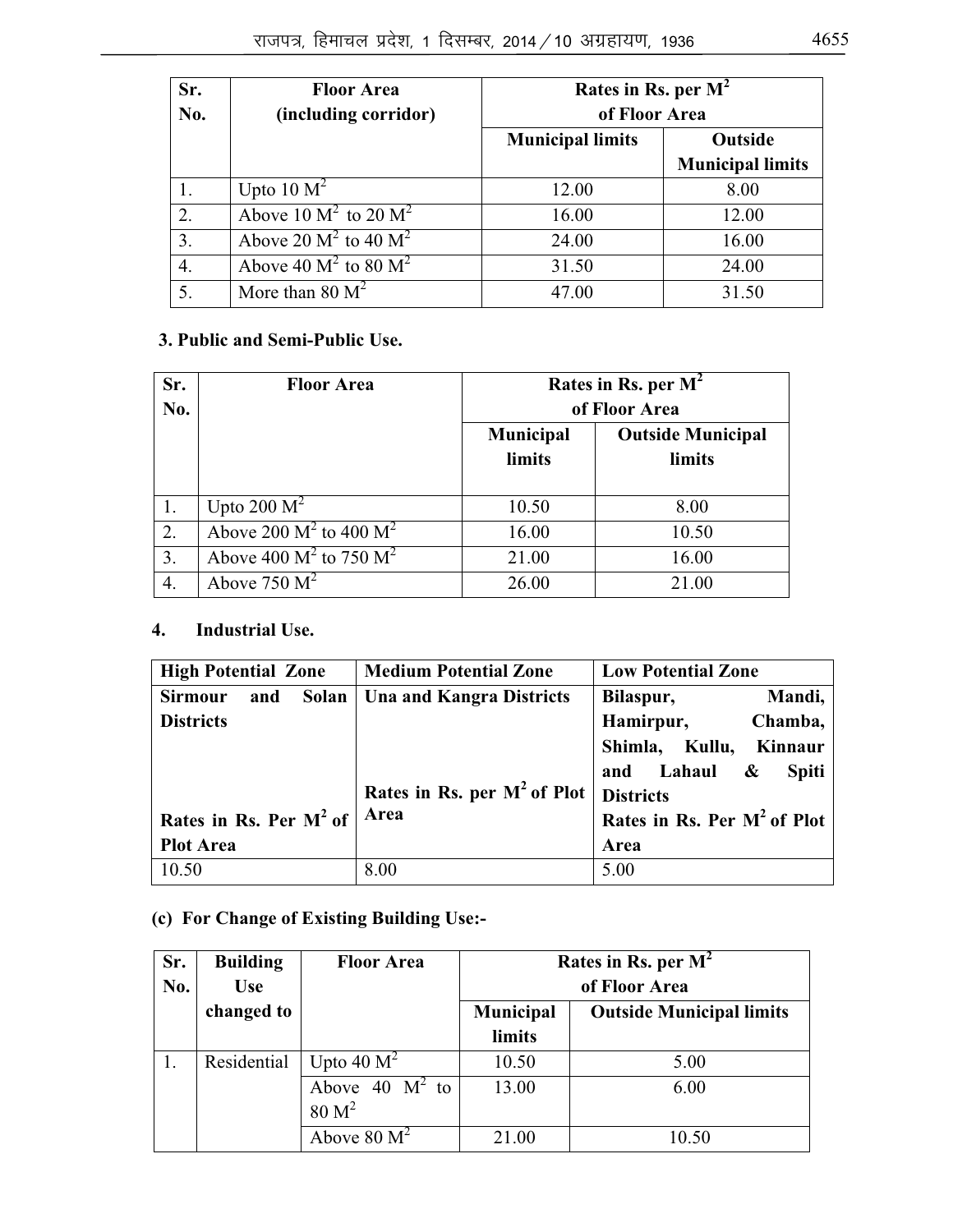| Sr. No. | Floor Area (including corridor) | Rates in Rs. per $M^2$ of Floor Area | |
|---|---|---|---|
| | | Municipal limits | Outside Municipal limits |
| 1. | Upto 10 $M^2$ | 12.00 | 8.00 |
| 2. | Above 10 $M^2$ to 20 $M^2$ | 16.00 | 12.00 |
| 3. | Above 20 $M^2$ to 40 $M^2$ | 24.00 | 16.00 |
| 4. | Above 40 $M^2$ to 80 $M^2$ | 31.50 | 24.00 |
| 5. | More than 80 $M^2$ | 47.00 | 31.50 |

**3. Public and Semi-Public Use.**

| Sr. No. | Floor Area | Rates in Rs. per $M^2$ of Floor Area | |
|---|---|---|---|
| | | Municipal limits | Outside Municipal limits |
| 1. | Upto 200 $M^2$ | 10.50 | 8.00 |
| 2. | Above 200 $M^2$ to 400 $M^2$ | 16.00 | 10.50 |
| 3. | Above 400 $M^2$ to 750 $M^2$ | 21.00 | 16.00 |
| 4. | Above 750 $M^2$ | 26.00 | 21.00 |

**4. Industrial Use.**

| High Potential Zone | Medium Potential Zone | Low Potential Zone |
|---|---|---|
| **Sirmour and Solan Districts** | **Una and Kangra Districts** | **Bilaspur, Mandi, Hamirpur, Chamba, Shimla, Kullu, Kinnaur and Lahaul & Spiti Districts** |
| **Rates in Rs. Per $M^2$ of Plot Area** | **Rates in Rs. per $M^2$ of Plot Area** | **Rates in Rs. Per $M^2$ of Plot Area** |
| 10.50 | 8.00 | 5.00 |

**(c) For Change of Existing Building Use:-**

| Sr. No. | Building Use changed to | Floor Area | Rates in Rs. per $M^2$ of Floor Area | |
|---|---|---|---|---|
| | | | Municipal limits | Outside Municipal limits |
| 1. | Residential | Upto 40 $M^2$ | 10.50 | 5.00 |
| | | Above 40 $M^2$ to 80 $M^2$ | 13.00 | 6.00 |
| | | Above 80 $M^2$ | 21.00 | 10.50 |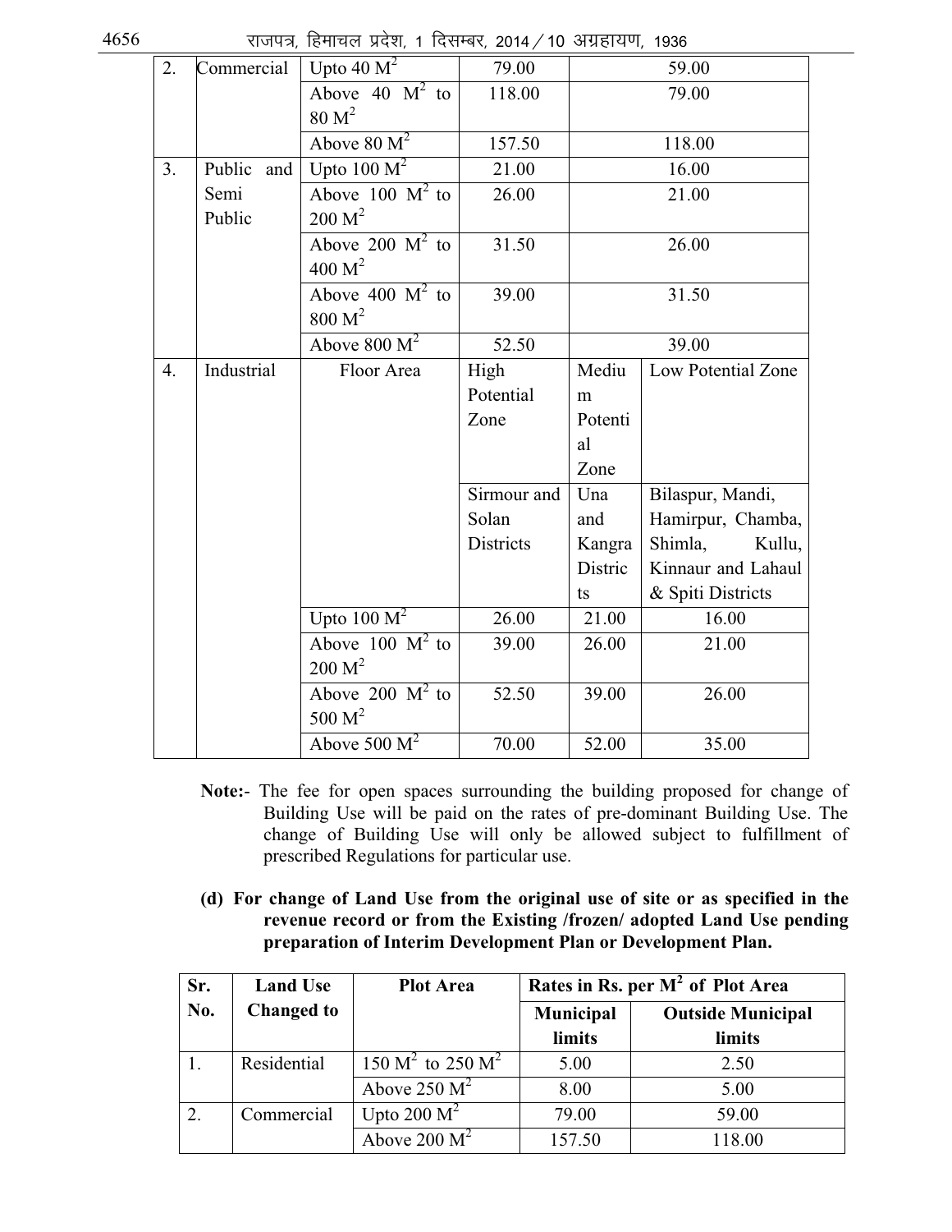| | | | | | |
|---|---|---|---|---|---|
| 2. | Commercial | Upto 40 $M^2$ | 79.00 | 59.00 | |
| | | Above 40 $M^2$ to 80 $M^2$ | 118.00 | 79.00 | |
| | | Above 80 $M^2$ | 157.50 | 118.00 | |
| 3. | Public and Semi Public | Upto 100 $M^2$ | 21.00 | 16.00 | |
| | | Above 100 $M^2$ to 200 $M^2$ | 26.00 | 21.00 | |
| | | Above 200 $M^2$ to 400 $M^2$ | 31.50 | 26.00 | |
| | | Above 400 $M^2$ to 800 $M^2$ | 39.00 | 31.50 | |
| | | Above 800 $M^2$ | 52.50 | 39.00 | |
| 4. | Industrial | Floor Area | High Potential Zone | Medium Potential Zone | Low Potential Zone |
| | | | Sirmour and Solan Districts | Una and Kangra Districts | Bilaspur, Mandi, Hamirpur, Chamba, Shimla, Kullu, Kinnaur and Lahaul & Spiti Districts |
| | | Upto 100 $M^2$ | 26.00 | 21.00 | 16.00 |
| | | Above 100 $M^2$ to 200 $M^2$ | 39.00 | 26.00 | 21.00 |
| | | Above 200 $M^2$ to 500 $M^2$ | 52.50 | 39.00 | 26.00 |
| | | Above 500 $M^2$ | 70.00 | 52.00 | 35.00 |

**Note:-** The fee for open spaces surrounding the building proposed for change of Building Use will be paid on the rates of pre-dominant Building Use. The change of Building Use will only be allowed subject to fulfillment of prescribed Regulations for particular use.

**(d) For change of Land Use from the original use of site or as specified in the revenue record or from the Existing /frozen/ adopted Land Use pending preparation of Interim Development Plan or Development Plan.**

| Sr. No. | Land Use Changed to | Plot Area | Rates in Rs. per $M^2$ of Plot Area | |
|---|---|---|---|---|
| | | | Municipal limits | Outside Municipal limits |
| 1. | Residential | 150 $M^2$ to 250 $M^2$ | 5.00 | 2.50 |
| | | Above 250 $M^2$ | 8.00 | 5.00 |
| 2. | Commercial | Upto 200 $M^2$ | 79.00 | 59.00 |
| | | Above 200 $M^2$ | 157.50 | 118.00 |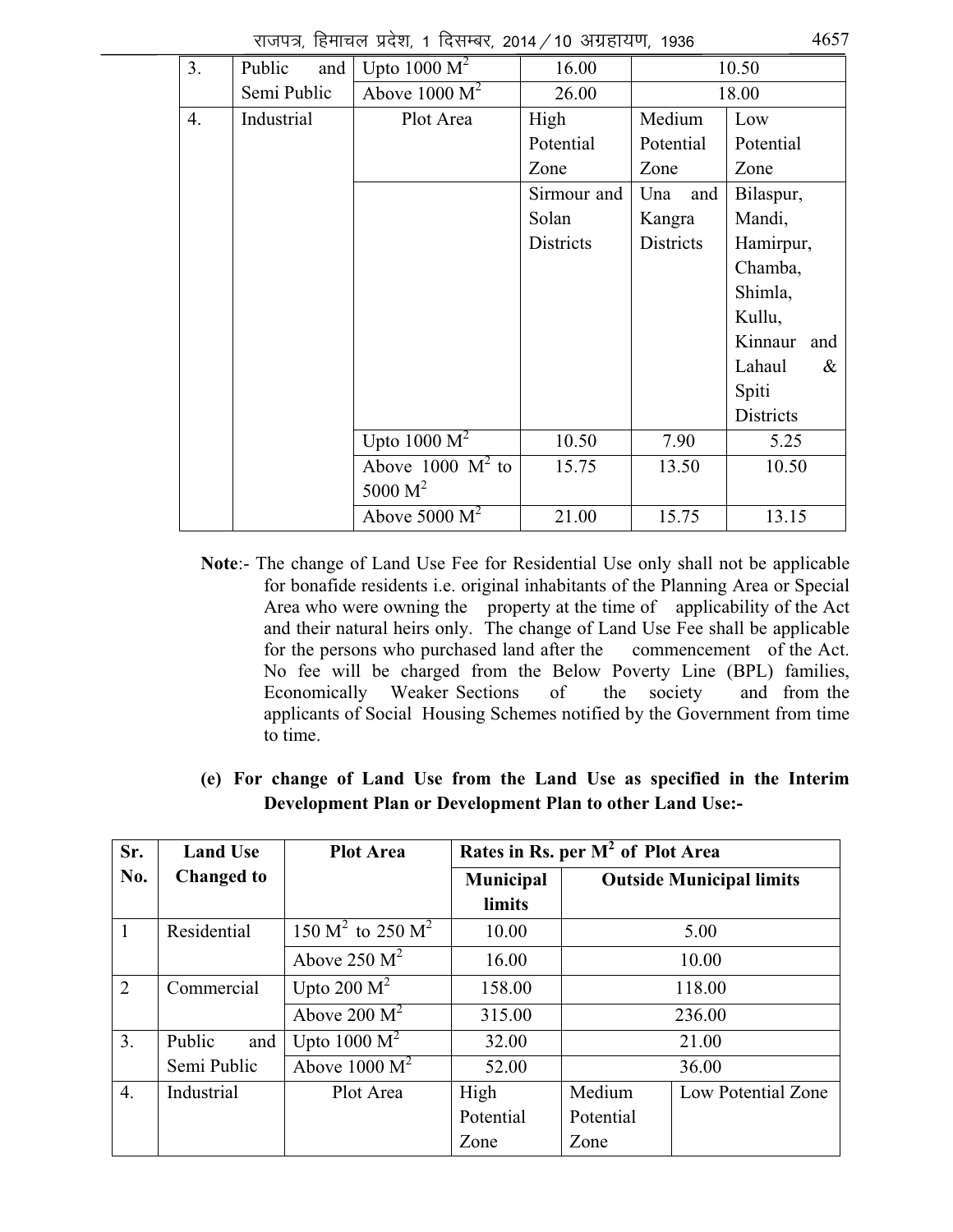| 3. | Public and Semi Public | Upto 1000 $M^2$ | 16.00 | 10.50 | |
|---|---|---|---|---|---|
| | | Above 1000 $M^2$ | 26.00 | 18.00 | |
| 4. | Industrial | Plot Area | High Potential Zone | Medium Potential Zone | Low Potential Zone |
| | | | Sirmour and Solan Districts | Una and Kangra Districts | Bilaspur, Mandi, Hamirpur, Chamba, Shimla, Kullu, Kinnaur and Lahaul & Spiti Districts |
| | | Upto 1000 $M^2$ | 10.50 | 7.90 | 5.25 |
| | | Above 1000 $M^2$ to 5000 $M^2$ | 15.75 | 13.50 | 10.50 |
| | | Above 5000 $M^2$ | 21.00 | 15.75 | 13.15 |

**Note**:- The change of Land Use Fee for Residential Use only shall not be applicable for bonafide residents i.e. original inhabitants of the Planning Area or Special Area who were owning the property at the time of applicability of the Act and their natural heirs only. The change of Land Use Fee shall be applicable for the persons who purchased land after the commencement of the Act. No fee will be charged from the Below Poverty Line (BPL) families, Economically Weaker Sections of the society and from the applicants of Social Housing Schemes notified by the Government from time to time.

**(e) For change of Land Use from the Land Use as specified in the Interim Development Plan or Development Plan to other Land Use:-**

| Sr. No. | Land Use Changed to | Plot Area | Rates in Rs. per $M^2$ of Plot Area | | |
|---|---|---|---|---|---|
| | | | Municipal limits | Outside Municipal limits | |
| 1 | Residential | 150 $M^2$ to 250 $M^2$ | 10.00 | 5.00 | |
| | | Above 250 $M^2$ | 16.00 | 10.00 | |
| 2 | Commercial | Upto 200 $M^2$ | 158.00 | 118.00 | |
| | | Above 200 $M^2$ | 315.00 | 236.00 | |
| 3. | Public and Semi Public | Upto 1000 $M^2$ | 32.00 | 21.00 | |
| | | Above 1000 $M^2$ | 52.00 | 36.00 | |
| 4. | Industrial | Plot Area | High Potential Zone | Medium Potential Zone | Low Potential Zone |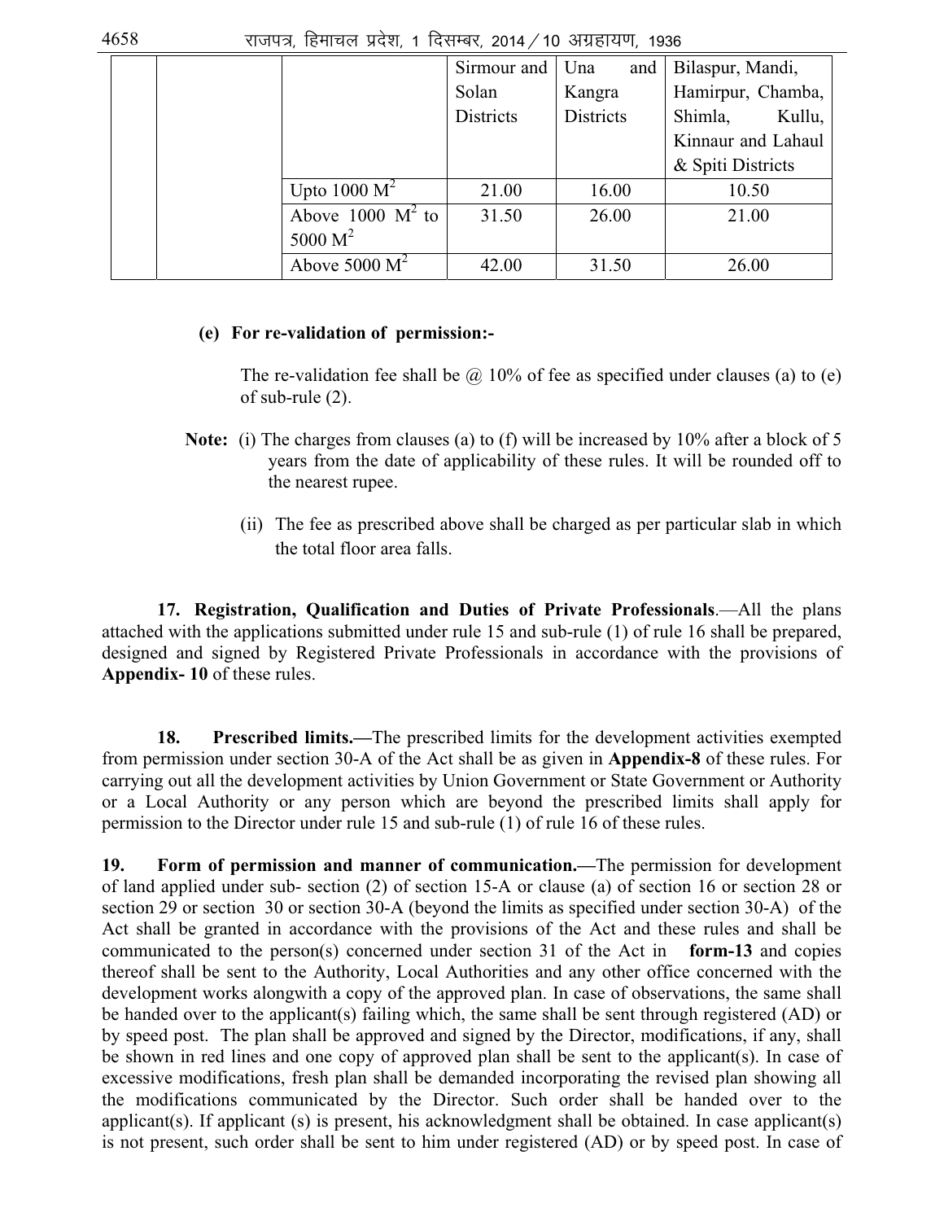| | | | Sirmour and Solan Districts | Una and Kangra Districts | Bilaspur, Mandi, Hamirpur, Chamba, Shimla, Kullu, Kinnaur and Lahaul & Spiti Districts |
|---|---|---|---|---|---|
| | | Upto 1000 $M^2$ | 21.00 | 16.00 | 10.50 |
| | | Above 1000 $M^2$ to 5000 $M^2$ | 31.50 | 26.00 | 21.00 |
| | | Above 5000 $M^2$ | 42.00 | 31.50 | 26.00 |

**(e) For re-validation of permission:-**

The re-validation fee shall be @ 10% of fee as specified under clauses (a) to (e) of sub-rule (2).

**Note:** (i) The charges from clauses (a) to (f) will be increased by 10% after a block of 5 years from the date of applicability of these rules. It will be rounded off to the nearest rupee.

(ii) The fee as prescribed above shall be charged as per particular slab in which the total floor area falls.

**17. Registration, Qualification and Duties of Private Professionals**.—All the plans attached with the applications submitted under rule 15 and sub-rule (1) of rule 16 shall be prepared, designed and signed by Registered Private Professionals in accordance with the provisions of **Appendix- 10** of these rules.

**18. Prescribed limits.—**The prescribed limits for the development activities exempted from permission under section 30-A of the Act shall be as given in **Appendix-8** of these rules. For carrying out all the development activities by Union Government or State Government or Authority or a Local Authority or any person which are beyond the prescribed limits shall apply for permission to the Director under rule 15 and sub-rule (1) of rule 16 of these rules.

**19. Form of permission and manner of communication.—**The permission for development of land applied under sub- section (2) of section 15-A or clause (a) of section 16 or section 28 or section 29 or section 30 or section 30-A (beyond the limits as specified under section 30-A) of the Act shall be granted in accordance with the provisions of the Act and these rules and shall be communicated to the person(s) concerned under section 31 of the Act in **form-13** and copies thereof shall be sent to the Authority, Local Authorities and any other office concerned with the development works alongwith a copy of the approved plan. In case of observations, the same shall be handed over to the applicant(s) failing which, the same shall be sent through registered (AD) or by speed post. The plan shall be approved and signed by the Director, modifications, if any, shall be shown in red lines and one copy of approved plan shall be sent to the applicant(s). In case of excessive modifications, fresh plan shall be demanded incorporating the revised plan showing all the modifications communicated by the Director. Such order shall be handed over to the applicant(s). If applicant (s) is present, his acknowledgment shall be obtained. In case applicant(s) is not present, such order shall be sent to him under registered (AD) or by speed post. In case of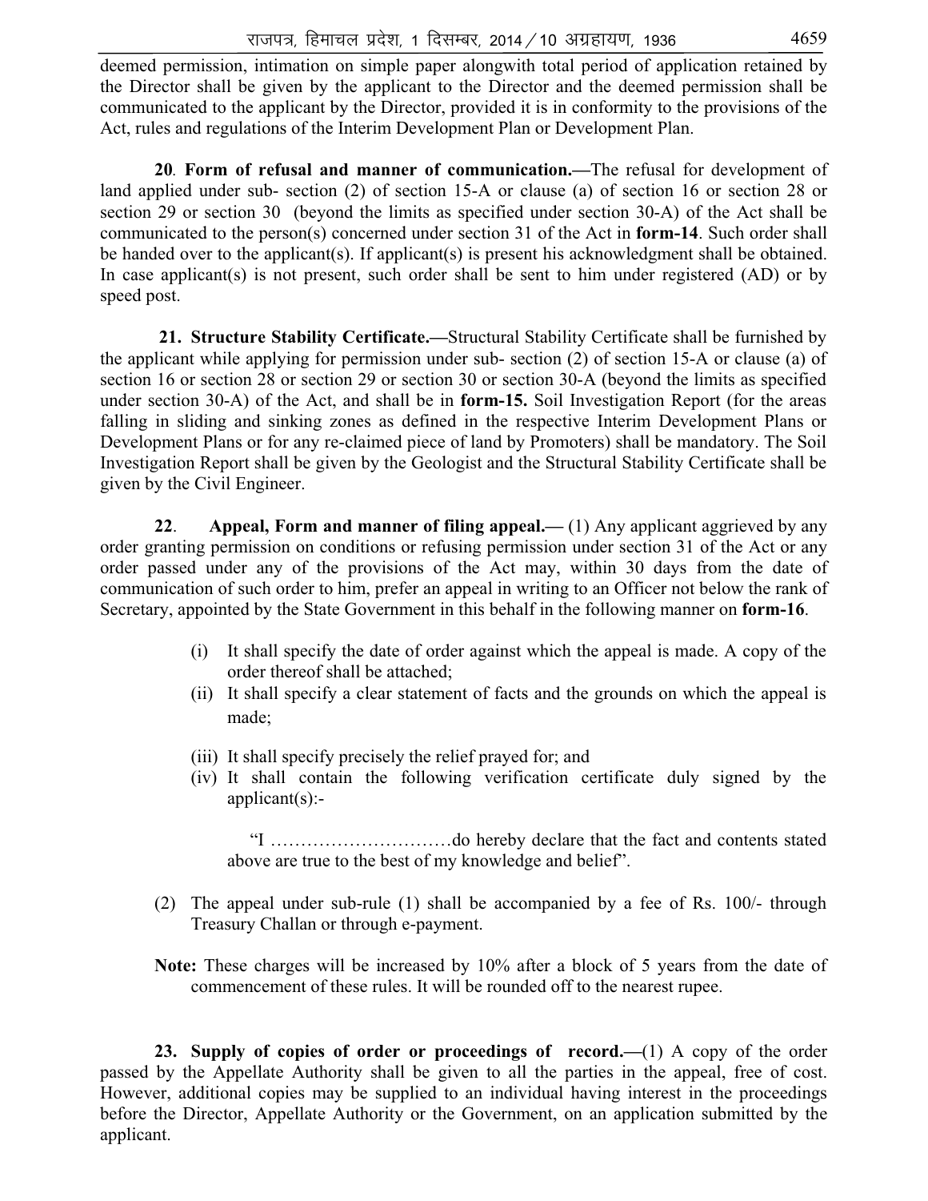deemed permission, intimation on simple paper alongwith total period of application retained by the Director shall be given by the applicant to the Director and the deemed permission shall be communicated to the applicant by the Director, provided it is in conformity to the provisions of the Act, rules and regulations of the Interim Development Plan or Development Plan.

**20**. **Form of refusal and manner of communication.—**The refusal for development of land applied under sub- section (2) of section 15-A or clause (a) of section 16 or section 28 or section 29 or section 30 (beyond the limits as specified under section 30-A) of the Act shall be communicated to the person(s) concerned under section 31 of the Act in **form-14**. Such order shall be handed over to the applicant(s). If applicant(s) is present his acknowledgment shall be obtained. In case applicant(s) is not present, such order shall be sent to him under registered (AD) or by speed post.

**21. Structure Stability Certificate.—**Structural Stability Certificate shall be furnished by the applicant while applying for permission under sub- section (2) of section 15-A or clause (a) of section 16 or section 28 or section 29 or section 30 or section 30-A (beyond the limits as specified under section 30-A) of the Act, and shall be in **form-15.** Soil Investigation Report (for the areas falling in sliding and sinking zones as defined in the respective Interim Development Plans or Development Plans or for any re-claimed piece of land by Promoters) shall be mandatory. The Soil Investigation Report shall be given by the Geologist and the Structural Stability Certificate shall be given by the Civil Engineer.

**22**. **Appeal, Form and manner of filing appeal.—** (1) Any applicant aggrieved by any order granting permission on conditions or refusing permission under section 31 of the Act or any order passed under any of the provisions of the Act may, within 30 days from the date of communication of such order to him, prefer an appeal in writing to an Officer not below the rank of Secretary, appointed by the State Government in this behalf in the following manner on **form-16**.

(i) It shall specify the date of order against which the appeal is made. A copy of the order thereof shall be attached;

(ii) It shall specify a clear statement of facts and the grounds on which the appeal is made;

(iii) It shall specify precisely the relief prayed for; and

(iv) It shall contain the following verification certificate duly signed by the applicant(s):-

"I …………………………do hereby declare that the fact and contents stated above are true to the best of my knowledge and belief".

(2) The appeal under sub-rule (1) shall be accompanied by a fee of Rs. 100/- through Treasury Challan or through e-payment.

**Note:** These charges will be increased by 10% after a block of 5 years from the date of commencement of these rules. It will be rounded off to the nearest rupee.

**23. Supply of copies of order or proceedings of record.—**(1) A copy of the order passed by the Appellate Authority shall be given to all the parties in the appeal, free of cost. However, additional copies may be supplied to an individual having interest in the proceedings before the Director, Appellate Authority or the Government, on an application submitted by the applicant.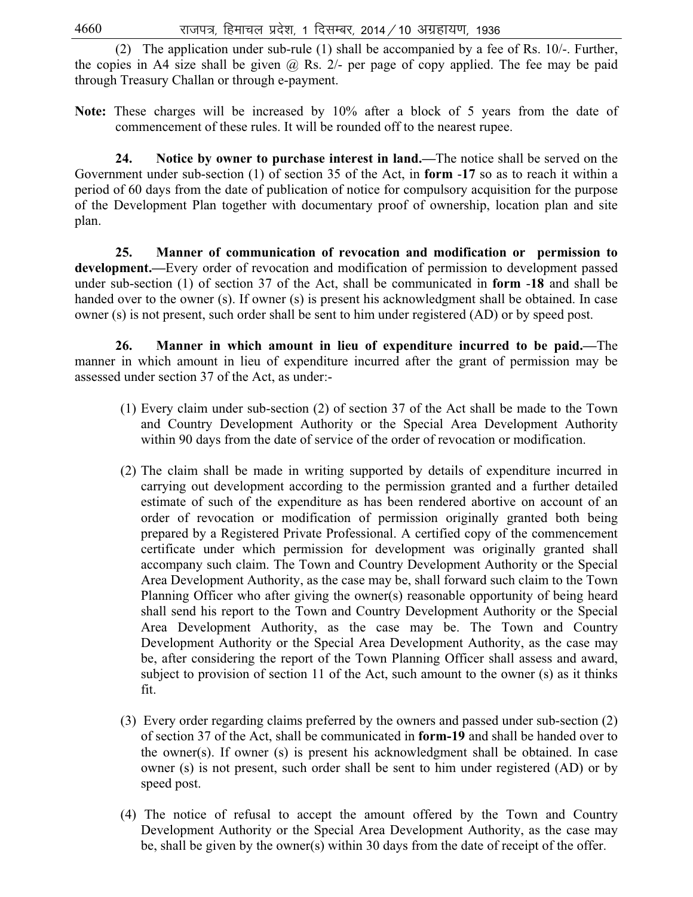(2) The application under sub-rule (1) shall be accompanied by a fee of Rs. 10/-. Further, the copies in A4 size shall be given @ Rs. 2/- per page of copy applied. The fee may be paid through Treasury Challan or through e-payment.

**Note:** These charges will be increased by 10% after a block of 5 years from the date of commencement of these rules. It will be rounded off to the nearest rupee.

**24. Notice by owner to purchase interest in land.—**The notice shall be served on the Government under sub-section (1) of section 35 of the Act, in **form -17** so as to reach it within a period of 60 days from the date of publication of notice for compulsory acquisition for the purpose of the Development Plan together with documentary proof of ownership, location plan and site plan.

**25. Manner of communication of revocation and modification or permission to development.—**Every order of revocation and modification of permission to development passed under sub-section (1) of section 37 of the Act, shall be communicated in **form -18** and shall be handed over to the owner (s). If owner (s) is present his acknowledgment shall be obtained. In case owner (s) is not present, such order shall be sent to him under registered (AD) or by speed post.

**26. Manner in which amount in lieu of expenditure incurred to be paid.—**The manner in which amount in lieu of expenditure incurred after the grant of permission may be assessed under section 37 of the Act, as under:-

(1) Every claim under sub-section (2) of section 37 of the Act shall be made to the Town and Country Development Authority or the Special Area Development Authority within 90 days from the date of service of the order of revocation or modification.

(2) The claim shall be made in writing supported by details of expenditure incurred in carrying out development according to the permission granted and a further detailed estimate of such of the expenditure as has been rendered abortive on account of an order of revocation or modification of permission originally granted both being prepared by a Registered Private Professional. A certified copy of the commencement certificate under which permission for development was originally granted shall accompany such claim. The Town and Country Development Authority or the Special Area Development Authority, as the case may be, shall forward such claim to the Town Planning Officer who after giving the owner(s) reasonable opportunity of being heard shall send his report to the Town and Country Development Authority or the Special Area Development Authority, as the case may be. The Town and Country Development Authority or the Special Area Development Authority, as the case may be, after considering the report of the Town Planning Officer shall assess and award, subject to provision of section 11 of the Act, such amount to the owner (s) as it thinks fit.

(3) Every order regarding claims preferred by the owners and passed under sub-section (2) of section 37 of the Act, shall be communicated in **form-19** and shall be handed over to the owner(s). If owner (s) is present his acknowledgment shall be obtained. In case owner (s) is not present, such order shall be sent to him under registered (AD) or by speed post.

(4) The notice of refusal to accept the amount offered by the Town and Country Development Authority or the Special Area Development Authority, as the case may be, shall be given by the owner(s) within 30 days from the date of receipt of the offer.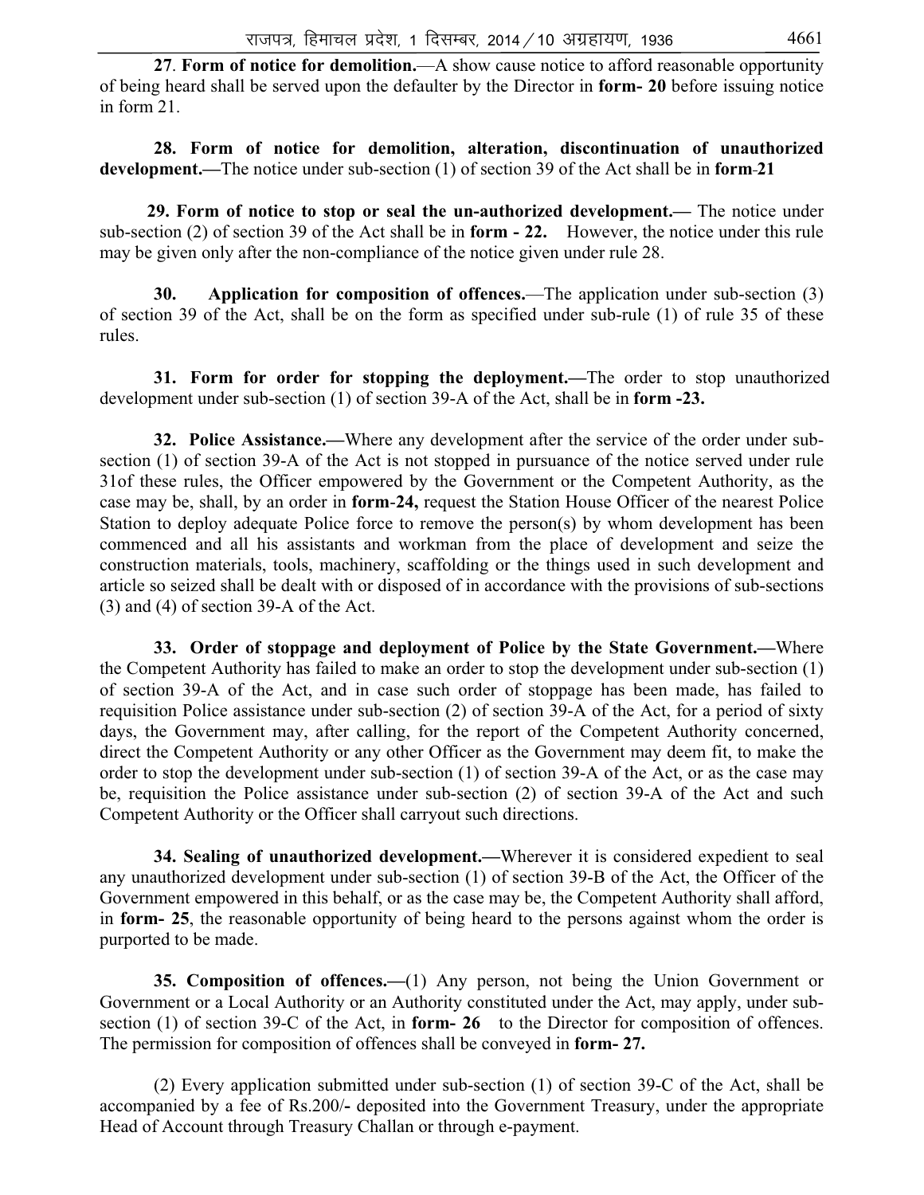**27**. **Form of notice for demolition.**—A show cause notice to afford reasonable opportunity of being heard shall be served upon the defaulter by the Director in **form- 20** before issuing notice in form 21.

**28. Form of notice for demolition, alteration, discontinuation of unauthorized development.—**The notice under sub-section (1) of section 39 of the Act shall be in **form-21**

**29. Form of notice to stop or seal the un-authorized development.—** The notice under sub-section (2) of section 39 of the Act shall be in **form - 22.** However, the notice under this rule may be given only after the non-compliance of the notice given under rule 28.

**30. Application for composition of offences.**—The application under sub-section (3) of section 39 of the Act, shall be on the form as specified under sub-rule (1) of rule 35 of these rules.

**31. Form for order for stopping the deployment.—**The order to stop unauthorized development under sub-section (1) of section 39-A of the Act, shall be in **form -23.**

**32. Police Assistance.—**Where any development after the service of the order under sub-section (1) of section 39-A of the Act is not stopped in pursuance of the notice served under rule 31of these rules, the Officer empowered by the Government or the Competent Authority, as the case may be, shall, by an order in **form-24,** request the Station House Officer of the nearest Police Station to deploy adequate Police force to remove the person(s) by whom development has been commenced and all his assistants and workman from the place of development and seize the construction materials, tools, machinery, scaffolding or the things used in such development and article so seized shall be dealt with or disposed of in accordance with the provisions of sub-sections (3) and (4) of section 39-A of the Act.

**33. Order of stoppage and deployment of Police by the State Government.—**Where the Competent Authority has failed to make an order to stop the development under sub-section (1) of section 39-A of the Act, and in case such order of stoppage has been made, has failed to requisition Police assistance under sub-section (2) of section 39-A of the Act, for a period of sixty days, the Government may, after calling, for the report of the Competent Authority concerned, direct the Competent Authority or any other Officer as the Government may deem fit, to make the order to stop the development under sub-section (1) of section 39-A of the Act, or as the case may be, requisition the Police assistance under sub-section (2) of section 39-A of the Act and such Competent Authority or the Officer shall carryout such directions.

**34. Sealing of unauthorized development.—**Wherever it is considered expedient to seal any unauthorized development under sub-section (1) of section 39-B of the Act, the Officer of the Government empowered in this behalf, or as the case may be, the Competent Authority shall afford, in **form- 25**, the reasonable opportunity of being heard to the persons against whom the order is purported to be made.

**35. Composition of offences.—**(1) Any person, not being the Union Government or Government or a Local Authority or an Authority constituted under the Act, may apply, under sub-section (1) of section 39-C of the Act, in **form- 26** to the Director for composition of offences. The permission for composition of offences shall be conveyed in **form- 27.**

(2) Every application submitted under sub-section (1) of section 39-C of the Act, shall be accompanied by a fee of Rs.200/**-** deposited into the Government Treasury, under the appropriate Head of Account through Treasury Challan or through e-payment.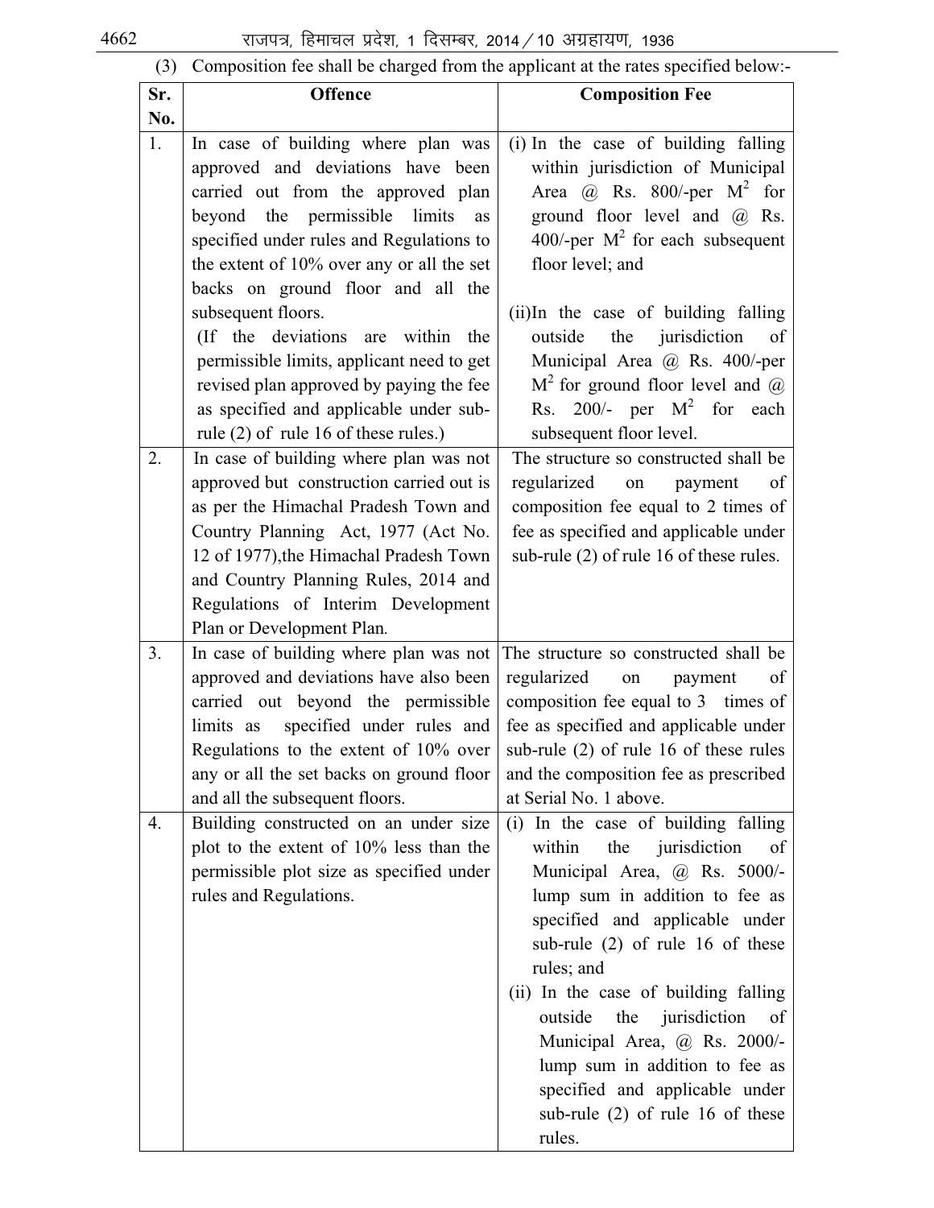(3) Composition fee shall be charged from the applicant at the rates specified below:-

| Sr. No. | Offence | Composition Fee |
|---|---|---|
| 1. | In case of building where plan was approved and deviations have been carried out from the approved plan beyond the permissible limits as specified under rules and Regulations to the extent of 10% over any or all the set backs on ground floor and all the subsequent floors. (If the deviations are within the permissible limits, applicant need to get revised plan approved by paying the fee as specified and applicable under sub-rule (2) of rule 16 of these rules.) | (i) In the case of building falling within jurisdiction of Municipal Area @ Rs. 800/-per $M^2$ for ground floor level and @ Rs. 400/-per $M^2$ for each subsequent floor level; and (ii) In the case of building falling outside the jurisdiction of Municipal Area @ Rs. 400/-per $M^2$ for ground floor level and @ Rs. 200/- per $M^2$ for each subsequent floor level. |
| 2. | In case of building where plan was not approved but construction carried out is as per the Himachal Pradesh Town and Country Planning Act, 1977 (Act No. 12 of 1977), the Himachal Pradesh Town and Country Planning Rules, 2014 and Regulations of Interim Development Plan or Development Plan. | The structure so constructed shall be regularized on payment of composition fee equal to 2 times of fee as specified and applicable under sub-rule (2) of rule 16 of these rules. |
| 3. | In case of building where plan was not approved and deviations have also been carried out beyond the permissible limits as specified under rules and Regulations to the extent of 10% over any or all the set backs on ground floor and all the subsequent floors. | The structure so constructed shall be regularized on payment of composition fee equal to 3 times of fee as specified and applicable under sub-rule (2) of rule 16 of these rules and the composition fee as prescribed at Serial No. 1 above. |
| 4. | Building constructed on an under size plot to the extent of 10% less than the permissible plot size as specified under rules and Regulations. | (i) In the case of building falling within the jurisdiction of Municipal Area, @ Rs. 5000/- lump sum in addition to fee as specified and applicable under sub-rule (2) of rule 16 of these rules; and (ii) In the case of building falling outside the jurisdiction of Municipal Area, @ Rs. 2000/- lump sum in addition to fee as specified and applicable under sub-rule (2) of rule 16 of these rules. |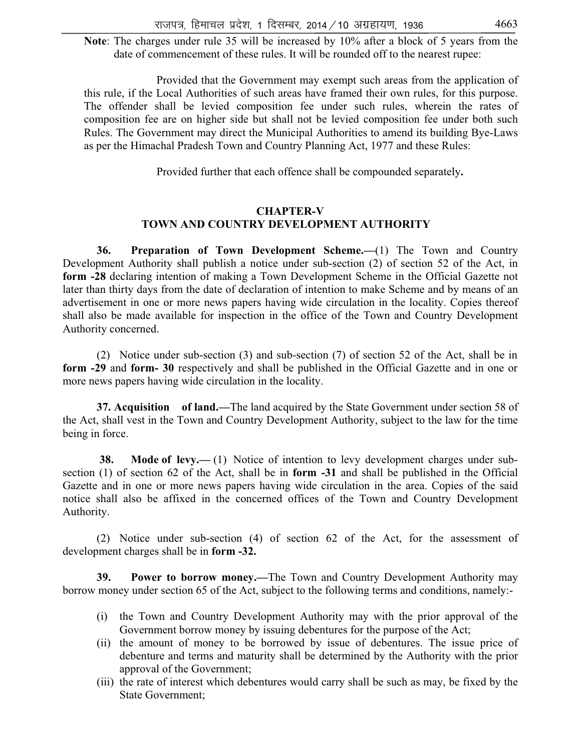**Note**: The charges under rule 35 will be increased by 10% after a block of 5 years from the date of commencement of these rules. It will be rounded off to the nearest rupee:

Provided that the Government may exempt such areas from the application of this rule, if the Local Authorities of such areas have framed their own rules, for this purpose. The offender shall be levied composition fee under such rules, wherein the rates of composition fee are on higher side but shall not be levied composition fee under both such Rules. The Government may direct the Municipal Authorities to amend its building Bye-Laws as per the Himachal Pradesh Town and Country Planning Act, 1977 and these Rules:

Provided further that each offence shall be compounded separately**.**

## CHAPTER-V
## TOWN AND COUNTRY DEVELOPMENT AUTHORITY

**36. Preparation of Town Development Scheme.—**(1) The Town and Country Development Authority shall publish a notice under sub-section (2) of section 52 of the Act, in **form -28** declaring intention of making a Town Development Scheme in the Official Gazette not later than thirty days from the date of declaration of intention to make Scheme and by means of an advertisement in one or more news papers having wide circulation in the locality. Copies thereof shall also be made available for inspection in the office of the Town and Country Development Authority concerned.

(2) Notice under sub-section (3) and sub-section (7) of section 52 of the Act, shall be in **form -29** and **form- 30** respectively and shall be published in the Official Gazette and in one or more news papers having wide circulation in the locality.

**37. Acquisition of land.—**The land acquired by the State Government under section 58 of the Act, shall vest in the Town and Country Development Authority, subject to the law for the time being in force.

**38. Mode of levy.—** (1) Notice of intention to levy development charges under sub-section (1) of section 62 of the Act, shall be in **form -31** and shall be published in the Official Gazette and in one or more news papers having wide circulation in the area. Copies of the said notice shall also be affixed in the concerned offices of the Town and Country Development Authority.

(2) Notice under sub-section (4) of section 62 of the Act, for the assessment of development charges shall be in **form -32.**

**39. Power to borrow money.—**The Town and Country Development Authority may borrow money under section 65 of the Act, subject to the following terms and conditions, namely:-

(i) the Town and Country Development Authority may with the prior approval of the Government borrow money by issuing debentures for the purpose of the Act;

(ii) the amount of money to be borrowed by issue of debentures. The issue price of debenture and terms and maturity shall be determined by the Authority with the prior approval of the Government;

(iii) the rate of interest which debentures would carry shall be such as may, be fixed by the State Government;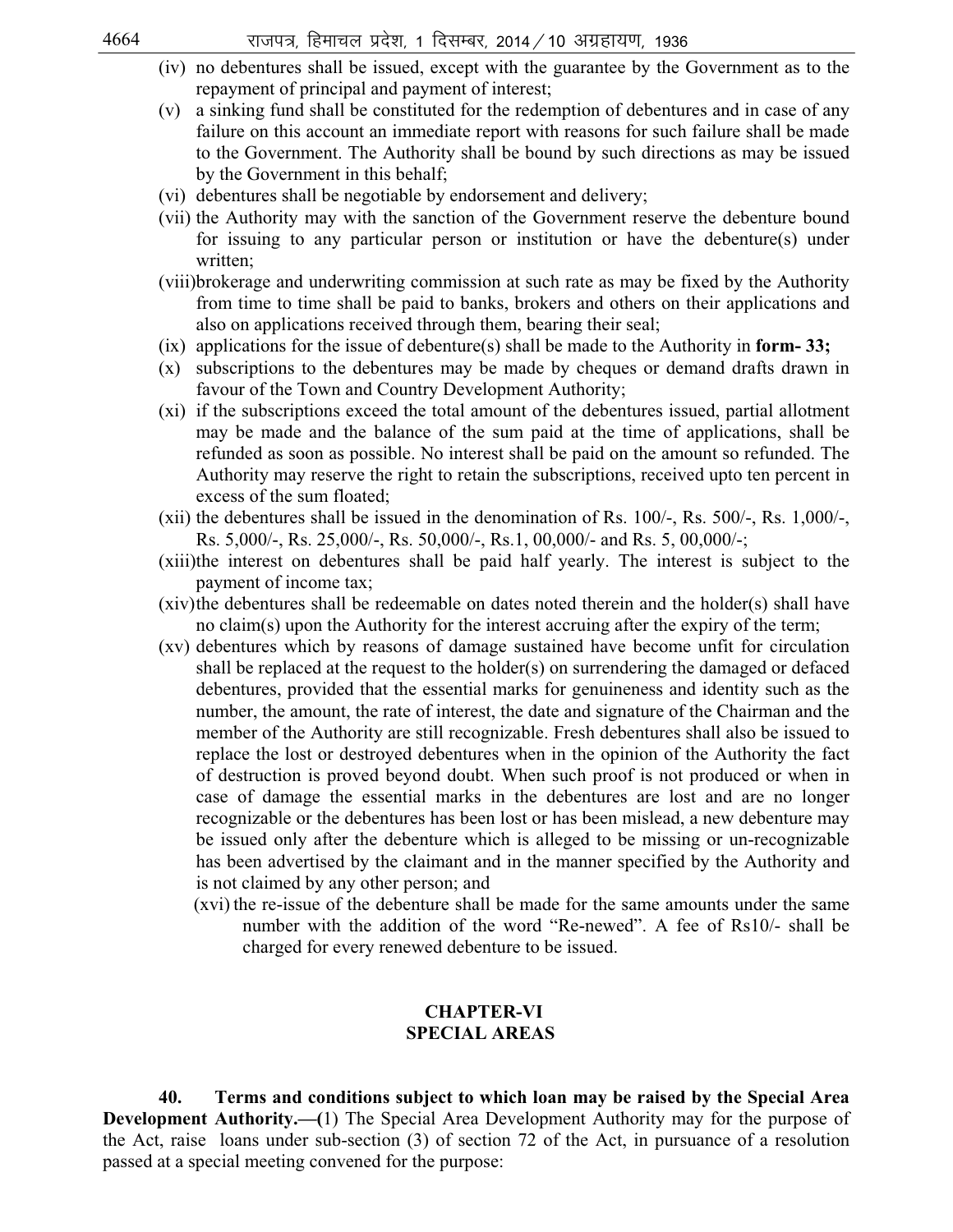(iv) no debentures shall be issued, except with the guarantee by the Government as to the repayment of principal and payment of interest;

(v) a sinking fund shall be constituted for the redemption of debentures and in case of any failure on this account an immediate report with reasons for such failure shall be made to the Government. The Authority shall be bound by such directions as may be issued by the Government in this behalf;

(vi) debentures shall be negotiable by endorsement and delivery;

(vii) the Authority may with the sanction of the Government reserve the debenture bound for issuing to any particular person or institution or have the debenture(s) under written;

(viii) brokerage and underwriting commission at such rate as may be fixed by the Authority from time to time shall be paid to banks, brokers and others on their applications and also on applications received through them, bearing their seal;

(ix) applications for the issue of debenture(s) shall be made to the Authority in **form- 33;**

(x) subscriptions to the debentures may be made by cheques or demand drafts drawn in favour of the Town and Country Development Authority;

(xi) if the subscriptions exceed the total amount of the debentures issued, partial allotment may be made and the balance of the sum paid at the time of applications, shall be refunded as soon as possible. No interest shall be paid on the amount so refunded. The Authority may reserve the right to retain the subscriptions, received upto ten percent in excess of the sum floated;

(xii) the debentures shall be issued in the denomination of Rs. 100/-, Rs. 500/-, Rs. 1,000/-, Rs. 5,000/-, Rs. 25,000/-, Rs. 50,000/-, Rs.1, 00,000/- and Rs. 5, 00,000/-;

(xiii) the interest on debentures shall be paid half yearly. The interest is subject to the payment of income tax;

(xiv) the debentures shall be redeemable on dates noted therein and the holder(s) shall have no claim(s) upon the Authority for the interest accruing after the expiry of the term;

(xv) debentures which by reasons of damage sustained have become unfit for circulation shall be replaced at the request to the holder(s) on surrendering the damaged or defaced debentures, provided that the essential marks for genuineness and identity such as the number, the amount, the rate of interest, the date and signature of the Chairman and the member of the Authority are still recognizable. Fresh debentures shall also be issued to replace the lost or destroyed debentures when in the opinion of the Authority the fact of destruction is proved beyond doubt. When such proof is not produced or when in case of damage the essential marks in the debentures are lost and are no longer recognizable or the debentures has been lost or has been mislead, a new debenture may be issued only after the debenture which is alleged to be missing or un-recognizable has been advertised by the claimant and in the manner specified by the Authority and is not claimed by any other person; and

(xvi) the re-issue of the debenture shall be made for the same amounts under the same number with the addition of the word "Re-newed". A fee of Rs10/- shall be charged for every renewed debenture to be issued.

## CHAPTER-VI
## SPECIAL AREAS

**40. Terms and conditions subject to which loan may be raised by the Special Area Development Authority.—(**1) The Special Area Development Authority may for the purpose of the Act, raise loans under sub-section (3) of section 72 of the Act, in pursuance of a resolution passed at a special meeting convened for the purpose: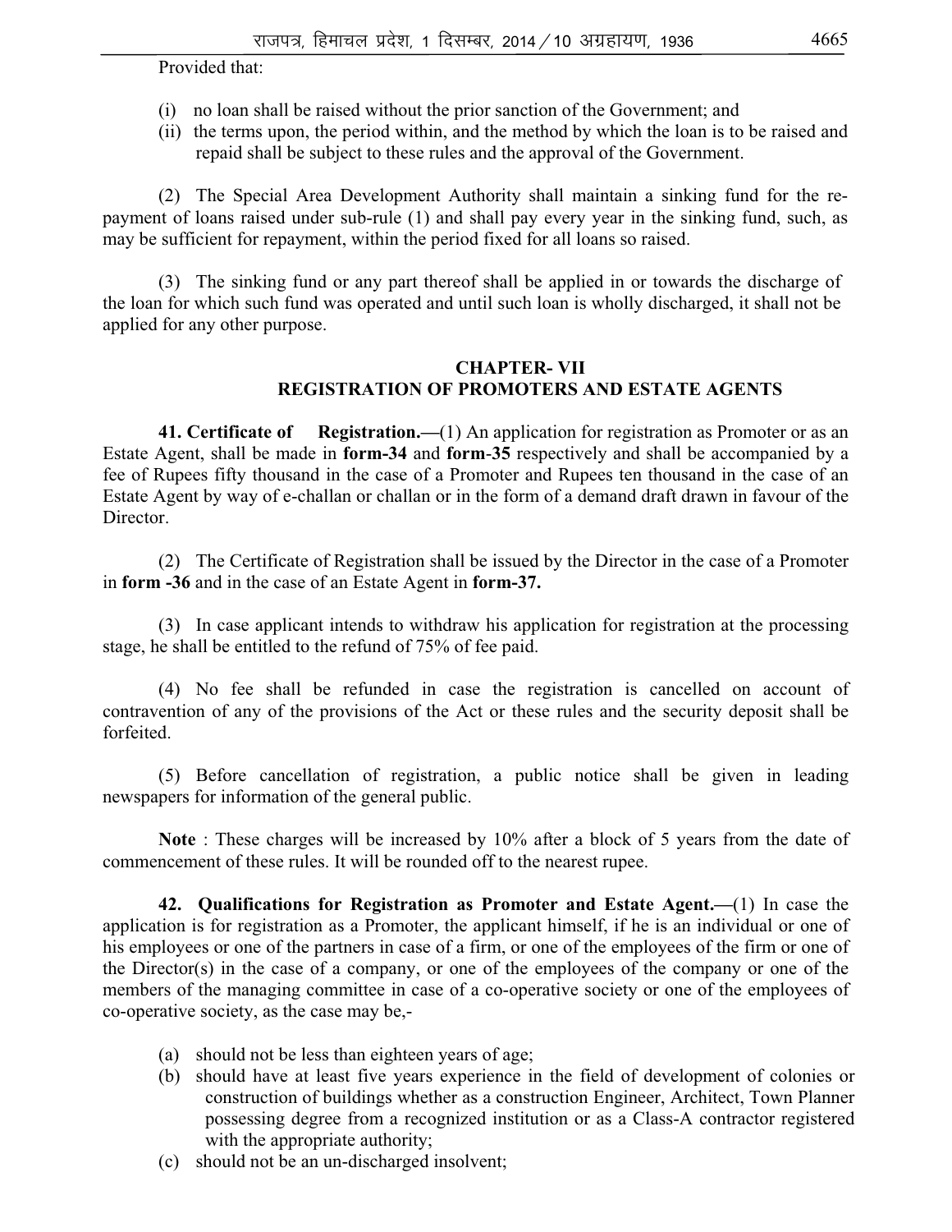Provided that:

(i) no loan shall be raised without the prior sanction of the Government; and
(ii) the terms upon, the period within, and the method by which the loan is to be raised and repaid shall be subject to these rules and the approval of the Government.

(2) The Special Area Development Authority shall maintain a sinking fund for the re-payment of loans raised under sub-rule (1) and shall pay every year in the sinking fund, such, as may be sufficient for repayment, within the period fixed for all loans so raised.

(3) The sinking fund or any part thereof shall be applied in or towards the discharge of the loan for which such fund was operated and until such loan is wholly discharged, it shall not be applied for any other purpose.

## CHAPTER- VII
## REGISTRATION OF PROMOTERS AND ESTATE AGENTS

**41. Certificate of Registration.—**(1) An application for registration as Promoter or as an Estate Agent, shall be made in **form-34** and **form-35** respectively and shall be accompanied by a fee of Rupees fifty thousand in the case of a Promoter and Rupees ten thousand in the case of an Estate Agent by way of e-challan or challan or in the form of a demand draft drawn in favour of the Director.

(2) The Certificate of Registration shall be issued by the Director in the case of a Promoter in **form -36** and in the case of an Estate Agent in **form-37.**

(3) In case applicant intends to withdraw his application for registration at the processing stage, he shall be entitled to the refund of 75% of fee paid.

(4) No fee shall be refunded in case the registration is cancelled on account of contravention of any of the provisions of the Act or these rules and the security deposit shall be forfeited.

(5) Before cancellation of registration, a public notice shall be given in leading newspapers for information of the general public.

**Note** : These charges will be increased by 10% after a block of 5 years from the date of commencement of these rules. It will be rounded off to the nearest rupee.

**42. Qualifications for Registration as Promoter and Estate Agent.—**(1) In case the application is for registration as a Promoter, the applicant himself, if he is an individual or one of his employees or one of the partners in case of a firm, or one of the employees of the firm or one of the Director(s) in the case of a company, or one of the employees of the company or one of the members of the managing committee in case of a co-operative society or one of the employees of co-operative society, as the case may be,-

(a) should not be less than eighteen years of age;
(b) should have at least five years experience in the field of development of colonies or construction of buildings whether as a construction Engineer, Architect, Town Planner possessing degree from a recognized institution or as a Class-A contractor registered with the appropriate authority;
(c) should not be an un-discharged insolvent;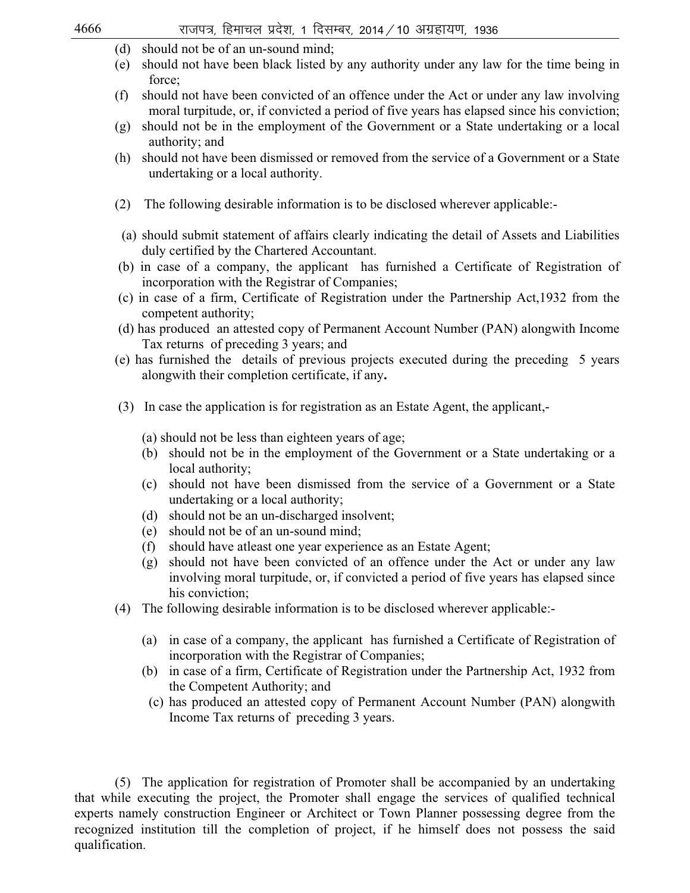(d) should not be of an un-sound mind;

(e) should not have been black listed by any authority under any law for the time being in force;

(f) should not have been convicted of an offence under the Act or under any law involving moral turpitude, or, if convicted a period of five years has elapsed since his conviction;

(g) should not be in the employment of the Government or a State undertaking or a local authority; and

(h) should not have been dismissed or removed from the service of a Government or a State undertaking or a local authority.

(2) The following desirable information is to be disclosed wherever applicable:-

(a) should submit statement of affairs clearly indicating the detail of Assets and Liabilities duly certified by the Chartered Accountant.

(b) in case of a company, the applicant has furnished a Certificate of Registration of incorporation with the Registrar of Companies;

(c) in case of a firm, Certificate of Registration under the Partnership Act,1932 from the competent authority;

(d) has produced an attested copy of Permanent Account Number (PAN) alongwith Income Tax returns of preceding 3 years; and

(e) has furnished the details of previous projects executed during the preceding 5 years alongwith their completion certificate, if any.

(3) In case the application is for registration as an Estate Agent, the applicant,-

(a) should not be less than eighteen years of age;

(b) should not be in the employment of the Government or a State undertaking or a local authority;

(c) should not have been dismissed from the service of a Government or a State undertaking or a local authority;

(d) should not be an un-discharged insolvent;

(e) should not be of an un-sound mind;

(f) should have atleast one year experience as an Estate Agent;

(g) should not have been convicted of an offence under the Act or under any law involving moral turpitude, or, if convicted a period of five years has elapsed since his conviction;

(4) The following desirable information is to be disclosed wherever applicable:-

(a) in case of a company, the applicant has furnished a Certificate of Registration of incorporation with the Registrar of Companies;

(b) in case of a firm, Certificate of Registration under the Partnership Act, 1932 from the Competent Authority; and

(c) has produced an attested copy of Permanent Account Number (PAN) alongwith Income Tax returns of preceding 3 years.

(5) The application for registration of Promoter shall be accompanied by an undertaking that while executing the project, the Promoter shall engage the services of qualified technical experts namely construction Engineer or Architect or Town Planner possessing degree from the recognized institution till the completion of project, if he himself does not possess the said qualification.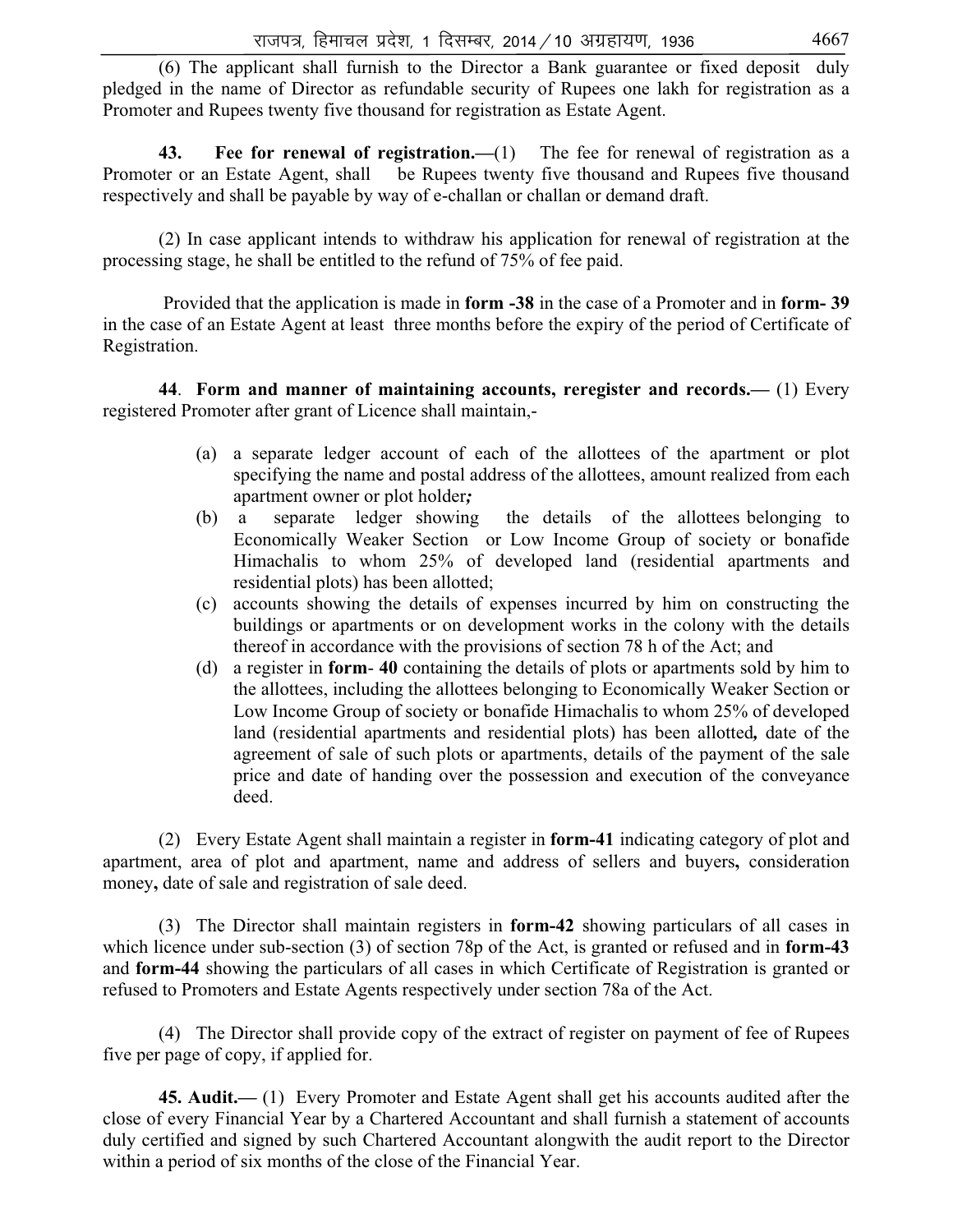(6) The applicant shall furnish to the Director a Bank guarantee or fixed deposit duly pledged in the name of Director as refundable security of Rupees one lakh for registration as a Promoter and Rupees twenty five thousand for registration as Estate Agent.

**43. Fee for renewal of registration.—**(1) The fee for renewal of registration as a Promoter or an Estate Agent, shall be Rupees twenty five thousand and Rupees five thousand respectively and shall be payable by way of e-challan or challan or demand draft.

(2) In case applicant intends to withdraw his application for renewal of registration at the processing stage, he shall be entitled to the refund of 75% of fee paid.

Provided that the application is made in **form -38** in the case of a Promoter and in **form- 39** in the case of an Estate Agent at least three months before the expiry of the period of Certificate of Registration.

**44**. **Form and manner of maintaining accounts, reregister and records.—** (1) Every registered Promoter after grant of Licence shall maintain,-

(a) a separate ledger account of each of the allottees of the apartment or plot specifying the name and postal address of the allottees, amount realized from each apartment owner or plot holder***;***

(b) a separate ledger showing the details of the allottees belonging to Economically Weaker Section or Low Income Group of society or bonafide Himachalis to whom 25% of developed land (residential apartments and residential plots) has been allotted;

(c) accounts showing the details of expenses incurred by him on constructing the buildings or apartments or on development works in the colony with the details thereof in accordance with the provisions of section 78 h of the Act; and

(d) a register in **form**- **40** containing the details of plots or apartments sold by him to the allottees, including the allottees belonging to Economically Weaker Section or Low Income Group of society or bonafide Himachalis to whom 25% of developed land (residential apartments and residential plots) has been allotted**,** date of the agreement of sale of such plots or apartments, details of the payment of the sale price and date of handing over the possession and execution of the conveyance deed.

(2) Every Estate Agent shall maintain a register in **form-41** indicating category of plot and apartment, area of plot and apartment, name and address of sellers and buyers**,** consideration money**,** date of sale and registration of sale deed.

(3) The Director shall maintain registers in **form-42** showing particulars of all cases in which licence under sub-section (3) of section 78p of the Act, is granted or refused and in **form-43** and **form-44** showing the particulars of all cases in which Certificate of Registration is granted or refused to Promoters and Estate Agents respectively under section 78a of the Act.

(4) The Director shall provide copy of the extract of register on payment of fee of Rupees five per page of copy, if applied for.

**45. Audit.—** (1) Every Promoter and Estate Agent shall get his accounts audited after the close of every Financial Year by a Chartered Accountant and shall furnish a statement of accounts duly certified and signed by such Chartered Accountant alongwith the audit report to the Director within a period of six months of the close of the Financial Year.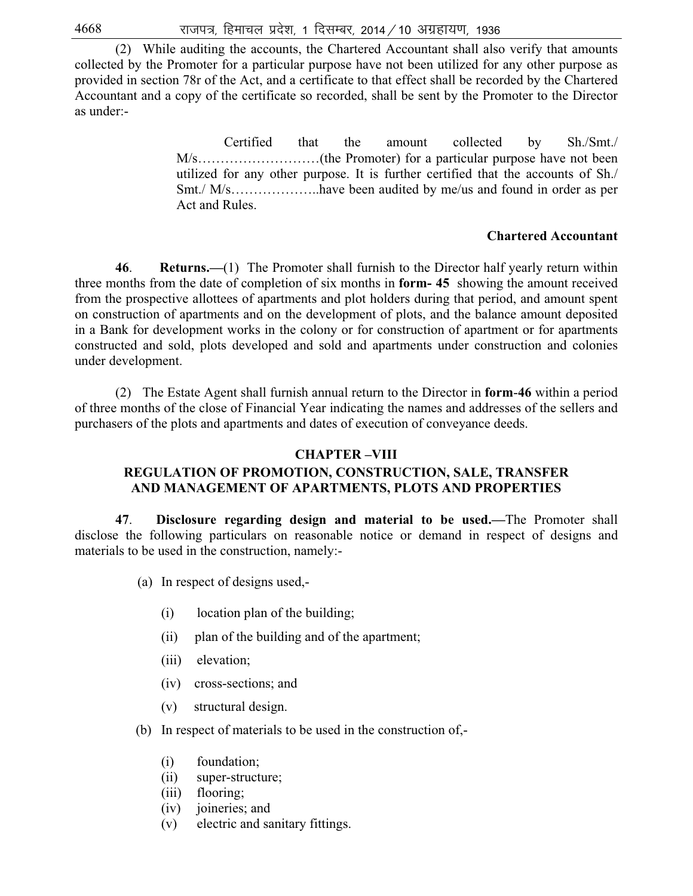(2) While auditing the accounts, the Chartered Accountant shall also verify that amounts collected by the Promoter for a particular purpose have not been utilized for any other purpose as provided in section 78r of the Act, and a certificate to that effect shall be recorded by the Chartered Accountant and a copy of the certificate so recorded, shall be sent by the Promoter to the Director as under:-

> Certified that the amount collected by Sh./Smt./ M/s………………………(the Promoter) for a particular purpose have not been utilized for any other purpose. It is further certified that the accounts of Sh./ Smt./ M/s………………..have been audited by me/us and found in order as per Act and Rules.
>
> **Chartered Accountant**

**46**. **Returns.—**(1) The Promoter shall furnish to the Director half yearly return within three months from the date of completion of six months in **form- 45** showing the amount received from the prospective allottees of apartments and plot holders during that period, and amount spent on construction of apartments and on the development of plots, and the balance amount deposited in a Bank for development works in the colony or for construction of apartment or for apartments constructed and sold, plots developed and sold and apartments under construction and colonies under development.

(2) The Estate Agent shall furnish annual return to the Director in **form**-**46** within a period of three months of the close of Financial Year indicating the names and addresses of the sellers and purchasers of the plots and apartments and dates of execution of conveyance deeds.

## CHAPTER –VIII
## REGULATION OF PROMOTION, CONSTRUCTION, SALE, TRANSFER AND MANAGEMENT OF APARTMENTS, PLOTS AND PROPERTIES

**47**. **Disclosure regarding design and material to be used.—**The Promoter shall disclose the following particulars on reasonable notice or demand in respect of designs and materials to be used in the construction, namely:-

(a) In respect of designs used,-

(i) location plan of the building;

(ii) plan of the building and of the apartment;

(iii) elevation;

(iv) cross-sections; and

(v) structural design.

(b) In respect of materials to be used in the construction of,-

(i) foundation;
(ii) super-structure;
(iii) flooring;
(iv) joineries; and
(v) electric and sanitary fittings.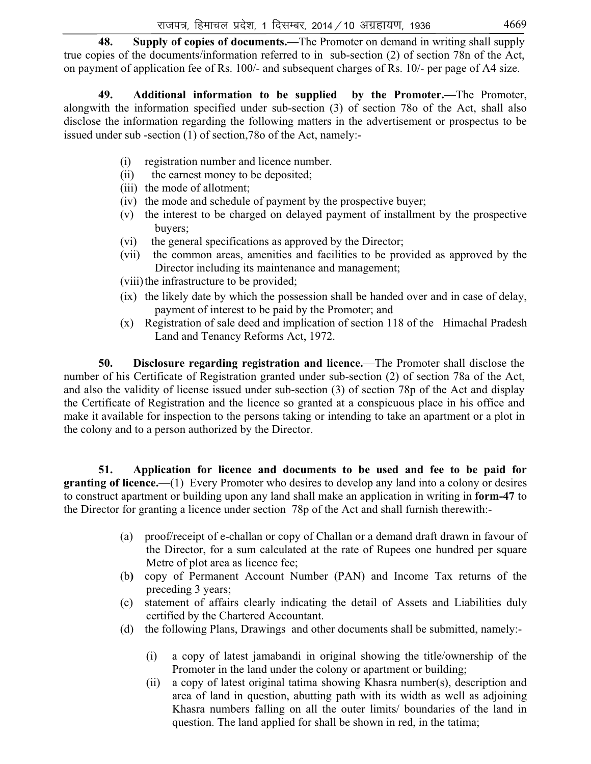**48. Supply of copies of documents.—**The Promoter on demand in writing shall supply true copies of the documents/information referred to in sub-section (2) of section 78n of the Act, on payment of application fee of Rs. 100/- and subsequent charges of Rs. 10/- per page of A4 size.

**49. Additional information to be supplied by the Promoter.—**The Promoter, alongwith the information specified under sub-section (3) of section 78o of the Act, shall also disclose the information regarding the following matters in the advertisement or prospectus to be issued under sub -section (1) of section,78o of the Act, namely:-

(i) registration number and licence number.
(ii) the earnest money to be deposited;
(iii) the mode of allotment;
(iv) the mode and schedule of payment by the prospective buyer;
(v) the interest to be charged on delayed payment of installment by the prospective buyers;
(vi) the general specifications as approved by the Director;
(vii) the common areas, amenities and facilities to be provided as approved by the Director including its maintenance and management;
(viii) the infrastructure to be provided;
(ix) the likely date by which the possession shall be handed over and in case of delay, payment of interest to be paid by the Promoter; and
(x) Registration of sale deed and implication of section 118 of the Himachal Pradesh Land and Tenancy Reforms Act, 1972.

**50. Disclosure regarding registration and licence.**—The Promoter shall disclose the number of his Certificate of Registration granted under sub-section (2) of section 78a of the Act, and also the validity of license issued under sub-section (3) of section 78p of the Act and display the Certificate of Registration and the licence so granted at a conspicuous place in his office and make it available for inspection to the persons taking or intending to take an apartment or a plot in the colony and to a person authorized by the Director.

**51. Application for licence and documents to be used and fee to be paid for granting of licence.**—(1) Every Promoter who desires to develop any land into a colony or desires to construct apartment or building upon any land shall make an application in writing in **form-47** to the Director for granting a licence under section 78p of the Act and shall furnish therewith:-

(a) proof/receipt of e-challan or copy of Challan or a demand draft drawn in favour of the Director, for a sum calculated at the rate of Rupees one hundred per square Metre of plot area as licence fee;
(b) copy of Permanent Account Number (PAN) and Income Tax returns of the preceding 3 years;
(c) statement of affairs clearly indicating the detail of Assets and Liabilities duly certified by the Chartered Accountant.
(d) the following Plans, Drawings and other documents shall be submitted, namely:-

   (i) a copy of latest jamabandi in original showing the title/ownership of the Promoter in the land under the colony or apartment or building;
   (ii) a copy of latest original tatima showing Khasra number(s), description and area of land in question, abutting path with its width as well as adjoining Khasra numbers falling on all the outer limits/ boundaries of the land in question. The land applied for shall be shown in red, in the tatima;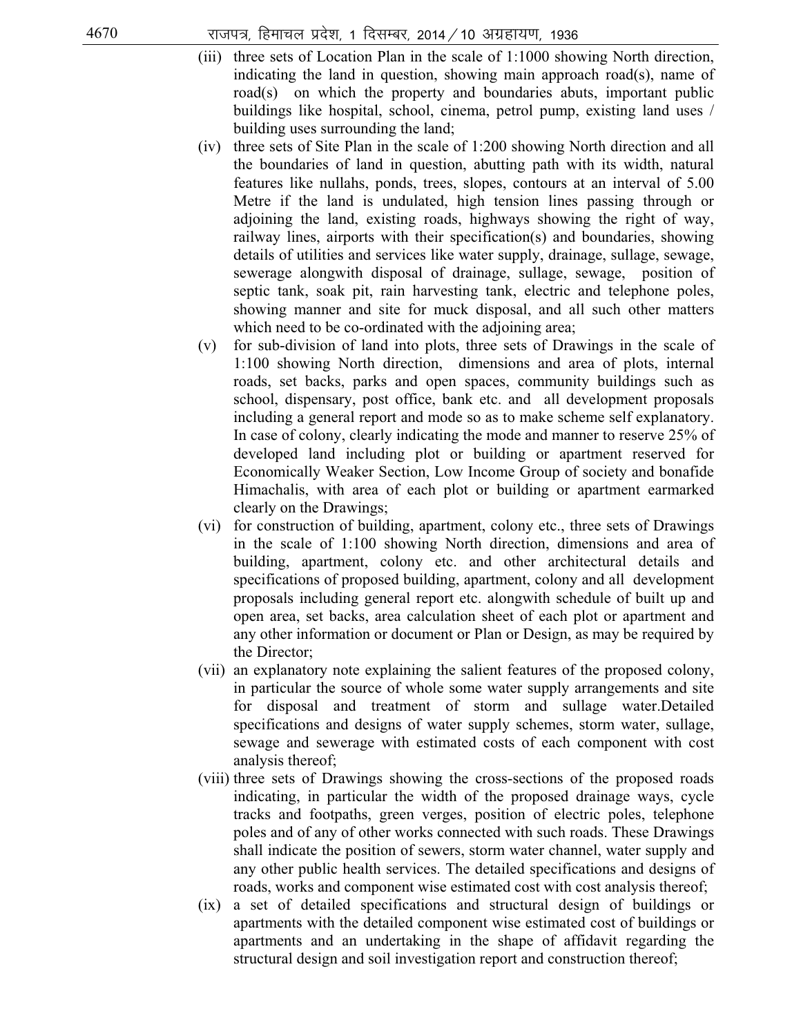(iii) three sets of Location Plan in the scale of 1:1000 showing North direction, indicating the land in question, showing main approach road(s), name of road(s) on which the property and boundaries abuts, important public buildings like hospital, school, cinema, petrol pump, existing land uses / building uses surrounding the land;

(iv) three sets of Site Plan in the scale of 1:200 showing North direction and all the boundaries of land in question, abutting path with its width, natural features like nullahs, ponds, trees, slopes, contours at an interval of 5.00 Metre if the land is undulated, high tension lines passing through or adjoining the land, existing roads, highways showing the right of way, railway lines, airports with their specification(s) and boundaries, showing details of utilities and services like water supply, drainage, sullage, sewage, sewerage alongwith disposal of drainage, sullage, sewage, position of septic tank, soak pit, rain harvesting tank, electric and telephone poles, showing manner and site for muck disposal, and all such other matters which need to be co-ordinated with the adjoining area;

(v) for sub-division of land into plots, three sets of Drawings in the scale of 1:100 showing North direction, dimensions and area of plots, internal roads, set backs, parks and open spaces, community buildings such as school, dispensary, post office, bank etc. and all development proposals including a general report and mode so as to make scheme self explanatory. In case of colony, clearly indicating the mode and manner to reserve 25% of developed land including plot or building or apartment reserved for Economically Weaker Section, Low Income Group of society and bonafide Himachalis, with area of each plot or building or apartment earmarked clearly on the Drawings;

(vi) for construction of building, apartment, colony etc., three sets of Drawings in the scale of 1:100 showing North direction, dimensions and area of building, apartment, colony etc. and other architectural details and specifications of proposed building, apartment, colony and all development proposals including general report etc. alongwith schedule of built up and open area, set backs, area calculation sheet of each plot or apartment and any other information or document or Plan or Design, as may be required by the Director;

(vii) an explanatory note explaining the salient features of the proposed colony, in particular the source of whole some water supply arrangements and site for disposal and treatment of storm and sullage water.Detailed specifications and designs of water supply schemes, storm water, sullage, sewage and sewerage with estimated costs of each component with cost analysis thereof;

(viii) three sets of Drawings showing the cross-sections of the proposed roads indicating, in particular the width of the proposed drainage ways, cycle tracks and footpaths, green verges, position of electric poles, telephone poles and of any of other works connected with such roads. These Drawings shall indicate the position of sewers, storm water channel, water supply and any other public health services. The detailed specifications and designs of roads, works and component wise estimated cost with cost analysis thereof;

(ix) a set of detailed specifications and structural design of buildings or apartments with the detailed component wise estimated cost of buildings or apartments and an undertaking in the shape of affidavit regarding the structural design and soil investigation report and construction thereof;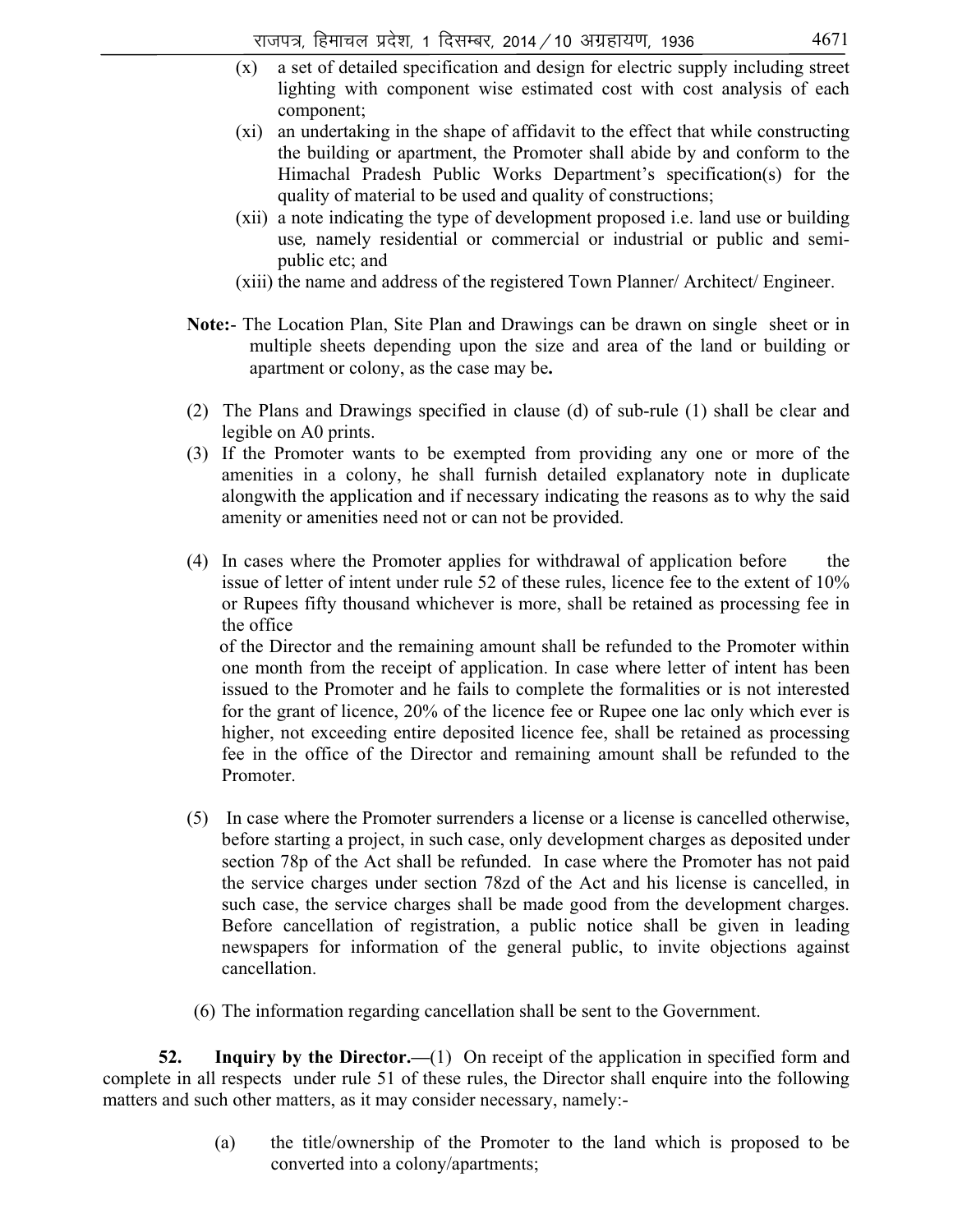(x) a set of detailed specification and design for electric supply including street lighting with component wise estimated cost with cost analysis of each component;

(xi) an undertaking in the shape of affidavit to the effect that while constructing the building or apartment, the Promoter shall abide by and conform to the Himachal Pradesh Public Works Department's specification(s) for the quality of material to be used and quality of constructions;

(xii) a note indicating the type of development proposed i.e. land use or building use, namely residential or commercial or industrial or public and semi-public etc; and

(xiii) the name and address of the registered Town Planner/ Architect/ Engineer.

**Note:-** The Location Plan, Site Plan and Drawings can be drawn on single sheet or in multiple sheets depending upon the size and area of the land or building or apartment or colony, as the case may be**.**

(2) The Plans and Drawings specified in clause (d) of sub-rule (1) shall be clear and legible on A0 prints.

(3) If the Promoter wants to be exempted from providing any one or more of the amenities in a colony, he shall furnish detailed explanatory note in duplicate alongwith the application and if necessary indicating the reasons as to why the said amenity or amenities need not or can not be provided.

(4) In cases where the Promoter applies for withdrawal of application before the issue of letter of intent under rule 52 of these rules, licence fee to the extent of 10% or Rupees fifty thousand whichever is more, shall be retained as processing fee in the office of the Director and the remaining amount shall be refunded to the Promoter within one month from the receipt of application. In case where letter of intent has been issued to the Promoter and he fails to complete the formalities or is not interested for the grant of licence, 20% of the licence fee or Rupee one lac only which ever is higher, not exceeding entire deposited licence fee, shall be retained as processing fee in the office of the Director and remaining amount shall be refunded to the Promoter.

(5) In case where the Promoter surrenders a license or a license is cancelled otherwise, before starting a project, in such case, only development charges as deposited under section 78p of the Act shall be refunded. In case where the Promoter has not paid the service charges under section 78zd of the Act and his license is cancelled, in such case, the service charges shall be made good from the development charges. Before cancellation of registration, a public notice shall be given in leading newspapers for information of the general public, to invite objections against cancellation.

(6) The information regarding cancellation shall be sent to the Government.

**52. Inquiry by the Director.—**(1) On receipt of the application in specified form and complete in all respects under rule 51 of these rules, the Director shall enquire into the following matters and such other matters, as it may consider necessary, namely:-

(a) the title/ownership of the Promoter to the land which is proposed to be converted into a colony/apartments;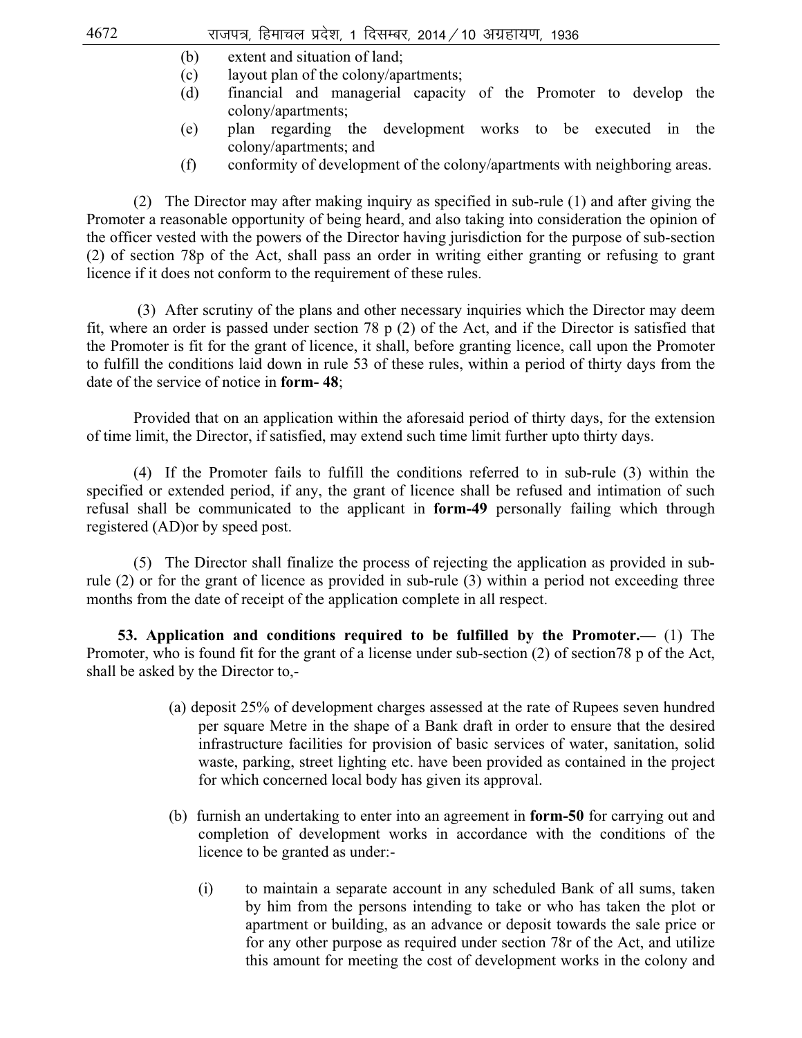(b) extent and situation of land;

(c) layout plan of the colony/apartments;

(d) financial and managerial capacity of the Promoter to develop the colony/apartments;

(e) plan regarding the development works to be executed in the colony/apartments; and

(f) conformity of development of the colony/apartments with neighboring areas.

(2) The Director may after making inquiry as specified in sub-rule (1) and after giving the Promoter a reasonable opportunity of being heard, and also taking into consideration the opinion of the officer vested with the powers of the Director having jurisdiction for the purpose of sub-section (2) of section 78p of the Act, shall pass an order in writing either granting or refusing to grant licence if it does not conform to the requirement of these rules.

(3) After scrutiny of the plans and other necessary inquiries which the Director may deem fit, where an order is passed under section 78 p (2) of the Act, and if the Director is satisfied that the Promoter is fit for the grant of licence, it shall, before granting licence, call upon the Promoter to fulfill the conditions laid down in rule 53 of these rules, within a period of thirty days from the date of the service of notice in **form- 48**;

Provided that on an application within the aforesaid period of thirty days, for the extension of time limit, the Director, if satisfied, may extend such time limit further upto thirty days.

(4) If the Promoter fails to fulfill the conditions referred to in sub-rule (3) within the specified or extended period, if any, the grant of licence shall be refused and intimation of such refusal shall be communicated to the applicant in **form-49** personally failing which through registered (AD)or by speed post.

(5) The Director shall finalize the process of rejecting the application as provided in sub-rule (2) or for the grant of licence as provided in sub-rule (3) within a period not exceeding three months from the date of receipt of the application complete in all respect.

**53. Application and conditions required to be fulfilled by the Promoter.—** (1) The Promoter, who is found fit for the grant of a license under sub-section (2) of section78 p of the Act, shall be asked by the Director to,-

(a) deposit 25% of development charges assessed at the rate of Rupees seven hundred per square Metre in the shape of a Bank draft in order to ensure that the desired infrastructure facilities for provision of basic services of water, sanitation, solid waste, parking, street lighting etc. have been provided as contained in the project for which concerned local body has given its approval.

(b) furnish an undertaking to enter into an agreement in **form-50** for carrying out and completion of development works in accordance with the conditions of the licence to be granted as under:-

(i) to maintain a separate account in any scheduled Bank of all sums, taken by him from the persons intending to take or who has taken the plot or apartment or building, as an advance or deposit towards the sale price or for any other purpose as required under section 78r of the Act, and utilize this amount for meeting the cost of development works in the colony and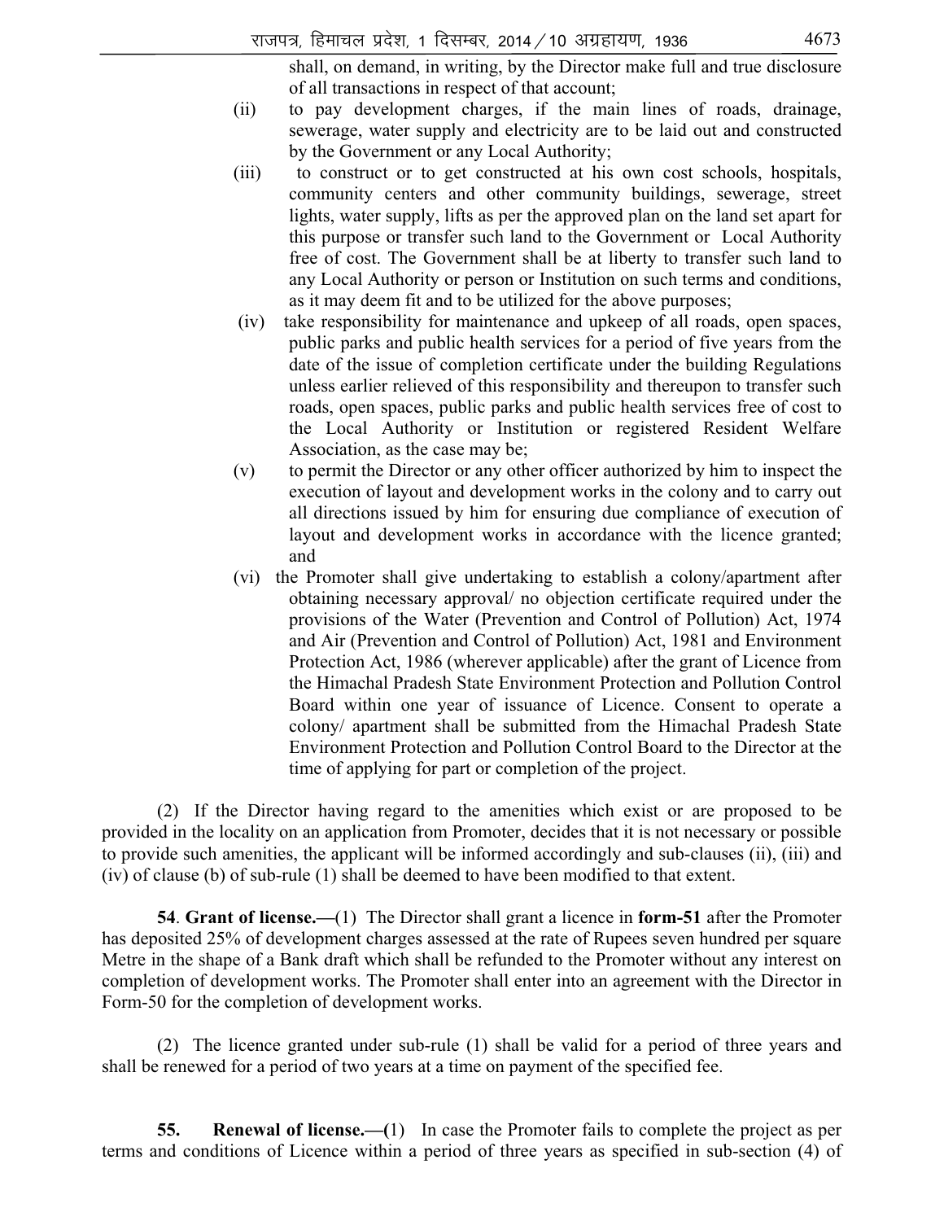shall, on demand, in writing, by the Director make full and true disclosure of all transactions in respect of that account;

(ii) to pay development charges, if the main lines of roads, drainage, sewerage, water supply and electricity are to be laid out and constructed by the Government or any Local Authority;

(iii) to construct or to get constructed at his own cost schools, hospitals, community centers and other community buildings, sewerage, street lights, water supply, lifts as per the approved plan on the land set apart for this purpose or transfer such land to the Government or Local Authority free of cost. The Government shall be at liberty to transfer such land to any Local Authority or person or Institution on such terms and conditions, as it may deem fit and to be utilized for the above purposes;

(iv) take responsibility for maintenance and upkeep of all roads, open spaces, public parks and public health services for a period of five years from the date of the issue of completion certificate under the building Regulations unless earlier relieved of this responsibility and thereupon to transfer such roads, open spaces, public parks and public health services free of cost to the Local Authority or Institution or registered Resident Welfare Association, as the case may be;

(v) to permit the Director or any other officer authorized by him to inspect the execution of layout and development works in the colony and to carry out all directions issued by him for ensuring due compliance of execution of layout and development works in accordance with the licence granted; and

(vi) the Promoter shall give undertaking to establish a colony/apartment after obtaining necessary approval/ no objection certificate required under the provisions of the Water (Prevention and Control of Pollution) Act, 1974 and Air (Prevention and Control of Pollution) Act, 1981 and Environment Protection Act, 1986 (wherever applicable) after the grant of Licence from the Himachal Pradesh State Environment Protection and Pollution Control Board within one year of issuance of Licence. Consent to operate a colony/ apartment shall be submitted from the Himachal Pradesh State Environment Protection and Pollution Control Board to the Director at the time of applying for part or completion of the project.

(2) If the Director having regard to the amenities which exist or are proposed to be provided in the locality on an application from Promoter, decides that it is not necessary or possible to provide such amenities, the applicant will be informed accordingly and sub-clauses (ii), (iii) and (iv) of clause (b) of sub-rule (1) shall be deemed to have been modified to that extent.

**54**. **Grant of license.—**(1) The Director shall grant a licence in **form-51** after the Promoter has deposited 25% of development charges assessed at the rate of Rupees seven hundred per square Metre in the shape of a Bank draft which shall be refunded to the Promoter without any interest on completion of development works. The Promoter shall enter into an agreement with the Director in Form-50 for the completion of development works.

(2) The licence granted under sub-rule (1) shall be valid for a period of three years and shall be renewed for a period of two years at a time on payment of the specified fee.

**55. Renewal of license.—(**1) In case the Promoter fails to complete the project as per terms and conditions of Licence within a period of three years as specified in sub-section (4) of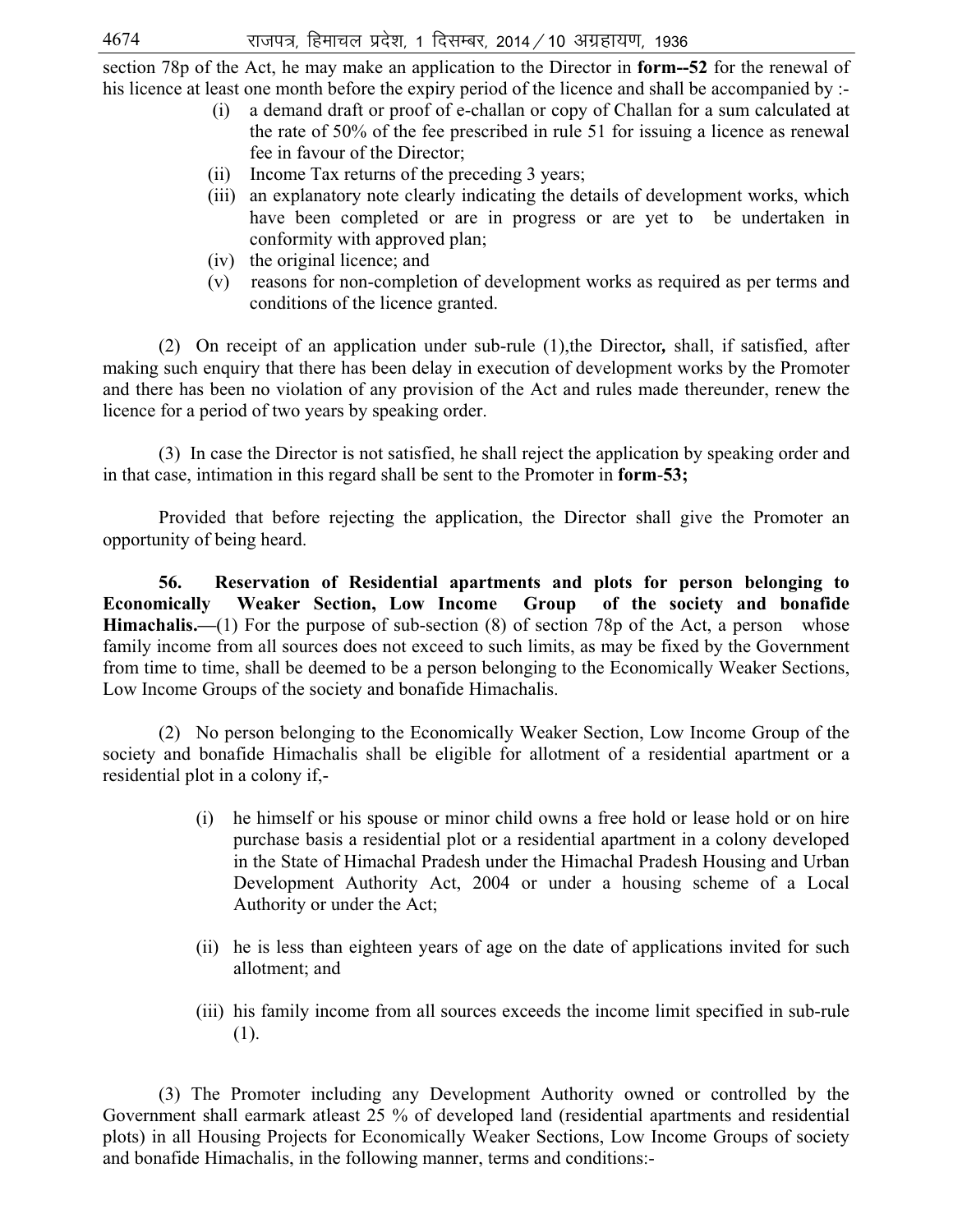section 78p of the Act, he may make an application to the Director in **form--52** for the renewal of his licence at least one month before the expiry period of the licence and shall be accompanied by :-

- (i) a demand draft or proof of e-challan or copy of Challan for a sum calculated at the rate of 50% of the fee prescribed in rule 51 for issuing a licence as renewal fee in favour of the Director;
- (ii) Income Tax returns of the preceding 3 years;
- (iii) an explanatory note clearly indicating the details of development works, which have been completed or are in progress or are yet to be undertaken in conformity with approved plan;
- (iv) the original licence; and
- (v) reasons for non-completion of development works as required as per terms and conditions of the licence granted.

(2) On receipt of an application under sub-rule (1),the Director**,** shall, if satisfied, after making such enquiry that there has been delay in execution of development works by the Promoter and there has been no violation of any provision of the Act and rules made thereunder, renew the licence for a period of two years by speaking order.

(3) In case the Director is not satisfied, he shall reject the application by speaking order and in that case, intimation in this regard shall be sent to the Promoter in **form-53;**

Provided that before rejecting the application, the Director shall give the Promoter an opportunity of being heard.

**56. Reservation of Residential apartments and plots for person belonging to Economically Weaker Section, Low Income Group of the society and bonafide Himachalis.—**(1) For the purpose of sub-section (8) of section 78p of the Act, a person whose family income from all sources does not exceed to such limits, as may be fixed by the Government from time to time, shall be deemed to be a person belonging to the Economically Weaker Sections, Low Income Groups of the society and bonafide Himachalis.

(2) No person belonging to the Economically Weaker Section, Low Income Group of the society and bonafide Himachalis shall be eligible for allotment of a residential apartment or a residential plot in a colony if,-

- (i) he himself or his spouse or minor child owns a free hold or lease hold or on hire purchase basis a residential plot or a residential apartment in a colony developed in the State of Himachal Pradesh under the Himachal Pradesh Housing and Urban Development Authority Act, 2004 or under a housing scheme of a Local Authority or under the Act;
- (ii) he is less than eighteen years of age on the date of applications invited for such allotment; and
- (iii) his family income from all sources exceeds the income limit specified in sub-rule (1).

(3) The Promoter including any Development Authority owned or controlled by the Government shall earmark atleast 25 % of developed land (residential apartments and residential plots) in all Housing Projects for Economically Weaker Sections, Low Income Groups of society and bonafide Himachalis, in the following manner, terms and conditions:-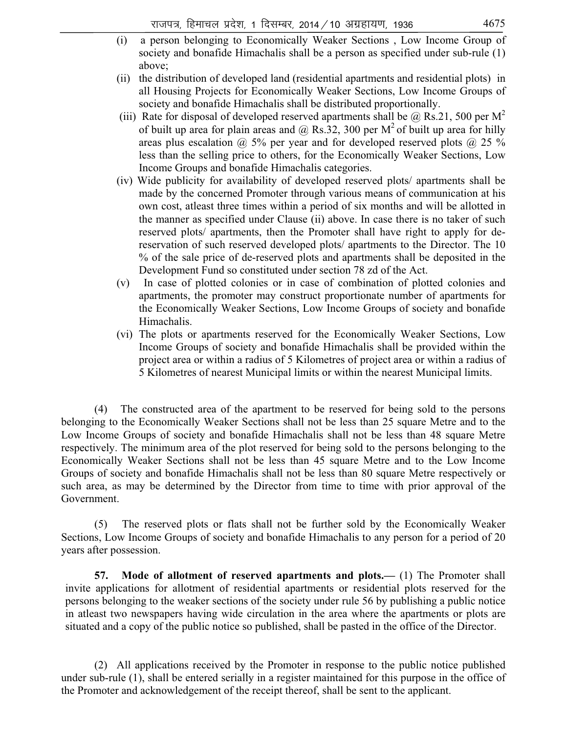(i) a person belonging to Economically Weaker Sections , Low Income Group of society and bonafide Himachalis shall be a person as specified under sub-rule (1) above;

(ii) the distribution of developed land (residential apartments and residential plots) in all Housing Projects for Economically Weaker Sections, Low Income Groups of society and bonafide Himachalis shall be distributed proportionally.

(iii) Rate for disposal of developed reserved apartments shall be @ Rs.21, 500 per $M^2$ of built up area for plain areas and @ Rs.32, 300 per $M^2$ of built up area for hilly areas plus escalation @ 5% per year and for developed reserved plots @ 25 % less than the selling price to others, for the Economically Weaker Sections, Low Income Groups and bonafide Himachalis categories.

(iv) Wide publicity for availability of developed reserved plots/ apartments shall be made by the concerned Promoter through various means of communication at his own cost, atleast three times within a period of six months and will be allotted in the manner as specified under Clause (ii) above. In case there is no taker of such reserved plots/ apartments, then the Promoter shall have right to apply for de-reservation of such reserved developed plots/ apartments to the Director. The 10 % of the sale price of de-reserved plots and apartments shall be deposited in the Development Fund so constituted under section 78 zd of the Act.

(v) In case of plotted colonies or in case of combination of plotted colonies and apartments, the promoter may construct proportionate number of apartments for the Economically Weaker Sections, Low Income Groups of society and bonafide Himachalis.

(vi) The plots or apartments reserved for the Economically Weaker Sections, Low Income Groups of society and bonafide Himachalis shall be provided within the project area or within a radius of 5 Kilometres of project area or within a radius of 5 Kilometres of nearest Municipal limits or within the nearest Municipal limits.

(4) The constructed area of the apartment to be reserved for being sold to the persons belonging to the Economically Weaker Sections shall not be less than 25 square Metre and to the Low Income Groups of society and bonafide Himachalis shall not be less than 48 square Metre respectively. The minimum area of the plot reserved for being sold to the persons belonging to the Economically Weaker Sections shall not be less than 45 square Metre and to the Low Income Groups of society and bonafide Himachalis shall not be less than 80 square Metre respectively or such area, as may be determined by the Director from time to time with prior approval of the Government.

(5) The reserved plots or flats shall not be further sold by the Economically Weaker Sections, Low Income Groups of society and bonafide Himachalis to any person for a period of 20 years after possession.

**57. Mode of allotment of reserved apartments and plots.—** (1) The Promoter shall invite applications for allotment of residential apartments or residential plots reserved for the persons belonging to the weaker sections of the society under rule 56 by publishing a public notice in atleast two newspapers having wide circulation in the area where the apartments or plots are situated and a copy of the public notice so published, shall be pasted in the office of the Director.

(2) All applications received by the Promoter in response to the public notice published under sub-rule (1), shall be entered serially in a register maintained for this purpose in the office of the Promoter and acknowledgement of the receipt thereof, shall be sent to the applicant.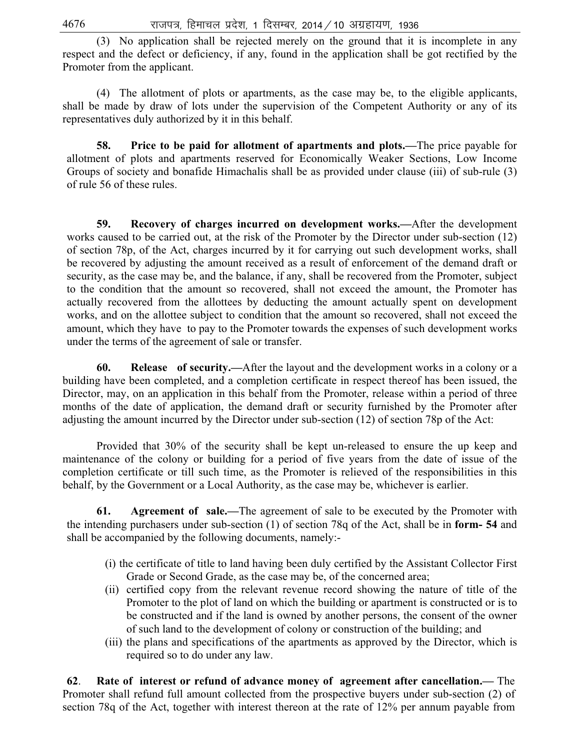(3) No application shall be rejected merely on the ground that it is incomplete in any respect and the defect or deficiency, if any, found in the application shall be got rectified by the Promoter from the applicant.

(4) The allotment of plots or apartments, as the case may be, to the eligible applicants, shall be made by draw of lots under the supervision of the Competent Authority or any of its representatives duly authorized by it in this behalf.

**58. Price to be paid for allotment of apartments and plots.—**The price payable for allotment of plots and apartments reserved for Economically Weaker Sections, Low Income Groups of society and bonafide Himachalis shall be as provided under clause (iii) of sub-rule (3) of rule 56 of these rules.

**59. Recovery of charges incurred on development works.—**After the development works caused to be carried out, at the risk of the Promoter by the Director under sub-section (12) of section 78p, of the Act, charges incurred by it for carrying out such development works, shall be recovered by adjusting the amount received as a result of enforcement of the demand draft or security, as the case may be, and the balance, if any, shall be recovered from the Promoter, subject to the condition that the amount so recovered, shall not exceed the amount, the Promoter has actually recovered from the allottees by deducting the amount actually spent on development works, and on the allottee subject to condition that the amount so recovered, shall not exceed the amount, which they have to pay to the Promoter towards the expenses of such development works under the terms of the agreement of sale or transfer.

**60. Release of security.—**After the layout and the development works in a colony or a building have been completed, and a completion certificate in respect thereof has been issued, the Director, may, on an application in this behalf from the Promoter, release within a period of three months of the date of application, the demand draft or security furnished by the Promoter after adjusting the amount incurred by the Director under sub-section (12) of section 78p of the Act:

Provided that 30% of the security shall be kept un-released to ensure the up keep and maintenance of the colony or building for a period of five years from the date of issue of the completion certificate or till such time, as the Promoter is relieved of the responsibilities in this behalf, by the Government or a Local Authority, as the case may be, whichever is earlier.

**61. Agreement of sale.—**The agreement of sale to be executed by the Promoter with the intending purchasers under sub-section (1) of section 78q of the Act, shall be in **form- 54** and shall be accompanied by the following documents, namely:-

(i) the certificate of title to land having been duly certified by the Assistant Collector First Grade or Second Grade, as the case may be, of the concerned area;

(ii) certified copy from the relevant revenue record showing the nature of title of the Promoter to the plot of land on which the building or apartment is constructed or is to be constructed and if the land is owned by another persons, the consent of the owner of such land to the development of colony or construction of the building; and

(iii) the plans and specifications of the apartments as approved by the Director, which is required so to do under any law.

**62. Rate of interest or refund of advance money of agreement after cancellation.—** The Promoter shall refund full amount collected from the prospective buyers under sub-section (2) of section 78q of the Act, together with interest thereon at the rate of 12% per annum payable from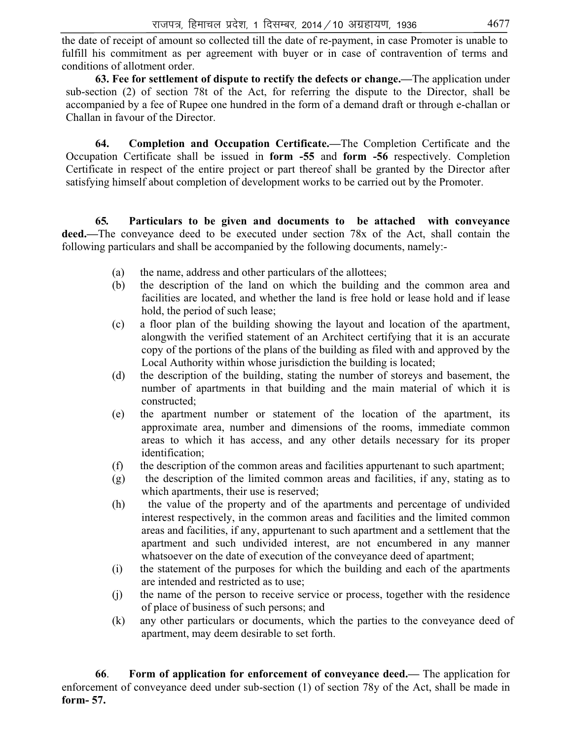the date of receipt of amount so collected till the date of re-payment, in case Promoter is unable to fulfill his commitment as per agreement with buyer or in case of contravention of terms and conditions of allotment order.

**63. Fee for settlement of dispute to rectify the defects or change.—**The application under sub-section (2) of section 78t of the Act, for referring the dispute to the Director, shall be accompanied by a fee of Rupee one hundred in the form of a demand draft or through e-challan or Challan in favour of the Director.

**64. Completion and Occupation Certificate.—**The Completion Certificate and the Occupation Certificate shall be issued in **form -55** and **form -56** respectively. Completion Certificate in respect of the entire project or part thereof shall be granted by the Director after satisfying himself about completion of development works to be carried out by the Promoter.

**65. Particulars to be given and documents to be attached with conveyance deed.—**The conveyance deed to be executed under section 78x of the Act, shall contain the following particulars and shall be accompanied by the following documents, namely:-

(a) the name, address and other particulars of the allottees;

(b) the description of the land on which the building and the common area and facilities are located, and whether the land is free hold or lease hold and if lease hold, the period of such lease;

(c) a floor plan of the building showing the layout and location of the apartment, alongwith the verified statement of an Architect certifying that it is an accurate copy of the portions of the plans of the building as filed with and approved by the Local Authority within whose jurisdiction the building is located;

(d) the description of the building, stating the number of storeys and basement, the number of apartments in that building and the main material of which it is constructed;

(e) the apartment number or statement of the location of the apartment, its approximate area, number and dimensions of the rooms, immediate common areas to which it has access, and any other details necessary for its proper identification;

(f) the description of the common areas and facilities appurtenant to such apartment;

(g) the description of the limited common areas and facilities, if any, stating as to which apartments, their use is reserved;

(h) the value of the property and of the apartments and percentage of undivided interest respectively, in the common areas and facilities and the limited common areas and facilities, if any, appurtenant to such apartment and a settlement that the apartment and such undivided interest, are not encumbered in any manner whatsoever on the date of execution of the conveyance deed of apartment;

(i) the statement of the purposes for which the building and each of the apartments are intended and restricted as to use;

(j) the name of the person to receive service or process, together with the residence of place of business of such persons; and

(k) any other particulars or documents, which the parties to the conveyance deed of apartment, may deem desirable to set forth.

**66. Form of application for enforcement of conveyance deed.—** The application for enforcement of conveyance deed under sub-section (1) of section 78y of the Act, shall be made in **form- 57.**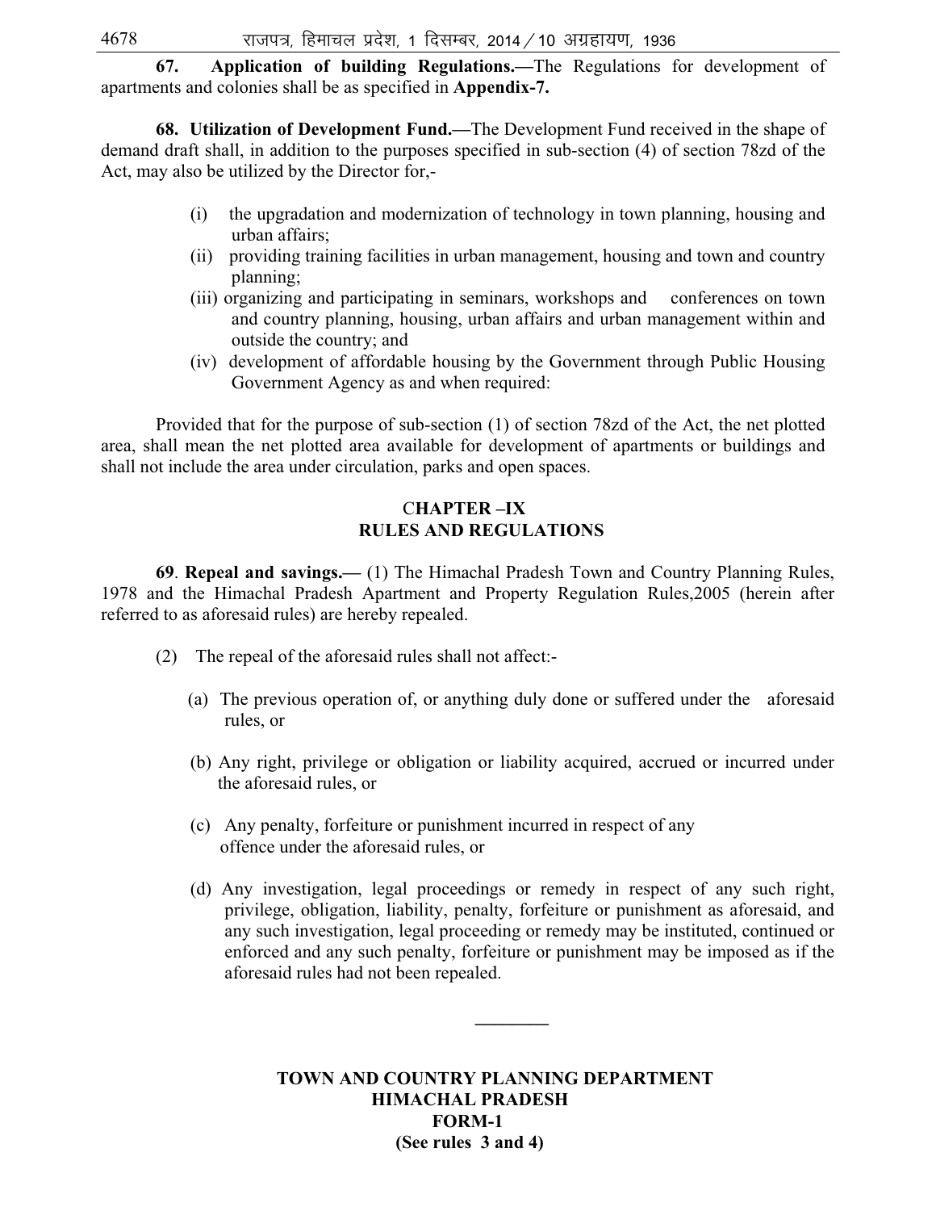**67. Application of building Regulations.**—The Regulations for development of apartments and colonies shall be as specified in **Appendix-7.**

**68. Utilization of Development Fund.**—The Development Fund received in the shape of demand draft shall, in addition to the purposes specified in sub-section (4) of section 78zd of the Act, may also be utilized by the Director for,-

(i) the upgradation and modernization of technology in town planning, housing and urban affairs;

(ii) providing training facilities in urban management, housing and town and country planning;

(iii) organizing and participating in seminars, workshops and conferences on town and country planning, housing, urban affairs and urban management within and outside the country; and

(iv) development of affordable housing by the Government through Public Housing Government Agency as and when required:

Provided that for the purpose of sub-section (1) of section 78zd of the Act, the net plotted area, shall mean the net plotted area available for development of apartments or buildings and shall not include the area under circulation, parks and open spaces.

## CHAPTER –IX
## RULES AND REGULATIONS

**69**. **Repeal and savings.**— (1) The Himachal Pradesh Town and Country Planning Rules, 1978 and the Himachal Pradesh Apartment and Property Regulation Rules,2005 (herein after referred to as aforesaid rules) are hereby repealed.

(2) The repeal of the aforesaid rules shall not affect:-

(a) The previous operation of, or anything duly done or suffered under the aforesaid rules, or

(b) Any right, privilege or obligation or liability acquired, accrued or incurred under the aforesaid rules, or

(c) Any penalty, forfeiture or punishment incurred in respect of any offence under the aforesaid rules, or

(d) Any investigation, legal proceedings or remedy in respect of any such right, privilege, obligation, liability, penalty, forfeiture or punishment as aforesaid, and any such investigation, legal proceeding or remedy may be instituted, continued or enforced and any such penalty, forfeiture or punishment may be imposed as if the aforesaid rules had not been repealed.

---

**TOWN AND COUNTRY PLANNING DEPARTMENT**
**HIMACHAL PRADESH**
**FORM-1**
**(See rules 3 and 4)**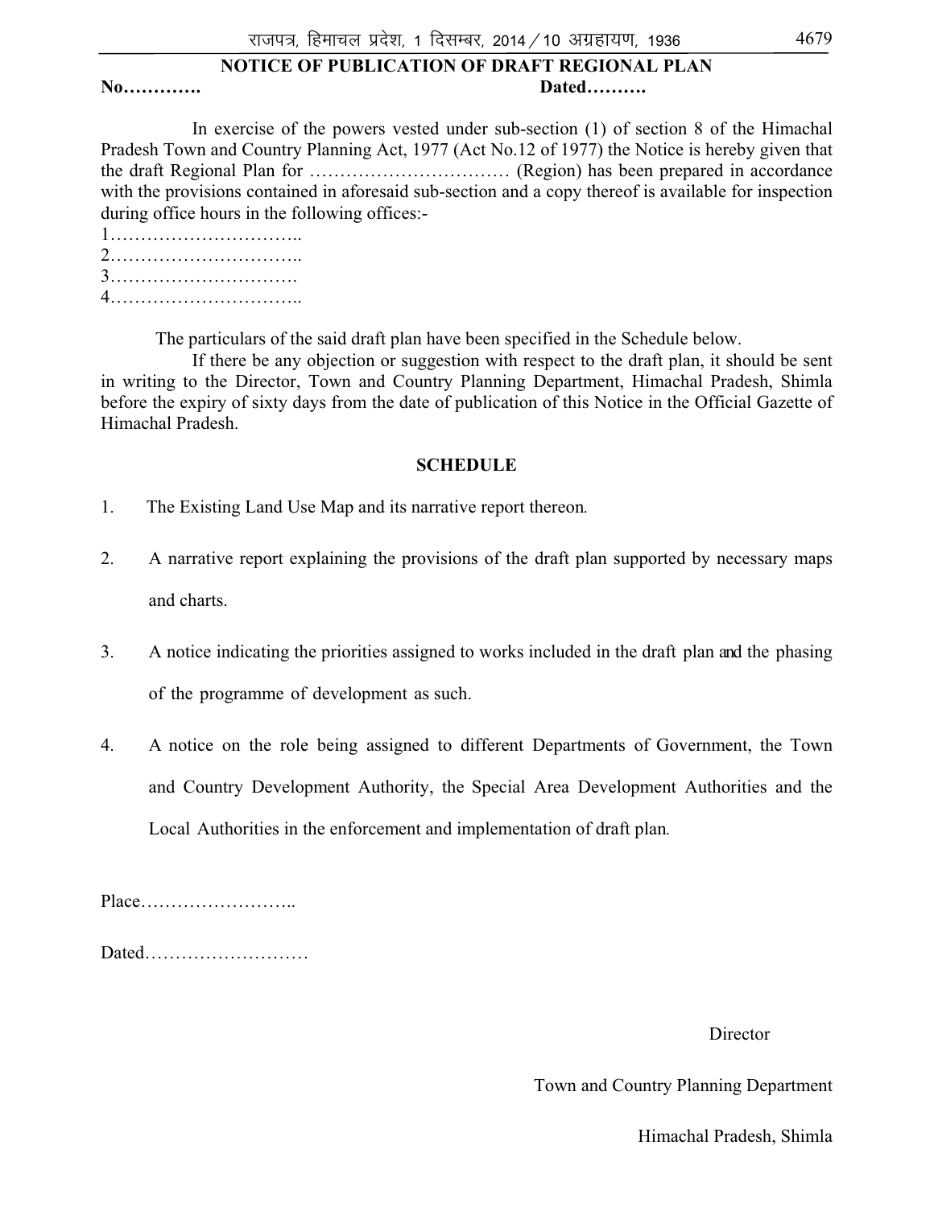## NOTICE OF PUBLICATION OF DRAFT REGIONAL PLAN

**No………….** **Dated……….**

In exercise of the powers vested under sub-section (1) of section 8 of the Himachal Pradesh Town and Country Planning Act, 1977 (Act No.12 of 1977) the Notice is hereby given that the draft Regional Plan for …………………………… (Region) has been prepared in accordance with the provisions contained in aforesaid sub-section and a copy thereof is available for inspection during office hours in the following offices:-

1…………………………..
2…………………………..
3………………………….
4…………………………..

The particulars of the said draft plan have been specified in the Schedule below.

If there be any objection or suggestion with respect to the draft plan, it should be sent in writing to the Director, Town and Country Planning Department, Himachal Pradesh, Shimla before the expiry of sixty days from the date of publication of this Notice in the Official Gazette of Himachal Pradesh.

### SCHEDULE

1. The Existing Land Use Map and its narrative report thereon.
2. A narrative report explaining the provisions of the draft plan supported by necessary maps and charts.
3. A notice indicating the priorities assigned to works included in the draft plan and the phasing of the programme of development as such.
4. A notice on the role being assigned to different Departments of Government, the Town and Country Development Authority, the Special Area Development Authorities and the Local Authorities in the enforcement and implementation of draft plan.

Place……………………..

Dated………………………

Director

Town and Country Planning Department

Himachal Pradesh, Shimla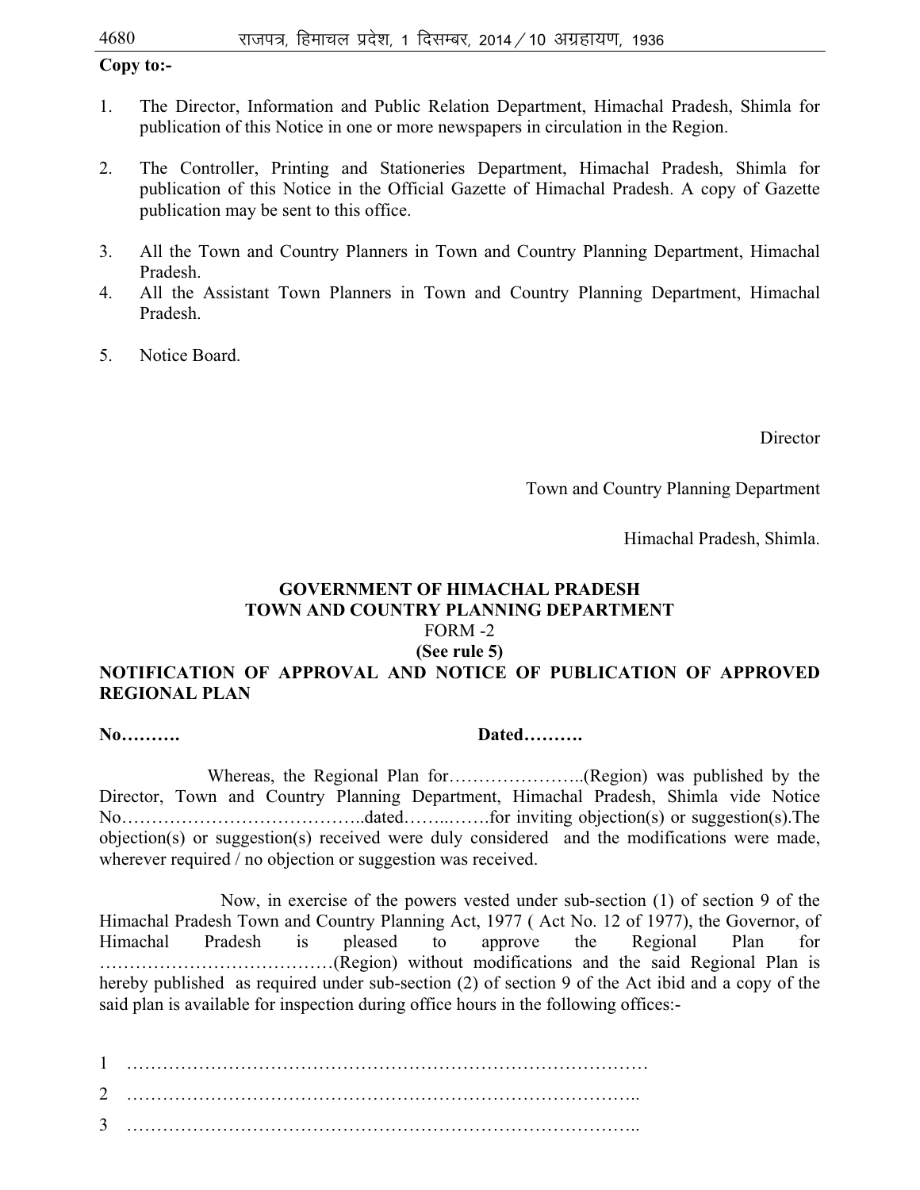**Copy to:-**

1. The Director, Information and Public Relation Department, Himachal Pradesh, Shimla for publication of this Notice in one or more newspapers in circulation in the Region.

2. The Controller, Printing and Stationeries Department, Himachal Pradesh, Shimla for publication of this Notice in the Official Gazette of Himachal Pradesh. A copy of Gazette publication may be sent to this office.

3. All the Town and Country Planners in Town and Country Planning Department, Himachal Pradesh.
4. All the Assistant Town Planners in Town and Country Planning Department, Himachal Pradesh.

5. Notice Board.

Director

Town and Country Planning Department

Himachal Pradesh, Shimla.

**GOVERNMENT OF HIMACHAL PRADESH**
**TOWN AND COUNTRY PLANNING DEPARTMENT**
FORM -2
**(See rule 5)**
**NOTIFICATION OF APPROVAL AND NOTICE OF PUBLICATION OF APPROVED REGIONAL PLAN**

**No……….** **Dated……….**

Whereas, the Regional Plan for…………………..(Region) was published by the Director, Town and Country Planning Department, Himachal Pradesh, Shimla vide Notice No………………………………..dated……..…….for inviting objection(s) or suggestion(s).The objection(s) or suggestion(s) received were duly considered and the modifications were made, wherever required / no objection or suggestion was received.

Now, in exercise of the powers vested under sub-section (1) of section 9 of the Himachal Pradesh Town and Country Planning Act, 1977 ( Act No. 12 of 1977), the Governor, of Himachal Pradesh is pleased to approve the Regional Plan for ………………………………(Region) without modifications and the said Regional Plan is hereby published as required under sub-section (2) of section 9 of the Act ibid and a copy of the said plan is available for inspection during office hours in the following offices:-

1 ……………………………………………………………………………
2 …………………………………………………………………………..
3 …………………………………………………………………………..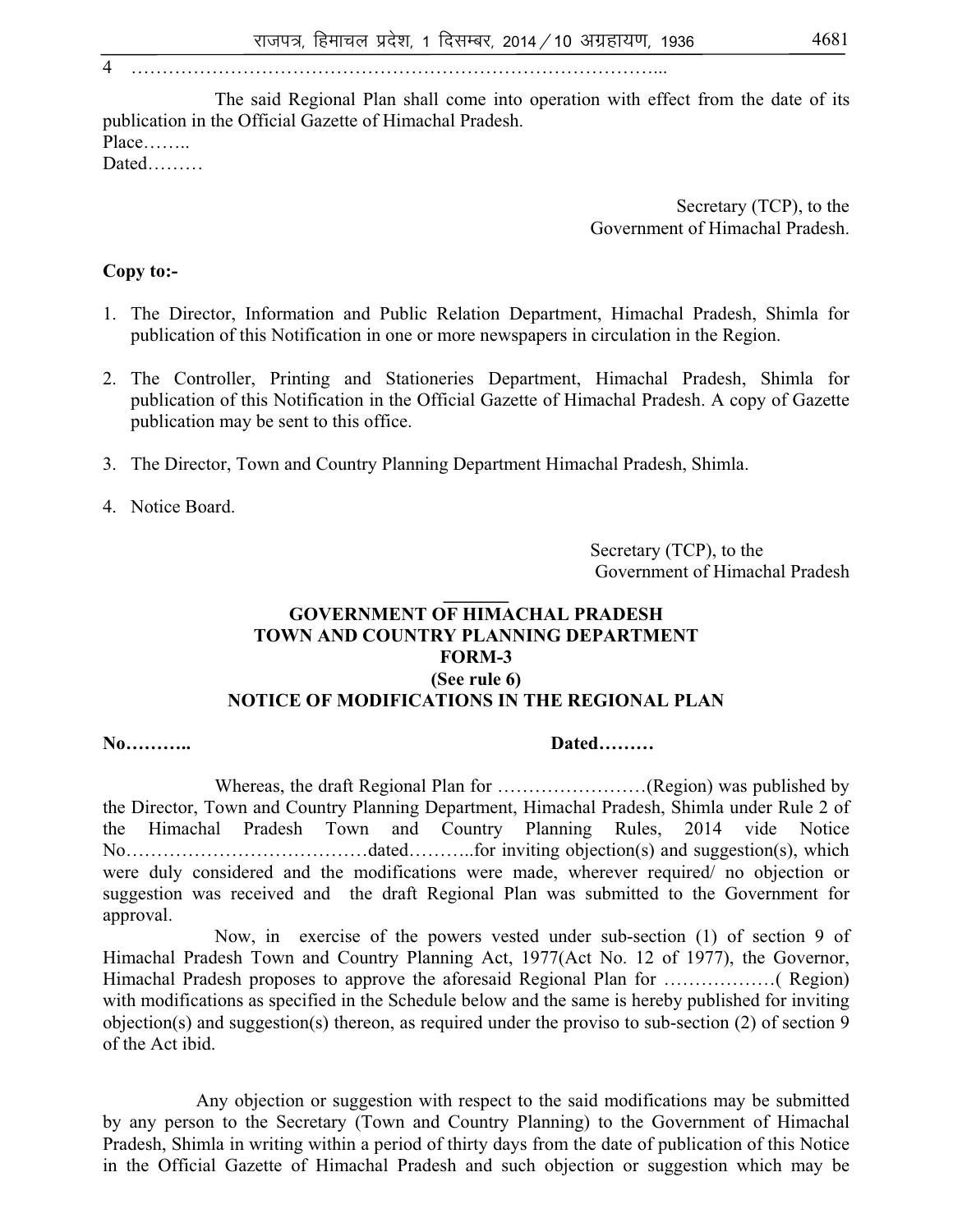4 …………………………………………………………………………...

The said Regional Plan shall come into operation with effect from the date of its publication in the Official Gazette of Himachal Pradesh.

Place……..

Dated………

Secretary (TCP), to the
Government of Himachal Pradesh.

**Copy to:-**

1. The Director, Information and Public Relation Department, Himachal Pradesh, Shimla for publication of this Notification in one or more newspapers in circulation in the Region.
2. The Controller, Printing and Stationeries Department, Himachal Pradesh, Shimla for publication of this Notification in the Official Gazette of Himachal Pradesh. A copy of Gazette publication may be sent to this office.
3. The Director, Town and Country Planning Department Himachal Pradesh, Shimla.
4. Notice Board.

Secretary (TCP), to the
Government of Himachal Pradesh

---

**GOVERNMENT OF HIMACHAL PRADESH**
**TOWN AND COUNTRY PLANNING DEPARTMENT**
**FORM-3**
**(See rule 6)**
**NOTICE OF MODIFICATIONS IN THE REGIONAL PLAN**

**No………..** **Dated………**

Whereas, the draft Regional Plan for ……………………(Region) was published by the Director, Town and Country Planning Department, Himachal Pradesh, Shimla under Rule 2 of the Himachal Pradesh Town and Country Planning Rules, 2014 vide Notice No…………………………………dated………..for inviting objection(s) and suggestion(s), which were duly considered and the modifications were made, wherever required/ no objection or suggestion was received and the draft Regional Plan was submitted to the Government for approval.

Now, in exercise of the powers vested under sub-section (1) of section 9 of Himachal Pradesh Town and Country Planning Act, 1977(Act No. 12 of 1977), the Governor, Himachal Pradesh proposes to approve the aforesaid Regional Plan for ………………( Region) with modifications as specified in the Schedule below and the same is hereby published for inviting objection(s) and suggestion(s) thereon, as required under the proviso to sub-section (2) of section 9 of the Act ibid.

Any objection or suggestion with respect to the said modifications may be submitted by any person to the Secretary (Town and Country Planning) to the Government of Himachal Pradesh, Shimla in writing within a period of thirty days from the date of publication of this Notice in the Official Gazette of Himachal Pradesh and such objection or suggestion which may be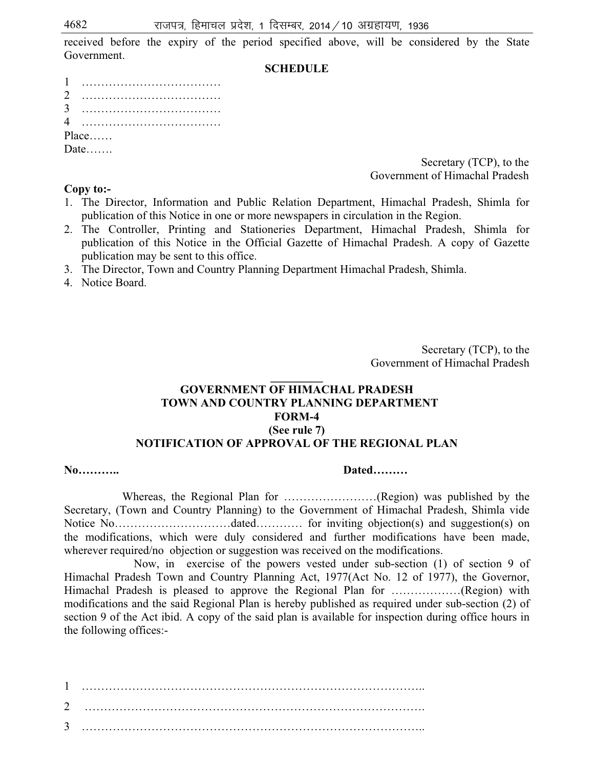received before the expiry of the period specified above, will be considered by the State Government.

**SCHEDULE**

1 ………………………………
2 ………………………………
3 ………………………………
4 ………………………………

Place……
Date…….

Secretary (TCP), to the
Government of Himachal Pradesh

**Copy to:-**

1. The Director, Information and Public Relation Department, Himachal Pradesh, Shimla for publication of this Notice in one or more newspapers in circulation in the Region.
2. The Controller, Printing and Stationeries Department, Himachal Pradesh, Shimla for publication of this Notice in the Official Gazette of Himachal Pradesh. A copy of Gazette publication may be sent to this office.
3. The Director, Town and Country Planning Department Himachal Pradesh, Shimla.
4. Notice Board.

Secretary (TCP), to the
Government of Himachal Pradesh

---

**GOVERNMENT OF HIMACHAL PRADESH**
**TOWN AND COUNTRY PLANNING DEPARTMENT**
**FORM-4**
**(See rule 7)**
**NOTIFICATION OF APPROVAL OF THE REGIONAL PLAN**

**No………..** **Dated………**

Whereas, the Regional Plan for ……………………(Region) was published by the Secretary, (Town and Country Planning) to the Government of Himachal Pradesh, Shimla vide Notice No…………………………dated………… for inviting objection(s) and suggestion(s) on the modifications, which were duly considered and further modifications have been made, wherever required/no objection or suggestion was received on the modifications.

Now, in exercise of the powers vested under sub-section (1) of section 9 of Himachal Pradesh Town and Country Planning Act, 1977(Act No. 12 of 1977), the Governor, Himachal Pradesh is pleased to approve the Regional Plan for ………………(Region) with modifications and the said Regional Plan is hereby published as required under sub-section (2) of section 9 of the Act ibid. A copy of the said plan is available for inspection during office hours in the following offices:-

1 ……………………………………………………………………………..
2 …………………………………………………………………………….
3 ……………………………………………………………………………..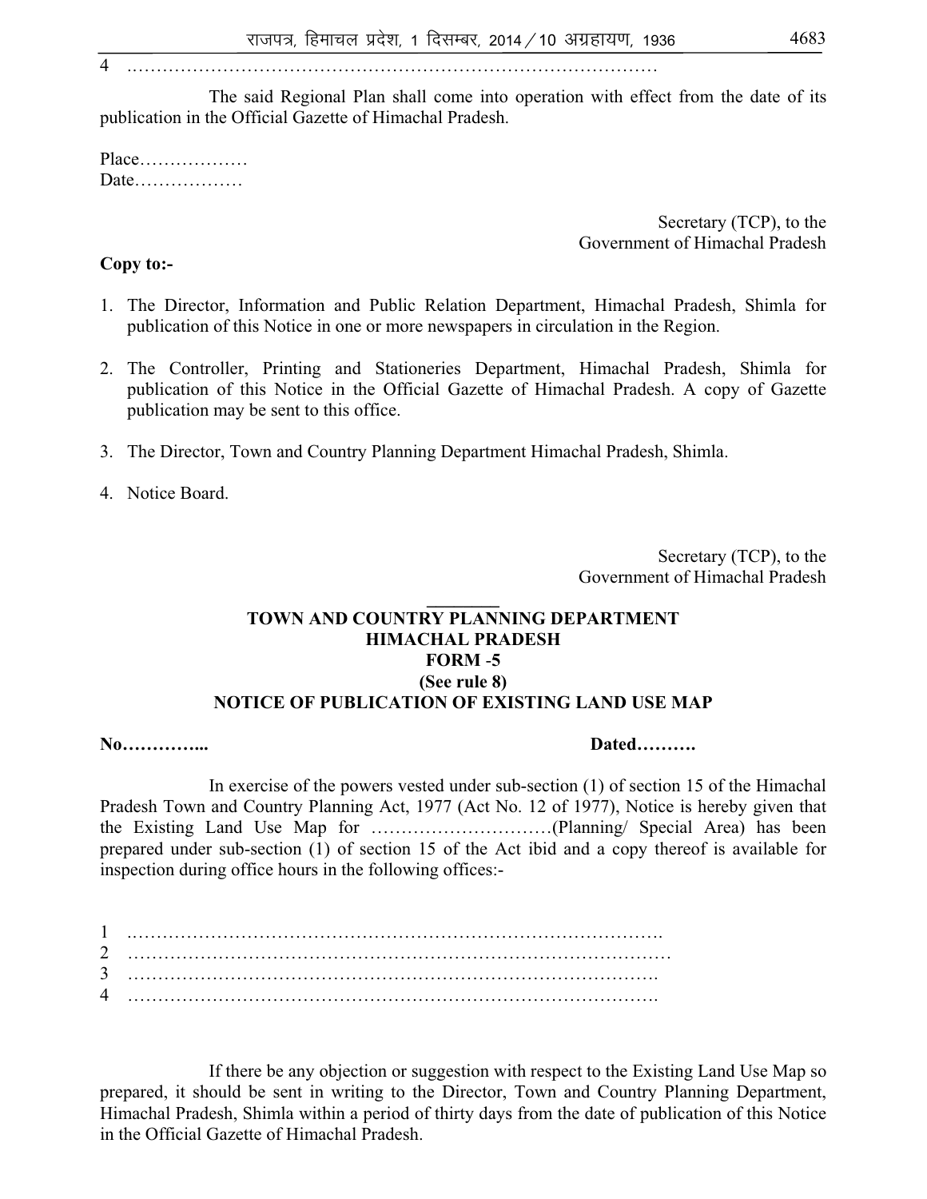4 ………………………………………………………………………………

The said Regional Plan shall come into operation with effect from the date of its publication in the Official Gazette of Himachal Pradesh.

Place………………
Date………………

Secretary (TCP), to the
Government of Himachal Pradesh

**Copy to:-**

1. The Director, Information and Public Relation Department, Himachal Pradesh, Shimla for publication of this Notice in one or more newspapers in circulation in the Region.

2. The Controller, Printing and Stationeries Department, Himachal Pradesh, Shimla for publication of this Notice in the Official Gazette of Himachal Pradesh. A copy of Gazette publication may be sent to this office.

3. The Director, Town and Country Planning Department Himachal Pradesh, Shimla.

4. Notice Board.

Secretary (TCP), to the
Government of Himachal Pradesh

________

**TOWN AND COUNTRY PLANNING DEPARTMENT**
**HIMACHAL PRADESH**
**FORM -5**
**(See rule 8)**
**NOTICE OF PUBLICATION OF EXISTING LAND USE MAP**

**No…………...** **Dated……….**

In exercise of the powers vested under sub-section (1) of section 15 of the Himachal Pradesh Town and Country Planning Act, 1977 (Act No. 12 of 1977), Notice is hereby given that the Existing Land Use Map for …………………………(Planning/ Special Area) has been prepared under sub-section (1) of section 15 of the Act ibid and a copy thereof is available for inspection during office hours in the following offices:-

1 .…………………………………………………………………………….
2 ………………………………………………………………………………
3 …………………………………………………………………………….
4 …………………………………………………………………………….

If there be any objection or suggestion with respect to the Existing Land Use Map so prepared, it should be sent in writing to the Director, Town and Country Planning Department, Himachal Pradesh, Shimla within a period of thirty days from the date of publication of this Notice in the Official Gazette of Himachal Pradesh.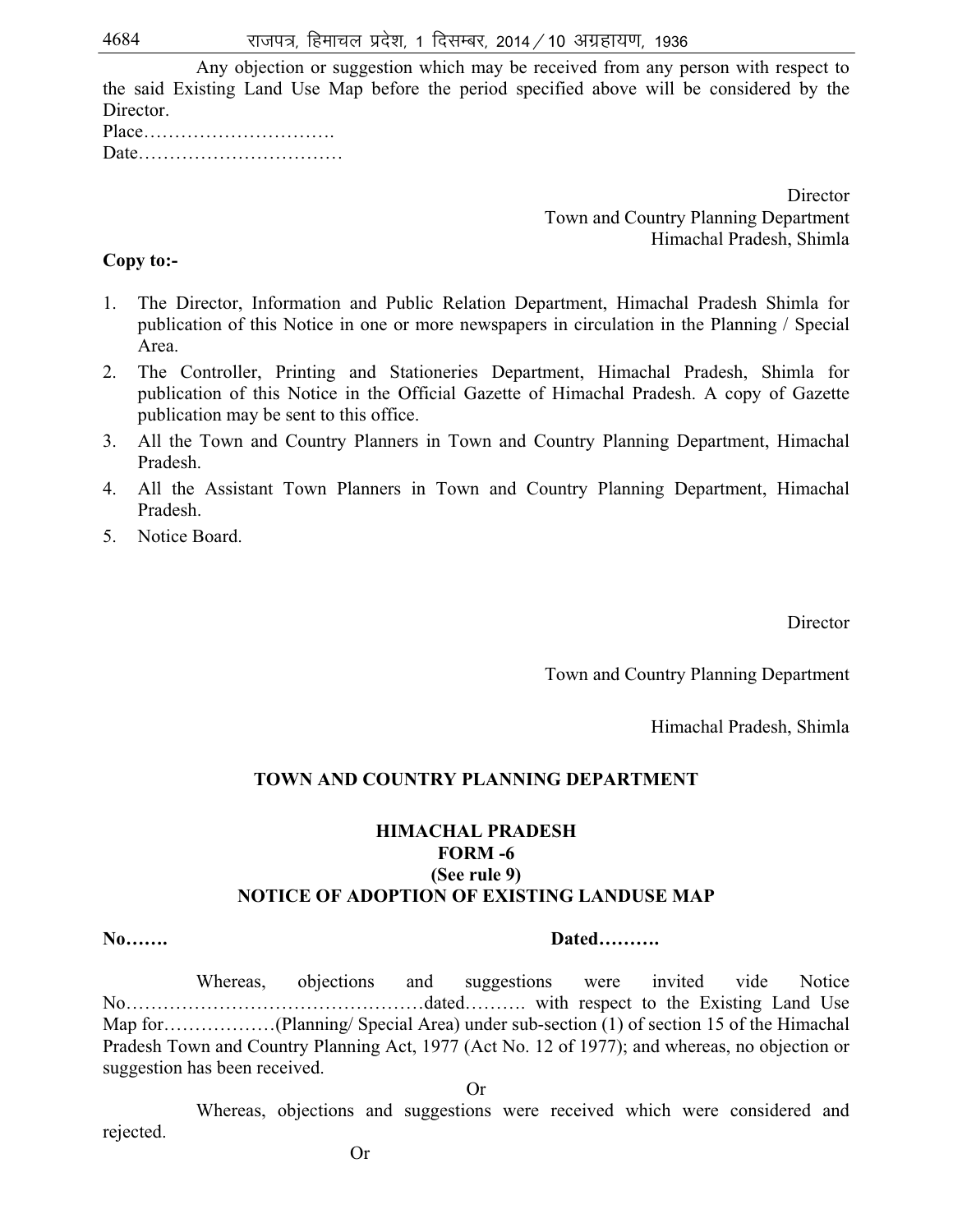Any objection or suggestion which may be received from any person with respect to the said Existing Land Use Map before the period specified above will be considered by the Director.

Place………………………….

Date……………………………

Director
Town and Country Planning Department
Himachal Pradesh, Shimla

**Copy to:-**

1. The Director, Information and Public Relation Department, Himachal Pradesh Shimla for publication of this Notice in one or more newspapers in circulation in the Planning / Special Area.
2. The Controller, Printing and Stationeries Department, Himachal Pradesh, Shimla for publication of this Notice in the Official Gazette of Himachal Pradesh. A copy of Gazette publication may be sent to this office.
3. All the Town and Country Planners in Town and Country Planning Department, Himachal Pradesh.
4. All the Assistant Town Planners in Town and Country Planning Department, Himachal Pradesh.
5. Notice Board.

Director

Town and Country Planning Department

Himachal Pradesh, Shimla

**TOWN AND COUNTRY PLANNING DEPARTMENT**

**HIMACHAL PRADESH**
**FORM -6**
**(See rule 9)**
**NOTICE OF ADOPTION OF EXISTING LANDUSE MAP**

**No…….** **Dated……….**

Whereas, objections and suggestions were invited vide Notice No…………………………………………dated………. with respect to the Existing Land Use Map for………………(Planning/ Special Area) under sub-section (1) of section 15 of the Himachal Pradesh Town and Country Planning Act, 1977 (Act No. 12 of 1977); and whereas, no objection or suggestion has been received.

Or

Whereas, objections and suggestions were received which were considered and rejected.

Or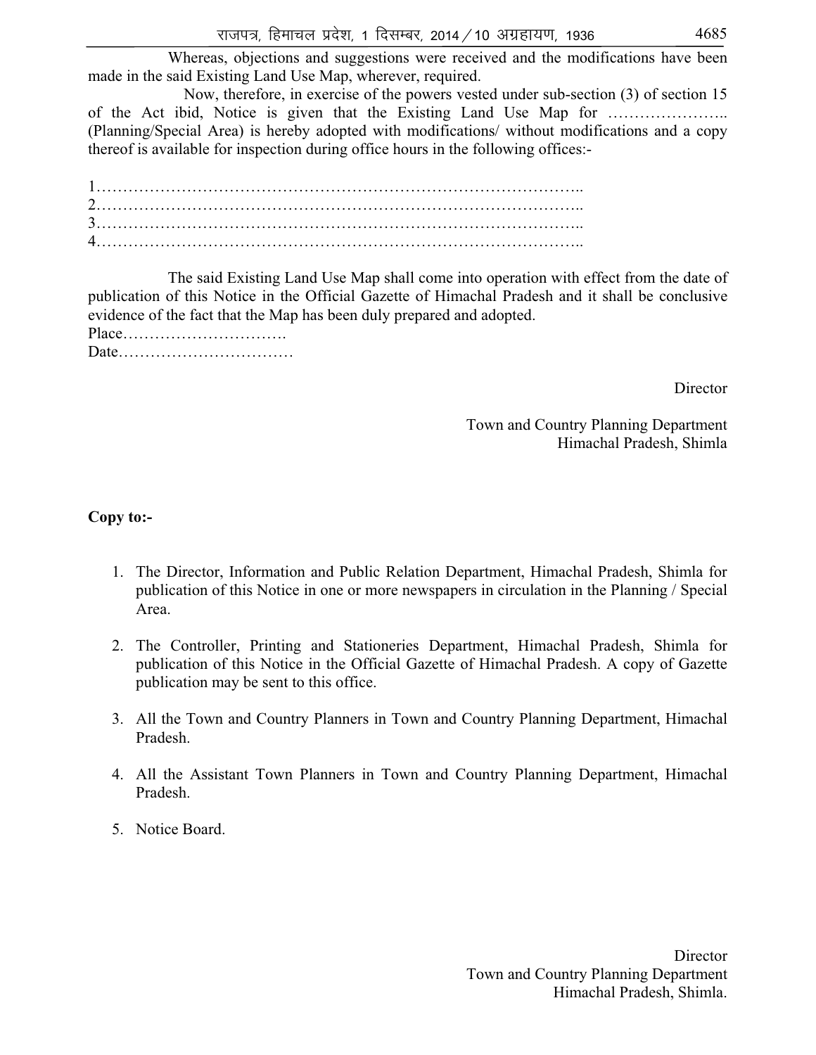Whereas, objections and suggestions were received and the modifications have been made in the said Existing Land Use Map, wherever, required.

Now, therefore, in exercise of the powers vested under sub-section (3) of section 15 of the Act ibid, Notice is given that the Existing Land Use Map for ………………….. (Planning/Special Area) is hereby adopted with modifications/ without modifications and a copy thereof is available for inspection during office hours in the following offices:-

1……………………………………………………………………………..
2……………………………………………………………………………..
3……………………………………………………………………………..
4……………………………………………………………………………..

The said Existing Land Use Map shall come into operation with effect from the date of publication of this Notice in the Official Gazette of Himachal Pradesh and it shall be conclusive evidence of the fact that the Map has been duly prepared and adopted.

Place………………………….
Date……………………………

Director

Town and Country Planning Department
Himachal Pradesh, Shimla

**Copy to:-**

1. The Director, Information and Public Relation Department, Himachal Pradesh, Shimla for publication of this Notice in one or more newspapers in circulation in the Planning / Special Area.

2. The Controller, Printing and Stationeries Department, Himachal Pradesh, Shimla for publication of this Notice in the Official Gazette of Himachal Pradesh. A copy of Gazette publication may be sent to this office.

3. All the Town and Country Planners in Town and Country Planning Department, Himachal Pradesh.

4. All the Assistant Town Planners in Town and Country Planning Department, Himachal Pradesh.

5. Notice Board.

Director
Town and Country Planning Department
Himachal Pradesh, Shimla.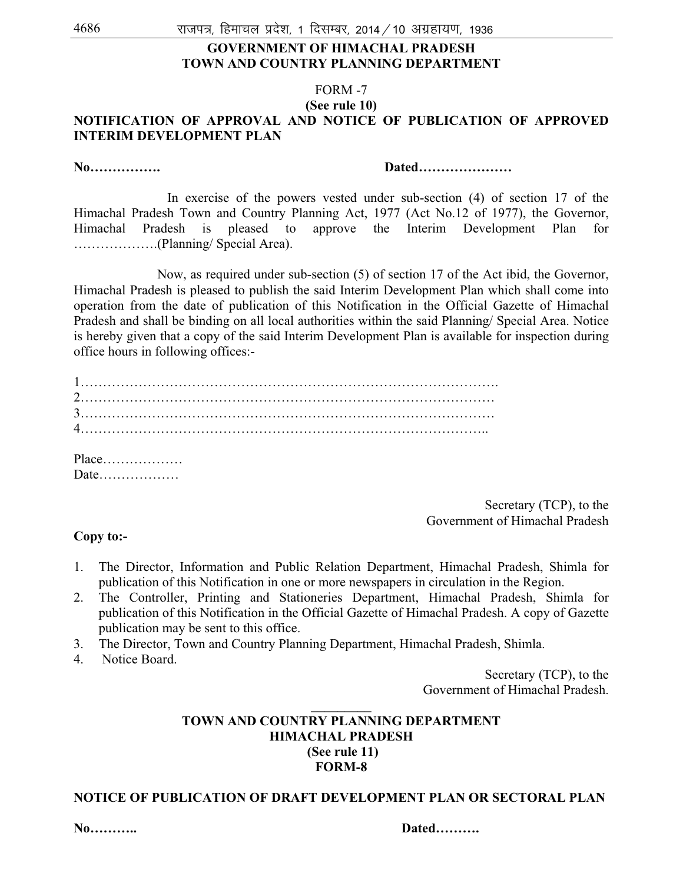**GOVERNMENT OF HIMACHAL PRADESH**
**TOWN AND COUNTRY PLANNING DEPARTMENT**

FORM -7

**(See rule 10)**

**NOTIFICATION OF APPROVAL AND NOTICE OF PUBLICATION OF APPROVED INTERIM DEVELOPMENT PLAN**

**No…………….** **Dated…………………**

In exercise of the powers vested under sub-section (4) of section 17 of the Himachal Pradesh Town and Country Planning Act, 1977 (Act No.12 of 1977), the Governor, Himachal Pradesh is pleased to approve the Interim Development Plan for ……………….(Planning/ Special Area).

Now, as required under sub-section (5) of section 17 of the Act ibid, the Governor, Himachal Pradesh is pleased to publish the said Interim Development Plan which shall come into operation from the date of publication of this Notification in the Official Gazette of Himachal Pradesh and shall be binding on all local authorities within the said Planning/ Special Area. Notice is hereby given that a copy of the said Interim Development Plan is available for inspection during office hours in following offices:-

1……………………………………………………………………………….
2………………………………………………………………………………
3………………………………………………………………………………
4……………………………………………………………………………..

Place………………
Date………………

Secretary (TCP), to the
Government of Himachal Pradesh

**Copy to:-**

1. The Director, Information and Public Relation Department, Himachal Pradesh, Shimla for publication of this Notification in one or more newspapers in circulation in the Region.
2. The Controller, Printing and Stationeries Department, Himachal Pradesh, Shimla for publication of this Notification in the Official Gazette of Himachal Pradesh. A copy of Gazette publication may be sent to this office.
3. The Director, Town and Country Planning Department, Himachal Pradesh, Shimla.
4. Notice Board.

Secretary (TCP), to the
Government of Himachal Pradesh.

---

**TOWN AND COUNTRY PLANNING DEPARTMENT**
**HIMACHAL PRADESH**
**(See rule 11)**
**FORM-8**

**NOTICE OF PUBLICATION OF DRAFT DEVELOPMENT PLAN OR SECTORAL PLAN**

**No………..** **Dated……….**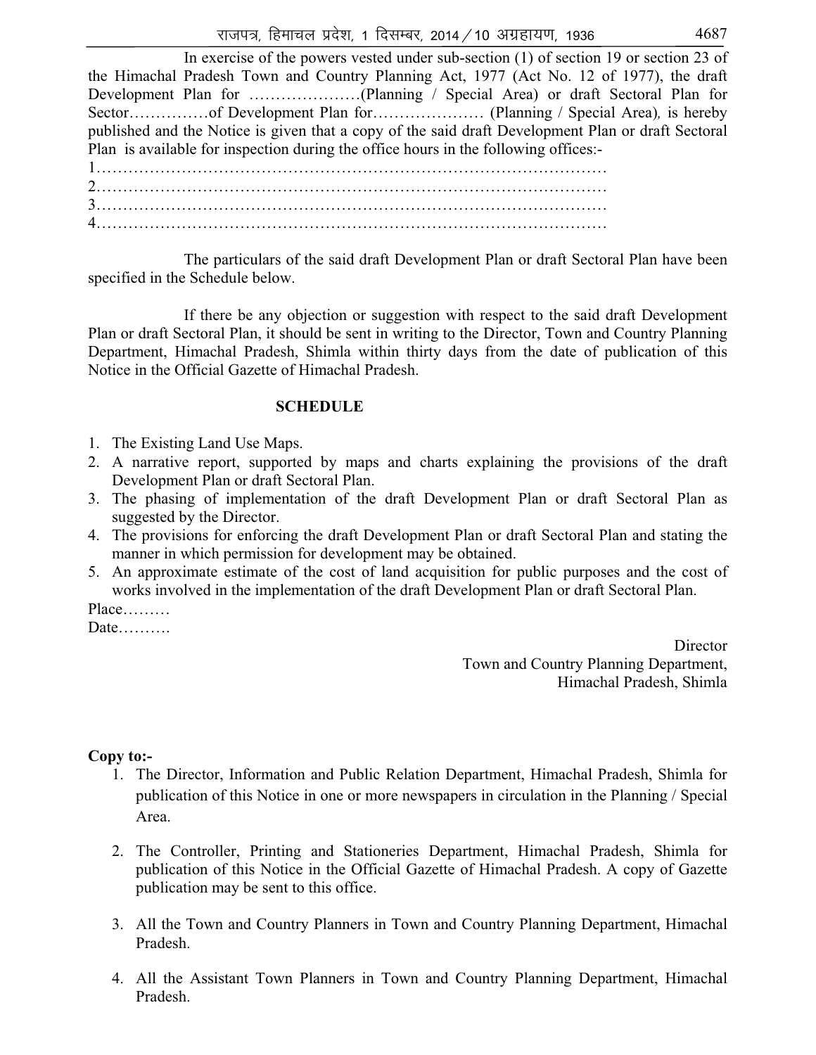In exercise of the powers vested under sub-section (1) of section 19 or section 23 of the Himachal Pradesh Town and Country Planning Act, 1977 (Act No. 12 of 1977), the draft Development Plan for …………………(Planning / Special Area) or draft Sectoral Plan for Sector……………of Development Plan for………………… (Planning / Special Area), is hereby published and the Notice is given that a copy of the said draft Development Plan or draft Sectoral Plan is available for inspection during the office hours in the following offices:-

1……………………………………………………………………………………

2……………………………………………………………………………………

3……………………………………………………………………………………

4……………………………………………………………………………………

The particulars of the said draft Development Plan or draft Sectoral Plan have been specified in the Schedule below.

If there be any objection or suggestion with respect to the said draft Development Plan or draft Sectoral Plan, it should be sent in writing to the Director, Town and Country Planning Department, Himachal Pradesh, Shimla within thirty days from the date of publication of this Notice in the Official Gazette of Himachal Pradesh.

**SCHEDULE**

1. The Existing Land Use Maps.
2. A narrative report, supported by maps and charts explaining the provisions of the draft Development Plan or draft Sectoral Plan.
3. The phasing of implementation of the draft Development Plan or draft Sectoral Plan as suggested by the Director.
4. The provisions for enforcing the draft Development Plan or draft Sectoral Plan and stating the manner in which permission for development may be obtained.
5. An approximate estimate of the cost of land acquisition for public purposes and the cost of works involved in the implementation of the draft Development Plan or draft Sectoral Plan.

Place………

Date……….

Director
Town and Country Planning Department,
Himachal Pradesh, Shimla

**Copy to:-**

1. The Director, Information and Public Relation Department, Himachal Pradesh, Shimla for publication of this Notice in one or more newspapers in circulation in the Planning / Special Area.
2. The Controller, Printing and Stationeries Department, Himachal Pradesh, Shimla for publication of this Notice in the Official Gazette of Himachal Pradesh. A copy of Gazette publication may be sent to this office.
3. All the Town and Country Planners in Town and Country Planning Department, Himachal Pradesh.
4. All the Assistant Town Planners in Town and Country Planning Department, Himachal Pradesh.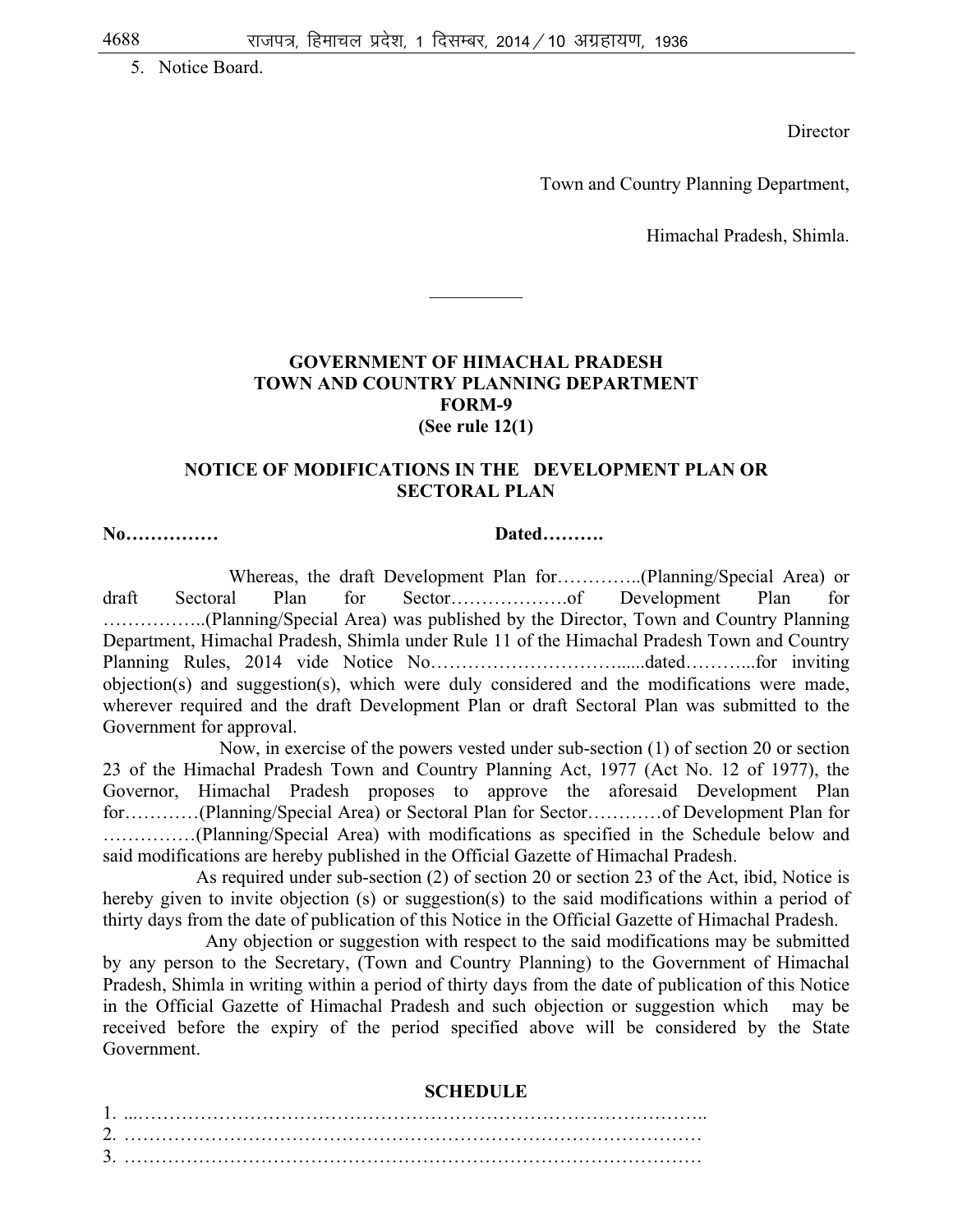5. Notice Board.

Director

Town and Country Planning Department,

Himachal Pradesh, Shimla.

---

**GOVERNMENT OF HIMACHAL PRADESH**
**TOWN AND COUNTRY PLANNING DEPARTMENT**
**FORM-9**
**(See rule 12(1)**

**NOTICE OF MODIFICATIONS IN THE DEVELOPMENT PLAN OR SECTORAL PLAN**

**No……………** **Dated……….**

Whereas, the draft Development Plan for…………..(Planning/Special Area) or draft Sectoral Plan for Sector……………….of Development Plan for ……………..(Planning/Special Area) was published by the Director, Town and Country Planning Department, Himachal Pradesh, Shimla under Rule 11 of the Himachal Pradesh Town and Country Planning Rules, 2014 vide Notice No…………………………......dated………...for inviting objection(s) and suggestion(s), which were duly considered and the modifications were made, wherever required and the draft Development Plan or draft Sectoral Plan was submitted to the Government for approval.

Now, in exercise of the powers vested under sub-section (1) of section 20 or section 23 of the Himachal Pradesh Town and Country Planning Act, 1977 (Act No. 12 of 1977), the Governor, Himachal Pradesh proposes to approve the aforesaid Development Plan for…………(Planning/Special Area) or Sectoral Plan for Sector…………of Development Plan for ……………(Planning/Special Area) with modifications as specified in the Schedule below and said modifications are hereby published in the Official Gazette of Himachal Pradesh.

As required under sub-section (2) of section 20 or section 23 of the Act, ibid, Notice is hereby given to invite objection (s) or suggestion(s) to the said modifications within a period of thirty days from the date of publication of this Notice in the Official Gazette of Himachal Pradesh.

Any objection or suggestion with respect to the said modifications may be submitted by any person to the Secretary, (Town and Country Planning) to the Government of Himachal Pradesh, Shimla in writing within a period of thirty days from the date of publication of this Notice in the Official Gazette of Himachal Pradesh and such objection or suggestion which may be received before the expiry of the period specified above will be considered by the State Government.

**SCHEDULE**

1. ...……………………………………………………………………………..
2. ………………………………………………………………………………
3. ………………………………………………………………………………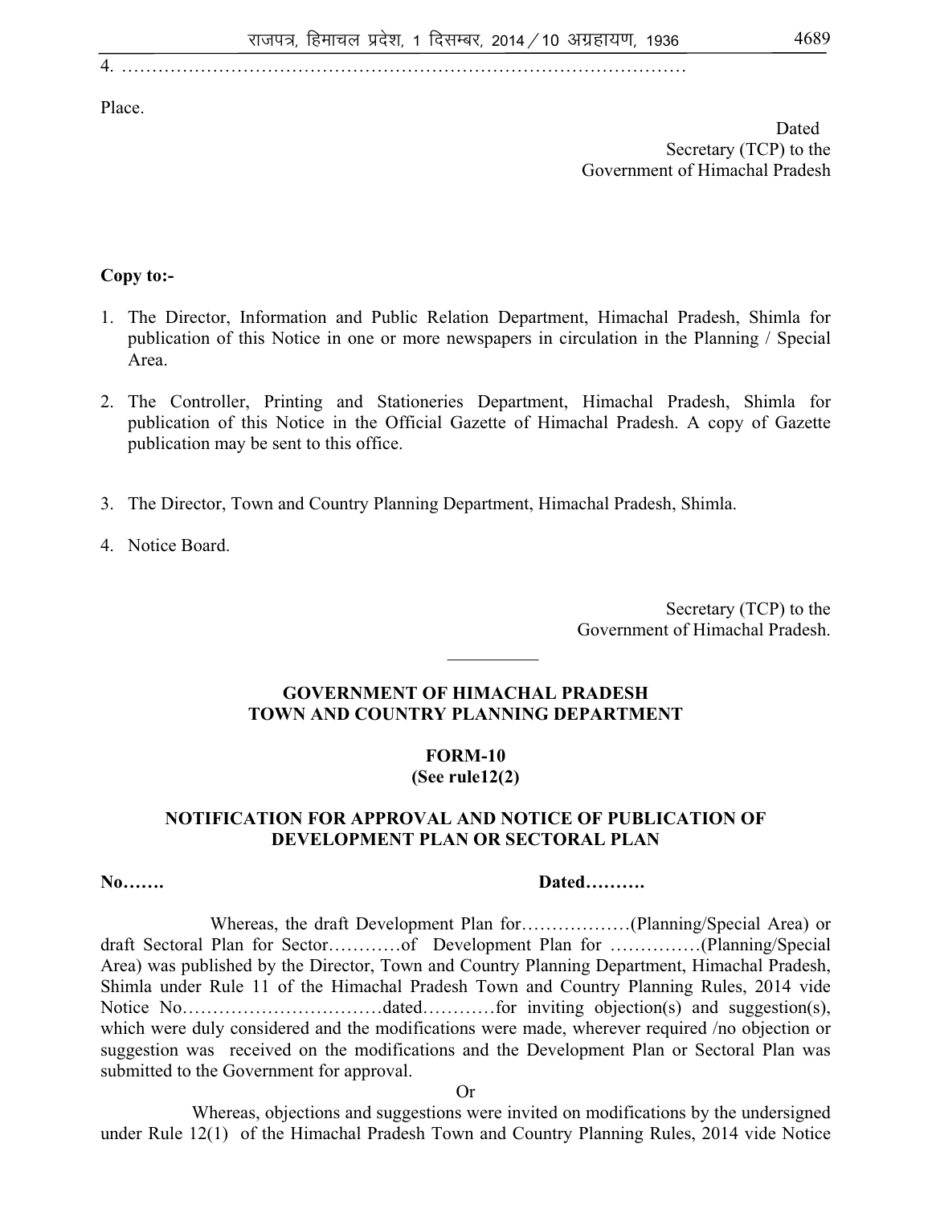4. ……………………………………………………………………………………

Place.

Dated
Secretary (TCP) to the
Government of Himachal Pradesh

**Copy to:-**

1. The Director, Information and Public Relation Department, Himachal Pradesh, Shimla for publication of this Notice in one or more newspapers in circulation in the Planning / Special Area.

2. The Controller, Printing and Stationeries Department, Himachal Pradesh, Shimla for publication of this Notice in the Official Gazette of Himachal Pradesh. A copy of Gazette publication may be sent to this office.

3. The Director, Town and Country Planning Department, Himachal Pradesh, Shimla.

4. Notice Board.

Secretary (TCP) to the
Government of Himachal Pradesh.

---

**GOVERNMENT OF HIMACHAL PRADESH**
**TOWN AND COUNTRY PLANNING DEPARTMENT**

**FORM-10**
**(See rule12(2)**

**NOTIFICATION FOR APPROVAL AND NOTICE OF PUBLICATION OF DEVELOPMENT PLAN OR SECTORAL PLAN**

**No…….** **Dated……….**

Whereas, the draft Development Plan for………………(Planning/Special Area) or draft Sectoral Plan for Sector…………of Development Plan for ……………(Planning/Special Area) was published by the Director, Town and Country Planning Department, Himachal Pradesh, Shimla under Rule 11 of the Himachal Pradesh Town and Country Planning Rules, 2014 vide Notice No……………………………dated…………for inviting objection(s) and suggestion(s), which were duly considered and the modifications were made, wherever required /no objection or suggestion was received on the modifications and the Development Plan or Sectoral Plan was submitted to the Government for approval.

Or

Whereas, objections and suggestions were invited on modifications by the undersigned under Rule 12(1) of the Himachal Pradesh Town and Country Planning Rules, 2014 vide Notice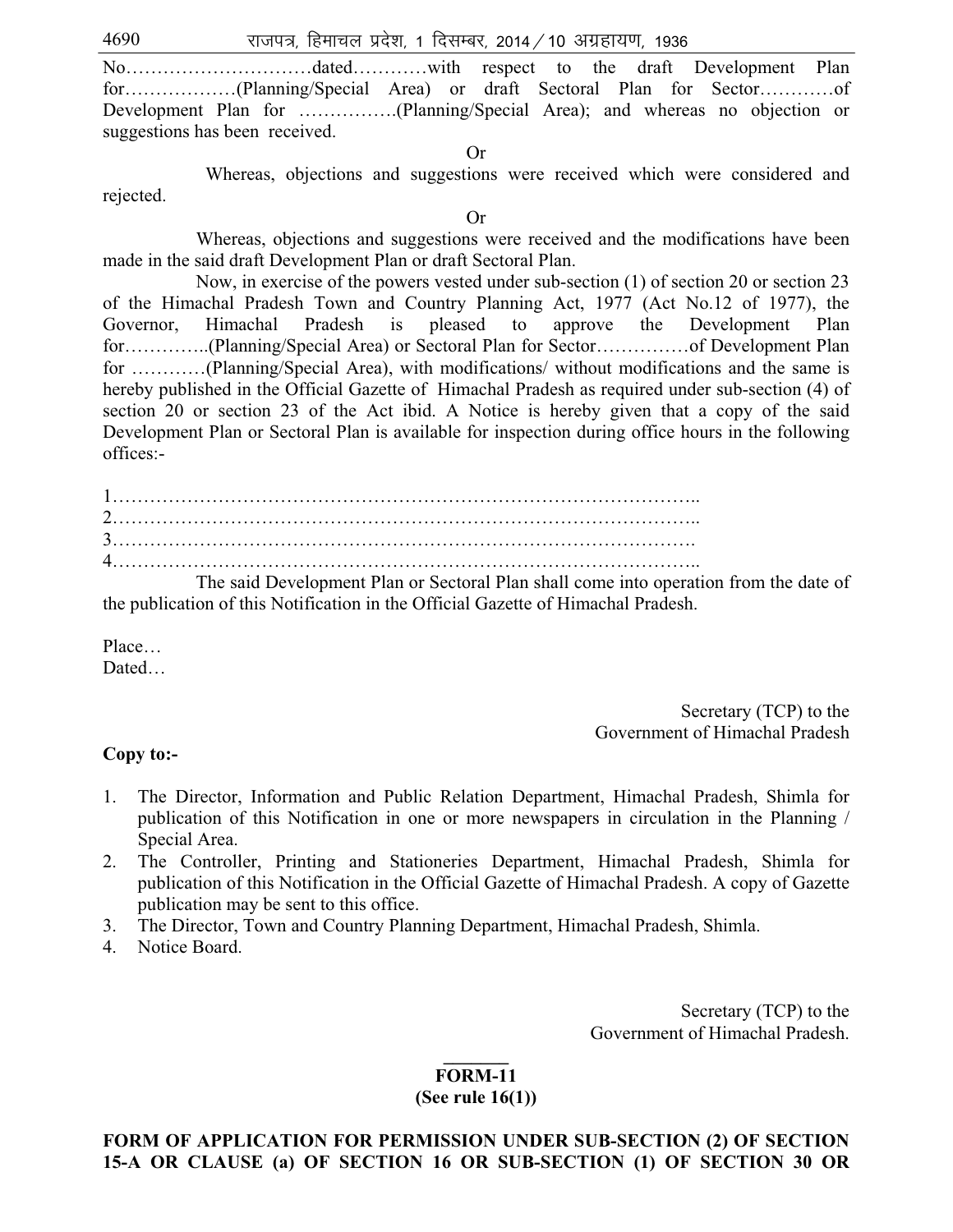No…………………………dated…………with respect to the draft Development Plan for………………(Planning/Special Area) or draft Sectoral Plan for Sector…………of Development Plan for …………….(Planning/Special Area); and whereas no objection or suggestions has been received.

Or

Whereas, objections and suggestions were received which were considered and rejected.

Or

Whereas, objections and suggestions were received and the modifications have been made in the said draft Development Plan or draft Sectoral Plan.

Now, in exercise of the powers vested under sub-section (1) of section 20 or section 23 of the Himachal Pradesh Town and Country Planning Act, 1977 (Act No.12 of 1977), the Governor, Himachal Pradesh is pleased to approve the Development Plan for…………..(Planning/Special Area) or Sectoral Plan for Sector……………of Development Plan for …………(Planning/Special Area), with modifications/ without modifications and the same is hereby published in the Official Gazette of Himachal Pradesh as required under sub-section (4) of section 20 or section 23 of the Act ibid. A Notice is hereby given that a copy of the said Development Plan or Sectoral Plan is available for inspection during office hours in the following offices:-

1………………………………………………………………………………..
2………………………………………………………………………………..
3……………………………………………………………………………….
4………………………………………………………………………………..

The said Development Plan or Sectoral Plan shall come into operation from the date of the publication of this Notification in the Official Gazette of Himachal Pradesh.

Place…
Dated…

Secretary (TCP) to the
Government of Himachal Pradesh

**Copy to:-**

1. The Director, Information and Public Relation Department, Himachal Pradesh, Shimla for publication of this Notification in one or more newspapers in circulation in the Planning / Special Area.
2. The Controller, Printing and Stationeries Department, Himachal Pradesh, Shimla for publication of this Notification in the Official Gazette of Himachal Pradesh. A copy of Gazette publication may be sent to this office.
3. The Director, Town and Country Planning Department, Himachal Pradesh, Shimla.
4. Notice Board.

Secretary (TCP) to the
Government of Himachal Pradesh.

---

**FORM-11**
**(See rule 16(1))**

**FORM OF APPLICATION FOR PERMISSION UNDER SUB-SECTION (2) OF SECTION 15-A OR CLAUSE (a) OF SECTION 16 OR SUB-SECTION (1) OF SECTION 30 OR**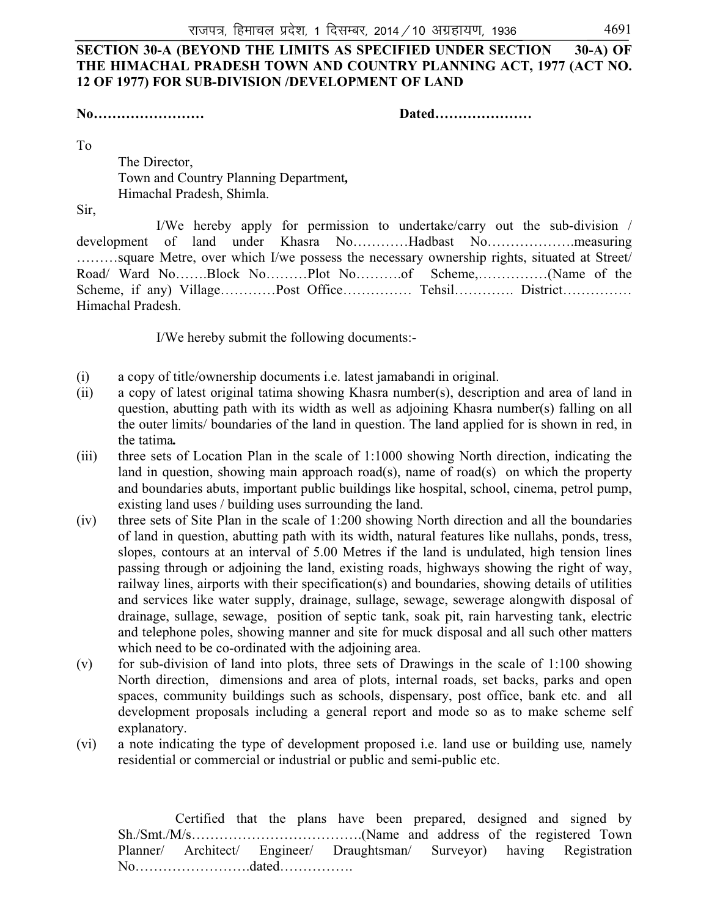**SECTION 30-A (BEYOND THE LIMITS AS SPECIFIED UNDER SECTION 30-A) OF THE HIMACHAL PRADESH TOWN AND COUNTRY PLANNING ACT, 1977 (ACT NO. 12 OF 1977) FOR SUB-DIVISION /DEVELOPMENT OF LAND**

**No……………………** **Dated…………………**

To

The Director,
Town and Country Planning Department,
Himachal Pradesh, Shimla.

Sir,

I/We hereby apply for permission to undertake/carry out the sub-division / development of land under Khasra No…………Hadbast No……………….measuring ………square Metre, over which I/we possess the necessary ownership rights, situated at Street/ Road/ Ward No…….Block No………Plot No……….of Scheme,……………(Name of the Scheme, if any) Village…………Post Office…………… Tehsil…………. District…………… Himachal Pradesh.

I/We hereby submit the following documents:-

(i) a copy of title/ownership documents i.e. latest jamabandi in original.

(ii) a copy of latest original tatima showing Khasra number(s), description and area of land in question, abutting path with its width as well as adjoining Khasra number(s) falling on all the outer limits/ boundaries of the land in question. The land applied for is shown in red, in the tatima.

(iii) three sets of Location Plan in the scale of 1:1000 showing North direction, indicating the land in question, showing main approach road(s), name of road(s) on which the property and boundaries abuts, important public buildings like hospital, school, cinema, petrol pump, existing land uses / building uses surrounding the land.

(iv) three sets of Site Plan in the scale of 1:200 showing North direction and all the boundaries of land in question, abutting path with its width, natural features like nullahs, ponds, tress, slopes, contours at an interval of 5.00 Metres if the land is undulated, high tension lines passing through or adjoining the land, existing roads, highways showing the right of way, railway lines, airports with their specification(s) and boundaries, showing details of utilities and services like water supply, drainage, sullage, sewage, sewerage alongwith disposal of drainage, sullage, sewage, position of septic tank, soak pit, rain harvesting tank, electric and telephone poles, showing manner and site for muck disposal and all such other matters which need to be co-ordinated with the adjoining area.

(v) for sub-division of land into plots, three sets of Drawings in the scale of 1:100 showing North direction, dimensions and area of plots, internal roads, set backs, parks and open spaces, community buildings such as schools, dispensary, post office, bank etc. and all development proposals including a general report and mode so as to make scheme self explanatory.

(vi) a note indicating the type of development proposed i.e. land use or building use, namely residential or commercial or industrial or public and semi-public etc.

Certified that the plans have been prepared, designed and signed by Sh./Smt./M/s……………………………….(Name and address of the registered Town Planner/ Architect/ Engineer/ Draughtsman/ Surveyor) having Registration No…………………….dated…………….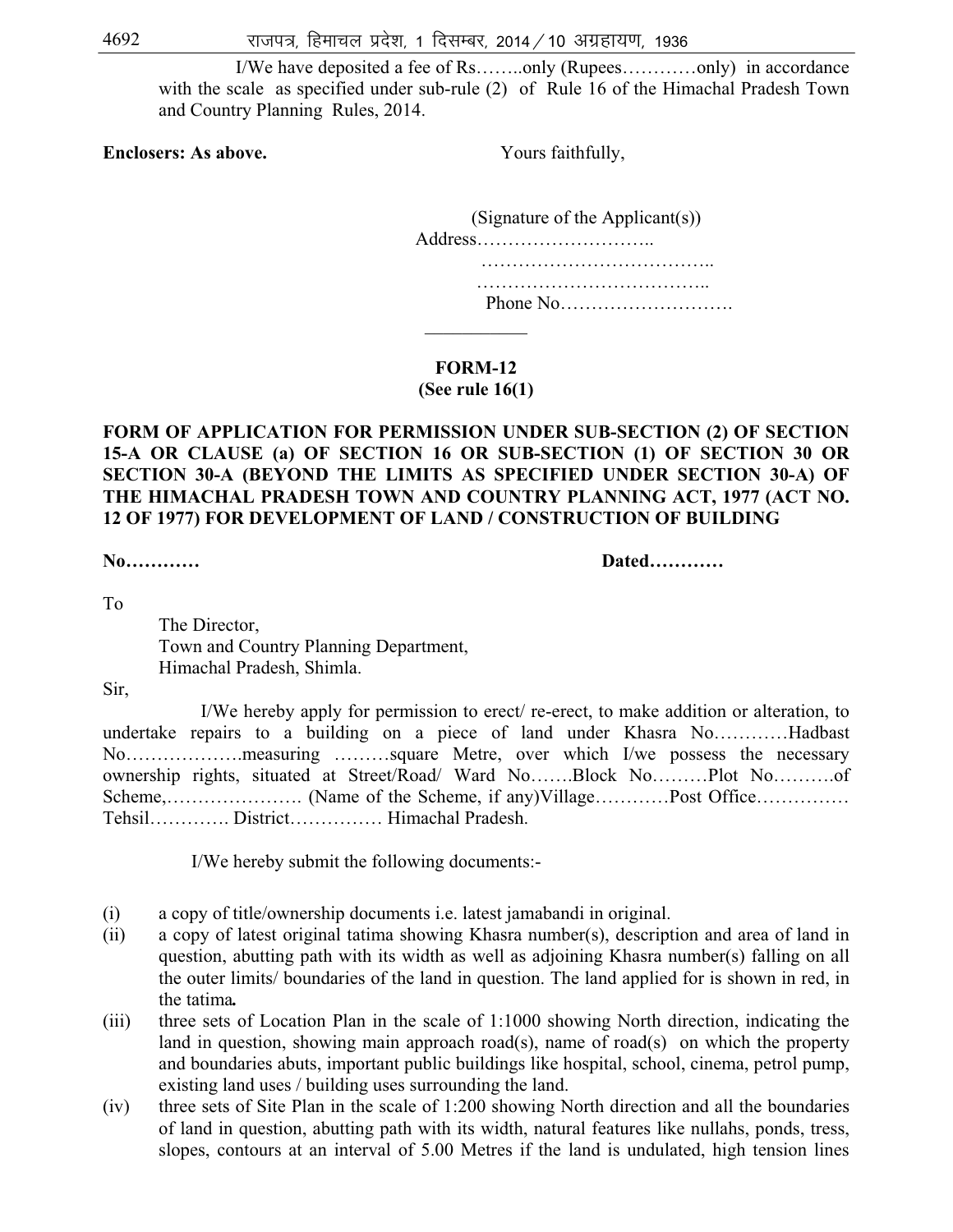I/We have deposited a fee of Rs……..only (Rupees…………only) in accordance with the scale as specified under sub-rule (2) of Rule 16 of the Himachal Pradesh Town and Country Planning Rules, 2014.

**Enclosers: As above.**

Yours faithfully,

(Signature of the Applicant(s))

Address………………………..

………………………………..

………………………………..

Phone No……………………….

---

## FORM-12
### (See rule 16(1)

**FORM OF APPLICATION FOR PERMISSION UNDER SUB-SECTION (2) OF SECTION 15-A OR CLAUSE (a) OF SECTION 16 OR SUB-SECTION (1) OF SECTION 30 OR SECTION 30-A (BEYOND THE LIMITS AS SPECIFIED UNDER SECTION 30-A) OF THE HIMACHAL PRADESH TOWN AND COUNTRY PLANNING ACT, 1977 (ACT NO. 12 OF 1977) FOR DEVELOPMENT OF LAND / CONSTRUCTION OF BUILDING**

**No…………** **Dated…………**

To

The Director,
Town and Country Planning Department,
Himachal Pradesh, Shimla.

Sir,

I/We hereby apply for permission to erect/ re-erect, to make addition or alteration, to undertake repairs to a building on a piece of land under Khasra No…………Hadbast No……………….measuring ………square Metre, over which I/we possess the necessary ownership rights, situated at Street/Road/ Ward No…….Block No………Plot No……….of Scheme,…………………. (Name of the Scheme, if any)Village…………Post Office…………… Tehsil…………. District…………… Himachal Pradesh.

I/We hereby submit the following documents:-

(i) a copy of title/ownership documents i.e. latest jamabandi in original.

(ii) a copy of latest original tatima showing Khasra number(s), description and area of land in question, abutting path with its width as well as adjoining Khasra number(s) falling on all the outer limits/ boundaries of the land in question. The land applied for is shown in red, in the tatima**.**

(iii) three sets of Location Plan in the scale of 1:1000 showing North direction, indicating the land in question, showing main approach road(s), name of road(s) on which the property and boundaries abuts, important public buildings like hospital, school, cinema, petrol pump, existing land uses / building uses surrounding the land.

(iv) three sets of Site Plan in the scale of 1:200 showing North direction and all the boundaries of land in question, abutting path with its width, natural features like nullahs, ponds, tress, slopes, contours at an interval of 5.00 Metres if the land is undulated, high tension lines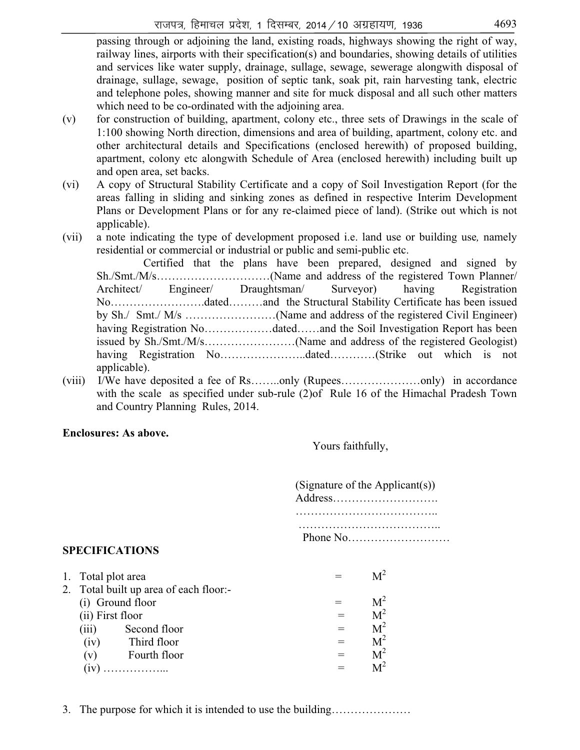passing through or adjoining the land, existing roads, highways showing the right of way, railway lines, airports with their specification(s) and boundaries, showing details of utilities and services like water supply, drainage, sullage, sewage, sewerage alongwith disposal of drainage, sullage, sewage, position of septic tank, soak pit, rain harvesting tank, electric and telephone poles, showing manner and site for muck disposal and all such other matters which need to be co-ordinated with the adjoining area.

(v) for construction of building, apartment, colony etc., three sets of Drawings in the scale of 1:100 showing North direction, dimensions and area of building, apartment, colony etc. and other architectural details and Specifications (enclosed herewith) of proposed building, apartment, colony etc alongwith Schedule of Area (enclosed herewith) including built up and open area, set backs.

(vi) A copy of Structural Stability Certificate and a copy of Soil Investigation Report (for the areas falling in sliding and sinking zones as defined in respective Interim Development Plans or Development Plans or for any re-claimed piece of land). (Strike out which is not applicable).

(vii) a note indicating the type of development proposed i.e. land use or building use, namely residential or commercial or industrial or public and semi-public etc.

Certified that the plans have been prepared, designed and signed by Sh./Smt./M/s…………………………(Name and address of the registered Town Planner/ Architect/ Engineer/ Draughtsman/ Surveyor) having Registration No…………………….dated………and the Structural Stability Certificate has been issued by Sh./ Smt./ M/s ……………………(Name and address of the registered Civil Engineer) having Registration No………………dated……and the Soil Investigation Report has been issued by Sh./Smt./M/s……………………(Name and address of the registered Geologist) having Registration No…………………..dated…………(Strike out which is not applicable).

(viii) I/We have deposited a fee of Rs……..only (Rupees…………………only) in accordance with the scale as specified under sub-rule (2)of Rule 16 of the Himachal Pradesh Town and Country Planning Rules, 2014.

**Enclosures: As above.**

Yours faithfully,

(Signature of the Applicant(s))
Address……………………….
………………………………..
………………………………..
Phone No………………………

**SPECIFICATIONS**

1. Total plot area = $M^2$
2. Total built up area of each floor:-
   - (i) Ground floor = $M^2$
   - (ii) First floor = $M^2$
   - (iii) Second floor = $M^2$
   - (iv) Third floor = $M^2$
   - (v) Fourth floor = $M^2$
   - (iv) …………….. = $M^2$
3. The purpose for which it is intended to use the building…………………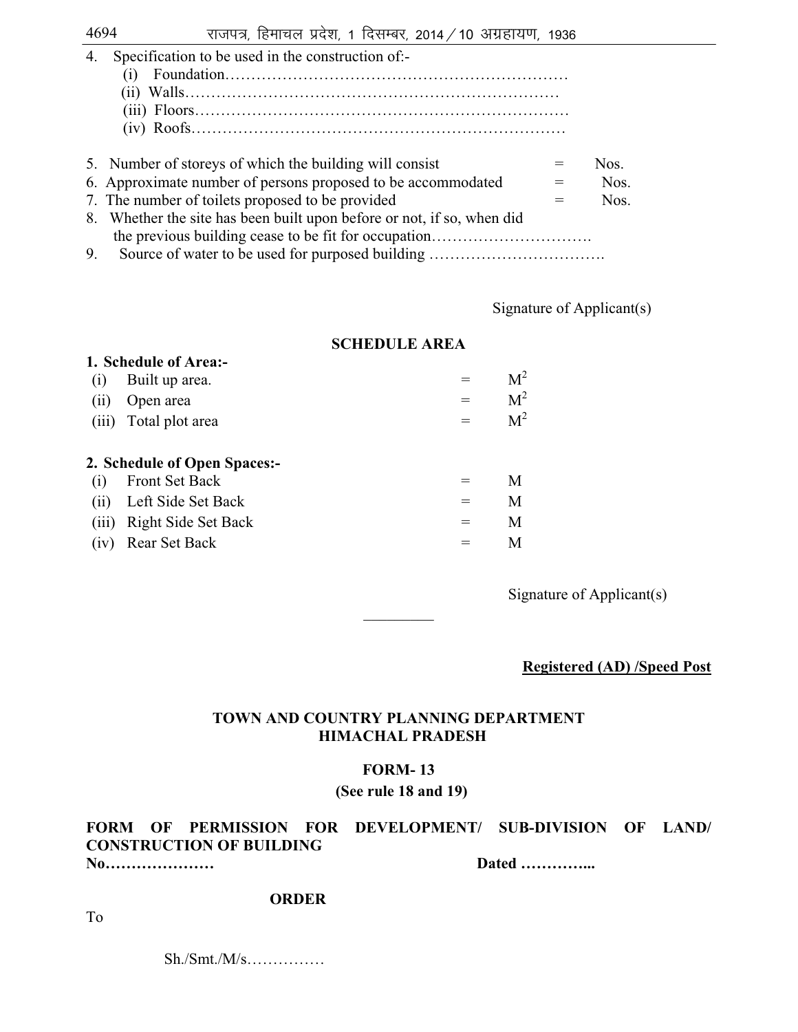4. Specification to be used in the construction of:-
   (i) Foundation…………………………………………………………
   (ii) Walls………………………………………………………………
   (iii) Floors……………………………………………………………
   (iv) Roofs……………………………………………………………

5. Number of storeys of which the building will consist = Nos.
6. Approximate number of persons proposed to be accommodated = Nos.
7. The number of toilets proposed to be provided = Nos.
8. Whether the site has been built upon before or not, if so, when did the previous building cease to be fit for occupation………………………….
9. Source of water to be used for purposed building …………………………….

Signature of Applicant(s)

**SCHEDULE AREA**

**1. Schedule of Area:-**

| | | | |
|---|---|---|---|
| (i) | Built up area. | = | $M^2$ |
| (ii) | Open area | = | $M^2$ |
| (iii) | Total plot area | = | $M^2$ |

**2. Schedule of Open Spaces:-**

| | | | |
|---|---|---|---|
| (i) | Front Set Back | = | M |
| (ii) | Left Side Set Back | = | M |
| (iii) | Right Side Set Back | = | M |
| (iv) | Rear Set Back | = | M |

Signature of Applicant(s)

---

**Registered (AD) /Speed Post**

**TOWN AND COUNTRY PLANNING DEPARTMENT**
**HIMACHAL PRADESH**

**FORM- 13**
**(See rule 18 and 19)**

**FORM OF PERMISSION FOR DEVELOPMENT/ SUB-DIVISION OF LAND/ CONSTRUCTION OF BUILDING**

**No…………………** **Dated …………..**

**ORDER**

To

Sh./Smt./M/s……………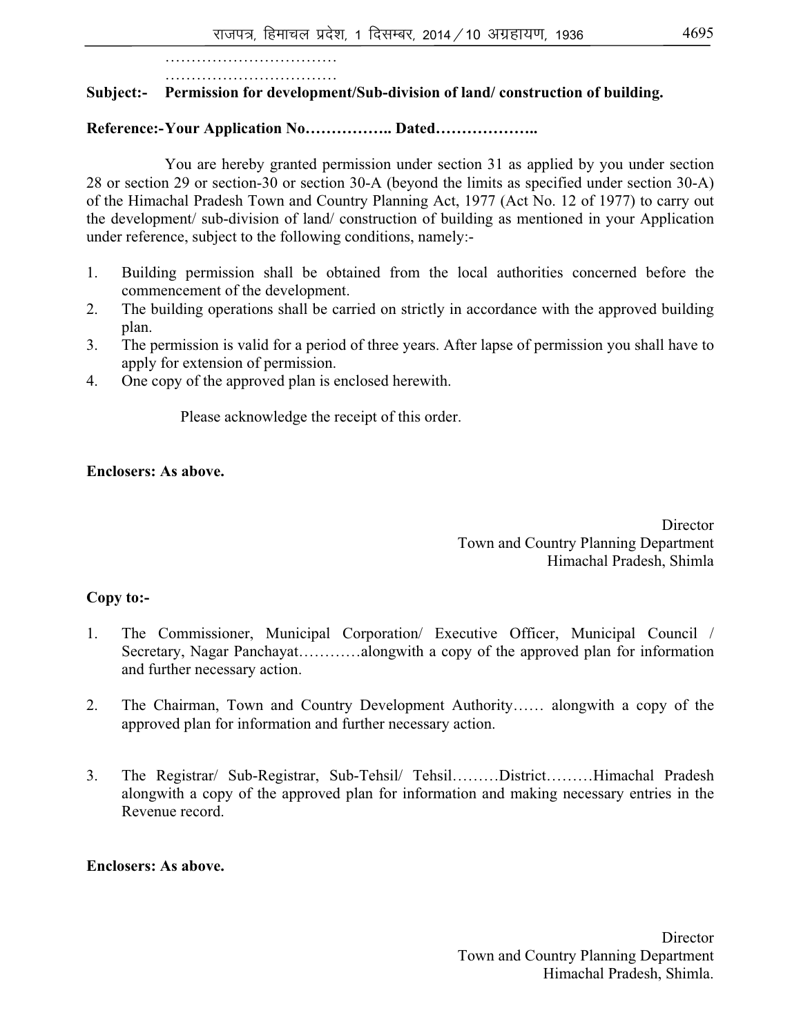……………………………

……………………………

**Subject:- Permission for development/Sub-division of land/ construction of building.**

**Reference:-Your Application No…………….. Dated………………..**

You are hereby granted permission under section 31 as applied by you under section 28 or section 29 or section-30 or section 30-A (beyond the limits as specified under section 30-A) of the Himachal Pradesh Town and Country Planning Act, 1977 (Act No. 12 of 1977) to carry out the development/ sub-division of land/ construction of building as mentioned in your Application under reference, subject to the following conditions, namely:-

1. Building permission shall be obtained from the local authorities concerned before the commencement of the development.
2. The building operations shall be carried on strictly in accordance with the approved building plan.
3. The permission is valid for a period of three years. After lapse of permission you shall have to apply for extension of permission.
4. One copy of the approved plan is enclosed herewith.

Please acknowledge the receipt of this order.

**Enclosers: As above.**

Director
Town and Country Planning Department
Himachal Pradesh, Shimla

**Copy to:-**

1. The Commissioner, Municipal Corporation/ Executive Officer, Municipal Council / Secretary, Nagar Panchayat…………alongwith a copy of the approved plan for information and further necessary action.

2. The Chairman, Town and Country Development Authority…… alongwith a copy of the approved plan for information and further necessary action.

3. The Registrar/ Sub-Registrar, Sub-Tehsil/ Tehsil………District………Himachal Pradesh alongwith a copy of the approved plan for information and making necessary entries in the Revenue record.

**Enclosers: As above.**

Director
Town and Country Planning Department
Himachal Pradesh, Shimla.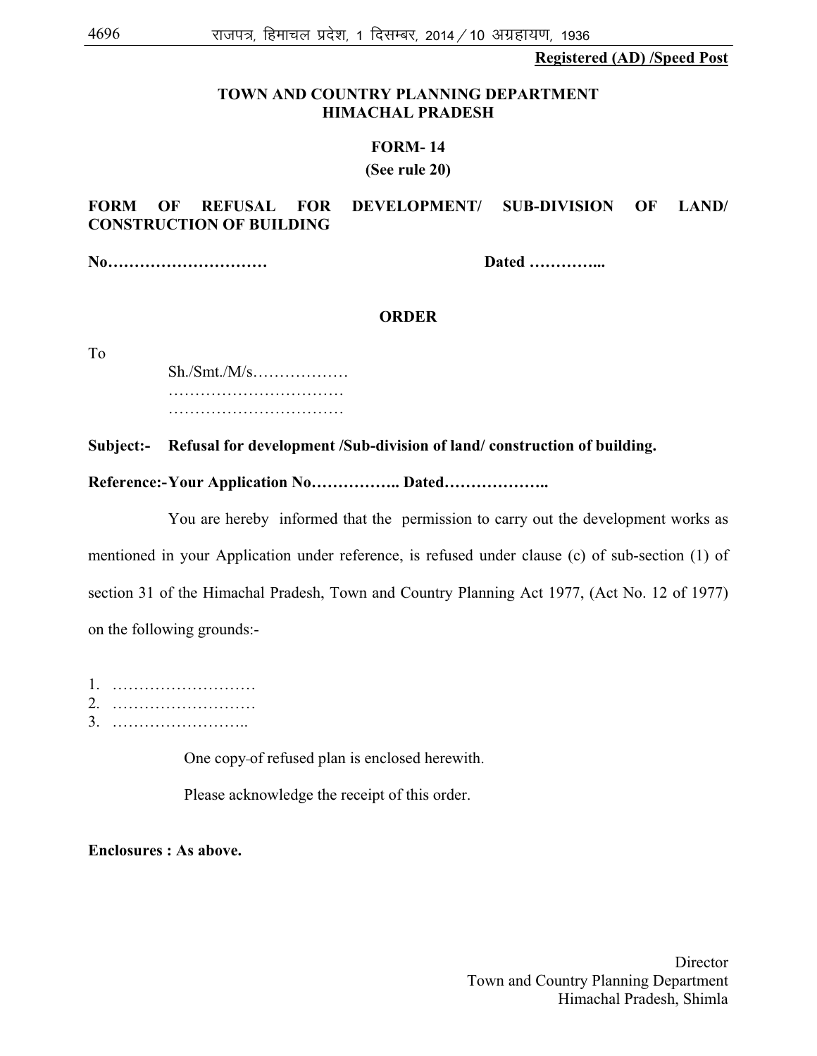**Registered (AD) /Speed Post**

**TOWN AND COUNTRY PLANNING DEPARTMENT**
**HIMACHAL PRADESH**

**FORM- 14**

**(See rule 20)**

**FORM OF REFUSAL FOR DEVELOPMENT/ SUB-DIVISION OF LAND/ CONSTRUCTION OF BUILDING**

**No…………………………** **Dated …………...**

**ORDER**

To

Sh./Smt./M/s………………
……………………………
……………………………

**Subject:- Refusal for development /Sub-division of land/ construction of building.**

**Reference:-Your Application No…………….. Dated………………..**

You are hereby informed that the permission to carry out the development works as mentioned in your Application under reference, is refused under clause (c) of sub-section (1) of section 31 of the Himachal Pradesh, Town and Country Planning Act 1977, (Act No. 12 of 1977) on the following grounds:-

1. ………………………
2. ………………………
3. ……………………..

One copy of refused plan is enclosed herewith.

Please acknowledge the receipt of this order.

**Enclosures : As above.**

Director
Town and Country Planning Department
Himachal Pradesh, Shimla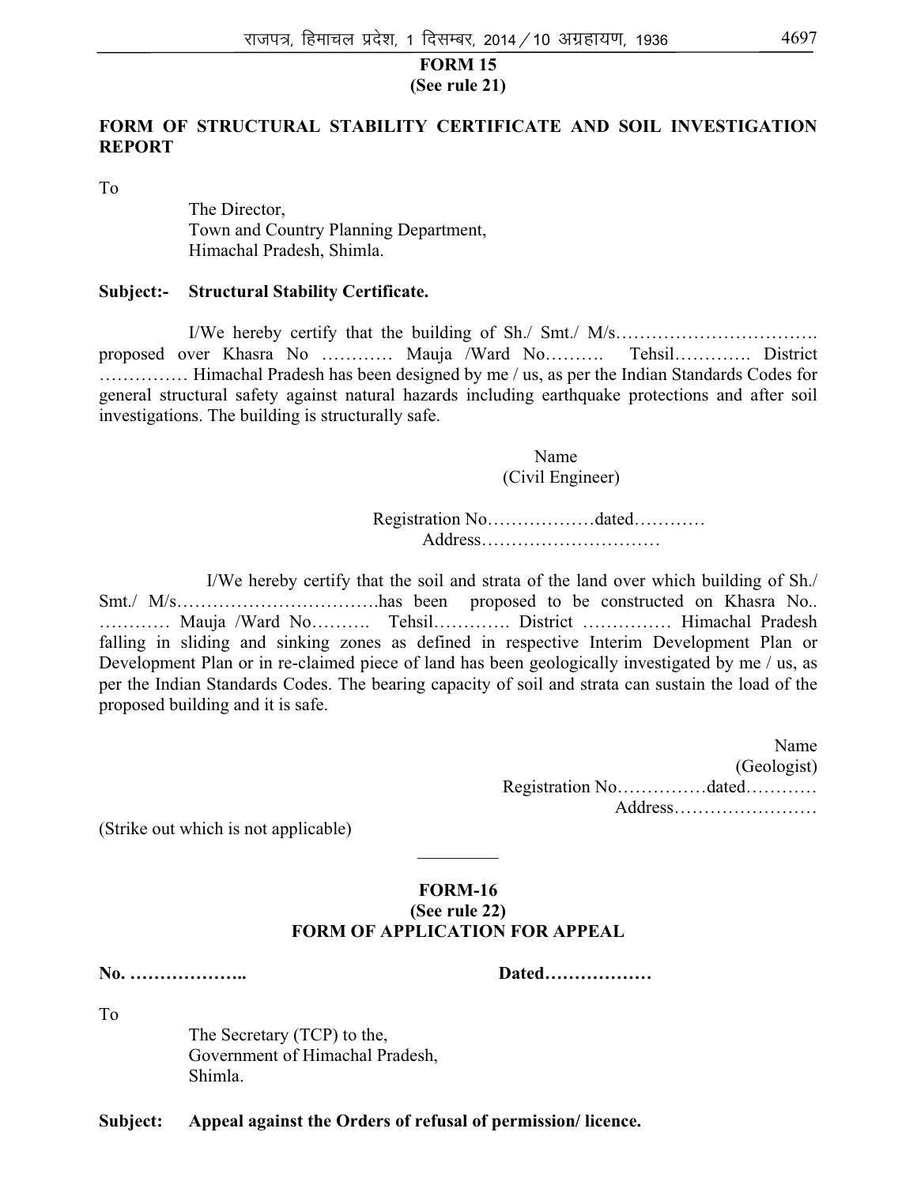**FORM 15**
**(See rule 21)**

**FORM OF STRUCTURAL STABILITY CERTIFICATE AND SOIL INVESTIGATION REPORT**

To

The Director,
Town and Country Planning Department,
Himachal Pradesh, Shimla.

**Subject:- Structural Stability Certificate.**

I/We hereby certify that the building of Sh./ Smt./ M/s……………………………. proposed over Khasra No ………… Mauja /Ward No………. Tehsil…………. District …………… Himachal Pradesh has been designed by me / us, as per the Indian Standards Codes for general structural safety against natural hazards including earthquake protections and after soil investigations. The building is structurally safe.

Name
(Civil Engineer)

Registration No………………dated…………
Address…………………………

I/We hereby certify that the soil and strata of the land over which building of Sh./ Smt./ M/s…………………………….has been proposed to be constructed on Khasra No.. ………… Mauja /Ward No………. Tehsil…………. District …………… Himachal Pradesh falling in sliding and sinking zones as defined in respective Interim Development Plan or Development Plan or in re-claimed piece of land has been geologically investigated by me / us, as per the Indian Standards Codes. The bearing capacity of soil and strata can sustain the load of the proposed building and it is safe.

Name
(Geologist)
Registration No……………dated…………
Address……………………

(Strike out which is not applicable)

---

**FORM-16**
**(See rule 22)**
**FORM OF APPLICATION FOR APPEAL**

**No. ………………..** **Dated………………**

To

The Secretary (TCP) to the,
Government of Himachal Pradesh,
Shimla.

**Subject: Appeal against the Orders of refusal of permission/ licence.**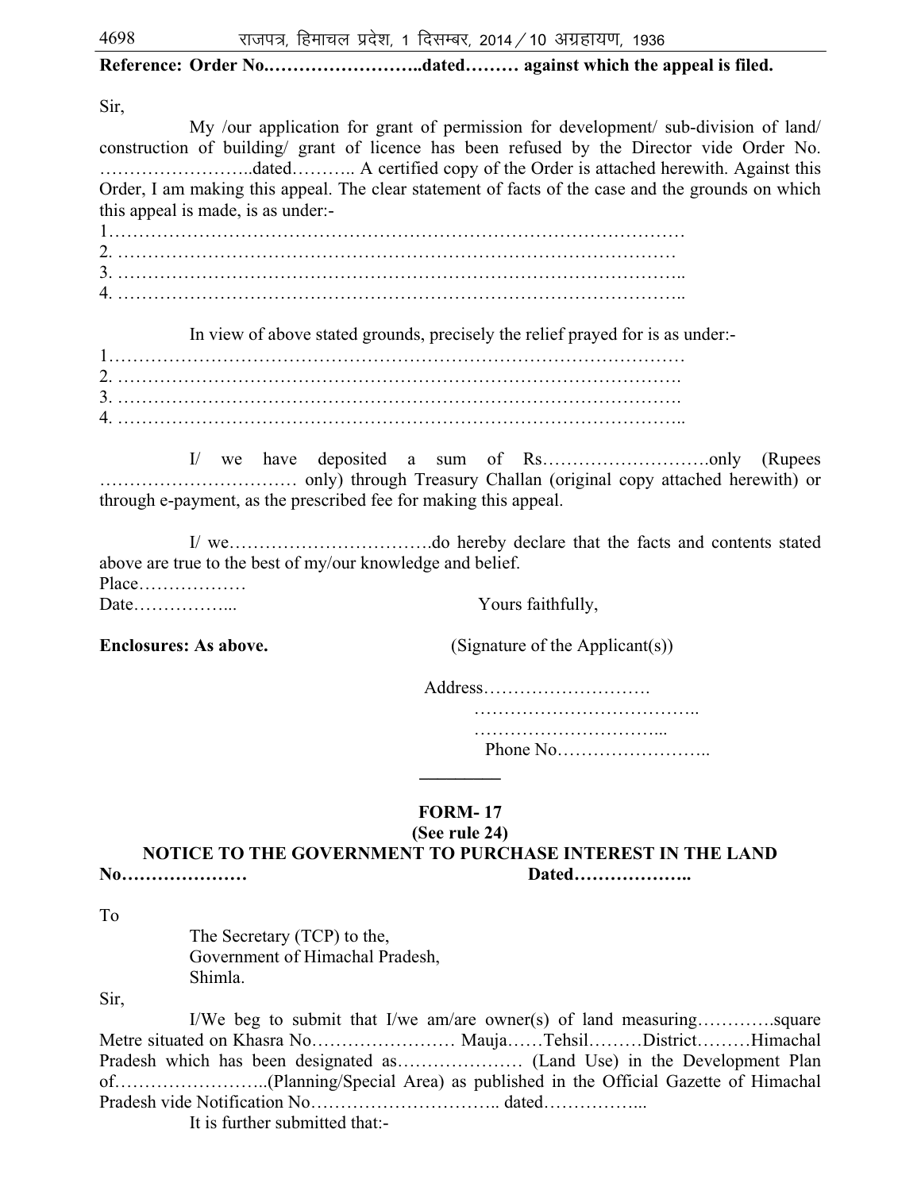**Reference: Order No.……………………..dated……… against which the appeal is filed.**

Sir,

My /our application for grant of permission for development/ sub-division of land/ construction of building/ grant of licence has been refused by the Director vide Order No. ……………………..dated……….. A certified copy of the Order is attached herewith. Against this Order, I am making this appeal. The clear statement of facts of the case and the grounds on which this appeal is made, is as under:-

1………………………………………………………………………………………
2. ……………………………………………………………………………………
3. ……………………………………………………………………………………..
4. ……………………………………………………………………………………..

In view of above stated grounds, precisely the relief prayed for is as under:-

1………………………………………………………………………………………
2. …………………………………………………………………………………….
3. …………………………………………………………………………………….
4. ……………………………………………………………………………………..

I/ we have deposited a sum of Rs……………………….only (Rupees …………………………… only) through Treasury Challan (original copy attached herewith) or through e-payment, as the prescribed fee for making this appeal.

I/ we……………………………do hereby declare that the facts and contents stated above are true to the best of my/our knowledge and belief.

Place………………

Date……………...

Yours faithfully,

**Enclosures: As above.**

(Signature of the Applicant(s))

Address……………………….
………………………………..
…………………………...
Phone No……………………..

---

## FORM- 17
**(See rule 24)**
### NOTICE TO THE GOVERNMENT TO PURCHASE INTEREST IN THE LAND

**No…………………** **Dated………………..**

To

The Secretary (TCP) to the,
Government of Himachal Pradesh,
Shimla.

Sir,

I/We beg to submit that I/we am/are owner(s) of land measuring………….square Metre situated on Khasra No…………………… Mauja……Tehsil………District………Himachal Pradesh which has been designated as………………… (Land Use) in the Development Plan of……………………..(Planning/Special Area) as published in the Official Gazette of Himachal Pradesh vide Notification No………………………….. dated……………...

It is further submitted that:-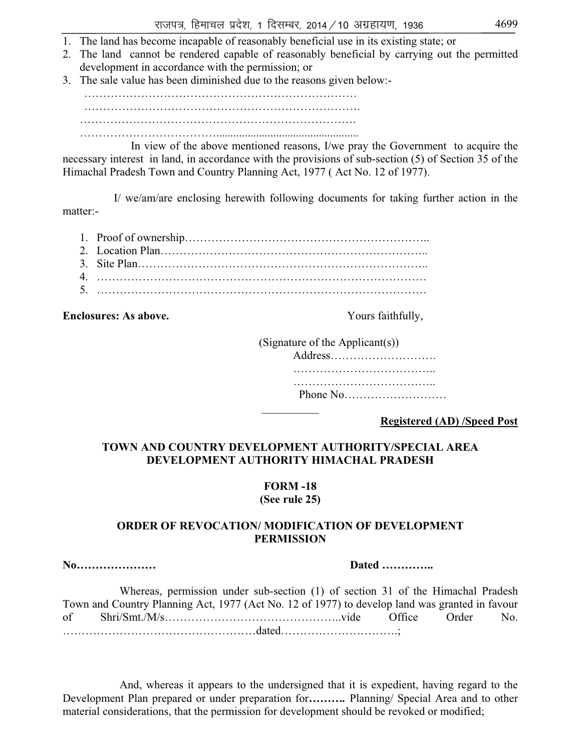1. The land has become incapable of reasonably beneficial use in its existing state; or
2. The land cannot be rendered capable of reasonably beneficial by carrying out the permitted development in accordance with the permission; or
3. The sale value has been diminished due to the reasons given below:-

   ………………………………………………………………
   ……………………………………………………………….
   ……………………………………………………………….
   ……………………………….................................................

In view of the above mentioned reasons, I/we pray the Government to acquire the necessary interest in land, in accordance with the provisions of sub-section (5) of Section 35 of the Himachal Pradesh Town and Country Planning Act, 1977 ( Act No. 12 of 1977).

I/ we/am/are enclosing herewith following documents for taking further action in the matter:-

1. Proof of ownership……………………………………………………..
2. Location Plan…………………………………………………………..
3. Site Plan………………………………………………………………..
4. ……………………………………………………………………………
5. ……………………………………………………………………………

**Enclosures: As above.**

Yours faithfully,

(Signature of the Applicant(s))
Address……………………….
………………………………..
………………………………..
Phone No………………………

__________

**Registered (AD) /Speed Post**

**TOWN AND COUNTRY DEVELOPMENT AUTHORITY/SPECIAL AREA DEVELOPMENT AUTHORITY HIMACHAL PRADESH**

**FORM -18**
**(See rule 25)**

**ORDER OF REVOCATION/ MODIFICATION OF DEVELOPMENT PERMISSION**

**No…………………** **Dated …………..**

Whereas, permission under sub-section (1) of section 31 of the Himachal Pradesh Town and Country Planning Act, 1977 (Act No. 12 of 1977) to develop land was granted in favour of Shri/Smt./M/s………………………………………..vide Office Order No. ……………………………………………dated…………………………;

And, whereas it appears to the undersigned that it is expedient, having regard to the Development Plan prepared or under preparation for**……….** Planning/ Special Area and to other material considerations, that the permission for development should be revoked or modified;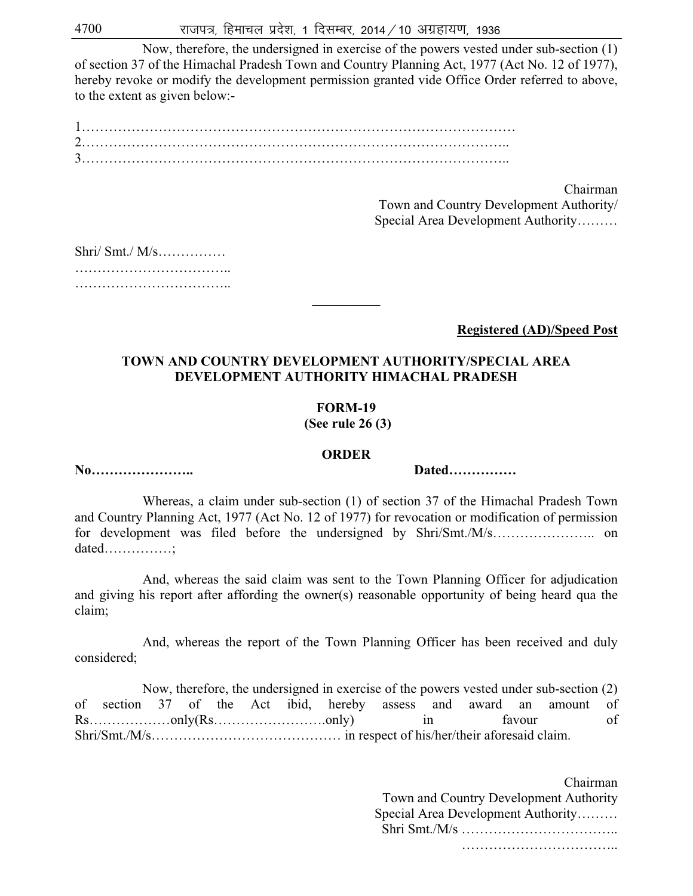Now, therefore, the undersigned in exercise of the powers vested under sub-section (1) of section 37 of the Himachal Pradesh Town and Country Planning Act, 1977 (Act No. 12 of 1977), hereby revoke or modify the development permission granted vide Office Order referred to above, to the extent as given below:-

1…………………………………………………………………………………
2……………………………………………………………………………..
3……………………………………………………………………………..

Chairman
Town and Country Development Authority/
Special Area Development Authority………

Shri/ Smt./ M/s……………
……………………………..
……………………………..

---

**Registered (AD)/Speed Post**

**TOWN AND COUNTRY DEVELOPMENT AUTHORITY/SPECIAL AREA DEVELOPMENT AUTHORITY HIMACHAL PRADESH**

**FORM-19**
**(See rule 26 (3)**

**ORDER**

**No…………………..** **Dated……………**

Whereas, a claim under sub-section (1) of section 37 of the Himachal Pradesh Town and Country Planning Act, 1977 (Act No. 12 of 1977) for revocation or modification of permission for development was filed before the undersigned by Shri/Smt./M/s………………….. on dated……………;

And, whereas the said claim was sent to the Town Planning Officer for adjudication and giving his report after affording the owner(s) reasonable opportunity of being heard qua the claim;

And, whereas the report of the Town Planning Officer has been received and duly considered;

Now, therefore, the undersigned in exercise of the powers vested under sub-section (2) of section 37 of the Act ibid, hereby assess and award an amount of Rs………………only(Rs…………………….only) in favour of Shri/Smt./M/s…………………………………… in respect of his/her/their aforesaid claim.

Chairman
Town and Country Development Authority
Special Area Development Authority………
Shri Smt./M/s ……………………………..
……………………………..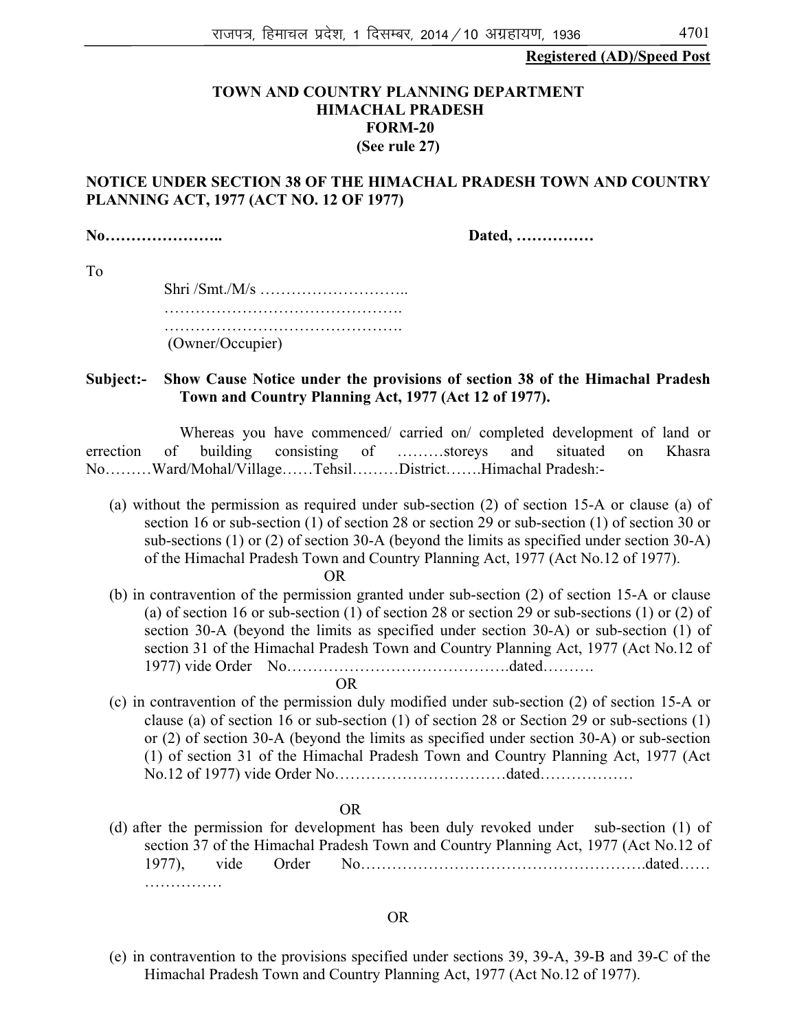**Registered (AD)/Speed Post**

**TOWN AND COUNTRY PLANNING DEPARTMENT**
**HIMACHAL PRADESH**
**FORM-20**
**(See rule 27)**

**NOTICE UNDER SECTION 38 OF THE HIMACHAL PRADESH TOWN AND COUNTRY PLANNING ACT, 1977 (ACT NO. 12 OF 1977)**

**No…………………..** **Dated, ……………**

To

Shri /Smt./M/s ………………………..
……………………………………….
……………………………………….
(Owner/Occupier)

**Subject:- Show Cause Notice under the provisions of section 38 of the Himachal Pradesh Town and Country Planning Act, 1977 (Act 12 of 1977).**

Whereas you have commenced/ carried on/ completed development of land or errection of building consisting of ………storeys and situated on Khasra No………Ward/Mohal/Village……Tehsil………District…….Himachal Pradesh:-

(a) without the permission as required under sub-section (2) of section 15-A or clause (a) of section 16 or sub-section (1) of section 28 or section 29 or sub-section (1) of section 30 or sub-sections (1) or (2) of section 30-A (beyond the limits as specified under section 30-A) of the Himachal Pradesh Town and Country Planning Act, 1977 (Act No.12 of 1977).

OR

(b) in contravention of the permission granted under sub-section (2) of section 15-A or clause (a) of section 16 or sub-section (1) of section 28 or section 29 or sub-sections (1) or (2) of section 30-A (beyond the limits as specified under section 30-A) or sub-section (1) of section 31 of the Himachal Pradesh Town and Country Planning Act, 1977 (Act No.12 of 1977) vide Order No…………………………………….dated……….

OR

(c) in contravention of the permission duly modified under sub-section (2) of section 15-A or clause (a) of section 16 or sub-section (1) of section 28 or Section 29 or sub-sections (1) or (2) of section 30-A (beyond the limits as specified under section 30-A) or sub-section (1) of section 31 of the Himachal Pradesh Town and Country Planning Act, 1977 (Act No.12 of 1977) vide Order No……………………………dated………………

OR

(d) after the permission for development has been duly revoked under sub-section (1) of section 37 of the Himachal Pradesh Town and Country Planning Act, 1977 (Act No.12 of 1977), vide Order No…………………………………………….dated…… ……………

OR

(e) in contravention to the provisions specified under sections 39, 39-A, 39-B and 39-C of the Himachal Pradesh Town and Country Planning Act, 1977 (Act No.12 of 1977).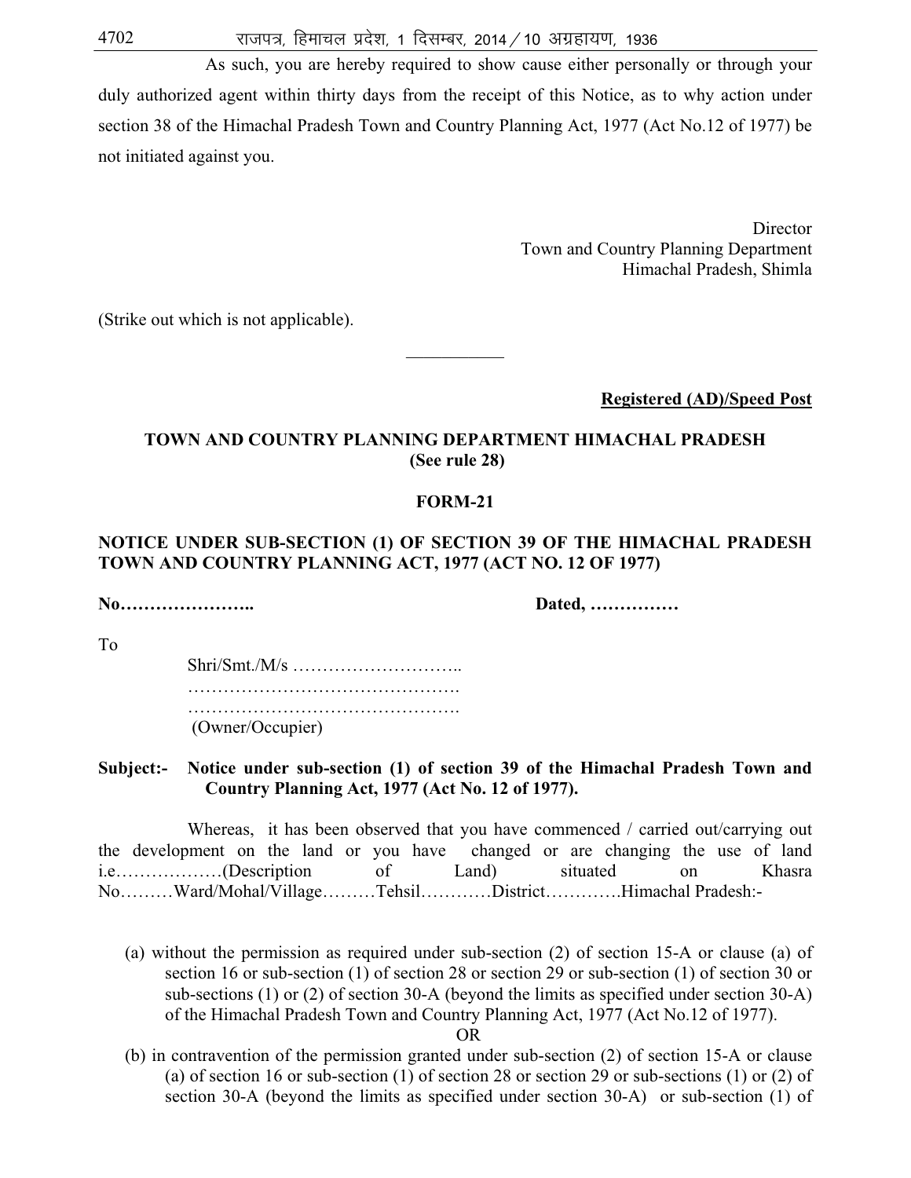As such, you are hereby required to show cause either personally or through your duly authorized agent within thirty days from the receipt of this Notice, as to why action under section 38 of the Himachal Pradesh Town and Country Planning Act, 1977 (Act No.12 of 1977) be not initiated against you.

Director
Town and Country Planning Department
Himachal Pradesh, Shimla

(Strike out which is not applicable).

---

**Registered (AD)/Speed Post**

**TOWN AND COUNTRY PLANNING DEPARTMENT HIMACHAL PRADESH**
**(See rule 28)**

**FORM-21**

**NOTICE UNDER SUB-SECTION (1) OF SECTION 39 OF THE HIMACHAL PRADESH TOWN AND COUNTRY PLANNING ACT, 1977 (ACT NO. 12 OF 1977)**

**No…………………..** **Dated, ……………**

To

Shri/Smt./M/s ………………………..
……………………………………….
……………………………………….
(Owner/Occupier)

**Subject:- Notice under sub-section (1) of section 39 of the Himachal Pradesh Town and Country Planning Act, 1977 (Act No. 12 of 1977).**

Whereas, it has been observed that you have commenced / carried out/carrying out the development on the land or you have changed or are changing the use of land i.e………………(Description of Land) situated on Khasra No………Ward/Mohal/Village………Tehsil…………District………….Himachal Pradesh:-

(a) without the permission as required under sub-section (2) of section 15-A or clause (a) of section 16 or sub-section (1) of section 28 or section 29 or sub-section (1) of section 30 or sub-sections (1) or (2) of section 30-A (beyond the limits as specified under section 30-A) of the Himachal Pradesh Town and Country Planning Act, 1977 (Act No.12 of 1977).

OR

(b) in contravention of the permission granted under sub-section (2) of section 15-A or clause (a) of section 16 or sub-section (1) of section 28 or section 29 or sub-sections (1) or (2) of section 30-A (beyond the limits as specified under section 30-A) or sub-section (1) of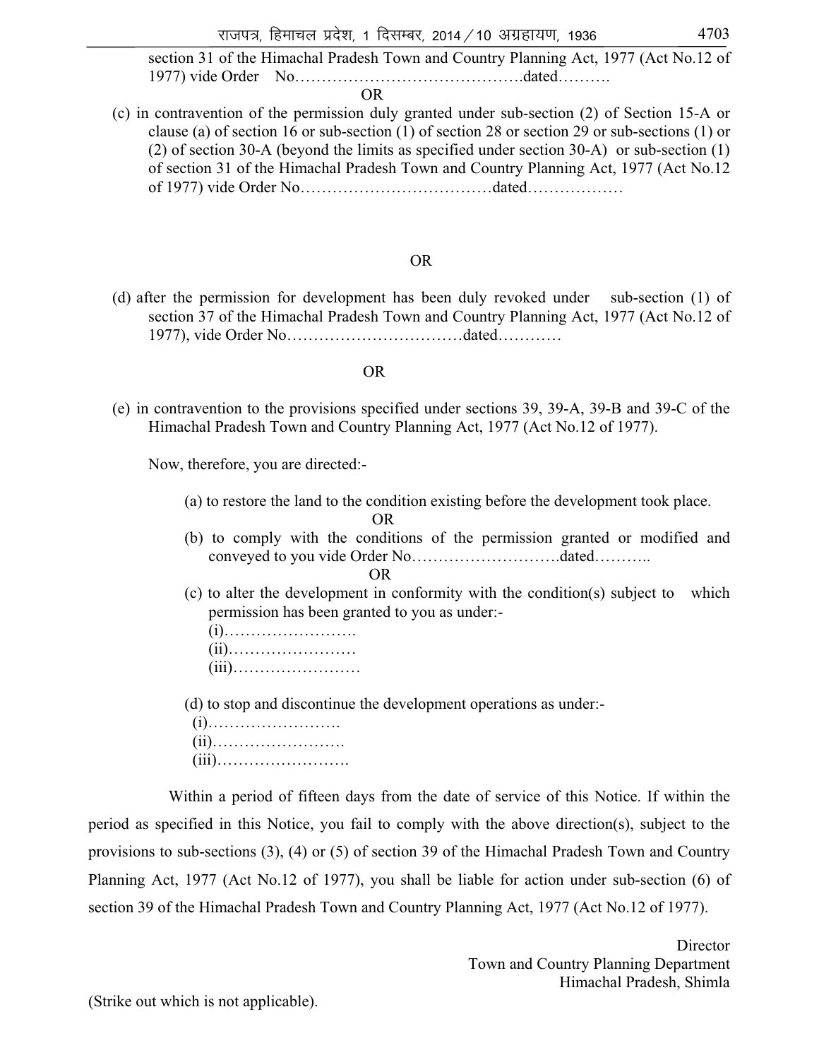section 31 of the Himachal Pradesh Town and Country Planning Act, 1977 (Act No.12 of 1977) vide Order No…………………………………….dated……….

OR

(c) in contravention of the permission duly granted under sub-section (2) of Section 15-A or clause (a) of section 16 or sub-section (1) of section 28 or section 29 or sub-sections (1) or (2) of section 30-A (beyond the limits as specified under section 30-A) or sub-section (1) of section 31 of the Himachal Pradesh Town and Country Planning Act, 1977 (Act No.12 of 1977) vide Order No………………………………dated………………

OR

(d) after the permission for development has been duly revoked under sub-section (1) of section 37 of the Himachal Pradesh Town and Country Planning Act, 1977 (Act No.12 of 1977), vide Order No……………………………dated…………

OR

(e) in contravention to the provisions specified under sections 39, 39-A, 39-B and 39-C of the Himachal Pradesh Town and Country Planning Act, 1977 (Act No.12 of 1977).

Now, therefore, you are directed:-

(a) to restore the land to the condition existing before the development took place.

OR

(b) to comply with the conditions of the permission granted or modified and conveyed to you vide Order No……………………….dated………..

OR

(c) to alter the development in conformity with the condition(s) subject to which permission has been granted to you as under:-

(i)……………………..
(ii)……………………
(iii)……………………

(d) to stop and discontinue the development operations as under:-

(i)…………………….
(ii)…………………….
(iii)…………………….

Within a period of fifteen days from the date of service of this Notice. If within the period as specified in this Notice, you fail to comply with the above direction(s), subject to the provisions to sub-sections (3), (4) or (5) of section 39 of the Himachal Pradesh Town and Country Planning Act, 1977 (Act No.12 of 1977), you shall be liable for action under sub-section (6) of section 39 of the Himachal Pradesh Town and Country Planning Act, 1977 (Act No.12 of 1977).

Director
Town and Country Planning Department
Himachal Pradesh, Shimla

(Strike out which is not applicable).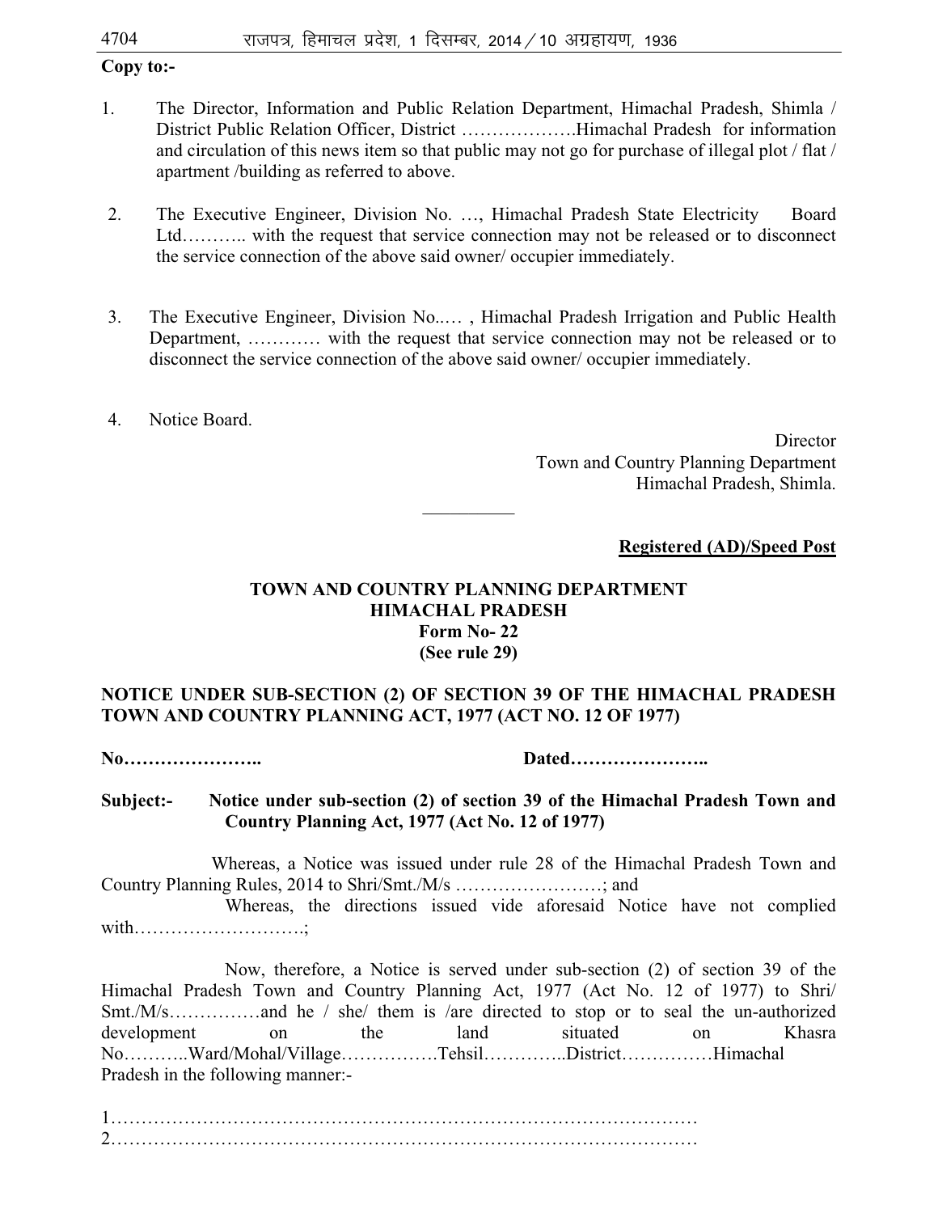**Copy to:-**

1. The Director, Information and Public Relation Department, Himachal Pradesh, Shimla / District Public Relation Officer, District ……………….Himachal Pradesh for information and circulation of this news item so that public may not go for purchase of illegal plot / flat / apartment /building as referred to above.

2. The Executive Engineer, Division No. …, Himachal Pradesh State Electricity Board Ltd……….. with the request that service connection may not be released or to disconnect the service connection of the above said owner/ occupier immediately.

3. The Executive Engineer, Division No..… , Himachal Pradesh Irrigation and Public Health Department, ………… with the request that service connection may not be released or to disconnect the service connection of the above said owner/ occupier immediately.

4. Notice Board.

Director
Town and Country Planning Department
Himachal Pradesh, Shimla.

---

**Registered (AD)/Speed Post**

**TOWN AND COUNTRY PLANNING DEPARTMENT**
**HIMACHAL PRADESH**
**Form No- 22**
**(See rule 29)**

**NOTICE UNDER SUB-SECTION (2) OF SECTION 39 OF THE HIMACHAL PRADESH TOWN AND COUNTRY PLANNING ACT, 1977 (ACT NO. 12 OF 1977)**

**No…………………..** **Dated…………………..**

**Subject:- Notice under sub-section (2) of section 39 of the Himachal Pradesh Town and Country Planning Act, 1977 (Act No. 12 of 1977)**

Whereas, a Notice was issued under rule 28 of the Himachal Pradesh Town and Country Planning Rules, 2014 to Shri/Smt./M/s ……………………; and

Whereas, the directions issued vide aforesaid Notice have not complied with……………………….;

Now, therefore, a Notice is served under sub-section (2) of section 39 of the Himachal Pradesh Town and Country Planning Act, 1977 (Act No. 12 of 1977) to Shri/ Smt./M/s……………and he / she/ them is /are directed to stop or to seal the un-authorized development on the land situated on Khasra No………..Ward/Mohal/Village…………….Tehsil…………..District……………Himachal Pradesh in the following manner:-

1……………………………………………………………………………………
2……………………………………………………………………………………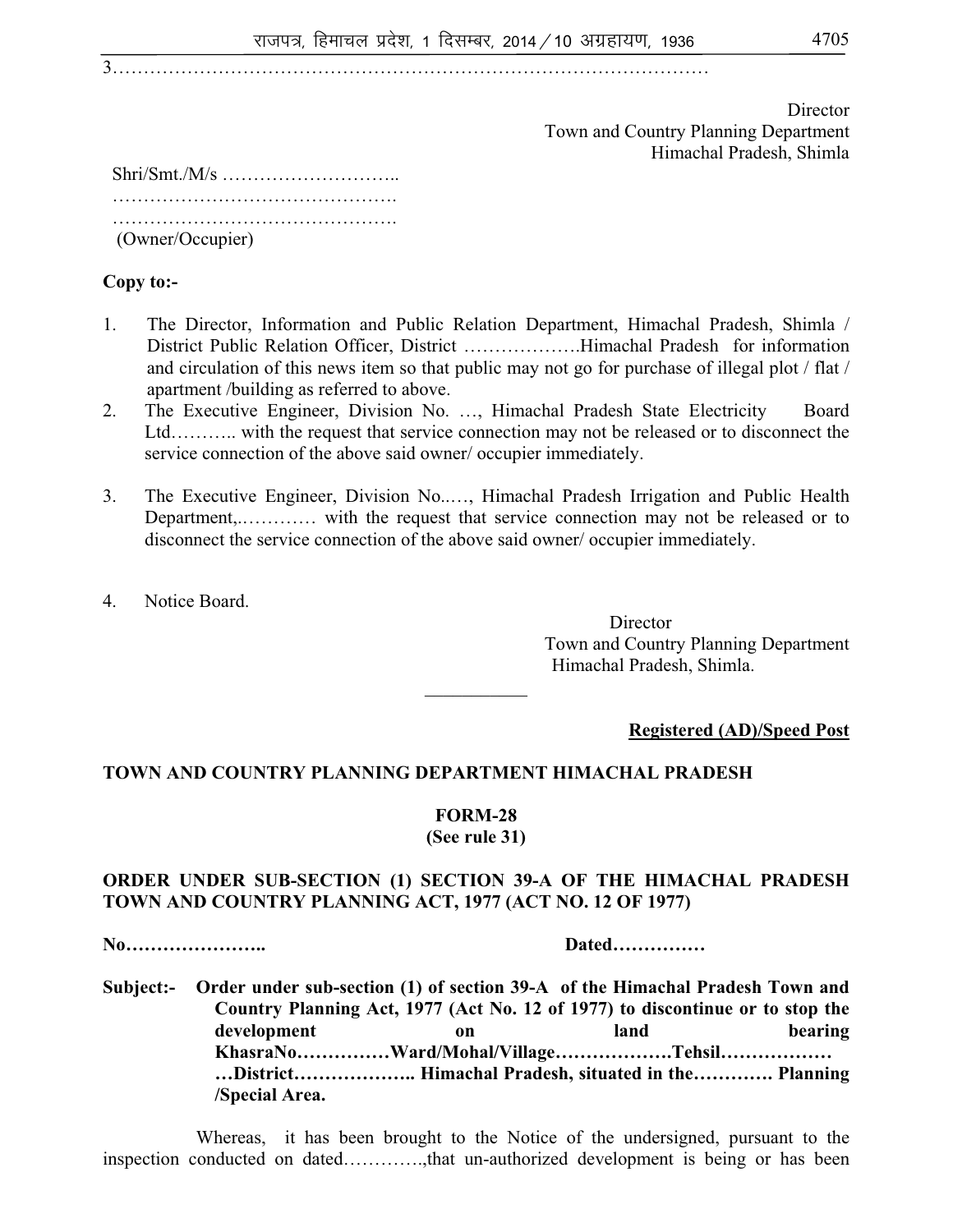3……………………………………………………………………………………

Director
Town and Country Planning Department
Himachal Pradesh, Shimla

Shri/Smt./M/s ………………………..
……………………………………….
……………………………………….
(Owner/Occupier)

**Copy to:-**

1. The Director, Information and Public Relation Department, Himachal Pradesh, Shimla / District Public Relation Officer, District ……………….Himachal Pradesh for information and circulation of this news item so that public may not go for purchase of illegal plot / flat / apartment /building as referred to above.
2. The Executive Engineer, Division No. …, Himachal Pradesh State Electricity Board Ltd……….. with the request that service connection may not be released or to disconnect the service connection of the above said owner/ occupier immediately.
3. The Executive Engineer, Division No..…, Himachal Pradesh Irrigation and Public Health Department,………… with the request that service connection may not be released or to disconnect the service connection of the above said owner/ occupier immediately.
4. Notice Board.

Director
Town and Country Planning Department
Himachal Pradesh, Shimla.

---

**Registered (AD)/Speed Post**

**TOWN AND COUNTRY PLANNING DEPARTMENT HIMACHAL PRADESH**

**FORM-28**
**(See rule 31)**

**ORDER UNDER SUB-SECTION (1) SECTION 39-A OF THE HIMACHAL PRADESH TOWN AND COUNTRY PLANNING ACT, 1977 (ACT NO. 12 OF 1977)**

**No…………………..** **Dated……………**

**Subject:- Order under sub-section (1) of section 39-A of the Himachal Pradesh Town and Country Planning Act, 1977 (Act No. 12 of 1977) to discontinue or to stop the development on land bearing KhasraNo……………Ward/Mohal/Village……………….Tehsil………………
…District……………….. Himachal Pradesh, situated in the…………. Planning /Special Area.**

Whereas, it has been brought to the Notice of the undersigned, pursuant to the inspection conducted on dated…………,that un-authorized development is being or has been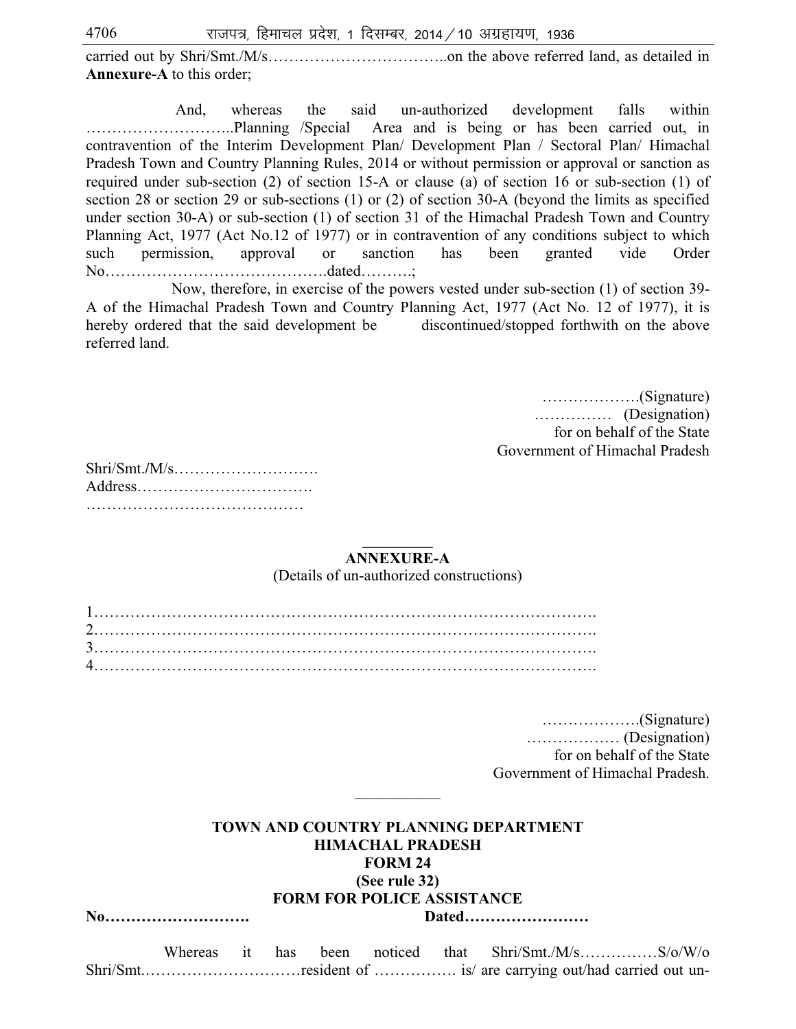carried out by Shri/Smt./M/s……………………………..on the above referred land, as detailed in **Annexure-A** to this order;

And, whereas the said un-authorized development falls within ………………………..Planning /Special Area and is being or has been carried out, in contravention of the Interim Development Plan/ Development Plan / Sectoral Plan/ Himachal Pradesh Town and Country Planning Rules, 2014 or without permission or approval or sanction as required under sub-section (2) of section 15-A or clause (a) of section 16 or sub-section (1) of section 28 or section 29 or sub-sections (1) or (2) of section 30-A (beyond the limits as specified under section 30-A) or sub-section (1) of section 31 of the Himachal Pradesh Town and Country Planning Act, 1977 (Act No.12 of 1977) or in contravention of any conditions subject to which such permission, approval or sanction has been granted vide Order No…………………………………….dated……….;

Now, therefore, in exercise of the powers vested under sub-section (1) of section 39-A of the Himachal Pradesh Town and Country Planning Act, 1977 (Act No. 12 of 1977), it is hereby ordered that the said development be discontinued/stopped forthwith on the above referred land.

……………….(Signature)
…………… (Designation)
for on behalf of the State
Government of Himachal Pradesh

Shri/Smt./M/s……………………….
Address…………………………….
……………………………………

**ANNEXURE-A**

(Details of un-authorized constructions)

1…………………………………………………………………………………….
2…………………………………………………………………………………….
3…………………………………………………………………………………….
4…………………………………………………………………………………….

……………….(Signature)
……………… (Designation)
for on behalf of the State
Government of Himachal Pradesh.

**TOWN AND COUNTRY PLANNING DEPARTMENT**
**HIMACHAL PRADESH**
**FORM 24**
**(See rule 32)**
**FORM FOR POLICE ASSISTANCE**

**No……………………….** **Dated……………………**

Whereas it has been noticed that Shri/Smt./M/s……………S/o/W/o Shri/Smt.…………………………resident of ……………. is/ are carrying out/had carried out un-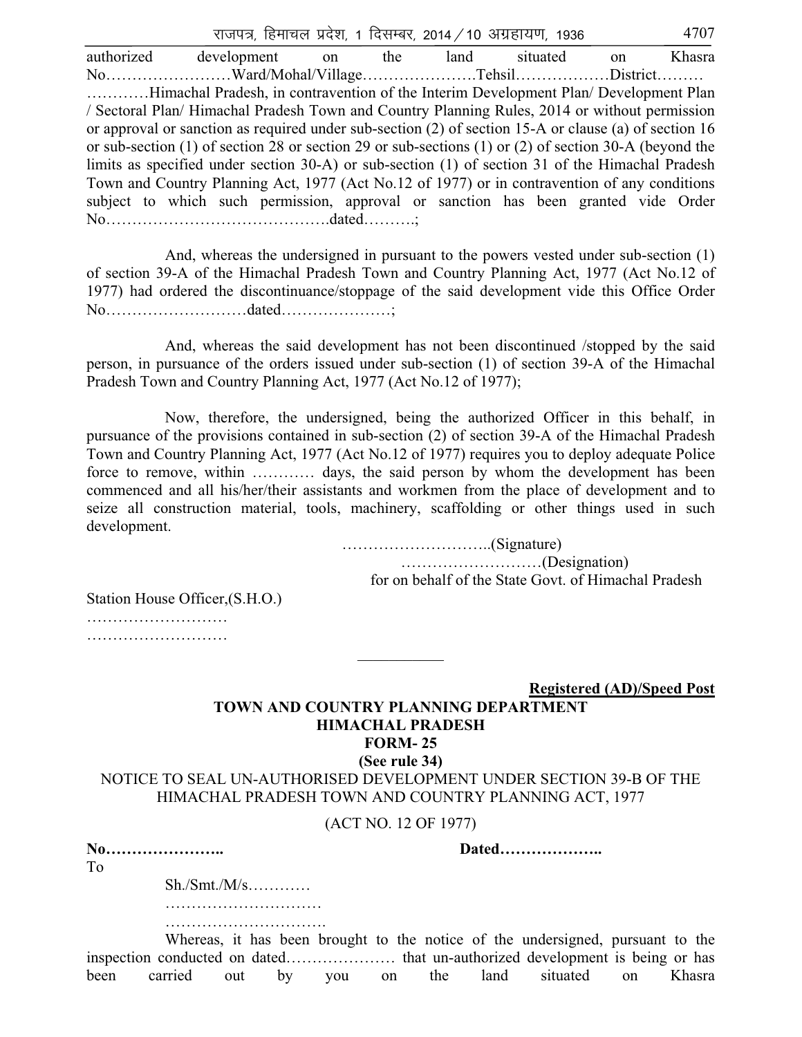authorized development on the land situated on Khasra No……………………Ward/Mohal/Village………………….Tehsil………………District………
…………Himachal Pradesh, in contravention of the Interim Development Plan/ Development Plan / Sectoral Plan/ Himachal Pradesh Town and Country Planning Rules, 2014 or without permission or approval or sanction as required under sub-section (2) of section 15-A or clause (a) of section 16 or sub-section (1) of section 28 or section 29 or sub-sections (1) or (2) of section 30-A (beyond the limits as specified under section 30-A) or sub-section (1) of section 31 of the Himachal Pradesh Town and Country Planning Act, 1977 (Act No.12 of 1977) or in contravention of any conditions subject to which such permission, approval or sanction has been granted vide Order No…………………………………….dated……….;

And, whereas the undersigned in pursuant to the powers vested under sub-section (1) of section 39-A of the Himachal Pradesh Town and Country Planning Act, 1977 (Act No.12 of 1977) had ordered the discontinuance/stoppage of the said development vide this Office Order No………………………dated…………………;

And, whereas the said development has not been discontinued /stopped by the said person, in pursuance of the orders issued under sub-section (1) of section 39-A of the Himachal Pradesh Town and Country Planning Act, 1977 (Act No.12 of 1977);

Now, therefore, the undersigned, being the authorized Officer in this behalf, in pursuance of the provisions contained in sub-section (2) of section 39-A of the Himachal Pradesh Town and Country Planning Act, 1977 (Act No.12 of 1977) requires you to deploy adequate Police force to remove, within ………… days, the said person by whom the development has been commenced and all his/her/their assistants and workmen from the place of development and to seize all construction material, tools, machinery, scaffolding or other things used in such development.

………………………..(Signature)
………………………(Designation)
for on behalf of the State Govt. of Himachal Pradesh

Station House Officer,(S.H.O.)
………………………
………………………

---

**Registered (AD)/Speed Post**

**TOWN AND COUNTRY PLANNING DEPARTMENT**
**HIMACHAL PRADESH**
**FORM- 25**
**(See rule 34)**

NOTICE TO SEAL UN-AUTHORISED DEVELOPMENT UNDER SECTION 39-B OF THE HIMACHAL PRADESH TOWN AND COUNTRY PLANNING ACT, 1977

(ACT NO. 12 OF 1977)

**No…………………..** **Dated………………..**

To

Sh./Smt./M/s…………
…………………………
………………………….

Whereas, it has been brought to the notice of the undersigned, pursuant to the inspection conducted on dated………………… that un-authorized development is being or has been carried out by you on the land situated on Khasra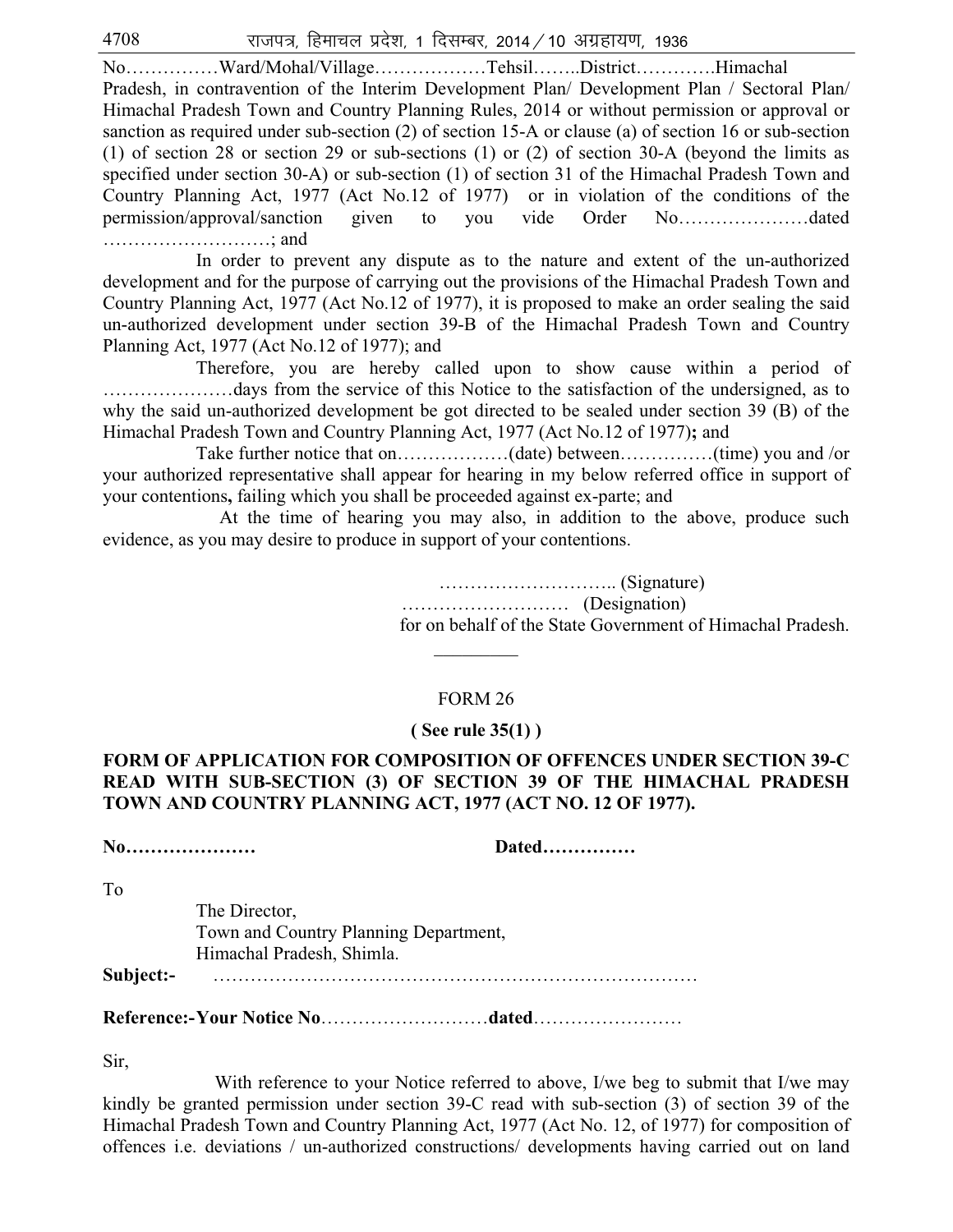No……………Ward/Mohal/Village………………Tehsil……..District………….Himachal Pradesh, in contravention of the Interim Development Plan/ Development Plan / Sectoral Plan/ Himachal Pradesh Town and Country Planning Rules, 2014 or without permission or approval or sanction as required under sub-section (2) of section 15-A or clause (a) of section 16 or sub-section (1) of section 28 or section 29 or sub-sections (1) or (2) of section 30-A (beyond the limits as specified under section 30-A) or sub-section (1) of section 31 of the Himachal Pradesh Town and Country Planning Act, 1977 (Act No.12 of 1977) or in violation of the conditions of the permission/approval/sanction given to you vide Order No…………………dated ………………………; and

In order to prevent any dispute as to the nature and extent of the un-authorized development and for the purpose of carrying out the provisions of the Himachal Pradesh Town and Country Planning Act, 1977 (Act No.12 of 1977), it is proposed to make an order sealing the said un-authorized development under section 39-B of the Himachal Pradesh Town and Country Planning Act, 1977 (Act No.12 of 1977); and

Therefore, you are hereby called upon to show cause within a period of …………………days from the service of this Notice to the satisfaction of the undersigned, as to why the said un-authorized development be got directed to be sealed under section 39 (B) of the Himachal Pradesh Town and Country Planning Act, 1977 (Act No.12 of 1977)**;** and

Take further notice that on………………(date) between……………(time) you and /or your authorized representative shall appear for hearing in my below referred office in support of your contentions**,** failing which you shall be proceeded against ex-parte; and

At the time of hearing you may also, in addition to the above, produce such evidence, as you may desire to produce in support of your contentions.

……………………….. (Signature)
……………………… (Designation)
for on behalf of the State Government of Himachal Pradesh.

---

FORM 26

**( See rule 35(1) )**

**FORM OF APPLICATION FOR COMPOSITION OF OFFENCES UNDER SECTION 39-C READ WITH SUB-SECTION (3) OF SECTION 39 OF THE HIMACHAL PRADESH TOWN AND COUNTRY PLANNING ACT, 1977 (ACT NO. 12 OF 1977).**

**No…………………** **Dated……………**

To

The Director,
Town and Country Planning Department,
Himachal Pradesh, Shimla.

**Subject:-** ……………………………………………………………………

**Reference:-Your Notice No**………………………**dated**……………………

Sir,

With reference to your Notice referred to above, I/we beg to submit that I/we may kindly be granted permission under section 39-C read with sub-section (3) of section 39 of the Himachal Pradesh Town and Country Planning Act, 1977 (Act No. 12, of 1977) for composition of offences i.e. deviations / un-authorized constructions/ developments having carried out on land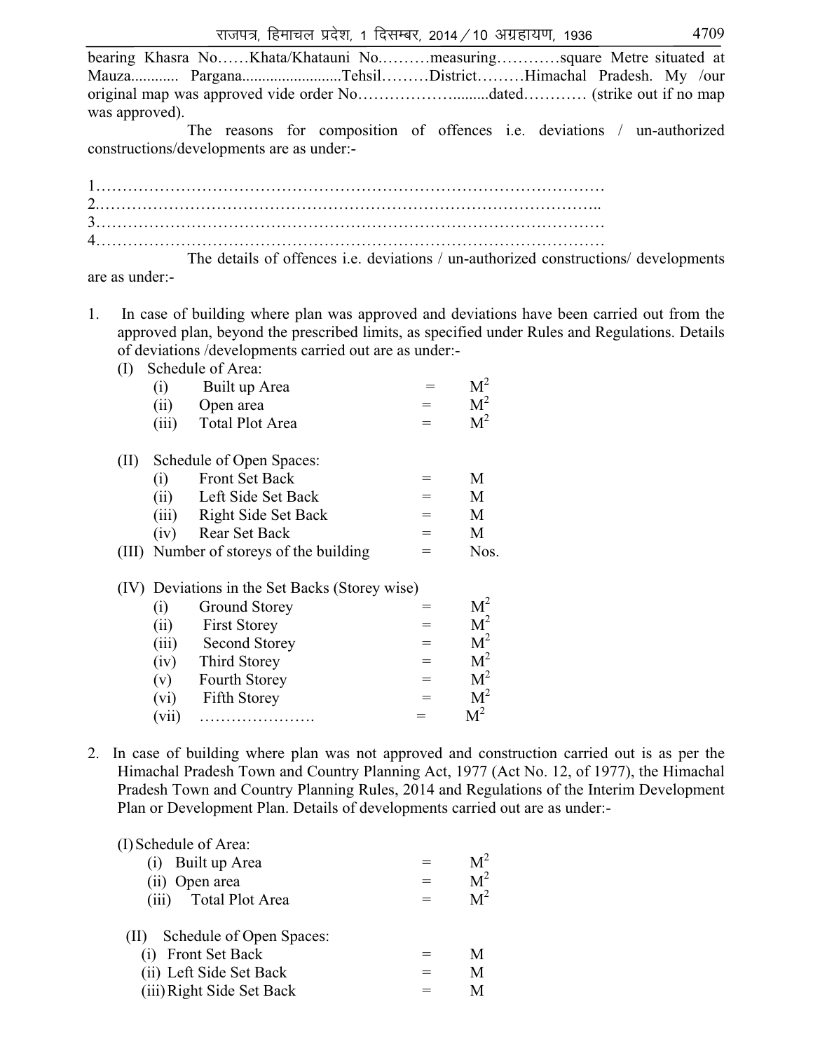bearing Khasra No……Khata/Khatauni No.………measuring…………square Metre situated at Mauza............ Pargana.........................Tehsil………District………Himachal Pradesh. My /our original map was approved vide order No……………….........dated………… (strike out if no map was approved).

The reasons for composition of offences i.e. deviations / un-authorized constructions/developments are as under:-

1……………………………………………………………………………………
2.…………………………………………………………………………………..
3……………………………………………………………………………………
4……………………………………………………………………………………

The details of offences i.e. deviations / un-authorized constructions/ developments are as under:-

1. In case of building where plan was approved and deviations have been carried out from the approved plan, beyond the prescribed limits, as specified under Rules and Regulations. Details of deviations /developments carried out are as under:-

   (I) Schedule of Area:
   - (i) Built up Area = $M^2$
   - (ii) Open area = $M^2$
   - (iii) Total Plot Area = $M^2$

   (II) Schedule of Open Spaces:
   - (i) Front Set Back = M
   - (ii) Left Side Set Back = M
   - (iii) Right Side Set Back = M
   - (iv) Rear Set Back = M

   (III) Number of storeys of the building = Nos.

   (IV) Deviations in the Set Backs (Storey wise)
   - (i) Ground Storey = $M^2$
   - (ii) First Storey = $M^2$
   - (iii) Second Storey = $M^2$
   - (iv) Third Storey = $M^2$
   - (v) Fourth Storey = $M^2$
   - (vi) Fifth Storey = $M^2$
   - (vii) …………………. = $M^2$

2. In case of building where plan was not approved and construction carried out is as per the Himachal Pradesh Town and Country Planning Act, 1977 (Act No. 12, of 1977), the Himachal Pradesh Town and Country Planning Rules, 2014 and Regulations of the Interim Development Plan or Development Plan. Details of developments carried out are as under:-

   (I) Schedule of Area:
   - (i) Built up Area = $M^2$
   - (ii) Open area = $M^2$
   - (iii) Total Plot Area = $M^2$

   (II) Schedule of Open Spaces:
   - (i) Front Set Back = M
   - (ii) Left Side Set Back = M
   - (iii) Right Side Set Back = M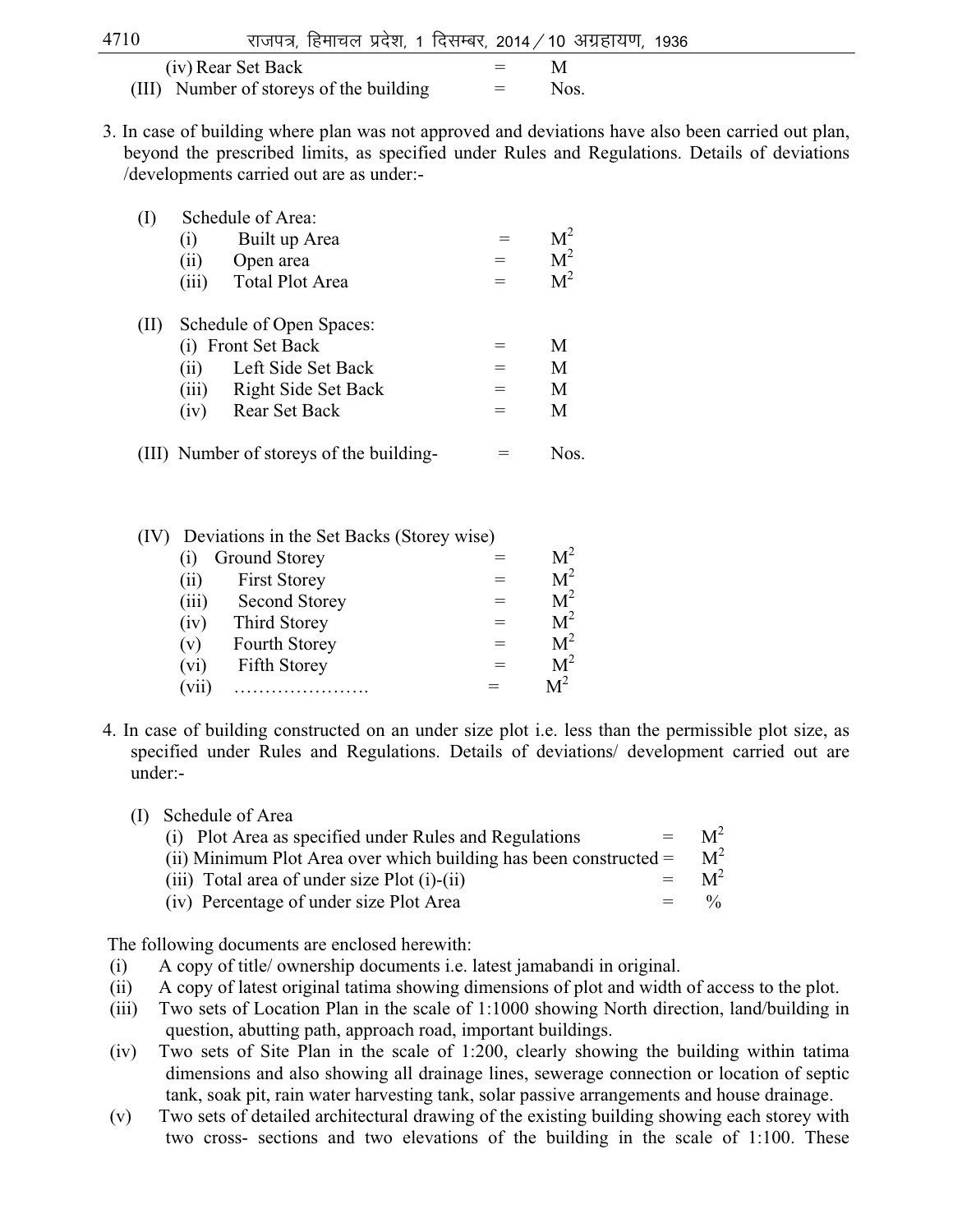(iv) Rear Set Back = M

(III) Number of storeys of the building = Nos.

3. In case of building where plan was not approved and deviations have also been carried out plan, beyond the prescribed limits, as specified under Rules and Regulations. Details of deviations /developments carried out are as under:-

(I) Schedule of Area:
   - (i) Built up Area = $M^2$
   - (ii) Open area = $M^2$
   - (iii) Total Plot Area = $M^2$

(II) Schedule of Open Spaces:
   - (i) Front Set Back = M
   - (ii) Left Side Set Back = M
   - (iii) Right Side Set Back = M
   - (iv) Rear Set Back = M

(III) Number of storeys of the building- = Nos.

(IV) Deviations in the Set Backs (Storey wise)
   - (i) Ground Storey = $M^2$
   - (ii) First Storey = $M^2$
   - (iii) Second Storey = $M^2$
   - (iv) Third Storey = $M^2$
   - (v) Fourth Storey = $M^2$
   - (vi) Fifth Storey = $M^2$
   - (vii) …………………. = $M^2$

4. In case of building constructed on an under size plot i.e. less than the permissible plot size, as specified under Rules and Regulations. Details of deviations/ development carried out are under:-

(I) Schedule of Area
   - (i) Plot Area as specified under Rules and Regulations = $M^2$
   - (ii) Minimum Plot Area over which building has been constructed = $M^2$
   - (iii) Total area of under size Plot (i)-(ii) = $M^2$
   - (iv) Percentage of under size Plot Area = %

The following documents are enclosed herewith:

(i) A copy of title/ ownership documents i.e. latest jamabandi in original.

(ii) A copy of latest original tatima showing dimensions of plot and width of access to the plot.

(iii) Two sets of Location Plan in the scale of 1:1000 showing North direction, land/building in question, abutting path, approach road, important buildings.

(iv) Two sets of Site Plan in the scale of 1:200, clearly showing the building within tatima dimensions and also showing all drainage lines, sewerage connection or location of septic tank, soak pit, rain water harvesting tank, solar passive arrangements and house drainage.

(v) Two sets of detailed architectural drawing of the existing building showing each storey with two cross- sections and two elevations of the building in the scale of 1:100. These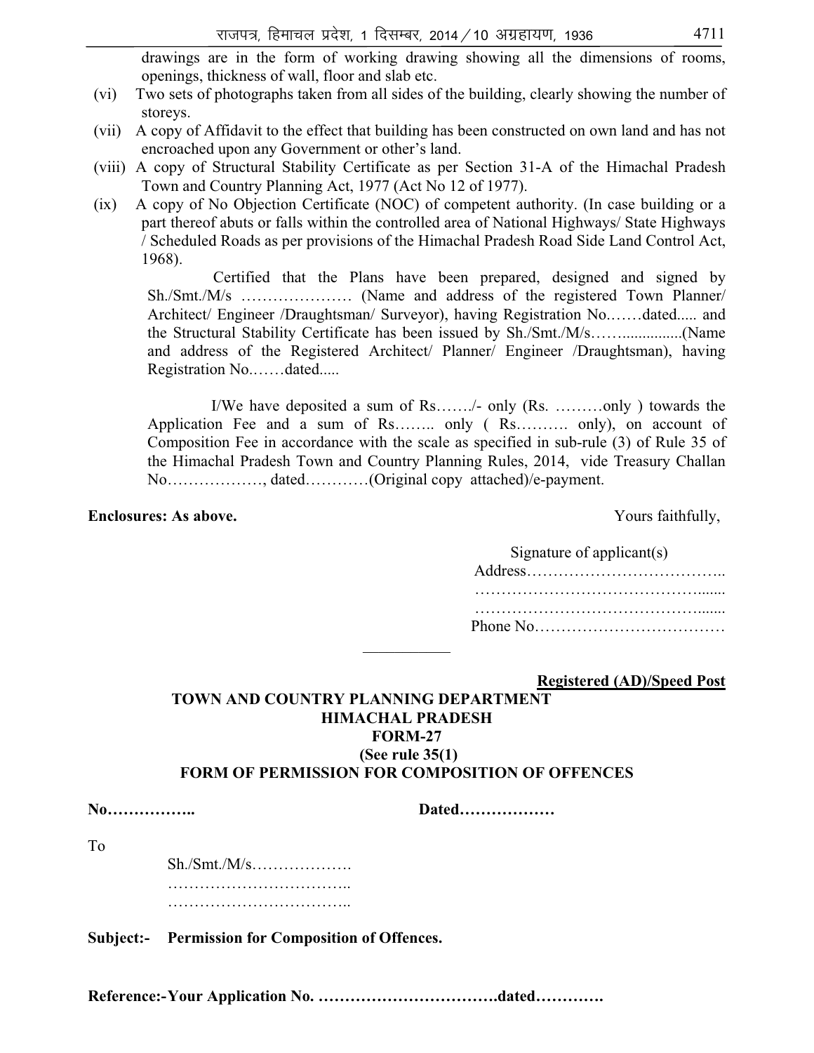drawings are in the form of working drawing showing all the dimensions of rooms, openings, thickness of wall, floor and slab etc.

(vi) Two sets of photographs taken from all sides of the building, clearly showing the number of storeys.

(vii) A copy of Affidavit to the effect that building has been constructed on own land and has not encroached upon any Government or other's land.

(viii) A copy of Structural Stability Certificate as per Section 31-A of the Himachal Pradesh Town and Country Planning Act, 1977 (Act No 12 of 1977).

(ix) A copy of No Objection Certificate (NOC) of competent authority. (In case building or a part thereof abuts or falls within the controlled area of National Highways/ State Highways / Scheduled Roads as per provisions of the Himachal Pradesh Road Side Land Control Act, 1968).

Certified that the Plans have been prepared, designed and signed by Sh./Smt./M/s ………………… (Name and address of the registered Town Planner/ Architect/ Engineer /Draughtsman/ Surveyor), having Registration No.……dated..... and the Structural Stability Certificate has been issued by Sh./Smt./M/s……...............(Name and address of the Registered Architect/ Planner/ Engineer /Draughtsman), having Registration No.……dated.....

I/We have deposited a sum of Rs……./- only (Rs. ………only ) towards the Application Fee and a sum of Rs…….. only ( Rs………. only), on account of Composition Fee in accordance with the scale as specified in sub-rule (3) of Rule 35 of the Himachal Pradesh Town and Country Planning Rules, 2014, vide Treasury Challan No………………, dated…………(Original copy attached)/e-payment.

**Enclosures: As above.**

Yours faithfully,

Signature of applicant(s)
Address………………………………..
…………………………………….......
…………………………………….......
Phone No………………………………

---

**Registered (AD)/Speed Post**

**TOWN AND COUNTRY PLANNING DEPARTMENT**
**HIMACHAL PRADESH**
**FORM-27**
**(See rule 35(1)**
**FORM OF PERMISSION FOR COMPOSITION OF OFFENCES**

**No……………..** **Dated………………**

To

Sh./Smt./M/s……………….
……………………………..
……………………………..

**Subject:- Permission for Composition of Offences.**

**Reference:-Your Application No. …………………………….dated………….**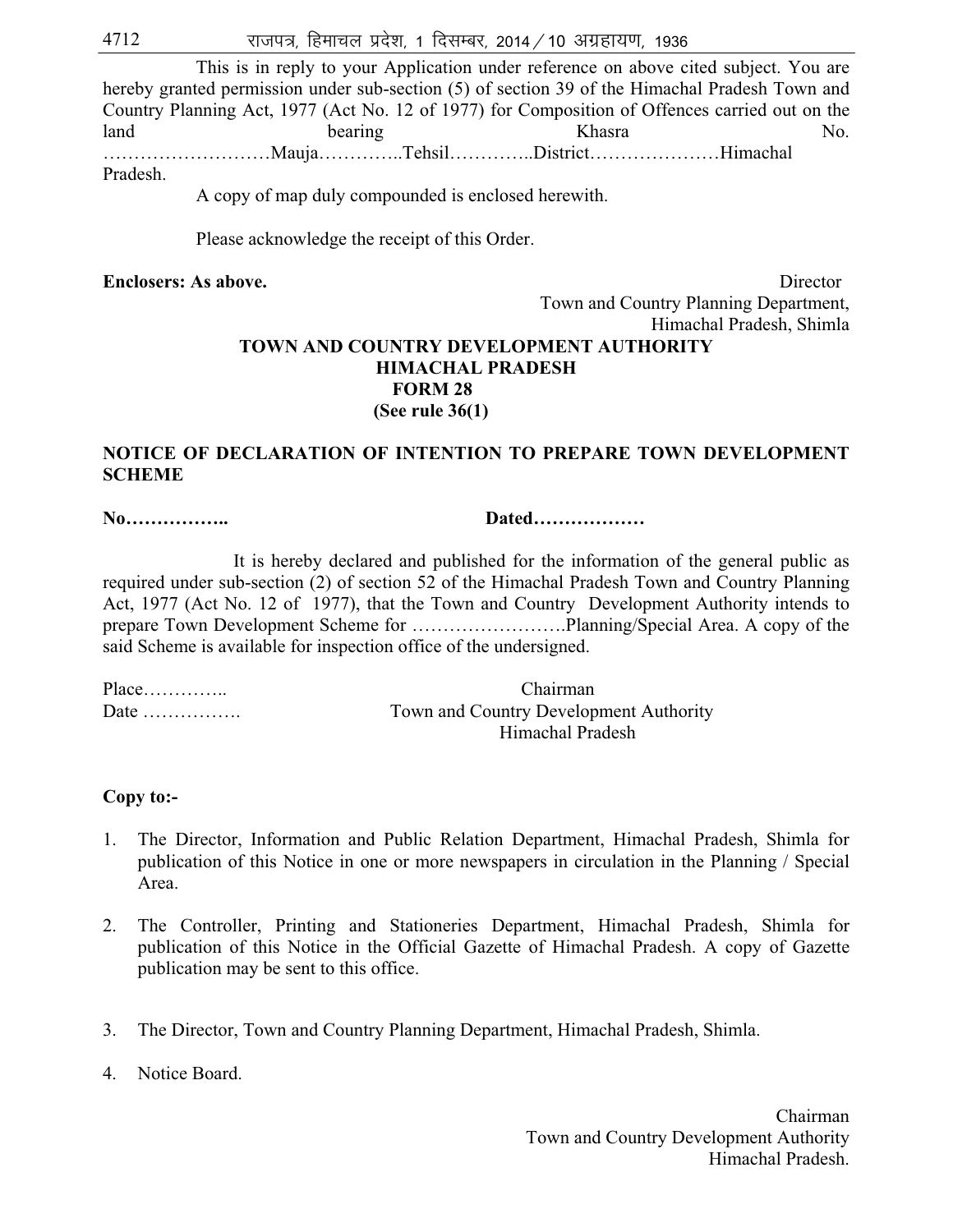This is in reply to your Application under reference on above cited subject. You are hereby granted permission under sub-section (5) of section 39 of the Himachal Pradesh Town and Country Planning Act, 1977 (Act No. 12 of 1977) for Composition of Offences carried out on the land bearing Khasra No. ………………………Mauja…………..Tehsil…………..District…………………Himachal Pradesh.

A copy of map duly compounded is enclosed herewith.

Please acknowledge the receipt of this Order.

**Enclosers: As above.**

Director
Town and Country Planning Department,
Himachal Pradesh, Shimla

**TOWN AND COUNTRY DEVELOPMENT AUTHORITY**
**HIMACHAL PRADESH**
**FORM 28**
**(See rule 36(1)**

**NOTICE OF DECLARATION OF INTENTION TO PREPARE TOWN DEVELOPMENT SCHEME**

**No……………..** **Dated………………**

It is hereby declared and published for the information of the general public as required under sub-section (2) of section 52 of the Himachal Pradesh Town and Country Planning Act, 1977 (Act No. 12 of 1977), that the Town and Country Development Authority intends to prepare Town Development Scheme for …………………….Planning/Special Area. A copy of the said Scheme is available for inspection office of the undersigned.

Place…………..
Date …………….

Chairman
Town and Country Development Authority
Himachal Pradesh

**Copy to:-**

1. The Director, Information and Public Relation Department, Himachal Pradesh, Shimla for publication of this Notice in one or more newspapers in circulation in the Planning / Special Area.

2. The Controller, Printing and Stationeries Department, Himachal Pradesh, Shimla for publication of this Notice in the Official Gazette of Himachal Pradesh. A copy of Gazette publication may be sent to this office.

3. The Director, Town and Country Planning Department, Himachal Pradesh, Shimla.

4. Notice Board.

Chairman
Town and Country Development Authority
Himachal Pradesh.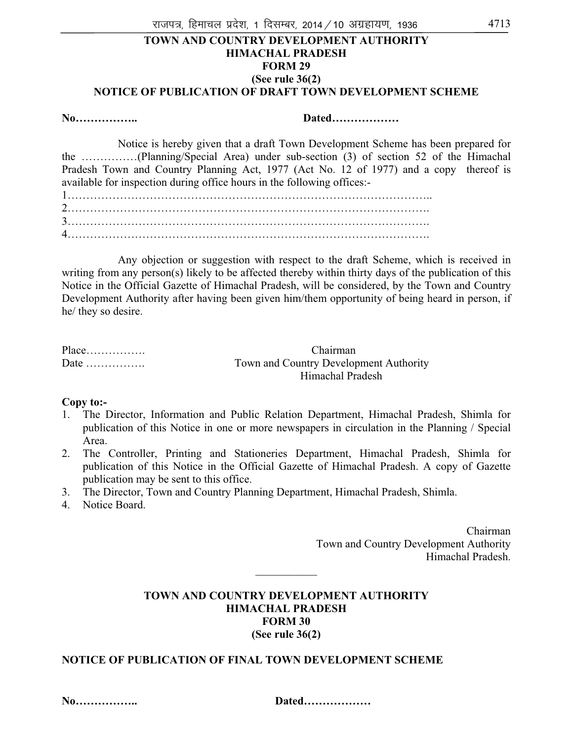**TOWN AND COUNTRY DEVELOPMENT AUTHORITY**
**HIMACHAL PRADESH**
**FORM 29**
**(See rule 36(2)**
**NOTICE OF PUBLICATION OF DRAFT TOWN DEVELOPMENT SCHEME**

**No……………..** **Dated………………**

Notice is hereby given that a draft Town Development Scheme has been prepared for the ……………(Planning/Special Area) under sub-section (3) of section 52 of the Himachal Pradesh Town and Country Planning Act, 1977 (Act No. 12 of 1977) and a copy thereof is available for inspection during office hours in the following offices:-

1……………………………………………………………………………………..
2…………………………………………………………………………………….
3…………………………………………………………………………………….
4…………………………………………………………………………………….

Any objection or suggestion with respect to the draft Scheme, which is received in writing from any person(s) likely to be affected thereby within thirty days of the publication of this Notice in the Official Gazette of Himachal Pradesh, will be considered, by the Town and Country Development Authority after having been given him/them opportunity of being heard in person, if he/ they so desire.

Place……………. Chairman
Date ……………. Town and Country Development Authority
Himachal Pradesh

**Copy to:-**

1. The Director, Information and Public Relation Department, Himachal Pradesh, Shimla for publication of this Notice in one or more newspapers in circulation in the Planning / Special Area.
2. The Controller, Printing and Stationeries Department, Himachal Pradesh, Shimla for publication of this Notice in the Official Gazette of Himachal Pradesh. A copy of Gazette publication may be sent to this office.
3. The Director, Town and Country Planning Department, Himachal Pradesh, Shimla.
4. Notice Board.

Chairman
Town and Country Development Authority
Himachal Pradesh.

---

**TOWN AND COUNTRY DEVELOPMENT AUTHORITY**
**HIMACHAL PRADESH**
**FORM 30**
**(See rule 36(2)**

**NOTICE OF PUBLICATION OF FINAL TOWN DEVELOPMENT SCHEME**

**No……………..** **Dated………………**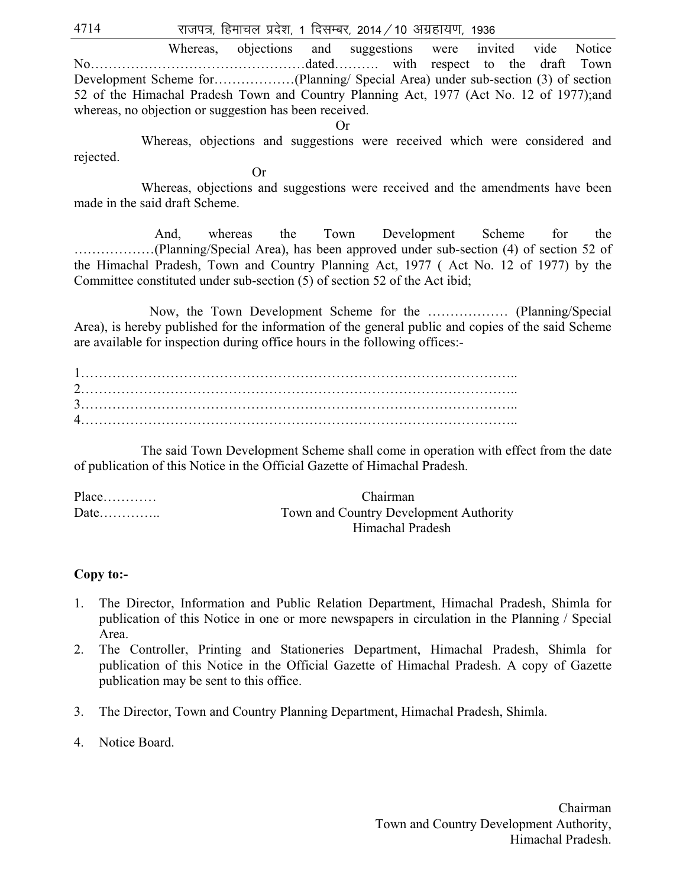Whereas, objections and suggestions were invited vide Notice No…………………………………………dated………. with respect to the draft Town Development Scheme for………………(Planning/ Special Area) under sub-section (3) of section 52 of the Himachal Pradesh Town and Country Planning Act, 1977 (Act No. 12 of 1977);and whereas, no objection or suggestion has been received.

Or

Whereas, objections and suggestions were received which were considered and rejected.

Or

Whereas, objections and suggestions were received and the amendments have been made in the said draft Scheme.

And, whereas the Town Development Scheme for the ………………(Planning/Special Area), has been approved under sub-section (4) of section 52 of the Himachal Pradesh, Town and Country Planning Act, 1977 ( Act No. 12 of 1977) by the Committee constituted under sub-section (5) of section 52 of the Act ibid;

Now, the Town Development Scheme for the ……………… (Planning/Special Area), is hereby published for the information of the general public and copies of the said Scheme are available for inspection during office hours in the following offices:-

1…………………………………………………………………………………..
2…………………………………………………………………………………..
3…………………………………………………………………………………..
4…………………………………………………………………………………..

The said Town Development Scheme shall come in operation with effect from the date of publication of this Notice in the Official Gazette of Himachal Pradesh.

Place…………
Date…………..

Chairman
Town and Country Development Authority
Himachal Pradesh

**Copy to:-**

1. The Director, Information and Public Relation Department, Himachal Pradesh, Shimla for publication of this Notice in one or more newspapers in circulation in the Planning / Special Area.
2. The Controller, Printing and Stationeries Department, Himachal Pradesh, Shimla for publication of this Notice in the Official Gazette of Himachal Pradesh. A copy of Gazette publication may be sent to this office.
3. The Director, Town and Country Planning Department, Himachal Pradesh, Shimla.
4. Notice Board.

Chairman
Town and Country Development Authority,
Himachal Pradesh.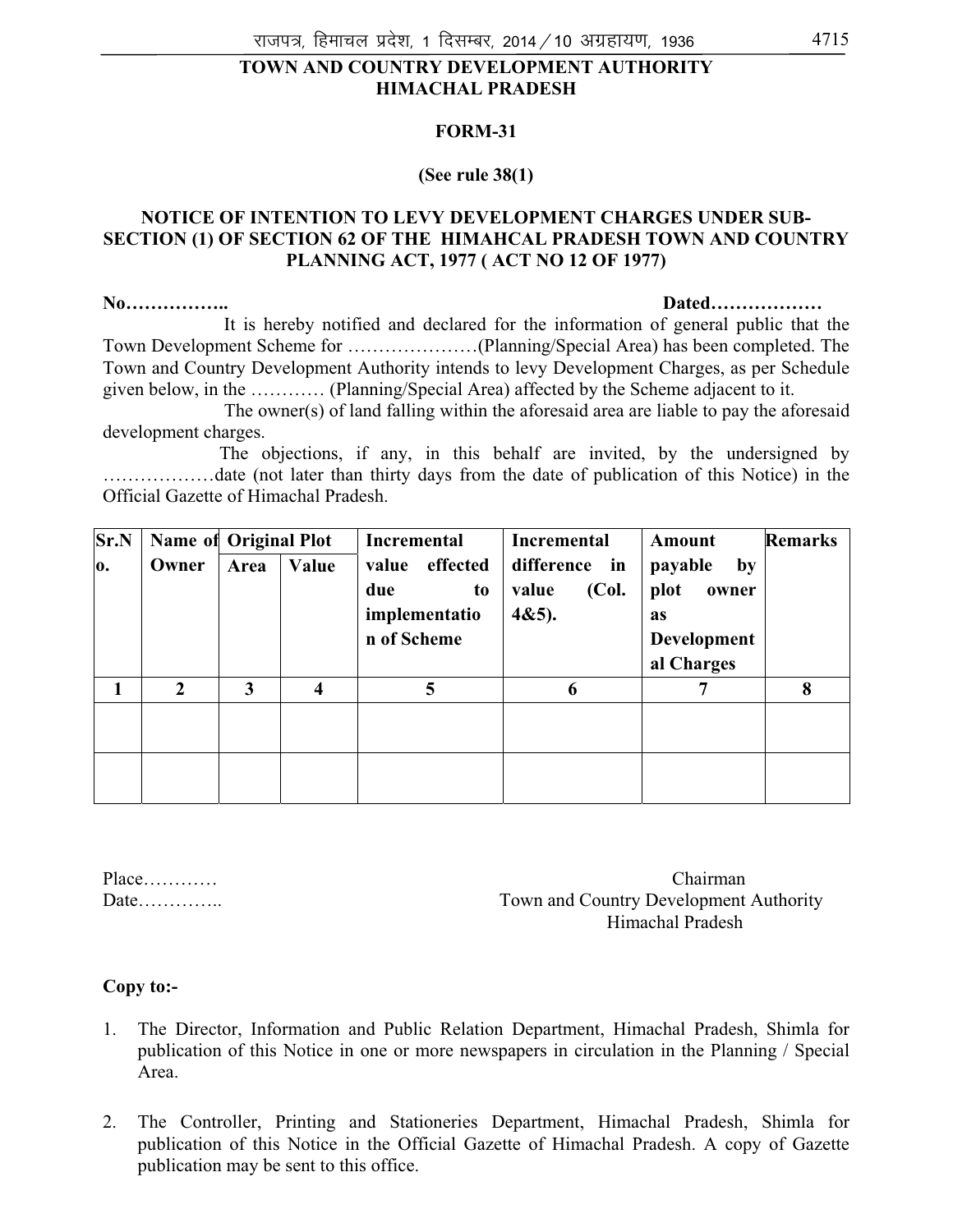**TOWN AND COUNTRY DEVELOPMENT AUTHORITY**
**HIMACHAL PRADESH**

**FORM-31**

**(See rule 38(1)**

**NOTICE OF INTENTION TO LEVY DEVELOPMENT CHARGES UNDER SUB-SECTION (1) OF SECTION 62 OF THE HIMAHCAL PRADESH TOWN AND COUNTRY PLANNING ACT, 1977 ( ACT NO 12 OF 1977)**

**No……………..** **Dated………………**

It is hereby notified and declared for the information of general public that the Town Development Scheme for …………………(Planning/Special Area) has been completed. The Town and Country Development Authority intends to levy Development Charges, as per Schedule given below, in the ………… (Planning/Special Area) affected by the Scheme adjacent to it.

The owner(s) of land falling within the aforesaid area are liable to pay the aforesaid development charges.

The objections, if any, in this behalf are invited, by the undersigned by ………………date (not later than thirty days from the date of publication of this Notice) in the Official Gazette of Himachal Pradesh.

| Sr.No. | Name of Owner | Original Plot | | Incremental value effected due to implementation of Scheme | Incremental difference in value (Col. 4&5). | Amount payable by plot owner as Developmental Charges | Remarks |
|---|---|---|---|---|---|---|---|
| | | Area | Value | | | | |
| 1 | 2 | 3 | 4 | 5 | 6 | 7 | 8 |
| | | | | | | | |
| | | | | | | | |

Place…………
Date…………..

Chairman
Town and Country Development Authority
Himachal Pradesh

**Copy to:-**

1. The Director, Information and Public Relation Department, Himachal Pradesh, Shimla for publication of this Notice in one or more newspapers in circulation in the Planning / Special Area.

2. The Controller, Printing and Stationeries Department, Himachal Pradesh, Shimla for publication of this Notice in the Official Gazette of Himachal Pradesh. A copy of Gazette publication may be sent to this office.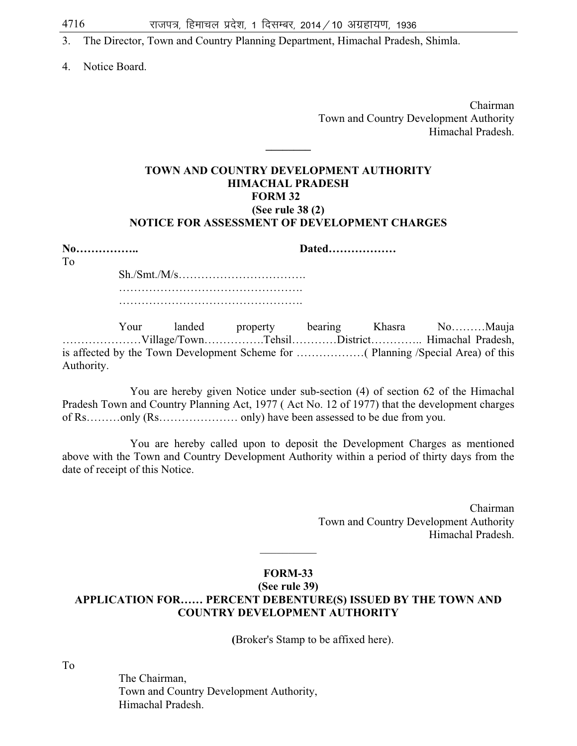3. The Director, Town and Country Planning Department, Himachal Pradesh, Shimla.

4. Notice Board.

Chairman  
Town and Country Development Authority  
Himachal Pradesh.

---

**TOWN AND COUNTRY DEVELOPMENT AUTHORITY**  
**HIMACHAL PRADESH**  
**FORM 32**  
**(See rule 38 (2)**  
**NOTICE FOR ASSESSMENT OF DEVELOPMENT CHARGES**

**No……………..** **Dated………………**

To

Sh./Smt./M/s…………………………….  
………………………………………….  
………………………………………….

Your landed property bearing Khasra No………Mauja …………………Village/Town…………….Tehsil…………District………….. Himachal Pradesh, is affected by the Town Development Scheme for ………………( Planning /Special Area) of this Authority.

You are hereby given Notice under sub-section (4) of section 62 of the Himachal Pradesh Town and Country Planning Act, 1977 ( Act No. 12 of 1977) that the development charges of Rs………only (Rs………………… only) have been assessed to be due from you.

You are hereby called upon to deposit the Development Charges as mentioned above with the Town and Country Development Authority within a period of thirty days from the date of receipt of this Notice.

Chairman  
Town and Country Development Authority  
Himachal Pradesh.

---

**FORM-33**  
**(See rule 39)**  
**APPLICATION FOR…… PERCENT DEBENTURE(S) ISSUED BY THE TOWN AND COUNTRY DEVELOPMENT AUTHORITY**

**(**Broker's Stamp to be affixed here).

To

The Chairman,  
Town and Country Development Authority,  
Himachal Pradesh.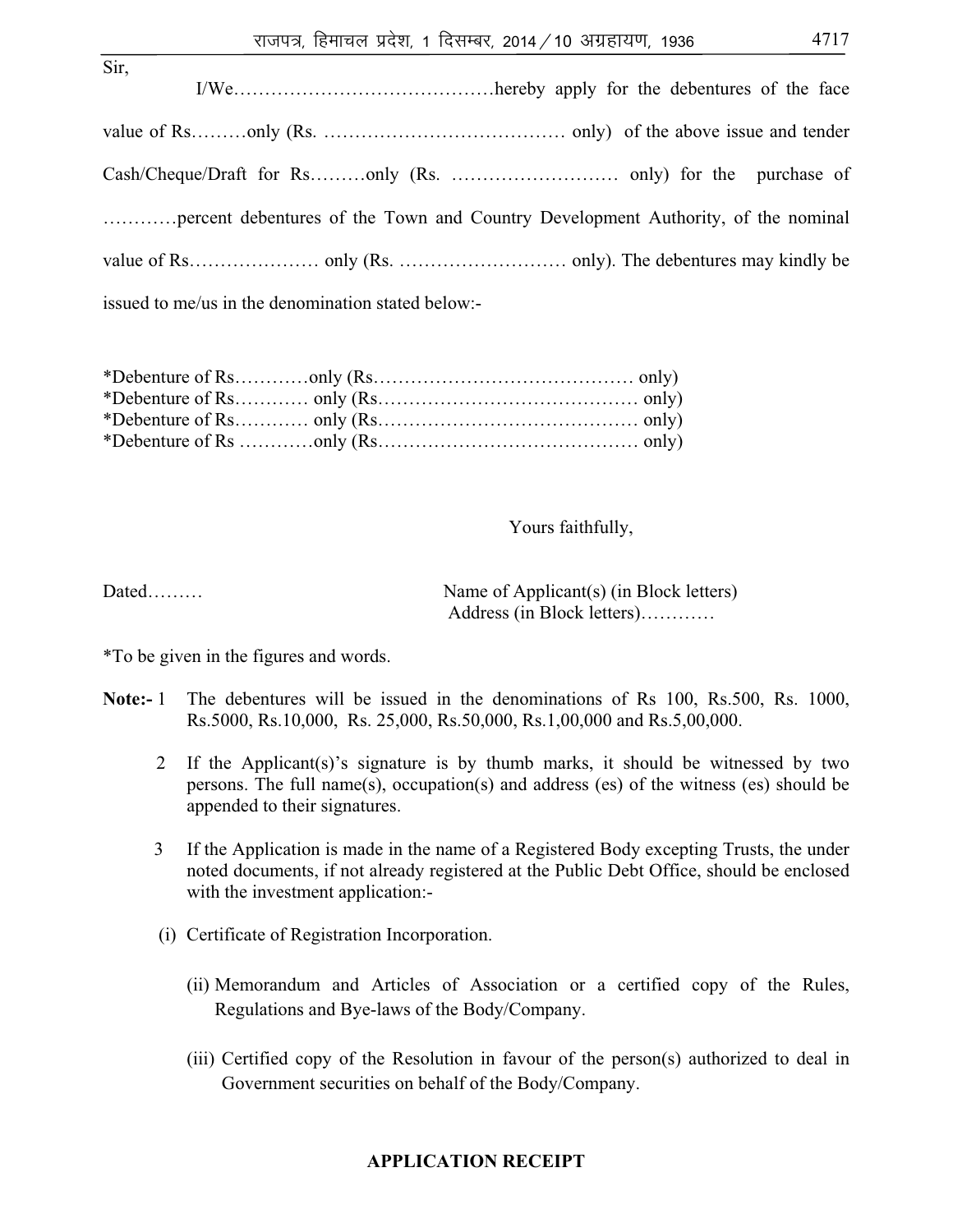Sir,

I/We……………………………………hereby apply for the debentures of the face value of Rs………only (Rs. ………………………………… only) of the above issue and tender Cash/Cheque/Draft for Rs………only (Rs. ……………………… only) for the purchase of …………percent debentures of the Town and Country Development Authority, of the nominal value of Rs………………… only (Rs. ……………………… only). The debentures may kindly be issued to me/us in the denomination stated below:-

*Debenture of Rs…………only (Rs…………………………………… only)
*Debenture of Rs………… only (Rs…………………………………… only)
*Debenture of Rs………… only (Rs…………………………………… only)
*Debenture of Rs …………only (Rs…………………………………… only)

Yours faithfully,

Dated………

Name of Applicant(s) (in Block letters)
Address (in Block letters)…………

*To be given in the figures and words.

**Note:-** 1 The debentures will be issued in the denominations of Rs 100, Rs.500, Rs. 1000, Rs.5000, Rs.10,000, Rs. 25,000, Rs.50,000, Rs.1,00,000 and Rs.5,00,000.

2 If the Applicant(s)'s signature is by thumb marks, it should be witnessed by two persons. The full name(s), occupation(s) and address (es) of the witness (es) should be appended to their signatures.

3 If the Application is made in the name of a Registered Body excepting Trusts, the under noted documents, if not already registered at the Public Debt Office, should be enclosed with the investment application:-

(i) Certificate of Registration Incorporation.

(ii) Memorandum and Articles of Association or a certified copy of the Rules, Regulations and Bye-laws of the Body/Company.

(iii) Certified copy of the Resolution in favour of the person(s) authorized to deal in Government securities on behalf of the Body/Company.

**APPLICATION RECEIPT**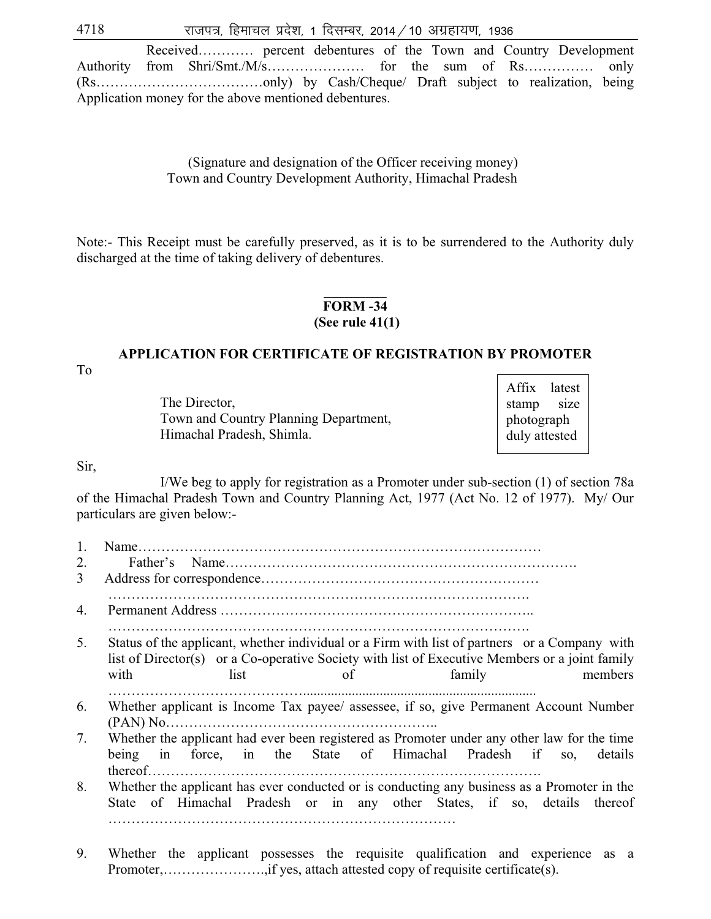Received………… percent debentures of the Town and Country Development Authority from Shri/Smt./M/s………………… for the sum of Rs…………… only (Rs………………………………only) by Cash/Cheque/ Draft subject to realization, being Application money for the above mentioned debentures.

(Signature and designation of the Officer receiving money)
Town and Country Development Authority, Himachal Pradesh

Note:- This Receipt must be carefully preserved, as it is to be surrendered to the Authority duly discharged at the time of taking delivery of debentures.

---

## FORM -34
**(See rule 41(1)**

### APPLICATION FOR CERTIFICATE OF REGISTRATION BY PROMOTER

To

The Director,
Town and Country Planning Department,
Himachal Pradesh, Shimla.

| Affix latest stamp size photograph duly attested |
|---|

Sir,

I/We beg to apply for registration as a Promoter under sub-section (1) of section 78a of the Himachal Pradesh Town and Country Planning Act, 1977 (Act No. 12 of 1977). My/ Our particulars are given below:-

1. Name………………………………………………………………………………
2. Father's Name……………………………………………………………………
3. Address for correspondence…………………………………………………… ………………………………………………………………………………….
4. Permanent Address ……………………………………………………….. ………………………………………………………………………………….
5. Status of the applicant, whether individual or a Firm with list of partners or a Company with list of Director(s) or a Co-operative Society with list of Executive Members or a joint family with list of family members …………………………………....................................................................
6. Whether applicant is Income Tax payee/ assessee, if so, give Permanent Account Number (PAN) No………………………………………………..
7. Whether the applicant had ever been registered as Promoter under any other law for the time being in force, in the State of Himachal Pradesh if so, details thereof…………………………………………………………………………
8. Whether the applicant has ever conducted or is conducting any business as a Promoter in the State of Himachal Pradesh or in any other States, if so, details thereof …………………………………………………………………
9. Whether the applicant possesses the requisite qualification and experience as a Promoter,………………….,if yes, attach attested copy of requisite certificate(s).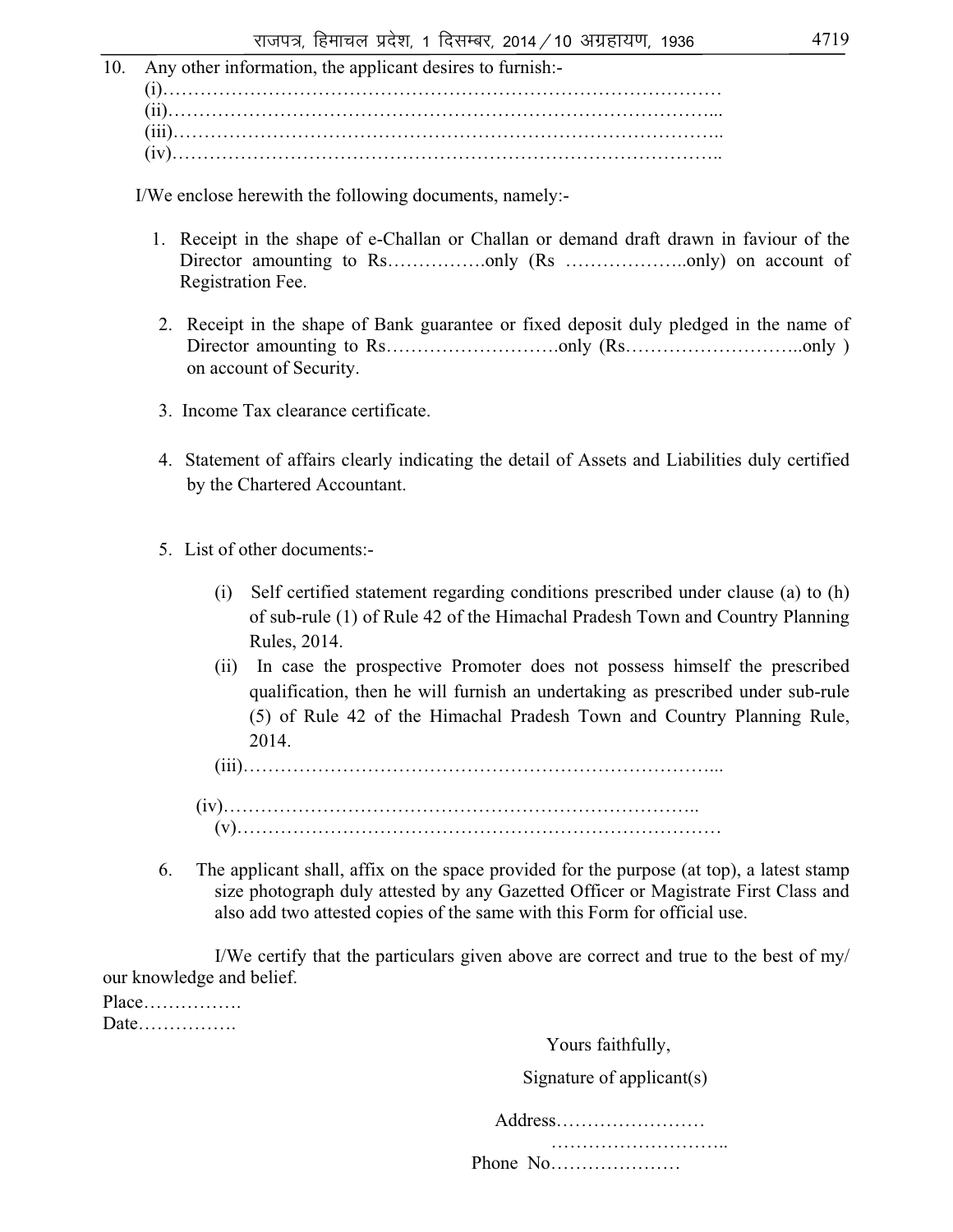10. Any other information, the applicant desires to furnish:-
    (i)………………………………………………………………………………
    (ii)……………………………………………………………………………...
    (iii)…………………………………………………………………………..
    (iv)…………………………………………………………………………..

I/We enclose herewith the following documents, namely:-

1. Receipt in the shape of e-Challan or Challan or demand draft drawn in faviour of the Director amounting to Rs…………….only (Rs ………………..only) on account of Registration Fee.

2. Receipt in the shape of Bank guarantee or fixed deposit duly pledged in the name of Director amounting to Rs……………………….only (Rs………………………..only ) on account of Security.

3. Income Tax clearance certificate.

4. Statement of affairs clearly indicating the detail of Assets and Liabilities duly certified by the Chartered Accountant.

5. List of other documents:-

    (i) Self certified statement regarding conditions prescribed under clause (a) to (h) of sub-rule (1) of Rule 42 of the Himachal Pradesh Town and Country Planning Rules, 2014.
    (ii) In case the prospective Promoter does not possess himself the prescribed qualification, then he will furnish an undertaking as prescribed under sub-rule (5) of Rule 42 of the Himachal Pradesh Town and Country Planning Rule, 2014.
    (iii)………………………………………………………………...
    (iv)………………………………………………………………..
    (v)…………………………………………………………………

6. The applicant shall, affix on the space provided for the purpose (at top), a latest stamp size photograph duly attested by any Gazetted Officer or Magistrate First Class and also add two attested copies of the same with this Form for official use.

I/We certify that the particulars given above are correct and true to the best of my/ our knowledge and belief.

Place…………….
Date…………….

Yours faithfully,

Signature of applicant(s)

Address……………………
………………………..

Phone No…………………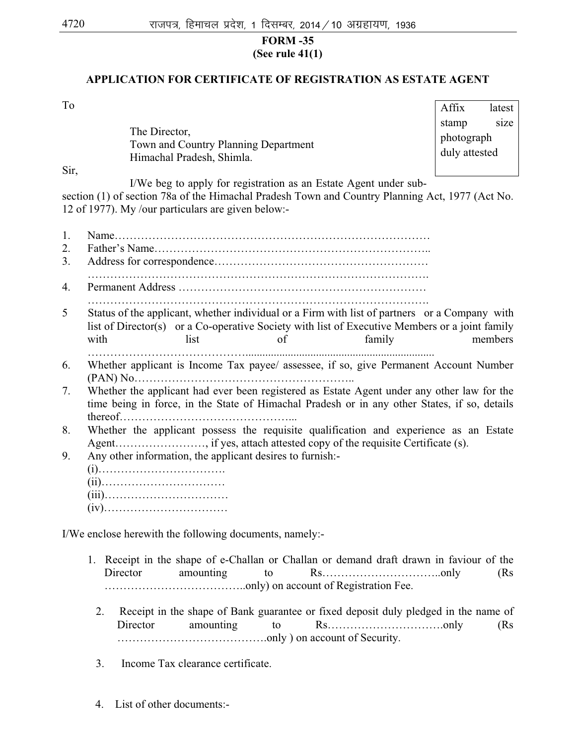**FORM -35**
**(See rule 41(1)**

**APPLICATION FOR CERTIFICATE OF REGISTRATION AS ESTATE AGENT**

To

The Director,
Town and Country Planning Department
Himachal Pradesh, Shimla.

| Affix latest stamp size photograph duly attested |
|---|

Sir,

I/We beg to apply for registration as an Estate Agent under sub-section (1) of section 78a of the Himachal Pradesh Town and Country Planning Act, 1977 (Act No. 12 of 1977). My /our particulars are given below:-

1. Name………………………………………………………………………
2. Father's Name…………………………………………………………………..
3. Address for correspondence………………………………………………… ……………………………………………………………………………….
4. Permanent Address ……………………………………………………… ……………………………………………………………………………….
5. Status of the applicant, whether individual or a Firm with list of partners or a Company with list of Director(s) or a Co-operative Society with list of Executive Members or a joint family with list of family members …………………………………....................................................................
6. Whether applicant is Income Tax payee/ assessee, if so, give Permanent Account Number (PAN) No………………………………………………………..
7. Whether the applicant had ever been registered as Estate Agent under any other law for the time being in force, in the State of Himachal Pradesh or in any other States, if so, details thereof……………………………………...
8. Whether the applicant possess the requisite qualification and experience as an Estate Agent……………………, if yes, attach attested copy of the requisite Certificate (s).
9. Any other information, the applicant desires to furnish:-
   (i)…………………………….
   (ii)……………………………
   (iii)……………………………
   (iv)……………………………

I/We enclose herewith the following documents, namely:-

1. Receipt in the shape of e-Challan or Challan or demand draft drawn in faviour of the Director amounting to Rs…………………………..only (Rs ………………………………..only) on account of Registration Fee.

2. Receipt in the shape of Bank guarantee or fixed deposit duly pledged in the name of Director amounting to Rs………………………….only (Rs ………………………………….only ) on account of Security.

3. Income Tax clearance certificate.

4. List of other documents:-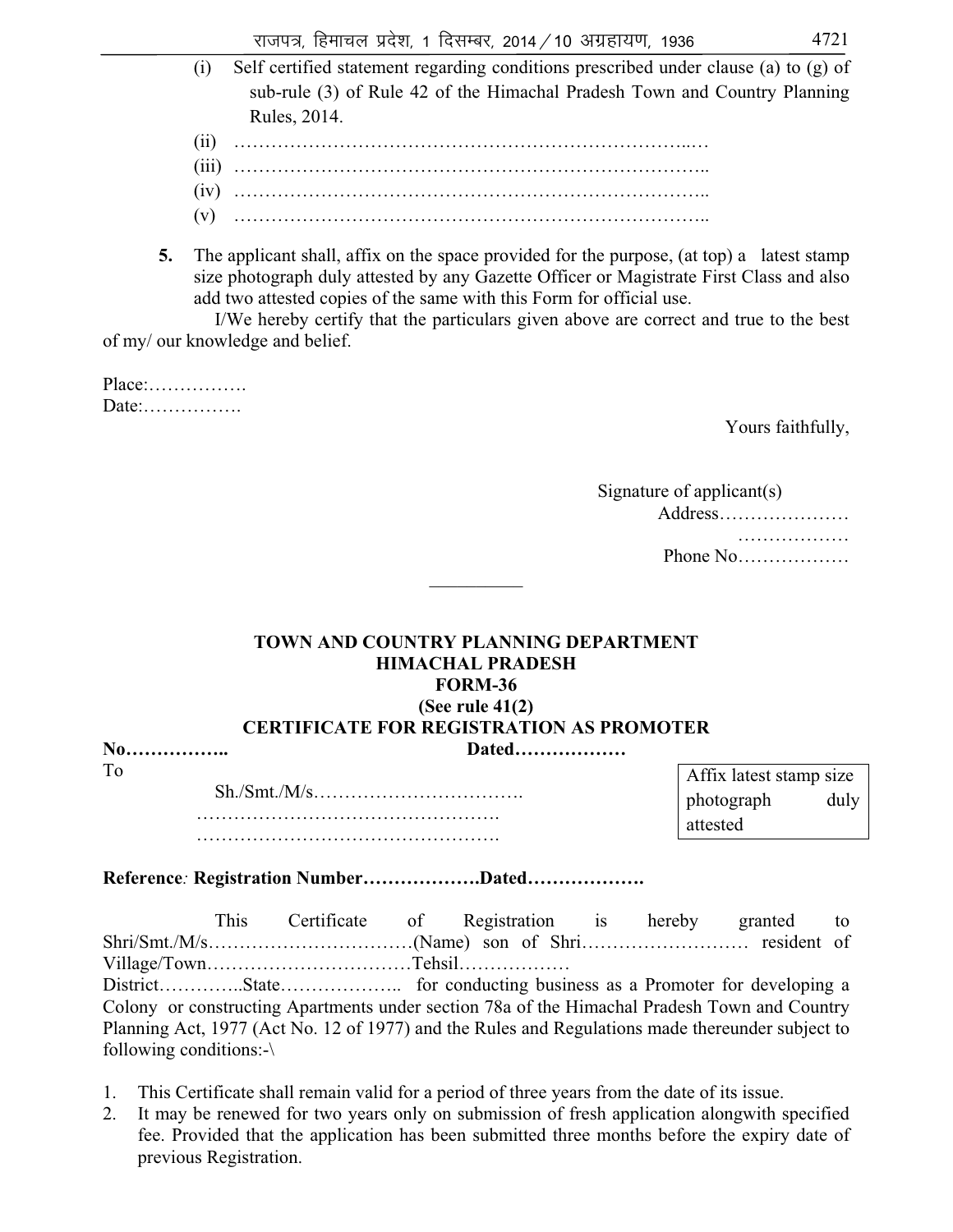(i) Self certified statement regarding conditions prescribed under clause (a) to (g) of sub-rule (3) of Rule 42 of the Himachal Pradesh Town and Country Planning Rules, 2014.

(ii) ………………………………………………………………..…

(iii) …………………………………………………………………..

(iv) …………………………………………………………………..

(v) …………………………………………………………………..

**5.** The applicant shall, affix on the space provided for the purpose, (at top) a latest stamp size photograph duly attested by any Gazette Officer or Magistrate First Class and also add two attested copies of the same with this Form for official use.

I/We hereby certify that the particulars given above are correct and true to the best of my/ our knowledge and belief.

Place:…………….
Date:…………….

Yours faithfully,

Signature of applicant(s)
Address…………………
………………
Phone No………………

---

**TOWN AND COUNTRY PLANNING DEPARTMENT**
**HIMACHAL PRADESH**
**FORM-36**
**(See rule 41(2)**
**CERTIFICATE FOR REGISTRATION AS PROMOTER**

**No……………..** **Dated………………**

To

Sh./Smt./M/s…………………………….
………………………………………….
………………………………………….

Affix latest stamp size photograph duly attested

**Reference*:* Registration Number……………….Dated……………….**

This Certificate of Registration is hereby granted to Shri/Smt./M/s……………………………(Name) son of Shri……………………… resident of Village/Town……………………………Tehsil……………… District…………..State……………….. for conducting business as a Promoter for developing a Colony or constructing Apartments under section 78a of the Himachal Pradesh Town and Country Planning Act, 1977 (Act No. 12 of 1977) and the Rules and Regulations made thereunder subject to following conditions:-\

1. This Certificate shall remain valid for a period of three years from the date of its issue.
2. It may be renewed for two years only on submission of fresh application alongwith specified fee. Provided that the application has been submitted three months before the expiry date of previous Registration.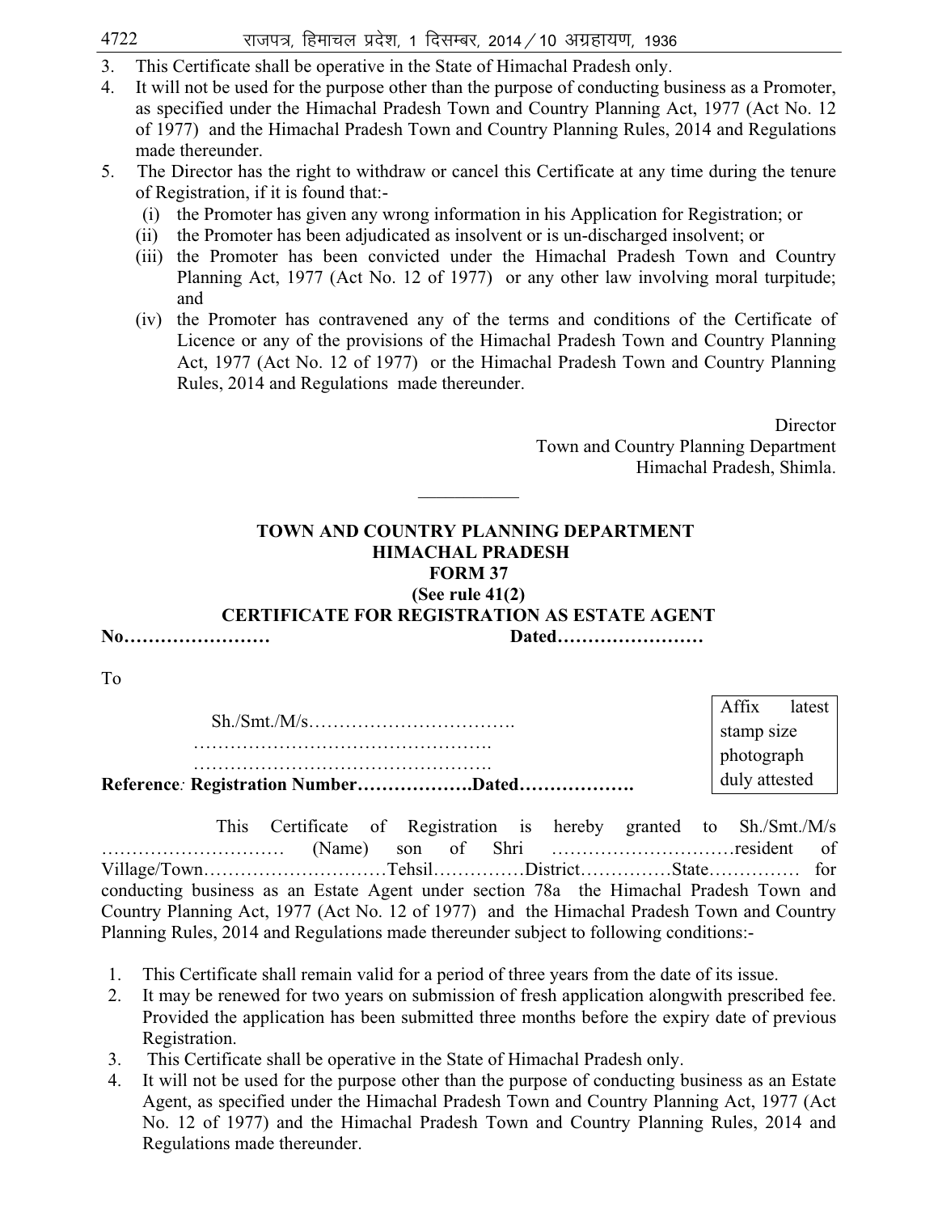3. This Certificate shall be operative in the State of Himachal Pradesh only.
4. It will not be used for the purpose other than the purpose of conducting business as a Promoter, as specified under the Himachal Pradesh Town and Country Planning Act, 1977 (Act No. 12 of 1977) and the Himachal Pradesh Town and Country Planning Rules, 2014 and Regulations made thereunder.
5. The Director has the right to withdraw or cancel this Certificate at any time during the tenure of Registration, if it is found that:-
   (i) the Promoter has given any wrong information in his Application for Registration; or
   (ii) the Promoter has been adjudicated as insolvent or is un-discharged insolvent; or
   (iii) the Promoter has been convicted under the Himachal Pradesh Town and Country Planning Act, 1977 (Act No. 12 of 1977) or any other law involving moral turpitude; and
   (iv) the Promoter has contravened any of the terms and conditions of the Certificate of Licence or any of the provisions of the Himachal Pradesh Town and Country Planning Act, 1977 (Act No. 12 of 1977) or the Himachal Pradesh Town and Country Planning Rules, 2014 and Regulations made thereunder.

Director
Town and Country Planning Department
Himachal Pradesh, Shimla.

---

**TOWN AND COUNTRY PLANNING DEPARTMENT**
**HIMACHAL PRADESH**
**FORM 37**
**(See rule 41(2)**
**CERTIFICATE FOR REGISTRATION AS ESTATE AGENT**

**No……………………** **Dated……………………**

To

Sh./Smt./M/s…………………………….
………………………………………….
………………………………………….

| Affix latest stamp size photograph duly attested |
|---|

**Reference*:* Registration Number……………….Dated……………….**

This Certificate of Registration is hereby granted to Sh./Smt./M/s ………………………… (Name) son of Shri …………………………resident of Village/Town…………………………Tehsil……………District……………State…………… for conducting business as an Estate Agent under section 78a the Himachal Pradesh Town and Country Planning Act, 1977 (Act No. 12 of 1977) and the Himachal Pradesh Town and Country Planning Rules, 2014 and Regulations made thereunder subject to following conditions:-

1. This Certificate shall remain valid for a period of three years from the date of its issue.
2. It may be renewed for two years on submission of fresh application alongwith prescribed fee. Provided the application has been submitted three months before the expiry date of previous Registration.
3. This Certificate shall be operative in the State of Himachal Pradesh only.
4. It will not be used for the purpose other than the purpose of conducting business as an Estate Agent, as specified under the Himachal Pradesh Town and Country Planning Act, 1977 (Act No. 12 of 1977) and the Himachal Pradesh Town and Country Planning Rules, 2014 and Regulations made thereunder.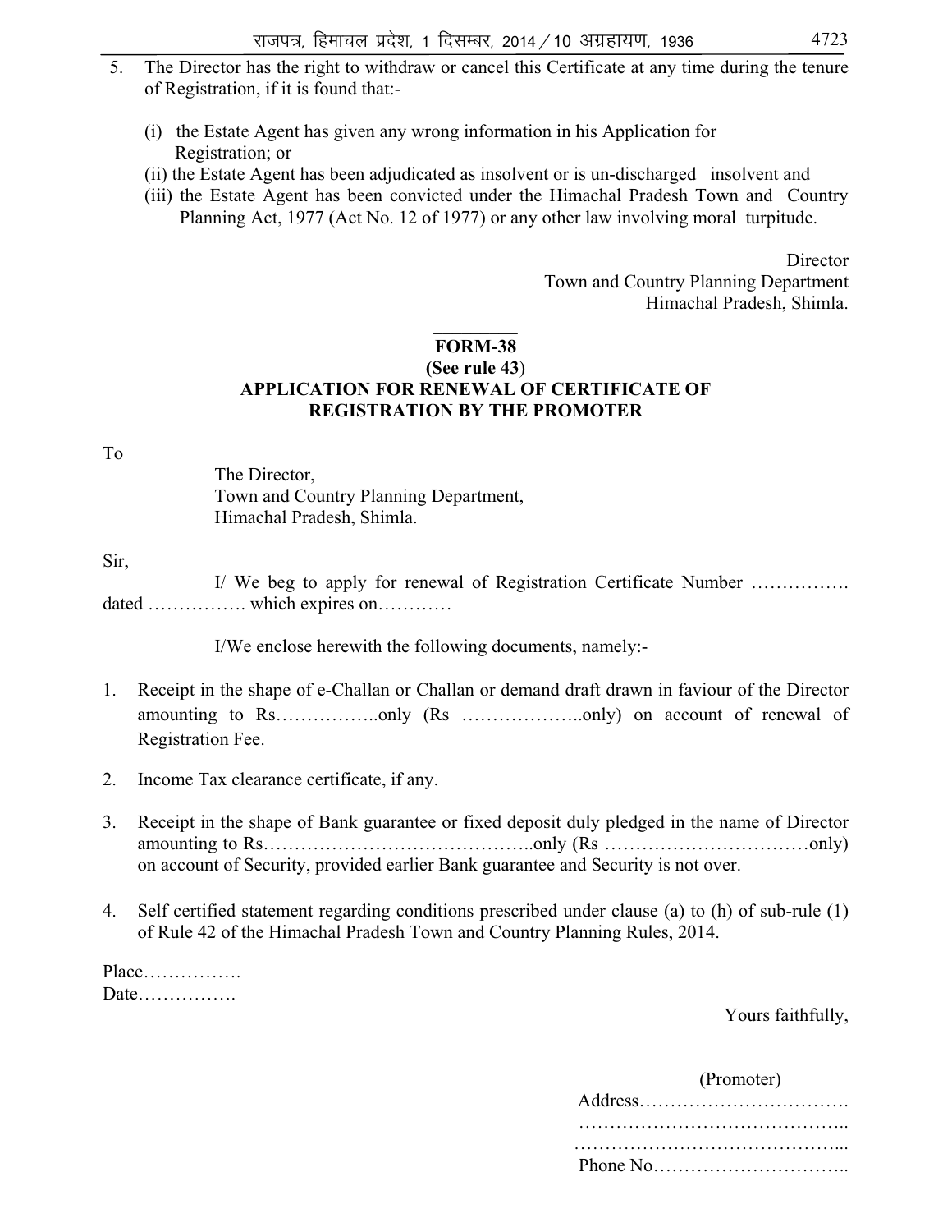5. The Director has the right to withdraw or cancel this Certificate at any time during the tenure of Registration, if it is found that:-

   (i) the Estate Agent has given any wrong information in his Application for Registration; or

   (ii) the Estate Agent has been adjudicated as insolvent or is un-discharged insolvent and

   (iii) the Estate Agent has been convicted under the Himachal Pradesh Town and Country Planning Act, 1977 (Act No. 12 of 1977) or any other law involving moral turpitude.

Director
Town and Country Planning Department
Himachal Pradesh, Shimla.

---

**FORM-38**

**(See rule 43)**

**APPLICATION FOR RENEWAL OF CERTIFICATE OF REGISTRATION BY THE PROMOTER**

To

The Director,
Town and Country Planning Department,
Himachal Pradesh, Shimla.

Sir,

I/ We beg to apply for renewal of Registration Certificate Number ……………. dated ……………. which expires on…………

I/We enclose herewith the following documents, namely:-

1. Receipt in the shape of e-Challan or Challan or demand draft drawn in faviour of the Director amounting to Rs……………..only (Rs ………………..only) on account of renewal of Registration Fee.

2. Income Tax clearance certificate, if any.

3. Receipt in the shape of Bank guarantee or fixed deposit duly pledged in the name of Director amounting to Rs……………………………………..only (Rs ……………………………only) on account of Security, provided earlier Bank guarantee and Security is not over.

4. Self certified statement regarding conditions prescribed under clause (a) to (h) of sub-rule (1) of Rule 42 of the Himachal Pradesh Town and Country Planning Rules, 2014.

Place…………….
Date…………….

Yours faithfully,

(Promoter)
Address…………………………….
……………………………………..
……………………………………...
Phone No…………………………..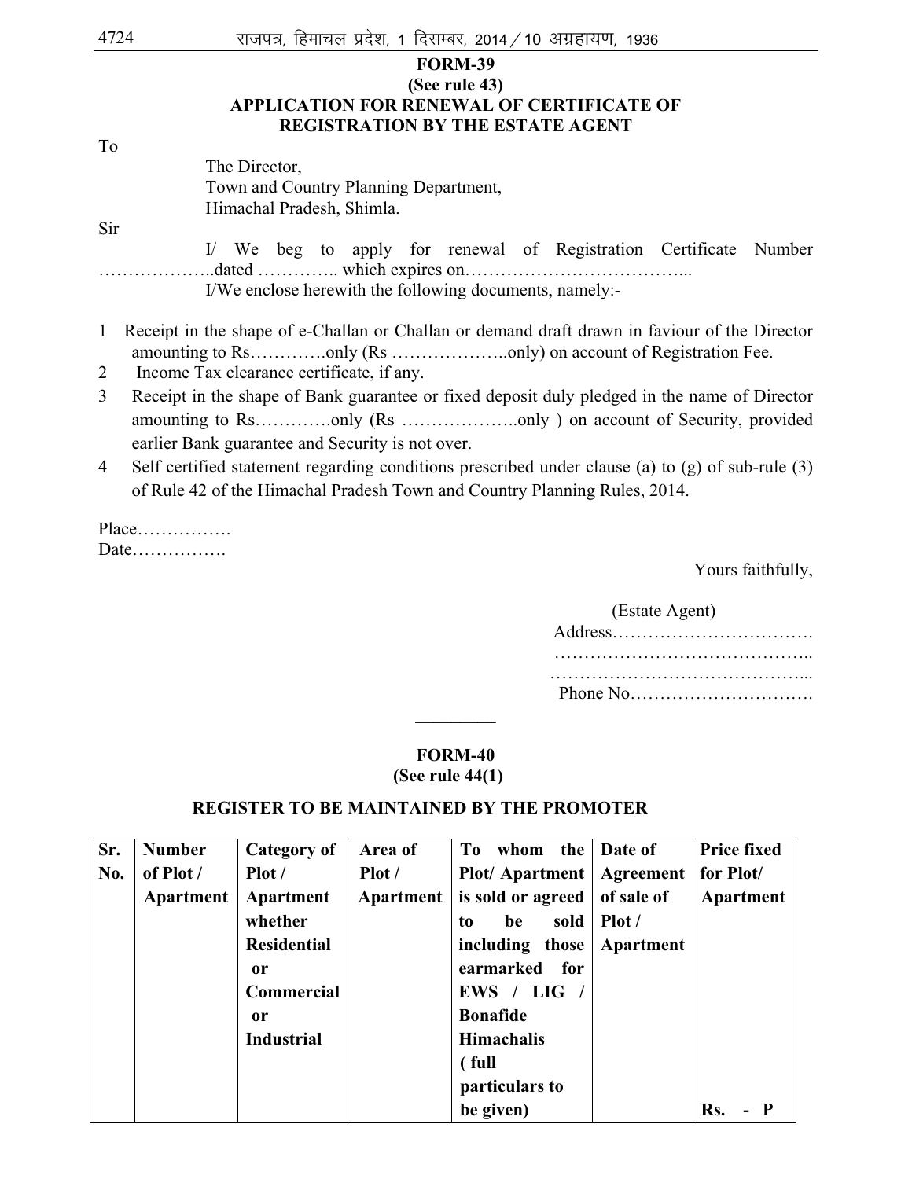**FORM-39**
**(See rule 43)**
**APPLICATION FOR RENEWAL OF CERTIFICATE OF REGISTRATION BY THE ESTATE AGENT**

To

The Director,
Town and Country Planning Department,
Himachal Pradesh, Shimla.

Sir

I/ We beg to apply for renewal of Registration Certificate Number ………………..dated ………….. which expires on………………………………...

I/We enclose herewith the following documents, namely:-

1 Receipt in the shape of e-Challan or Challan or demand draft drawn in faviour of the Director amounting to Rs………….only (Rs ………………..only) on account of Registration Fee.
2 Income Tax clearance certificate, if any.
3 Receipt in the shape of Bank guarantee or fixed deposit duly pledged in the name of Director amounting to Rs………….only (Rs ………………..only ) on account of Security, provided earlier Bank guarantee and Security is not over.
4 Self certified statement regarding conditions prescribed under clause (a) to (g) of sub-rule (3) of Rule 42 of the Himachal Pradesh Town and Country Planning Rules, 2014.

Place…………….
Date…………….

Yours faithfully,

(Estate Agent)
Address…………………………….
……………………………………..
……………………………………...
Phone No………………………….

---

**FORM-40**
**(See rule 44(1)**

**REGISTER TO BE MAINTAINED BY THE PROMOTER**

| Sr. No. | Number of Plot / Apartment | Category of Plot / Apartment whether Residential or Commercial or Industrial | Area of Plot / Apartment | To whom the Plot/ Apartment is sold or agreed to be sold including those earmarked for EWS / LIG / Bonafide Himachalis ( full particulars to be given) | Date of Agreement of sale of Plot / Apartment | Price fixed for Plot/ Apartment Rs. - P |
|---|---|---|---|---|---|---|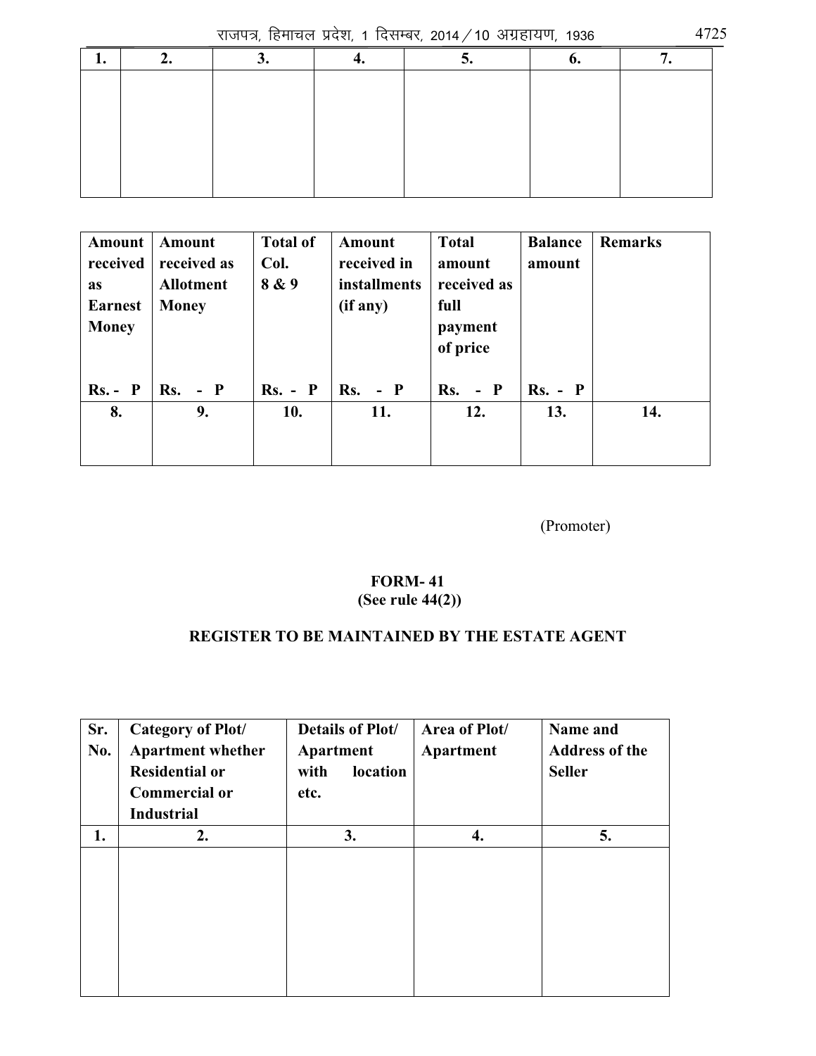| 1. | 2. | 3. | 4. | 5. | 6. | 7. |
|---|---|---|---|---|---|---|
| | | | | | | |

| Amount received as Earnest Money<br>Rs. - P | Amount received as Allotment Money<br>Rs. - P | Total of Col. 8 & 9<br>Rs. - P | Amount received in installments (if any)<br>Rs. - P | Total amount received as full payment of price<br>Rs. - P | Balance amount<br>Rs. - P | Remarks |
|---|---|---|---|---|---|---|
| 8. | 9. | 10. | 11. | 12. | 13. | 14. |
| | | | | | | |

(Promoter)

**FORM- 41**
**(See rule 44(2))**

**REGISTER TO BE MAINTAINED BY THE ESTATE AGENT**

| Sr. No. | Category of Plot/ Apartment whether Residential or Commercial or Industrial | Details of Plot/ Apartment with location etc. | Area of Plot/ Apartment | Name and Address of the Seller |
|---|---|---|---|---|
| 1. | 2. | 3. | 4. | 5. |
| | | | | |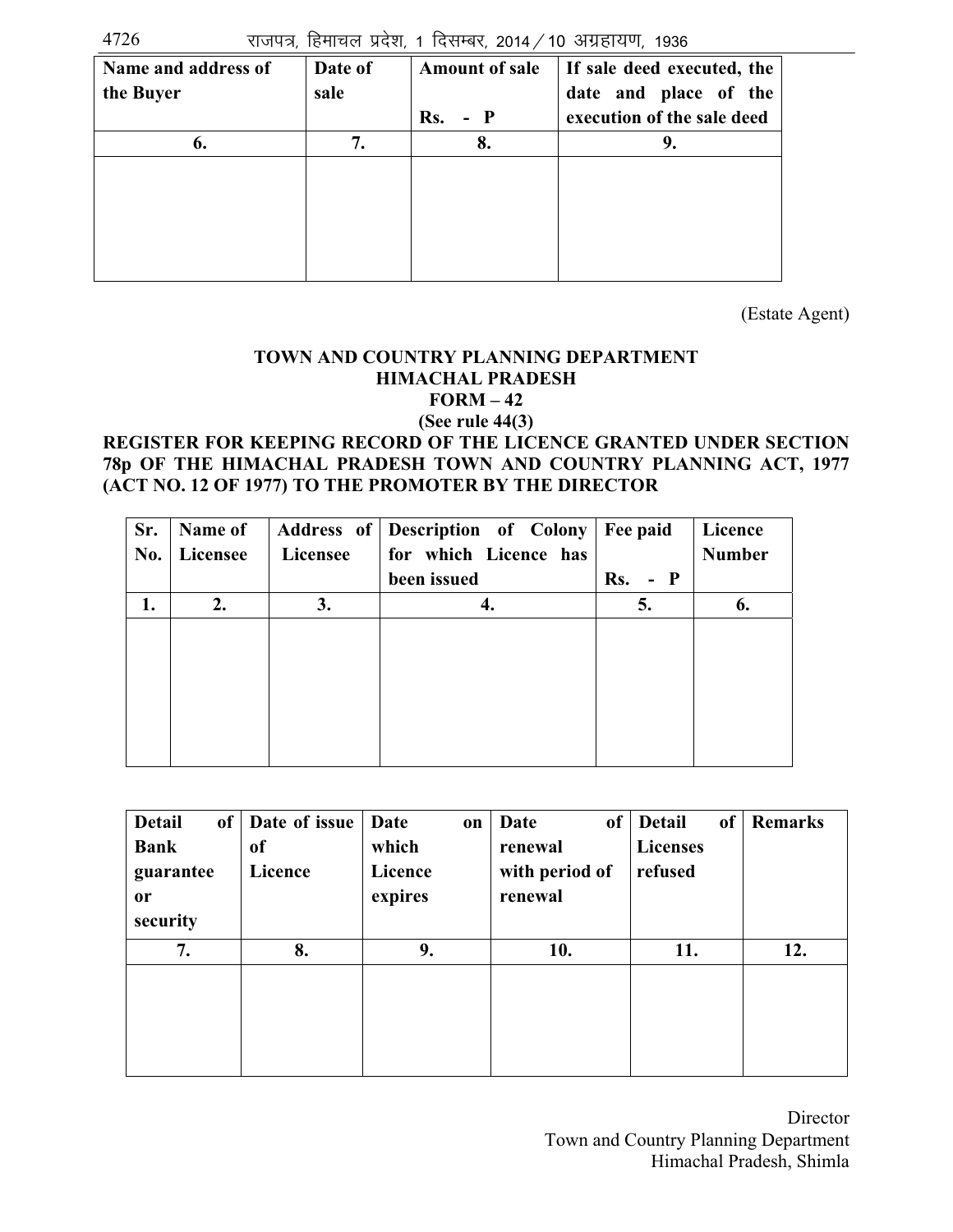| Name and address of the Buyer | Date of sale | Amount of sale Rs. - P | If sale deed executed, the date and place of the execution of the sale deed |
|---|---|---|---|
| 6. | 7. | 8. | 9. |
| | | | |

(Estate Agent)

**TOWN AND COUNTRY PLANNING DEPARTMENT**
**HIMACHAL PRADESH**
**FORM – 42**
**(See rule 44(3)**

**REGISTER FOR KEEPING RECORD OF THE LICENCE GRANTED UNDER SECTION 78p OF THE HIMACHAL PRADESH TOWN AND COUNTRY PLANNING ACT, 1977 (ACT NO. 12 OF 1977) TO THE PROMOTER BY THE DIRECTOR**

| Sr. No. | Name of Licensee | Address of Licensee | Description of Colony for which Licence has been issued | Fee paid Rs. - P | Licence Number | Detail of Bank guarantee or security | Date of issue of Licence | Date on which Licence expires | Date of renewal with period of renewal | Detail of Licenses refused | Remarks |
|---|---|---|---|---|---|---|---|---|---|---|---|
| 1. | 2. | 3. | 4. | 5. | 6. | 7. | 8. | 9. | 10. | 11. | 12. |
| | | | | | | | | | | | |

Director
Town and Country Planning Department
Himachal Pradesh, Shimla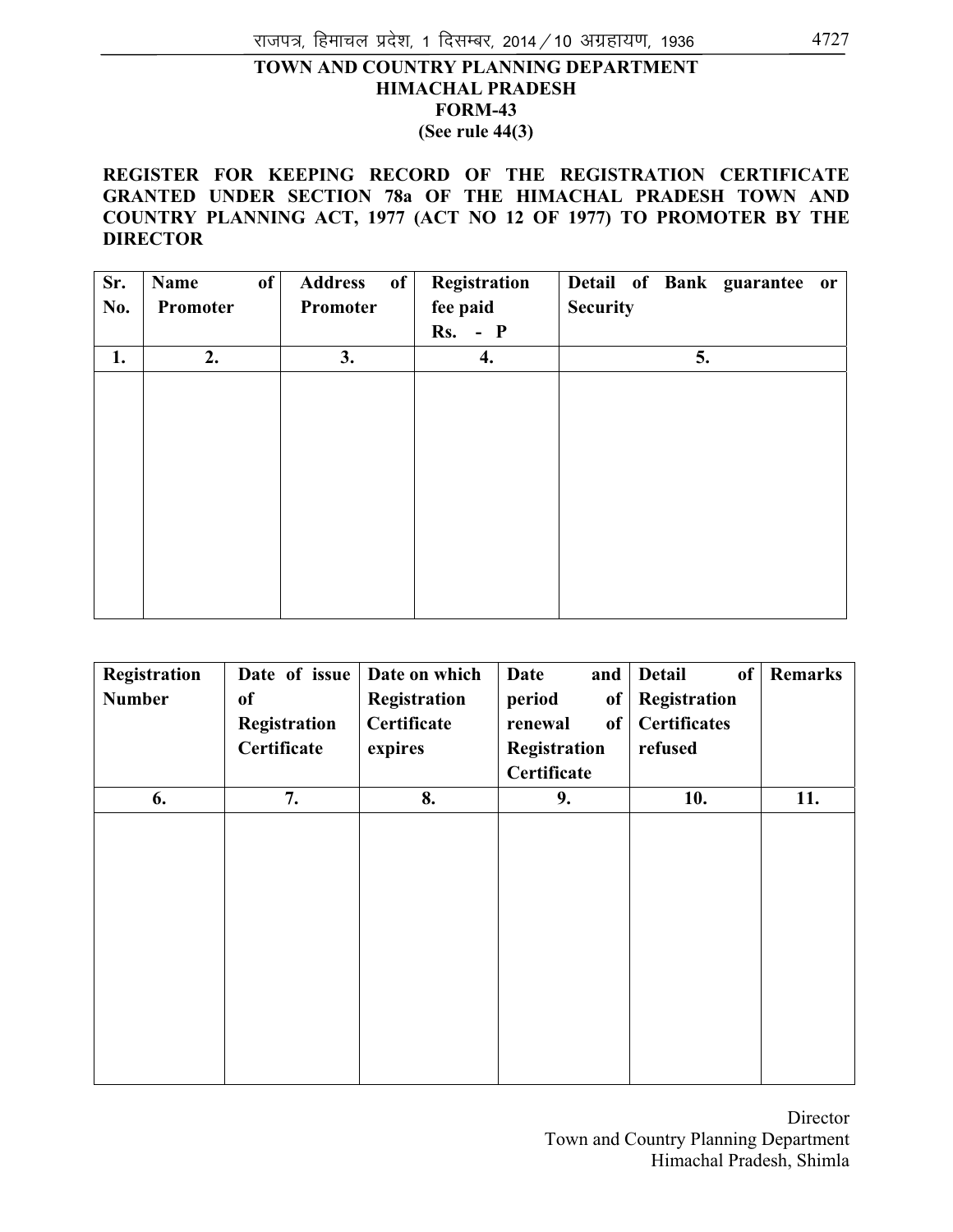**TOWN AND COUNTRY PLANNING DEPARTMENT**
**HIMACHAL PRADESH**
**FORM-43**
**(See rule 44(3)**

**REGISTER FOR KEEPING RECORD OF THE REGISTRATION CERTIFICATE GRANTED UNDER SECTION 78a OF THE HIMACHAL PRADESH TOWN AND COUNTRY PLANNING ACT, 1977 (ACT NO 12 OF 1977) TO PROMOTER BY THE DIRECTOR**

| Sr. No. | Name of Promoter | Address of Promoter | Registration fee paid Rs. - P | Detail of Bank guarantee or Security |
|---|---|---|---|---|
| 1. | 2. | 3. | 4. | 5. |
| | | | | |

| Registration Number | Date of issue of Registration Certificate | Date on which Registration Certificate expires | Date and period of renewal of Registration Certificate | Detail of Registration Certificates refused | Remarks |
|---|---|---|---|---|---|
| 6. | 7. | 8. | 9. | 10. | 11. |
| | | | | | |

Director
Town and Country Planning Department
Himachal Pradesh, Shimla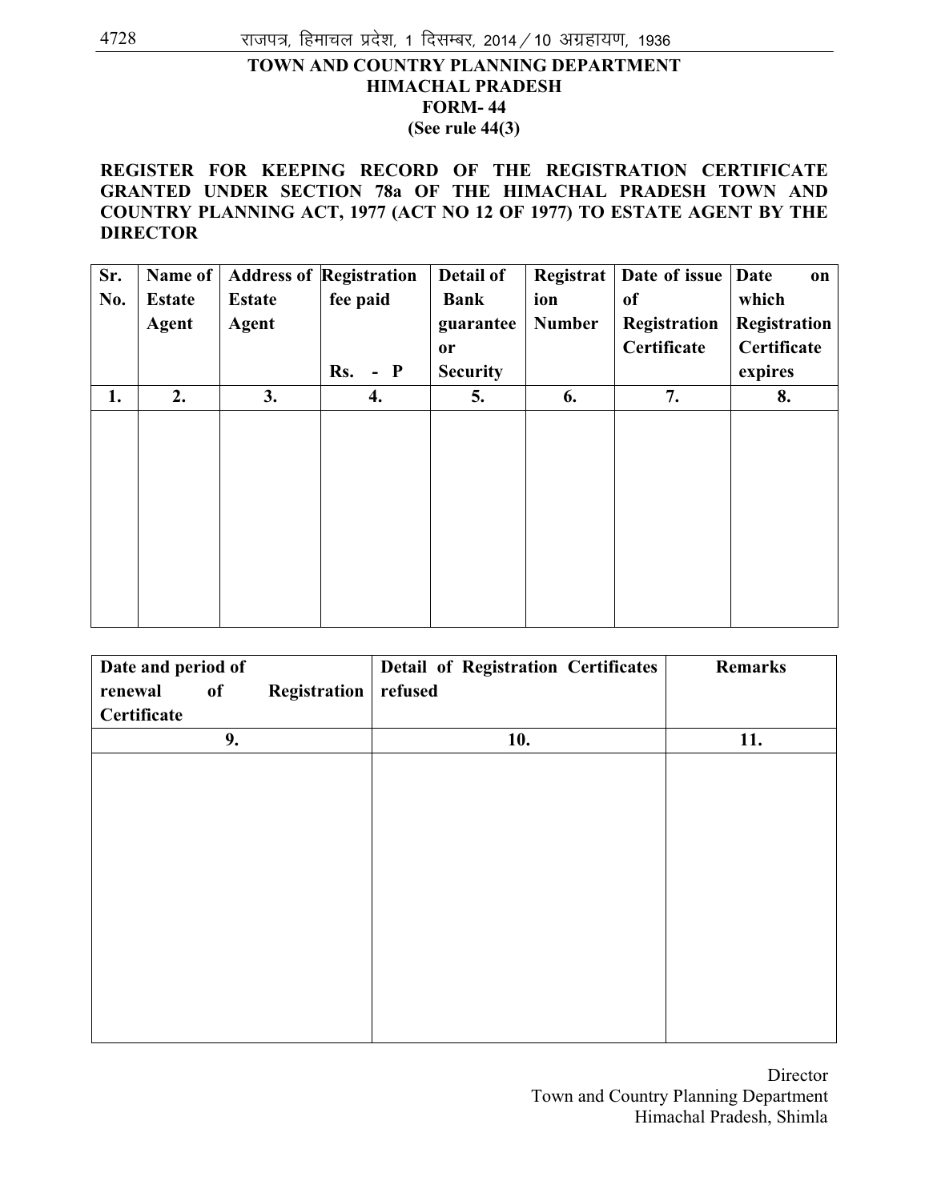**TOWN AND COUNTRY PLANNING DEPARTMENT**
**HIMACHAL PRADESH**
**FORM- 44**
**(See rule 44(3)**

**REGISTER FOR KEEPING RECORD OF THE REGISTRATION CERTIFICATE GRANTED UNDER SECTION 78a OF THE HIMACHAL PRADESH TOWN AND COUNTRY PLANNING ACT, 1977 (ACT NO 12 OF 1977) TO ESTATE AGENT BY THE DIRECTOR**

| Sr. No. | Name of Estate Agent | Address of Estate Agent | Registration fee paid Rs. - P | Detail of Bank guarantee or Security | Registration Number | Date of issue of Registration Certificate | Date on which Registration Certificate expires |
|---|---|---|---|---|---|---|---|
| 1. | 2. | 3. | 4. | 5. | 6. | 7. | 8. |
| | | | | | | | |

| Date and period of renewal of Registration Certificate | Detail of Registration Certificates refused | Remarks |
|---|---|---|
| 9. | 10. | 11. |
| | | |

Director
Town and Country Planning Department
Himachal Pradesh, Shimla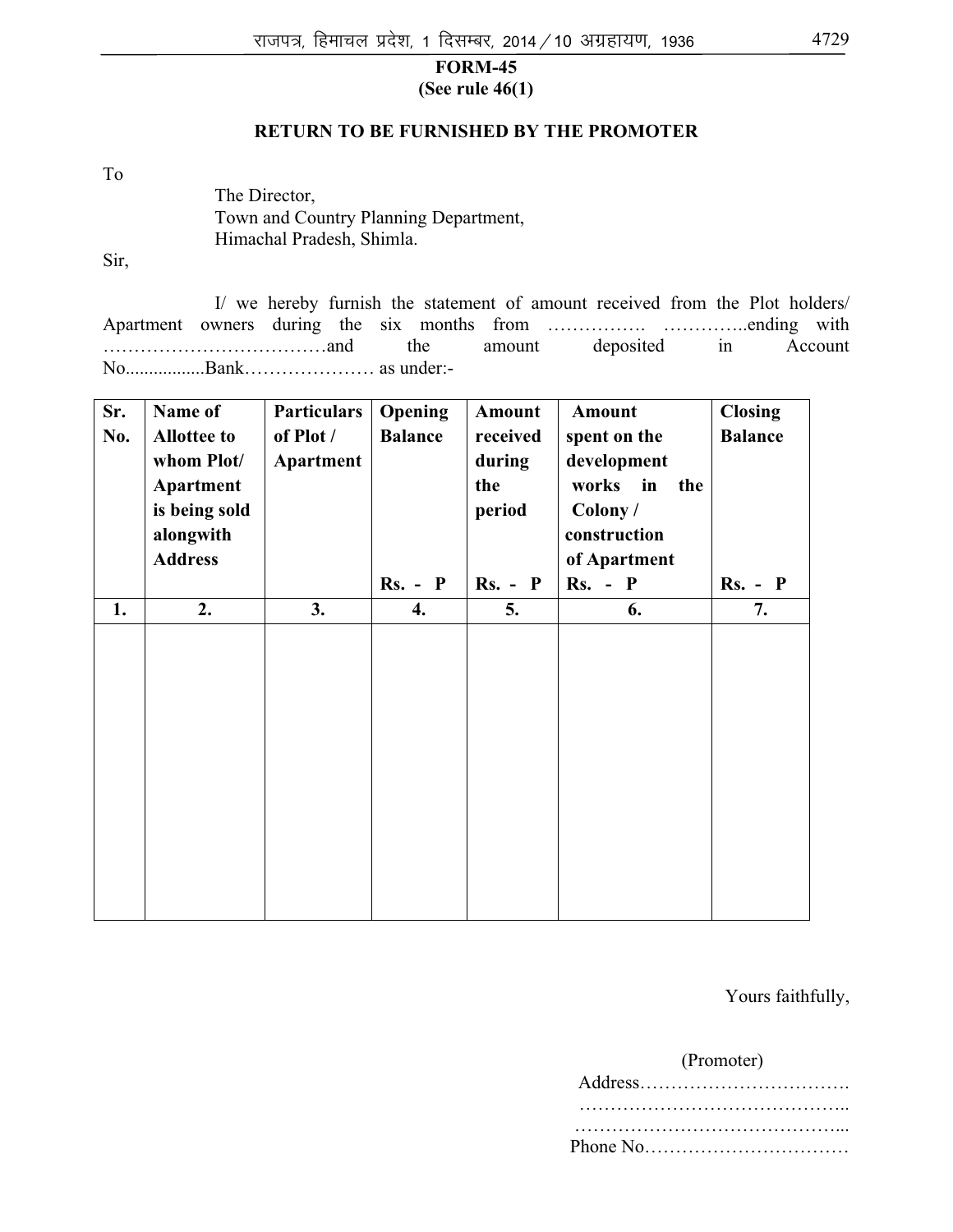**FORM-45**
**(See rule 46(1)**

**RETURN TO BE FURNISHED BY THE PROMOTER**

To

The Director,
Town and Country Planning Department,
Himachal Pradesh, Shimla.

Sir,

I/ we hereby furnish the statement of amount received from the Plot holders/ Apartment owners during the six months from ……………. …………..ending with ………………………………and the amount deposited in Account No.................Bank………………… as under:-

| Sr. No. | Name of Allottee to whom Plot/ Apartment is being sold alongwith Address | Particulars of Plot / Apartment | Opening Balance Rs. - P | Amount received during the period Rs. - P | Amount spent on the development works in the Colony / construction of Apartment Rs. - P | Closing Balance Rs. - P |
|---|---|---|---|---|---|---|
| 1. | 2. | 3. | 4. | 5. | 6. | 7. |
| | | | | | | |

Yours faithfully,

(Promoter)
Address…………………………….
……………………………………..
……………………………………...
Phone No……………………………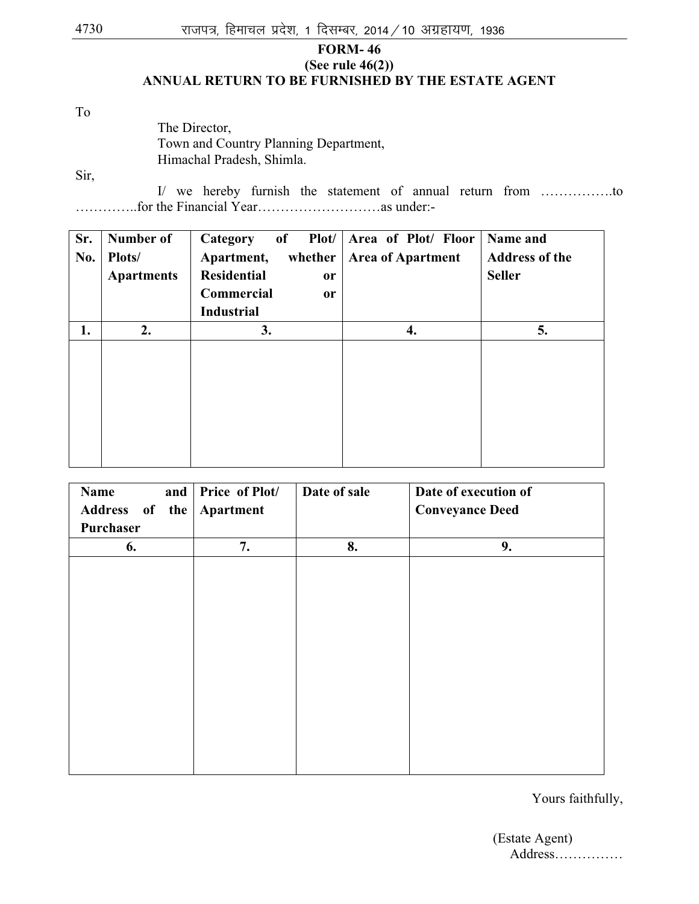**FORM- 46**
**(See rule 46(2))**
**ANNUAL RETURN TO BE FURNISHED BY THE ESTATE AGENT**

To

The Director,
Town and Country Planning Department,
Himachal Pradesh, Shimla.

Sir,

I/ we hereby furnish the statement of annual return from …………….to …………..for the Financial Year………………………as under:-

| Sr. No. | Number of Plots/ Apartments | Category of Plot/ Apartment, whether Residential or Commercial or Industrial | Area of Plot/ Floor Area of Apartment | Name and Address of the Seller |
|---|---|---|---|---|
| 1. | 2. | 3. | 4. | 5. |
| | | | | |

| Name and Address of the Purchaser | Price of Plot/ Apartment | Date of sale | Date of execution of Conveyance Deed |
|---|---|---|---|
| 6. | 7. | 8. | 9. |
| | | | |

Yours faithfully,

(Estate Agent)
Address……………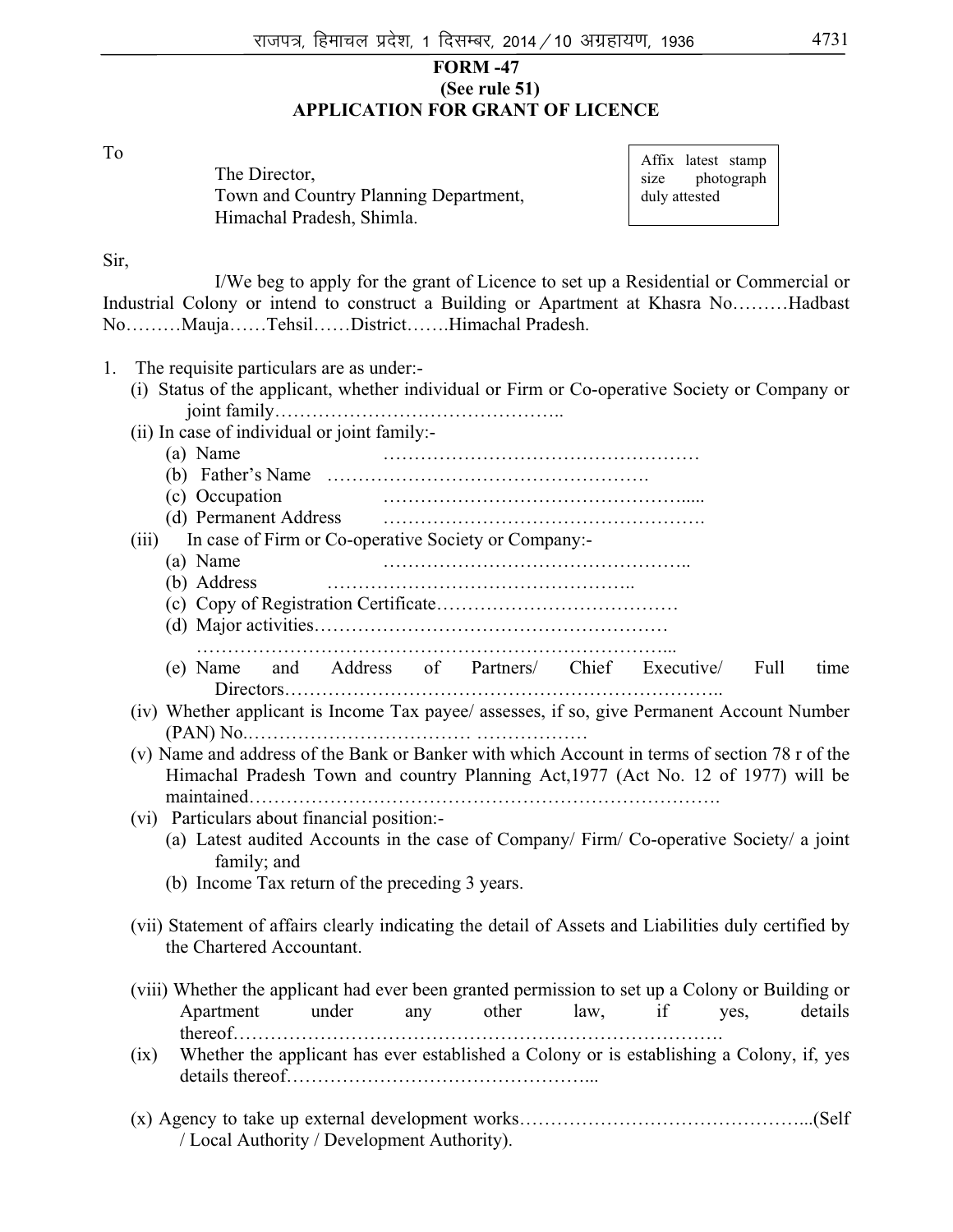## FORM -47

**(See rule 51)**

**APPLICATION FOR GRANT OF LICENCE**

To

The Director,
Town and Country Planning Department,
Himachal Pradesh, Shimla.

Affix latest stamp size photograph duly attested

Sir,

I/We beg to apply for the grant of Licence to set up a Residential or Commercial or Industrial Colony or intend to construct a Building or Apartment at Khasra No………Hadbast No………Mauja……Tehsil……District…….Himachal Pradesh.

1. The requisite particulars are as under:-
   - (i) Status of the applicant, whether individual or Firm or Co-operative Society or Company or joint family……………………………………..
   - (ii) In case of individual or joint family:-
     - (a) Name ……………………………………………
     - (b) Father's Name …………………………………………….
     - (c) Occupation ………………………………………….....
     - (d) Permanent Address …………………………………………….
   - (iii) In case of Firm or Co-operative Society or Company:-
     - (a) Name …………………………………………..
     - (b) Address …………………………………………..
     - (c) Copy of Registration Certificate…………………………………
     - (d) Major activities…………………………………………………
       …………………………………………………………………...
     - (e) Name and Address of Partners/ Chief Executive/ Full time Directors…………………………………………………………..
   - (iv) Whether applicant is Income Tax payee/ assesses, if so, give Permanent Account Number (PAN) No.…………………………… ………………
   - (v) Name and address of the Bank or Banker with which Account in terms of section 78 r of the Himachal Pradesh Town and country Planning Act,1977 (Act No. 12 of 1977) will be maintained……………………………………………………………….
   - (vi) Particulars about financial position:-
     - (a) Latest audited Accounts in the case of Company/ Firm/ Co-operative Society/ a joint family; and
     - (b) Income Tax return of the preceding 3 years.
   - (vii) Statement of affairs clearly indicating the detail of Assets and Liabilities duly certified by the Chartered Accountant.
   - (viii) Whether the applicant had ever been granted permission to set up a Colony or Building or Apartment under any other law, if yes, details thereof………………………………………………………………….
   - (ix) Whether the applicant has ever established a Colony or is establishing a Colony, if, yes details thereof…………………………………………...
   - (x) Agency to take up external development works……………………………………...(Self / Local Authority / Development Authority).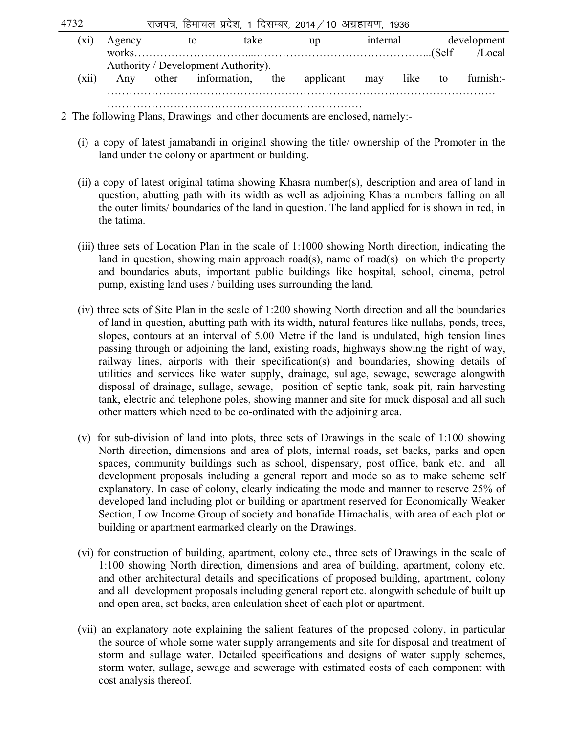(xi) Agency to take up internal development works…………………………....………………………………………...(Self /Local Authority / Development Authority).

(xii) Any other information, the applicant may like to furnish:- ………………………………………………………………………………………… ……………………………………………………………

2 The following Plans, Drawings and other documents are enclosed, namely:-

(i) a copy of latest jamabandi in original showing the title/ ownership of the Promoter in the land under the colony or apartment or building.

(ii) a copy of latest original tatima showing Khasra number(s), description and area of land in question, abutting path with its width as well as adjoining Khasra numbers falling on all the outer limits/ boundaries of the land in question. The land applied for is shown in red, in the tatima.

(iii) three sets of Location Plan in the scale of 1:1000 showing North direction, indicating the land in question, showing main approach road(s), name of road(s) on which the property and boundaries abuts, important public buildings like hospital, school, cinema, petrol pump, existing land uses / building uses surrounding the land.

(iv) three sets of Site Plan in the scale of 1:200 showing North direction and all the boundaries of land in question, abutting path with its width, natural features like nullahs, ponds, trees, slopes, contours at an interval of 5.00 Metre if the land is undulated, high tension lines passing through or adjoining the land, existing roads, highways showing the right of way, railway lines, airports with their specification(s) and boundaries, showing details of utilities and services like water supply, drainage, sullage, sewage, sewerage alongwith disposal of drainage, sullage, sewage, position of septic tank, soak pit, rain harvesting tank, electric and telephone poles, showing manner and site for muck disposal and all such other matters which need to be co-ordinated with the adjoining area.

(v) for sub-division of land into plots, three sets of Drawings in the scale of 1:100 showing North direction, dimensions and area of plots, internal roads, set backs, parks and open spaces, community buildings such as school, dispensary, post office, bank etc. and all development proposals including a general report and mode so as to make scheme self explanatory. In case of colony, clearly indicating the mode and manner to reserve 25% of developed land including plot or building or apartment reserved for Economically Weaker Section, Low Income Group of society and bonafide Himachalis, with area of each plot or building or apartment earmarked clearly on the Drawings.

(vi) for construction of building, apartment, colony etc., three sets of Drawings in the scale of 1:100 showing North direction, dimensions and area of building, apartment, colony etc. and other architectural details and specifications of proposed building, apartment, colony and all development proposals including general report etc. alongwith schedule of built up and open area, set backs, area calculation sheet of each plot or apartment.

(vii) an explanatory note explaining the salient features of the proposed colony, in particular the source of whole some water supply arrangements and site for disposal and treatment of storm and sullage water. Detailed specifications and designs of water supply schemes, storm water, sullage, sewage and sewerage with estimated costs of each component with cost analysis thereof.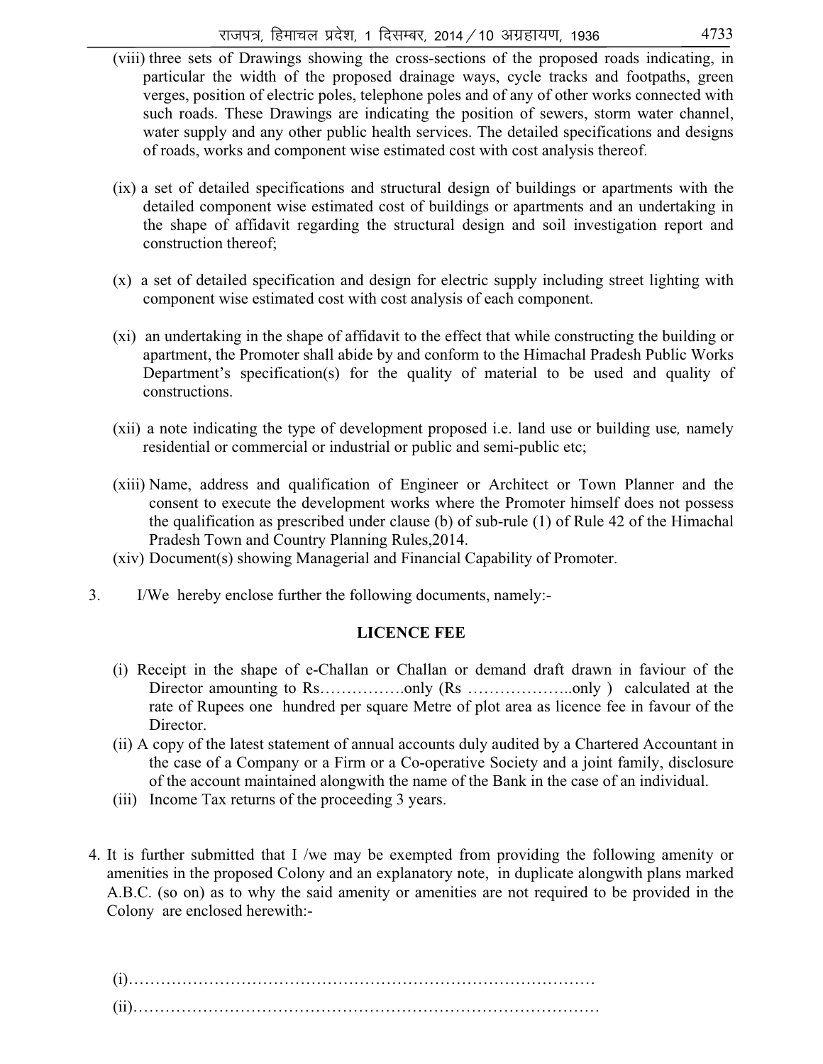(viii) three sets of Drawings showing the cross-sections of the proposed roads indicating, in particular the width of the proposed drainage ways, cycle tracks and footpaths, green verges, position of electric poles, telephone poles and of any of other works connected with such roads. These Drawings are indicating the position of sewers, storm water channel, water supply and any other public health services. The detailed specifications and designs of roads, works and component wise estimated cost with cost analysis thereof.

(ix) a set of detailed specifications and structural design of buildings or apartments with the detailed component wise estimated cost of buildings or apartments and an undertaking in the shape of affidavit regarding the structural design and soil investigation report and construction thereof;

(x) a set of detailed specification and design for electric supply including street lighting with component wise estimated cost with cost analysis of each component.

(xi) an undertaking in the shape of affidavit to the effect that while constructing the building or apartment, the Promoter shall abide by and conform to the Himachal Pradesh Public Works Department's specification(s) for the quality of material to be used and quality of constructions.

(xii) a note indicating the type of development proposed i.e. land use or building use*,* namely residential or commercial or industrial or public and semi-public etc;

(xiii) Name, address and qualification of Engineer or Architect or Town Planner and the consent to execute the development works where the Promoter himself does not possess the qualification as prescribed under clause (b) of sub-rule (1) of Rule 42 of the Himachal Pradesh Town and Country Planning Rules,2014.

(xiv) Document(s) showing Managerial and Financial Capability of Promoter.

3. I/We hereby enclose further the following documents, namely:-

**LICENCE FEE**

(i) Receipt in the shape of e-Challan or Challan or demand draft drawn in faviour of the Director amounting to Rs…………….only (Rs ………………..only ) calculated at the rate of Rupees one hundred per square Metre of plot area as licence fee in favour of the Director.

(ii) A copy of the latest statement of annual accounts duly audited by a Chartered Accountant in the case of a Company or a Firm or a Co-operative Society and a joint family, disclosure of the account maintained alongwith the name of the Bank in the case of an individual.

(iii) Income Tax returns of the proceeding 3 years.

4. It is further submitted that I /we may be exempted from providing the following amenity or amenities in the proposed Colony and an explanatory note, in duplicate alongwith plans marked A.B.C. (so on) as to why the said amenity or amenities are not required to be provided in the Colony are enclosed herewith:-

(i)……………………………………………………………………………

(ii)……………………………………………………………………………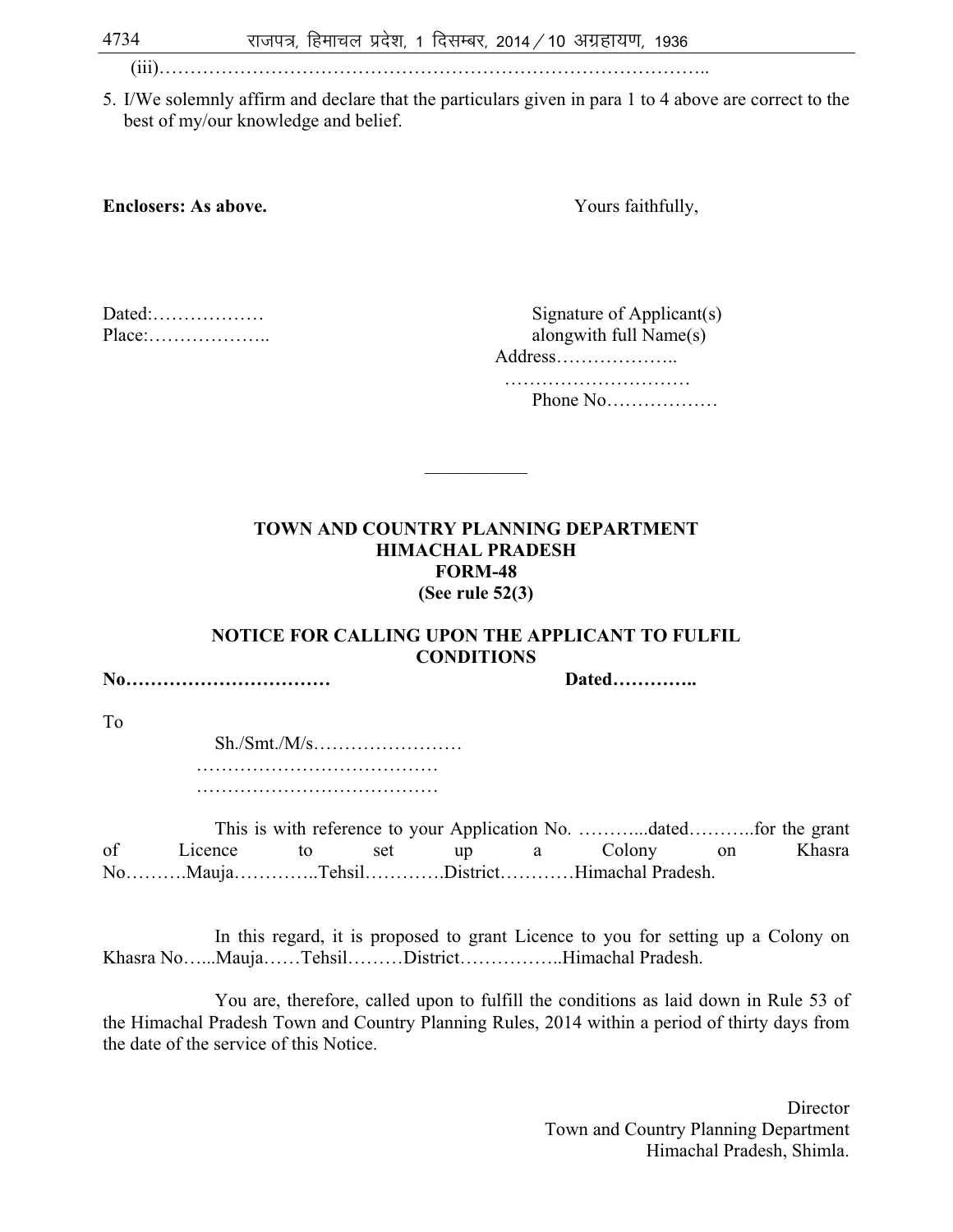(iii)……………………………………………………………………………..

5. I/We solemnly affirm and declare that the particulars given in para 1 to 4 above are correct to the best of my/our knowledge and belief.

**Enclosers: As above.**

Yours faithfully,

Dated:………………

Place:………………..

Signature of Applicant(s)
alongwith full Name(s)
Address………………..
…………………………
Phone No………………

---

**TOWN AND COUNTRY PLANNING DEPARTMENT**
**HIMACHAL PRADESH**
**FORM-48**
**(See rule 52(3)**

**NOTICE FOR CALLING UPON THE APPLICANT TO FULFIL CONDITIONS**

**No……………………………** **Dated…………..**

To

Sh./Smt./M/s……………………
…………………………………
…………………………………

This is with reference to your Application No. ………...dated………..for the grant of Licence to set up a Colony on Khasra No……….Mauja…………..Tehsil………….District…………Himachal Pradesh.

In this regard, it is proposed to grant Licence to you for setting up a Colony on Khasra No…...Mauja……Tehsil………District……………..Himachal Pradesh.

You are, therefore, called upon to fulfill the conditions as laid down in Rule 53 of the Himachal Pradesh Town and Country Planning Rules, 2014 within a period of thirty days from the date of the service of this Notice.

Director
Town and Country Planning Department
Himachal Pradesh, Shimla.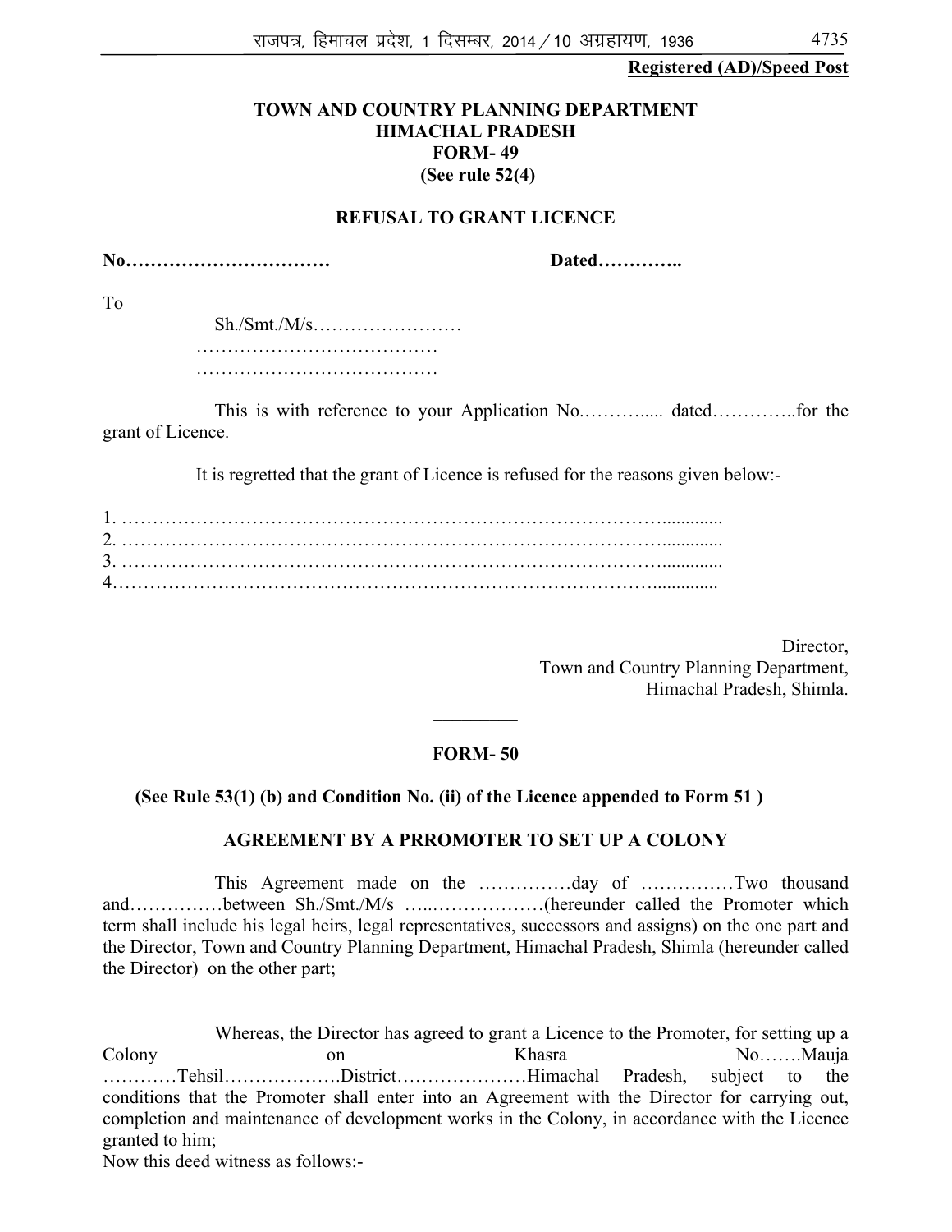**Registered (AD)/Speed Post**

**TOWN AND COUNTRY PLANNING DEPARTMENT**
**HIMACHAL PRADESH**
**FORM- 49**
**(See rule 52(4)**

**REFUSAL TO GRANT LICENCE**

**No……………………………** **Dated…………..**

To

Sh./Smt./M/s……………………
…………………………………
…………………………………

This is with reference to your Application No.……….... dated…………..for the grant of Licence.

It is regretted that the grant of Licence is refused for the reasons given below:-

1. ………………………………………………………………………………............
2. ………………………………………………………………………………............
3. ………………………………………………………………………………............
4.……………………………………………………………………………….............

Director,
Town and Country Planning Department,
Himachal Pradesh, Shimla.

---

**FORM- 50**

**(See Rule 53(1) (b) and Condition No. (ii) of the Licence appended to Form 51 )**

**AGREEMENT BY A PRROMOTER TO SET UP A COLONY**

This Agreement made on the ……………day of ……………Two thousand and……………between Sh./Smt./M/s …..………………(hereunder called the Promoter which term shall include his legal heirs, legal representatives, successors and assigns) on the one part and the Director, Town and Country Planning Department, Himachal Pradesh, Shimla (hereunder called the Director) on the other part;

Whereas, the Director has agreed to grant a Licence to the Promoter, for setting up a Colony on Khasra No…….Mauja …………Tehsil……………….District…………………Himachal Pradesh, subject to the conditions that the Promoter shall enter into an Agreement with the Director for carrying out, completion and maintenance of development works in the Colony, in accordance with the Licence granted to him;

Now this deed witness as follows:-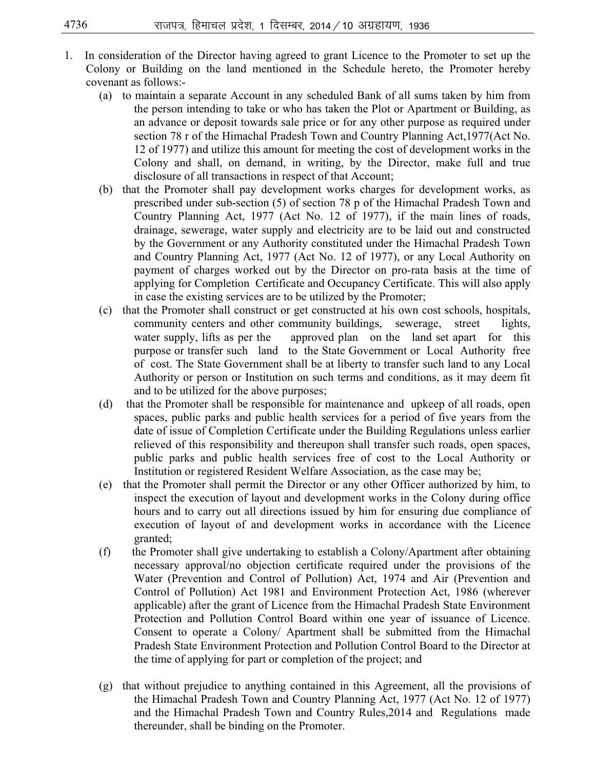1. In consideration of the Director having agreed to grant Licence to the Promoter to set up the Colony or Building on the land mentioned in the Schedule hereto, the Promoter hereby covenant as follows:-

   (a) to maintain a separate Account in any scheduled Bank of all sums taken by him from the person intending to take or who has taken the Plot or Apartment or Building, as an advance or deposit towards sale price or for any other purpose as required under section 78 r of the Himachal Pradesh Town and Country Planning Act,1977(Act No. 12 of 1977) and utilize this amount for meeting the cost of development works in the Colony and shall, on demand, in writing, by the Director, make full and true disclosure of all transactions in respect of that Account;

   (b) that the Promoter shall pay development works charges for development works, as prescribed under sub-section (5) of section 78 p of the Himachal Pradesh Town and Country Planning Act, 1977 (Act No. 12 of 1977), if the main lines of roads, drainage, sewerage, water supply and electricity are to be laid out and constructed by the Government or any Authority constituted under the Himachal Pradesh Town and Country Planning Act, 1977 (Act No. 12 of 1977), or any Local Authority on payment of charges worked out by the Director on pro-rata basis at the time of applying for Completion Certificate and Occupancy Certificate. This will also apply in case the existing services are to be utilized by the Promoter;

   (c) that the Promoter shall construct or get constructed at his own cost schools, hospitals, community centers and other community buildings, sewerage, street lights, water supply, lifts as per the approved plan on the land set apart for this purpose or transfer such land to the State Government or Local Authority free of cost. The State Government shall be at liberty to transfer such land to any Local Authority or person or Institution on such terms and conditions, as it may deem fit and to be utilized for the above purposes;

   (d) that the Promoter shall be responsible for maintenance and upkeep of all roads, open spaces, public parks and public health services for a period of five years from the date of issue of Completion Certificate under the Building Regulations unless earlier relieved of this responsibility and thereupon shall transfer such roads, open spaces, public parks and public health services free of cost to the Local Authority or Institution or registered Resident Welfare Association, as the case may be;

   (e) that the Promoter shall permit the Director or any other Officer authorized by him, to inspect the execution of layout and development works in the Colony during office hours and to carry out all directions issued by him for ensuring due compliance of execution of layout of and development works in accordance with the Licence granted;

   (f) the Promoter shall give undertaking to establish a Colony/Apartment after obtaining necessary approval/no objection certificate required under the provisions of the Water (Prevention and Control of Pollution) Act, 1974 and Air (Prevention and Control of Pollution) Act 1981 and Environment Protection Act, 1986 (wherever applicable) after the grant of Licence from the Himachal Pradesh State Environment Protection and Pollution Control Board within one year of issuance of Licence. Consent to operate a Colony/ Apartment shall be submitted from the Himachal Pradesh State Environment Protection and Pollution Control Board to the Director at the time of applying for part or completion of the project; and

   (g) that without prejudice to anything contained in this Agreement, all the provisions of the Himachal Pradesh Town and Country Planning Act, 1977 (Act No. 12 of 1977) and the Himachal Pradesh Town and Country Rules,2014 and Regulations made thereunder, shall be binding on the Promoter.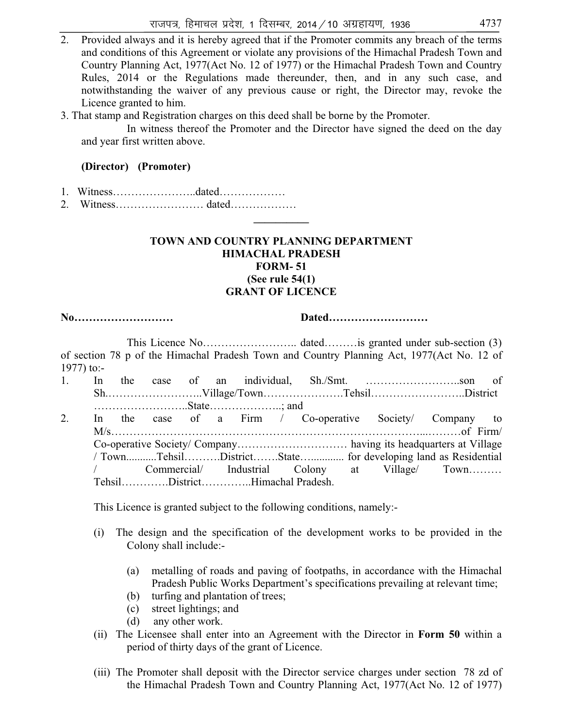2. Provided always and it is hereby agreed that if the Promoter commits any breach of the terms and conditions of this Agreement or violate any provisions of the Himachal Pradesh Town and Country Planning Act, 1977(Act No. 12 of 1977) or the Himachal Pradesh Town and Country Rules, 2014 or the Regulations made thereunder, then, and in any such case, and notwithstanding the waiver of any previous cause or right, the Director may, revoke the Licence granted to him.

3. That stamp and Registration charges on this deed shall be borne by the Promoter.

In witness thereof the Promoter and the Director have signed the deed on the day and year first written above.

**(Director) (Promoter)**

1. Witness…………………..dated………………
2. Witness…………………… dated………………

---

**TOWN AND COUNTRY PLANNING DEPARTMENT**
**HIMACHAL PRADESH**
**FORM- 51**
**(See rule 54(1)**
**GRANT OF LICENCE**

**No………………………  Dated………………………**

This Licence No…………………….. dated………is granted under sub-section (3) of section 78 p of the Himachal Pradesh Town and Country Planning Act, 1977(Act No. 12 of 1977) to:-

1. In the case of an individual, Sh./Smt. ……………………..son of Sh.……………………..Village/Town…………………Tehsil……………………..District ……………………..State………………..; and
2. In the case of a Firm / Co-operative Society/ Company to M/s…………………………………………………………………………..………of Firm/ Co-operative Society/ Company………………………… having its headquarters at Village / Town...........Tehsil……….District…….State…............. for developing land as Residential / Commercial/ Industrial Colony at Village/ Town……… Tehsil………….District…………..Himachal Pradesh.

This Licence is granted subject to the following conditions, namely:-

(i) The design and the specification of the development works to be provided in the Colony shall include:-

   (a) metalling of roads and paving of footpaths, in accordance with the Himachal Pradesh Public Works Department's specifications prevailing at relevant time;
   (b) turfing and plantation of trees;
   (c) street lightings; and
   (d) any other work.

(ii) The Licensee shall enter into an Agreement with the Director in **Form 50** within a period of thirty days of the grant of Licence.

(iii) The Promoter shall deposit with the Director service charges under section 78 zd of the Himachal Pradesh Town and Country Planning Act, 1977(Act No. 12 of 1977)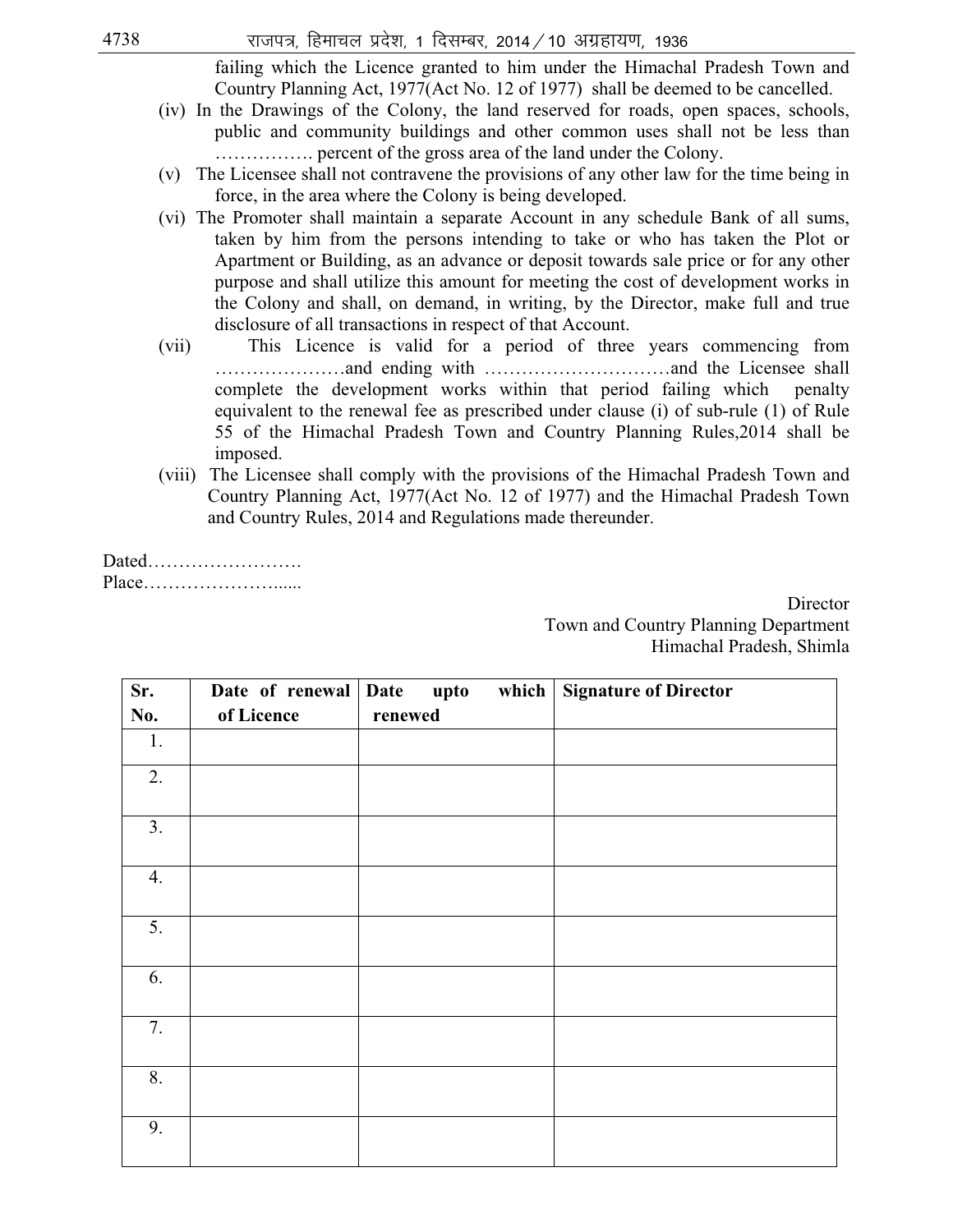failing which the Licence granted to him under the Himachal Pradesh Town and Country Planning Act, 1977(Act No. 12 of 1977) shall be deemed to be cancelled.

(iv) In the Drawings of the Colony, the land reserved for roads, open spaces, schools, public and community buildings and other common uses shall not be less than ……………. percent of the gross area of the land under the Colony.

(v) The Licensee shall not contravene the provisions of any other law for the time being in force, in the area where the Colony is being developed.

(vi) The Promoter shall maintain a separate Account in any schedule Bank of all sums, taken by him from the persons intending to take or who has taken the Plot or Apartment or Building, as an advance or deposit towards sale price or for any other purpose and shall utilize this amount for meeting the cost of development works in the Colony and shall, on demand, in writing, by the Director, make full and true disclosure of all transactions in respect of that Account.

(vii) This Licence is valid for a period of three years commencing from …………………and ending with …………………………and the Licensee shall complete the development works within that period failing which penalty equivalent to the renewal fee as prescribed under clause (i) of sub-rule (1) of Rule 55 of the Himachal Pradesh Town and Country Planning Rules,2014 shall be imposed.

(viii) The Licensee shall comply with the provisions of the Himachal Pradesh Town and Country Planning Act, 1977(Act No. 12 of 1977) and the Himachal Pradesh Town and Country Rules, 2014 and Regulations made thereunder.

Dated…………………….
Place…………………......

Director
Town and Country Planning Department
Himachal Pradesh, Shimla

| Sr. No. | Date of renewal of Licence | Date upto which renewed | Signature of Director |
|---|---|---|---|
| 1. | | | |
| 2. | | | |
| 3. | | | |
| 4. | | | |
| 5. | | | |
| 6. | | | |
| 7. | | | |
| 8. | | | |
| 9. | | | |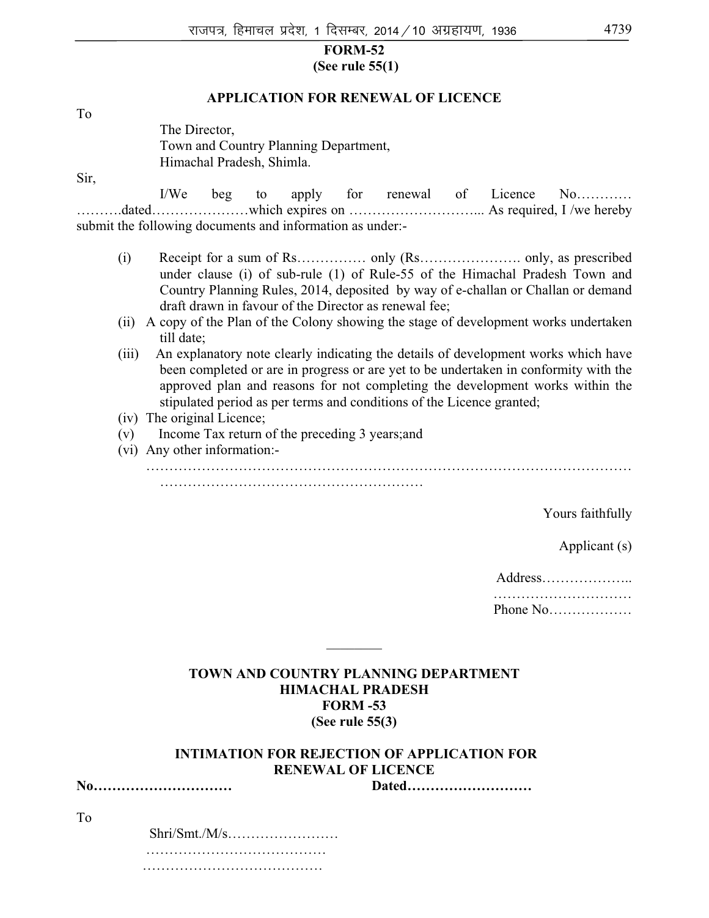**FORM-52**
**(See rule 55(1)**

**APPLICATION FOR RENEWAL OF LICENCE**

To

The Director,
Town and Country Planning Department,
Himachal Pradesh, Shimla.

Sir,

I/We beg to apply for renewal of Licence No………… ……….dated…………………which expires on ………………………... As required, I /we hereby submit the following documents and information as under:-

(i) Receipt for a sum of Rs…………… only (Rs…………………. only, as prescribed under clause (i) of sub-rule (1) of Rule-55 of the Himachal Pradesh Town and Country Planning Rules, 2014, deposited by way of e-challan or Challan or demand draft drawn in favour of the Director as renewal fee;

(ii) A copy of the Plan of the Colony showing the stage of development works undertaken till date;

(iii) An explanatory note clearly indicating the details of development works which have been completed or are in progress or are yet to be undertaken in conformity with the approved plan and reasons for not completing the development works within the stipulated period as per terms and conditions of the Licence granted;

(iv) The original Licence;

(v) Income Tax return of the preceding 3 years;and

(vi) Any other information:-
…………………………………………………………………………………………… …………………………………………………

Yours faithfully

Applicant (s)

Address………………..
…………………………
Phone No………………

---

**TOWN AND COUNTRY PLANNING DEPARTMENT**
**HIMACHAL PRADESH**
**FORM -53**
**(See rule 55(3)**

**INTIMATION FOR REJECTION OF APPLICATION FOR RENEWAL OF LICENCE**

**No…………………………  Dated………………………**

To

Shri/Smt./M/s……………………
…………………………………
…………………………………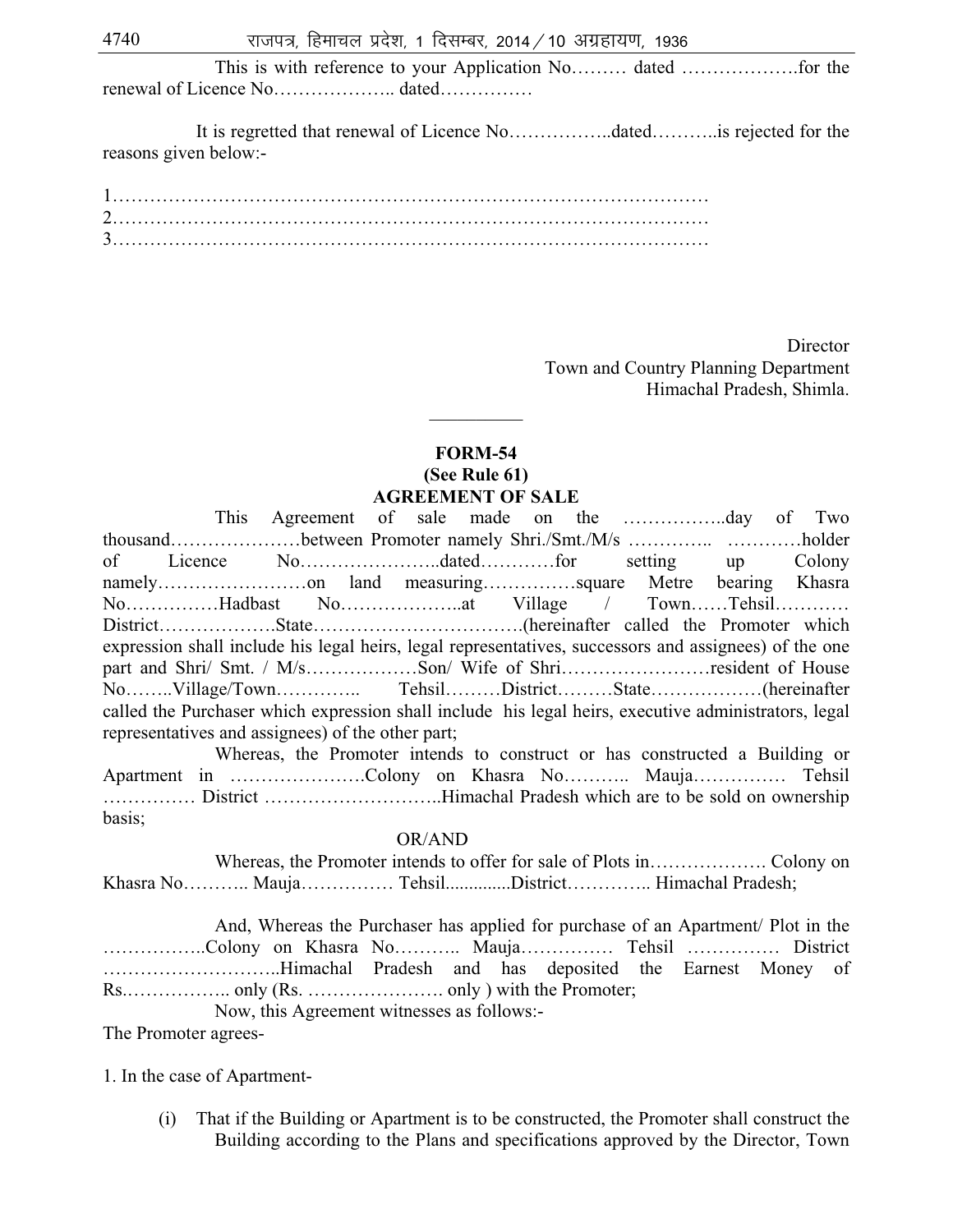This is with reference to your Application No……… dated ……………….for the renewal of Licence No……………….. dated……………

It is regretted that renewal of Licence No……………..dated………..is rejected for the reasons given below:-

1…………………………………………………………………………………

2…………………………………………………………………………………

3…………………………………………………………………………………

Director  
Town and Country Planning Department  
Himachal Pradesh, Shimla.

---

**FORM-54**

**(See Rule 61)**

**AGREEMENT OF SALE**

This Agreement of sale made on the ……………..day of Two thousand…………………between Promoter namely Shri./Smt./M/s ………….. …………holder of Licence No…………………..dated…………for setting up Colony namely……………………on land measuring……………square Metre bearing Khasra No……………Hadbast No………………..at Village / Town……Tehsil………… District……………….State…………………………….(hereinafter called the Promoter which expression shall include his legal heirs, legal representatives, successors and assignees) of the one part and Shri/ Smt. / M/s………………Son/ Wife of Shri……………………resident of House No……..Village/Town………….. Tehsil………District………State………………(hereinafter called the Purchaser which expression shall include his legal heirs, executive administrators, legal representatives and assignees) of the other part;

Whereas, the Promoter intends to construct or has constructed a Building or Apartment in ………………….Colony on Khasra No……….. Mauja…………… Tehsil …………… District ………………………..Himachal Pradesh which are to be sold on ownership basis;

OR/AND

Whereas, the Promoter intends to offer for sale of Plots in………………. Colony on Khasra No……….. Mauja…………… Tehsil.............District………….. Himachal Pradesh;

And, Whereas the Purchaser has applied for purchase of an Apartment/ Plot in the ……………..Colony on Khasra No……….. Mauja…………… Tehsil …………… District ………………………..Himachal Pradesh and has deposited the Earnest Money of Rs.…………….. only (Rs. …………………. only ) with the Promoter;

Now, this Agreement witnesses as follows:-

The Promoter agrees-

1. In the case of Apartment-

   (i) That if the Building or Apartment is to be constructed, the Promoter shall construct the Building according to the Plans and specifications approved by the Director, Town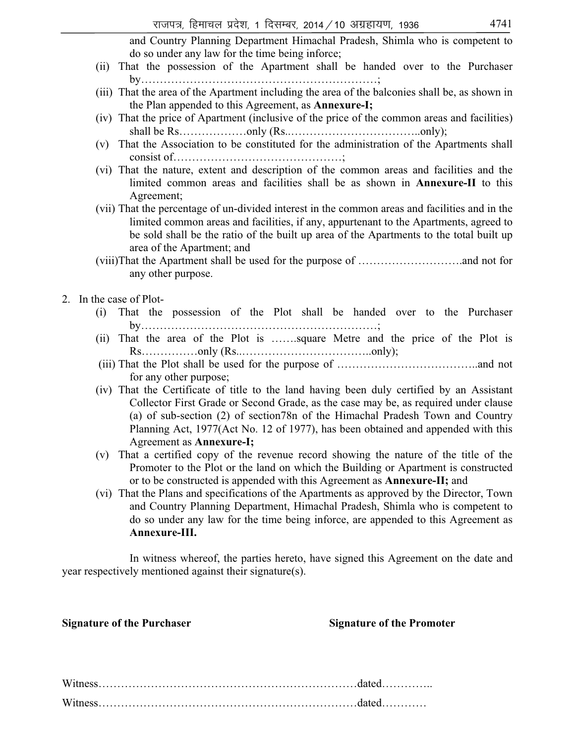and Country Planning Department Himachal Pradesh, Shimla who is competent to do so under any law for the time being inforce;

(ii) That the possession of the Apartment shall be handed over to the Purchaser by………………………………………………………;

(iii) That the area of the Apartment including the area of the balconies shall be, as shown in the Plan appended to this Agreement, as **Annexure-I;**

(iv) That the price of Apartment (inclusive of the price of the common areas and facilities) shall be Rs………………only (Rs..……………………………..only);

(v) That the Association to be constituted for the administration of the Apartments shall consist of………………………………………;

(vi) That the nature, extent and description of the common areas and facilities and the limited common areas and facilities shall be as shown in **Annexure-II** to this Agreement;

(vii) That the percentage of un-divided interest in the common areas and facilities and in the limited common areas and facilities, if any, appurtenant to the Apartments, agreed to be sold shall be the ratio of the built up area of the Apartments to the total built up area of the Apartment; and

(viii)That the Apartment shall be used for the purpose of ……………………….and not for any other purpose.

2. In the case of Plot-

(i) That the possession of the Plot shall be handed over to the Purchaser by………………………………………………………;

(ii) That the area of the Plot is …….square Metre and the price of the Plot is Rs……………only (Rs..……………………………..only);

(iii) That the Plot shall be used for the purpose of ………………………………..and not for any other purpose;

(iv) That the Certificate of title to the land having been duly certified by an Assistant Collector First Grade or Second Grade, as the case may be, as required under clause (a) of sub-section (2) of section78n of the Himachal Pradesh Town and Country Planning Act, 1977(Act No. 12 of 1977), has been obtained and appended with this Agreement as **Annexure-I;**

(v) That a certified copy of the revenue record showing the nature of the title of the Promoter to the Plot or the land on which the Building or Apartment is constructed or to be constructed is appended with this Agreement as **Annexure-II;** and

(vi) That the Plans and specifications of the Apartments as approved by the Director, Town and Country Planning Department, Himachal Pradesh, Shimla who is competent to do so under any law for the time being inforce, are appended to this Agreement as **Annexure-III.**

In witness whereof, the parties hereto, have signed this Agreement on the date and year respectively mentioned against their signature(s).

**Signature of the Purchaser** **Signature of the Promoter**

Witness……………………………………………………………dated…………..

Witness……………………………………………………………dated…………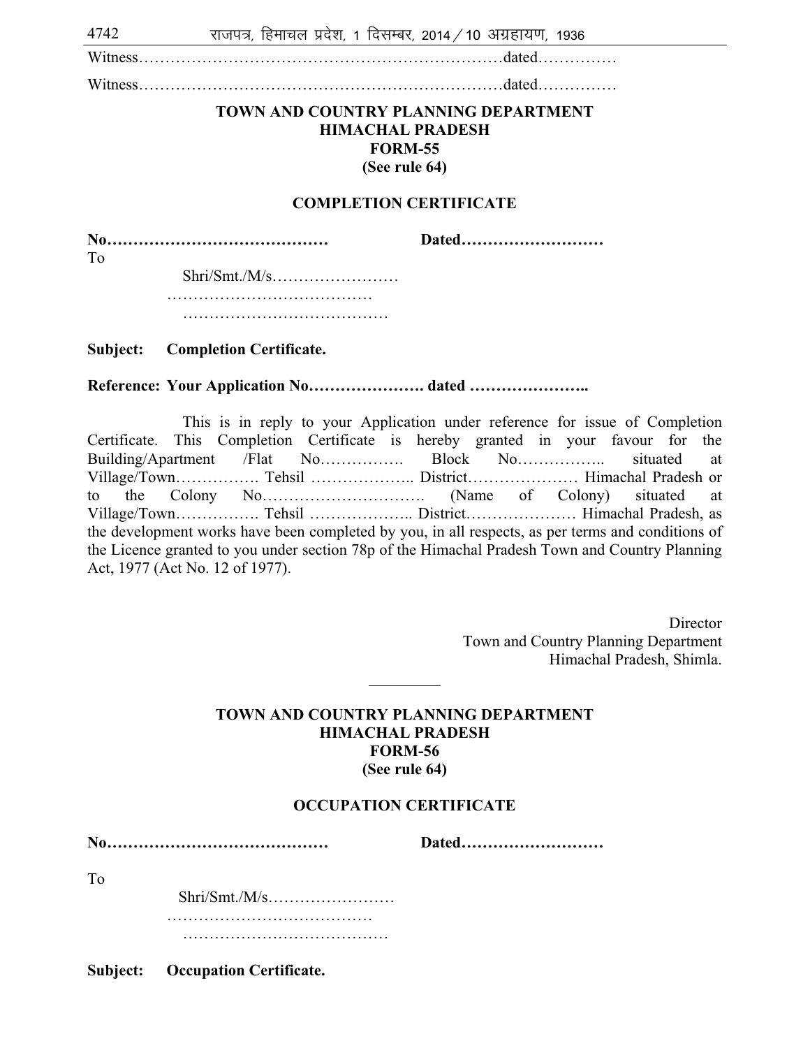Witness………………………………………………………………dated……………

Witness………………………………………………………………dated……………

**TOWN AND COUNTRY PLANNING DEPARTMENT**
**HIMACHAL PRADESH**
**FORM-55**
**(See rule 64)**

**COMPLETION CERTIFICATE**

**No……………………………………** **Dated………………………**

To

Shri/Smt./M/s……………………
…………………………………
…………………………………

**Subject: Completion Certificate.**

**Reference: Your Application No…………………. dated …………………..**

This is in reply to your Application under reference for issue of Completion Certificate. This Completion Certificate is hereby granted in your favour for the Building/Apartment /Flat No……………. Block No…………….. situated at Village/Town……………. Tehsil ……………….. District………………… Himachal Pradesh or to the Colony No…………………………. (Name of Colony) situated at Village/Town……………. Tehsil ……………….. District………………… Himachal Pradesh, as the development works have been completed by you, in all respects, as per terms and conditions of the Licence granted to you under section 78p of the Himachal Pradesh Town and Country Planning Act, 1977 (Act No. 12 of 1977).

Director
Town and Country Planning Department
Himachal Pradesh, Shimla.

---

**TOWN AND COUNTRY PLANNING DEPARTMENT**
**HIMACHAL PRADESH**
**FORM-56**
**(See rule 64)**

**OCCUPATION CERTIFICATE**

**No……………………………………** **Dated………………………**

To

Shri/Smt./M/s……………………
…………………………………
…………………………………

**Subject: Occupation Certificate.**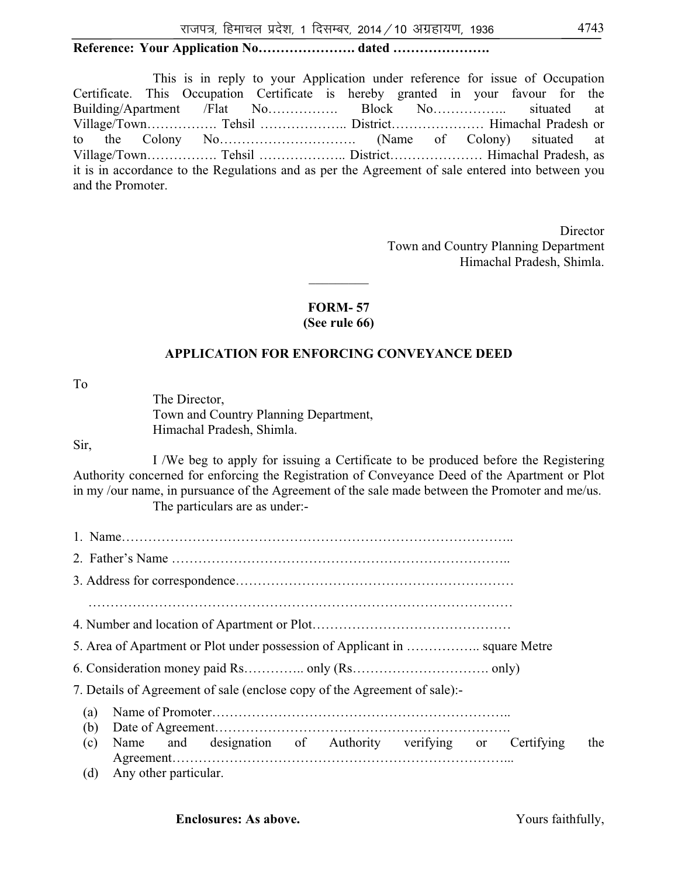**Reference: Your Application No…………………. dated ………………….**

This is in reply to your Application under reference for issue of Occupation Certificate. This Occupation Certificate is hereby granted in your favour for the Building/Apartment /Flat No……………. Block No…………….. situated at Village/Town……………. Tehsil ……………….. District………………… Himachal Pradesh or to the Colony No…………………………. (Name of Colony) situated at Village/Town……………. Tehsil ……………….. District………………… Himachal Pradesh, as it is in accordance to the Regulations and as per the Agreement of sale entered into between you and the Promoter.

Director
Town and Country Planning Department
Himachal Pradesh, Shimla.

---

## FORM- 57
### (See rule 66)

### APPLICATION FOR ENFORCING CONVEYANCE DEED

To

The Director,
Town and Country Planning Department,
Himachal Pradesh, Shimla.

Sir,

I /We beg to apply for issuing a Certificate to be produced before the Registering Authority concerned for enforcing the Registration of Conveyance Deed of the Apartment or Plot in my /our name, in pursuance of the Agreement of the sale made between the Promoter and me/us. The particulars are as under:-

1. Name…………………………………………………………………………..
2. Father's Name ………………………………………………………………..
3. Address for correspondence……………………………………………………
   ………………………………………………………………………………
4. Number and location of Apartment or Plot……………………………………
5. Area of Apartment or Plot under possession of Applicant in …………….. square Metre
6. Consideration money paid Rs………….. only (Rs…………………………. only)
7. Details of Agreement of sale (enclose copy of the Agreement of sale):-
   (a) Name of Promoter………………………………………………………..
   (b) Date of Agreement……………………………………………………….
   (c) Name and designation of Authority verifying or Certifying the Agreement………………………………………………………………...
   (d) Any other particular.

**Enclosures: As above.** Yours faithfully,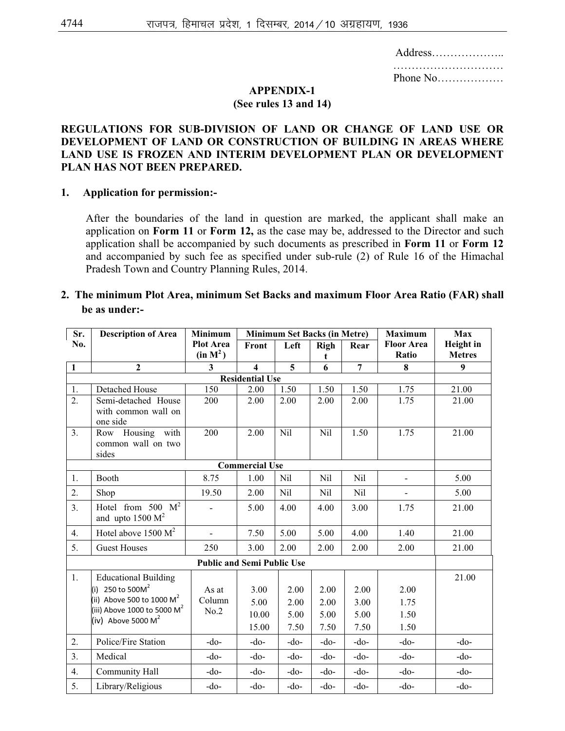Address………………..
…………………………
Phone No………………

### APPENDIX-1
### (See rules 13 and 14)

**REGULATIONS FOR SUB-DIVISION OF LAND OR CHANGE OF LAND USE OR DEVELOPMENT OF LAND OR CONSTRUCTION OF BUILDING IN AREAS WHERE LAND USE IS FROZEN AND INTERIM DEVELOPMENT PLAN OR DEVELOPMENT PLAN HAS NOT BEEN PREPARED.**

**1. Application for permission:-**

After the boundaries of the land in question are marked, the applicant shall make an application on **Form 11** or **Form 12,** as the case may be, addressed to the Director and such application shall be accompanied by such documents as prescribed in **Form 11** or **Form 12** and accompanied by such fee as specified under sub-rule (2) of Rule 16 of the Himachal Pradesh Town and Country Planning Rules, 2014.

**2. The minimum Plot Area, minimum Set Backs and maximum Floor Area Ratio (FAR) shall be as under:-**

| Sr. No. | Description of Area | Minimum Plot Area (in $M^2$) | Minimum Set Backs (in Metre) | | | | Maximum Floor Area Ratio | Max Height in Metres |
|---|---|---|---|---|---|---|---|---|
| | | | Front | Left | Right | Rear | | |
| 1 | 2 | 3 | 4 | 5 | 6 | 7 | 8 | 9 |
| | **Residential Use** | | | | | | | |
| 1. | Detached House | 150 | 2.00 | 1.50 | 1.50 | 1.50 | 1.75 | 21.00 |
| 2. | Semi-detached House with common wall on one side | 200 | 2.00 | 2.00 | 2.00 | 2.00 | 1.75 | 21.00 |
| 3. | Row Housing with common wall on two sides | 200 | 2.00 | Nil | Nil | 1.50 | 1.75 | 21.00 |
| | **Commercial Use** | | | | | | | |
| 1. | Booth | 8.75 | 1.00 | Nil | Nil | Nil | - | 5.00 |
| 2. | Shop | 19.50 | 2.00 | Nil | Nil | Nil | - | 5.00 |
| 3. | Hotel from 500 $M^2$ and upto 1500 $M^2$ | - | 5.00 | 4.00 | 4.00 | 3.00 | 1.75 | 21.00 |
| 4. | Hotel above 1500 $M^2$ | - | 7.50 | 5.00 | 5.00 | 4.00 | 1.40 | 21.00 |
| 5. | Guest Houses | 250 | 3.00 | 2.00 | 2.00 | 2.00 | 2.00 | 21.00 |
| | **Public and Semi Public Use** | | | | | | | |
| 1. | Educational Building<br>(i) 250 to 500$M^2$<br>(ii) Above 500 to 1000 $M^2$<br>(iii) Above 1000 to 5000 $M^2$<br>(iv) Above 5000 $M^2$ | As at Column No.2 | <br>3.00<br>5.00<br>10.00<br>15.00 | <br>2.00<br>2.00<br>5.00<br>7.50 | <br>2.00<br>2.00<br>5.00<br>7.50 | <br>2.00<br>3.00<br>5.00<br>7.50 | <br>2.00<br>1.75<br>1.50<br>1.50 | 21.00 |
| 2. | Police/Fire Station | -do- | -do- | -do- | -do- | -do- | -do- | -do- |
| 3. | Medical | -do- | -do- | -do- | -do- | -do- | -do- | -do- |
| 4. | Community Hall | -do- | -do- | -do- | -do- | -do- | -do- | -do- |
| 5. | Library/Religious | -do- | -do- | -do- | -do- | -do- | -do- | -do- |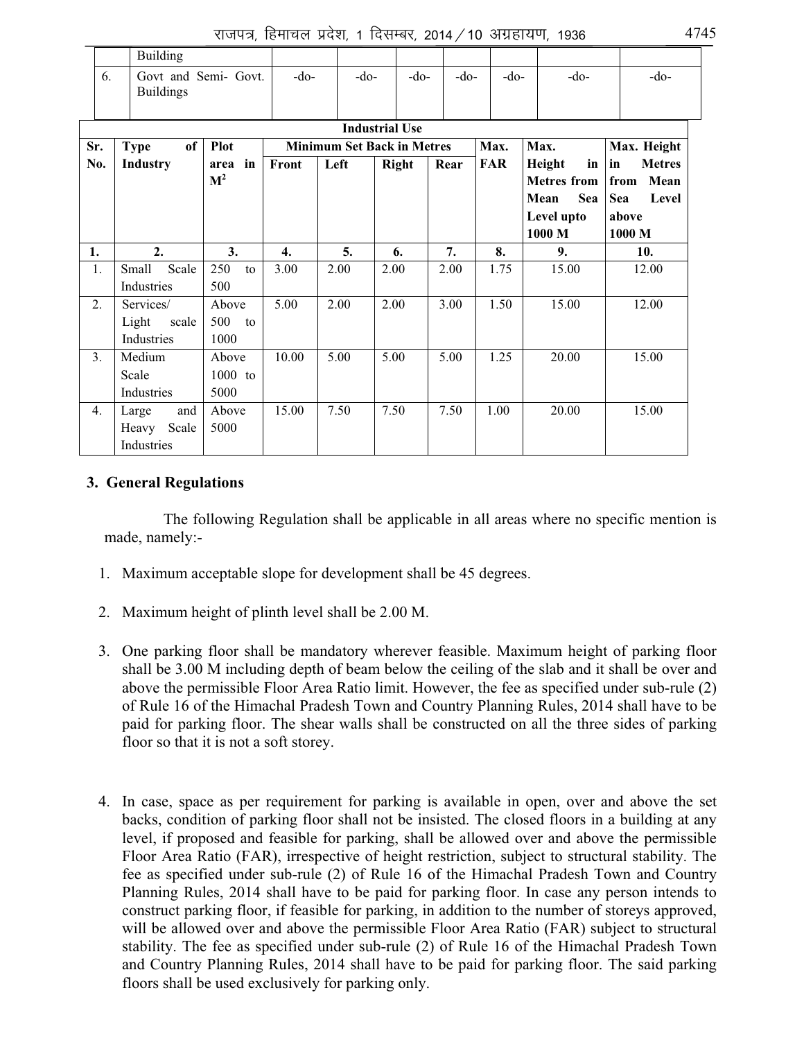| | Building | | | | | | | |
|---|---|---|---|---|---|---|---|---|
| 6. | Govt and Semi- Govt. Buildings | -do- | -do- | -do- | -do- | -do- | -do- | -do- |

| Industrial Use | | | | | | | | | |
|---|---|---|---|---|---|---|---|---|---|
| Sr. No. | Type of Industry | Plot area in $M^2$ | Minimum Set Back in Metres | | | | Max. FAR | Max. Height in Metres from Mean Sea Level upto 1000 M | Max. Height in Metres from Mean Sea Level above 1000 M |
| | | | Front | Left | Right | Rear | | | |
| 1. | 2. | 3. | 4. | 5. | 6. | 7. | 8. | 9. | 10. |
| 1. | Small Scale Industries | 250 to 500 | 3.00 | 2.00 | 2.00 | 2.00 | 1.75 | 15.00 | 12.00 |
| 2. | Services/ Light scale Industries | Above 500 to 1000 | 5.00 | 2.00 | 2.00 | 3.00 | 1.50 | 15.00 | 12.00 |
| 3. | Medium Scale Industries | Above 1000 to 5000 | 10.00 | 5.00 | 5.00 | 5.00 | 1.25 | 20.00 | 15.00 |
| 4. | Large and Heavy Scale Industries | Above 5000 | 15.00 | 7.50 | 7.50 | 7.50 | 1.00 | 20.00 | 15.00 |

### 3. General Regulations

The following Regulation shall be applicable in all areas where no specific mention is made, namely:-

1. Maximum acceptable slope for development shall be 45 degrees.

2. Maximum height of plinth level shall be 2.00 M.

3. One parking floor shall be mandatory wherever feasible. Maximum height of parking floor shall be 3.00 M including depth of beam below the ceiling of the slab and it shall be over and above the permissible Floor Area Ratio limit. However, the fee as specified under sub-rule (2) of Rule 16 of the Himachal Pradesh Town and Country Planning Rules, 2014 shall have to be paid for parking floor. The shear walls shall be constructed on all the three sides of parking floor so that it is not a soft storey.

4. In case, space as per requirement for parking is available in open, over and above the set backs, condition of parking floor shall not be insisted. The closed floors in a building at any level, if proposed and feasible for parking, shall be allowed over and above the permissible Floor Area Ratio (FAR), irrespective of height restriction, subject to structural stability. The fee as specified under sub-rule (2) of Rule 16 of the Himachal Pradesh Town and Country Planning Rules, 2014 shall have to be paid for parking floor. In case any person intends to construct parking floor, if feasible for parking, in addition to the number of storeys approved, will be allowed over and above the permissible Floor Area Ratio (FAR) subject to structural stability. The fee as specified under sub-rule (2) of Rule 16 of the Himachal Pradesh Town and Country Planning Rules, 2014 shall have to be paid for parking floor. The said parking floors shall be used exclusively for parking only.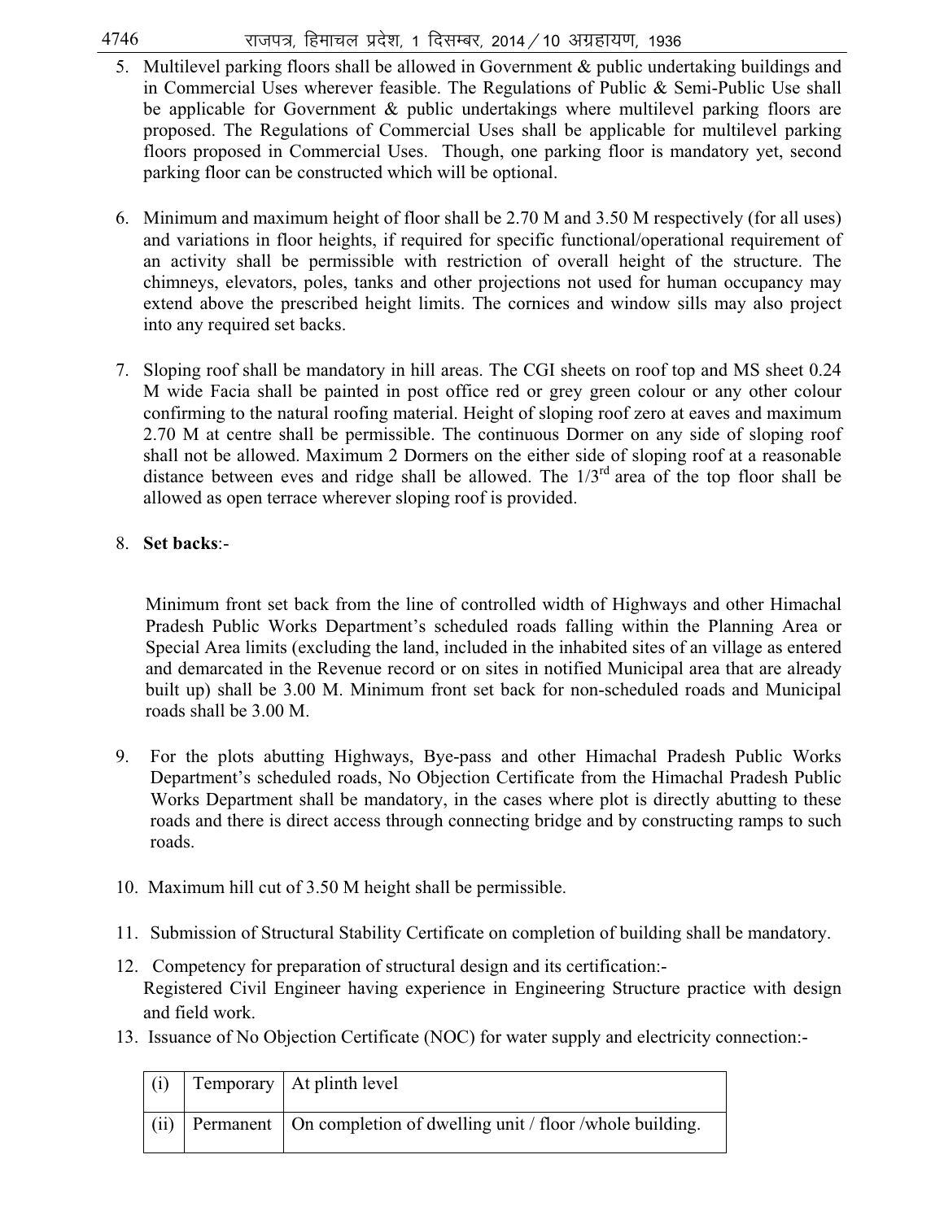5. Multilevel parking floors shall be allowed in Government & public undertaking buildings and in Commercial Uses wherever feasible. The Regulations of Public & Semi-Public Use shall be applicable for Government & public undertakings where multilevel parking floors are proposed. The Regulations of Commercial Uses shall be applicable for multilevel parking floors proposed in Commercial Uses. Though, one parking floor is mandatory yet, second parking floor can be constructed which will be optional.

6. Minimum and maximum height of floor shall be 2.70 M and 3.50 M respectively (for all uses) and variations in floor heights, if required for specific functional/operational requirement of an activity shall be permissible with restriction of overall height of the structure. The chimneys, elevators, poles, tanks and other projections not used for human occupancy may extend above the prescribed height limits. The cornices and window sills may also project into any required set backs.

7. Sloping roof shall be mandatory in hill areas. The CGI sheets on roof top and MS sheet 0.24 M wide Facia shall be painted in post office red or grey green colour or any other colour confirming to the natural roofing material. Height of sloping roof zero at eaves and maximum 2.70 M at centre shall be permissible. The continuous Dormer on any side of sloping roof shall not be allowed. Maximum 2 Dormers on the either side of sloping roof at a reasonable distance between eves and ridge shall be allowed. The 1/3rd area of the top floor shall be allowed as open terrace wherever sloping roof is provided.

8. **Set backs**:-

   Minimum front set back from the line of controlled width of Highways and other Himachal Pradesh Public Works Department's scheduled roads falling within the Planning Area or Special Area limits (excluding the land, included in the inhabited sites of an village as entered and demarcated in the Revenue record or on sites in notified Municipal area that are already built up) shall be 3.00 M. Minimum front set back for non-scheduled roads and Municipal roads shall be 3.00 M.

9. For the plots abutting Highways, Bye-pass and other Himachal Pradesh Public Works Department's scheduled roads, No Objection Certificate from the Himachal Pradesh Public Works Department shall be mandatory, in the cases where plot is directly abutting to these roads and there is direct access through connecting bridge and by constructing ramps to such roads.

10. Maximum hill cut of 3.50 M height shall be permissible.

11. Submission of Structural Stability Certificate on completion of building shall be mandatory.

12. Competency for preparation of structural design and its certification:-
    Registered Civil Engineer having experience in Engineering Structure practice with design and field work.

13. Issuance of No Objection Certificate (NOC) for water supply and electricity connection:-

| | | |
|---|---|---|
| (i) | Temporary | At plinth level |
| (ii) | Permanent | On completion of dwelling unit / floor /whole building. |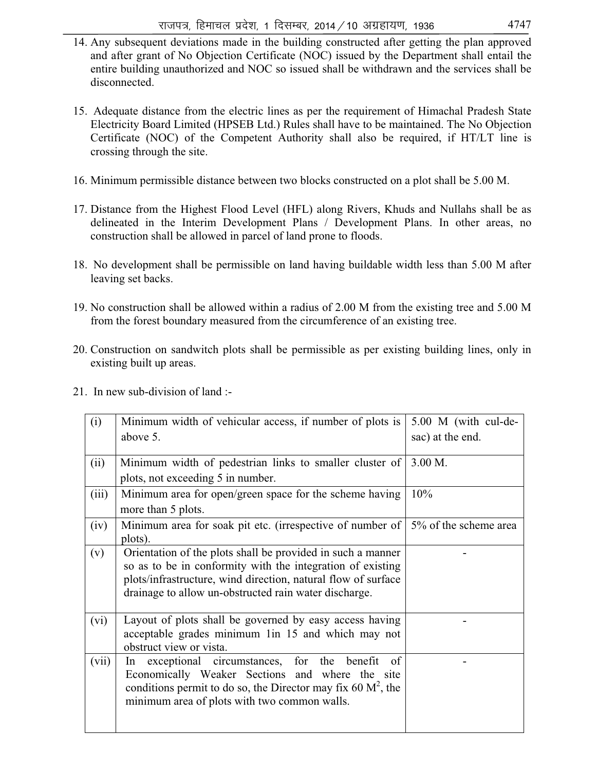14. Any subsequent deviations made in the building constructed after getting the plan approved and after grant of No Objection Certificate (NOC) issued by the Department shall entail the entire building unauthorized and NOC so issued shall be withdrawn and the services shall be disconnected.

15. Adequate distance from the electric lines as per the requirement of Himachal Pradesh State Electricity Board Limited (HPSEB Ltd.) Rules shall have to be maintained. The No Objection Certificate (NOC) of the Competent Authority shall also be required, if HT/LT line is crossing through the site.

16. Minimum permissible distance between two blocks constructed on a plot shall be 5.00 M.

17. Distance from the Highest Flood Level (HFL) along Rivers, Khuds and Nullahs shall be as delineated in the Interim Development Plans / Development Plans. In other areas, no construction shall be allowed in parcel of land prone to floods.

18. No development shall be permissible on land having buildable width less than 5.00 M after leaving set backs.

19. No construction shall be allowed within a radius of 2.00 M from the existing tree and 5.00 M from the forest boundary measured from the circumference of an existing tree.

20. Construction on sandwitch plots shall be permissible as per existing building lines, only in existing built up areas.

21. In new sub-division of land :-

| | | |
|---|---|---|
| (i) | Minimum width of vehicular access, if number of plots is above 5. | 5.00 M (with cul-de-sac) at the end. |
| (ii) | Minimum width of pedestrian links to smaller cluster of plots, not exceeding 5 in number. | 3.00 M. |
| (iii) | Minimum area for open/green space for the scheme having more than 5 plots. | 10% |
| (iv) | Minimum area for soak pit etc. (irrespective of number of plots). | 5% of the scheme area |
| (v) | Orientation of the plots shall be provided in such a manner so as to be in conformity with the integration of existing plots/infrastructure, wind direction, natural flow of surface drainage to allow un-obstructed rain water discharge. | - |
| (vi) | Layout of plots shall be governed by easy access having acceptable grades minimum 1in 15 and which may not obstruct view or vista. | - |
| (vii) | In exceptional circumstances, for the benefit of Economically Weaker Sections and where the site conditions permit to do so, the Director may fix 60 $M^2$, the minimum area of plots with two common walls. | - |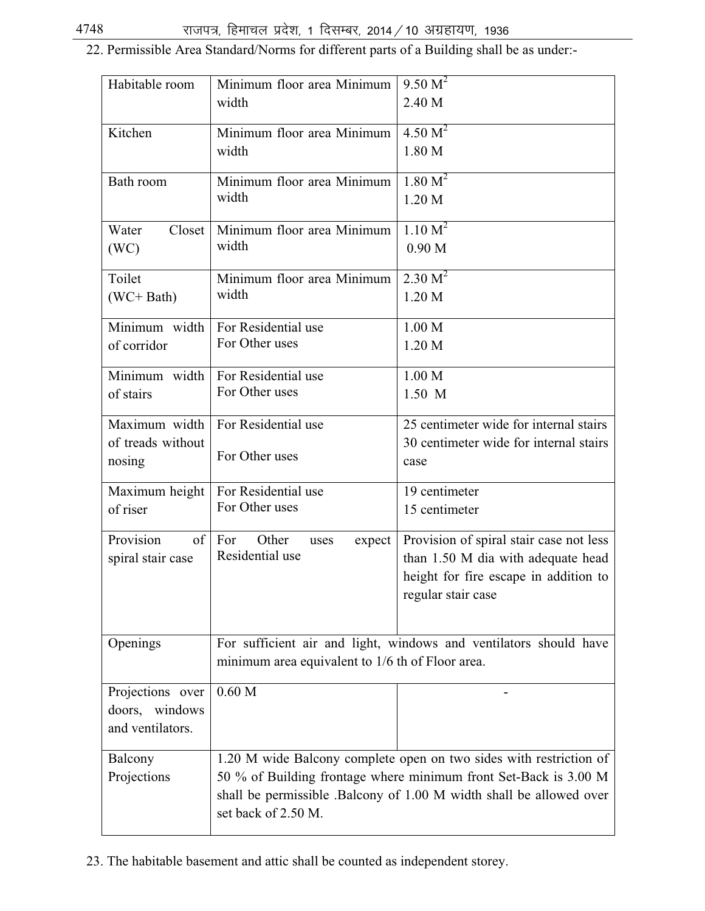22. Permissible Area Standard/Norms for different parts of a Building shall be as under:-

| | | |
|---|---|---|
| Habitable room | Minimum floor area Minimum width | 9.50 $M^2$<br>2.40 M |
| Kitchen | Minimum floor area Minimum width | 4.50 $M^2$<br>1.80 M |
| Bath room | Minimum floor area Minimum width | 1.80 $M^2$<br>1.20 M |
| Water Closet (WC) | Minimum floor area Minimum width | 1.10 $M^2$<br>0.90 M |
| Toilet (WC+ Bath) | Minimum floor area Minimum width | 2.30 $M^2$<br>1.20 M |
| Minimum width of corridor | For Residential use<br>For Other uses | 1.00 M<br>1.20 M |
| Minimum width of stairs | For Residential use<br>For Other uses | 1.00 M<br>1.50 M |
| Maximum width of treads without nosing | For Residential use<br>For Other uses | 25 centimeter wide for internal stairs<br>30 centimeter wide for internal stairs case |
| Maximum height of riser | For Residential use<br>For Other uses | 19 centimeter<br>15 centimeter |
| Provision of spiral stair case | For Other uses expect Residential use | Provision of spiral stair case not less than 1.50 M dia with adequate head height for fire escape in addition to regular stair case |
| Openings | For sufficient air and light, windows and ventilators should have minimum area equivalent to 1/6 th of Floor area. | |
| Projections over doors, windows and ventilators. | 0.60 M | - |
| Balcony Projections | 1.20 M wide Balcony complete open on two sides with restriction of 50 % of Building frontage where minimum front Set-Back is 3.00 M shall be permissible .Balcony of 1.00 M width shall be allowed over set back of 2.50 M. | |

23. The habitable basement and attic shall be counted as independent storey.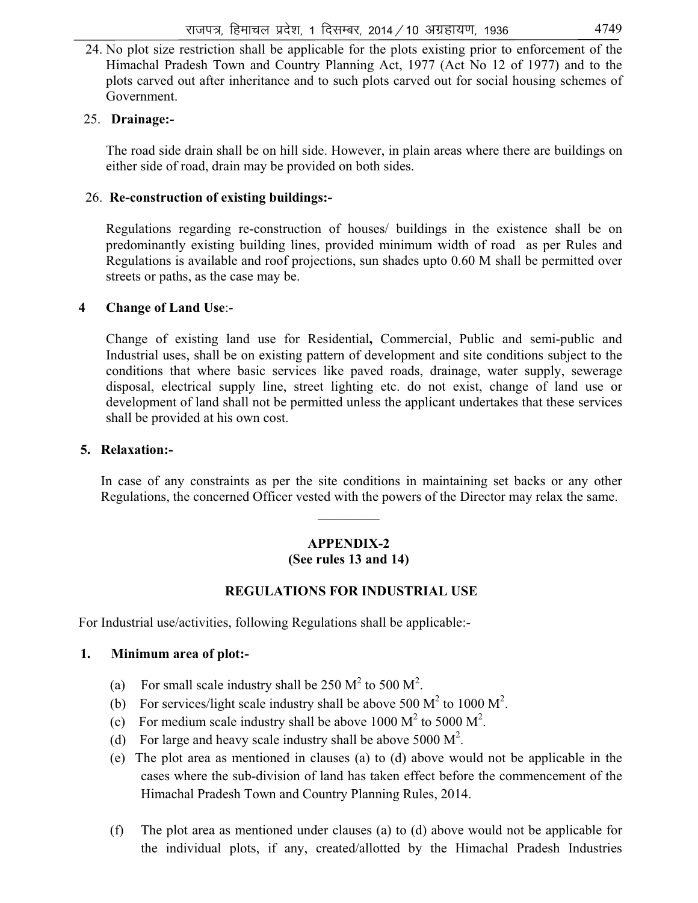24. No plot size restriction shall be applicable for the plots existing prior to enforcement of the Himachal Pradesh Town and Country Planning Act, 1977 (Act No 12 of 1977) and to the plots carved out after inheritance and to such plots carved out for social housing schemes of Government.

25. **Drainage:-**

The road side drain shall be on hill side. However, in plain areas where there are buildings on either side of road, drain may be provided on both sides.

26. **Re-construction of existing buildings:-**

Regulations regarding re-construction of houses/ buildings in the existence shall be on predominantly existing building lines, provided minimum width of road as per Rules and Regulations is available and roof projections, sun shades upto 0.60 M shall be permitted over streets or paths, as the case may be.

**4 Change of Land Use**:-

Change of existing land use for Residential**,** Commercial, Public and semi-public and Industrial uses, shall be on existing pattern of development and site conditions subject to the conditions that where basic services like paved roads, drainage, water supply, sewerage disposal, electrical supply line, street lighting etc. do not exist, change of land use or development of land shall not be permitted unless the applicant undertakes that these services shall be provided at his own cost.

**5. Relaxation:-**

In case of any constraints as per the site conditions in maintaining set backs or any other Regulations, the concerned Officer vested with the powers of the Director may relax the same.

---

## APPENDIX-2
### (See rules 13 and 14)

### REGULATIONS FOR INDUSTRIAL USE

For Industrial use/activities, following Regulations shall be applicable:-

**1. Minimum area of plot:-**

(a) For small scale industry shall be 250 $M^2$ to 500 $M^2$.

(b) For services/light scale industry shall be above 500 $M^2$ to 1000 $M^2$.

(c) For medium scale industry shall be above 1000 $M^2$ to 5000 $M^2$.

(d) For large and heavy scale industry shall be above 5000 $M^2$.

(e) The plot area as mentioned in clauses (a) to (d) above would not be applicable in the cases where the sub-division of land has taken effect before the commencement of the Himachal Pradesh Town and Country Planning Rules, 2014.

(f) The plot area as mentioned under clauses (a) to (d) above would not be applicable for the individual plots, if any, created/allotted by the Himachal Pradesh Industries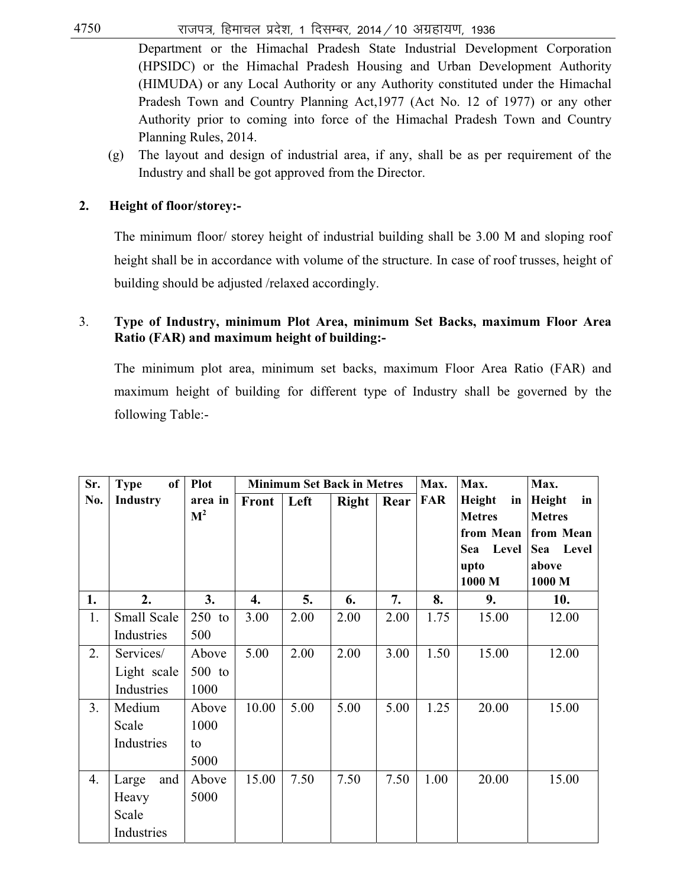Department or the Himachal Pradesh State Industrial Development Corporation (HPSIDC) or the Himachal Pradesh Housing and Urban Development Authority (HIMUDA) or any Local Authority or any Authority constituted under the Himachal Pradesh Town and Country Planning Act,1977 (Act No. 12 of 1977) or any other Authority prior to coming into force of the Himachal Pradesh Town and Country Planning Rules, 2014.

(g) The layout and design of industrial area, if any, shall be as per requirement of the Industry and shall be got approved from the Director.

**2. Height of floor/storey:-**

The minimum floor/ storey height of industrial building shall be 3.00 M and sloping roof height shall be in accordance with volume of the structure. In case of roof trusses, height of building should be adjusted /relaxed accordingly.

**3. Type of Industry, minimum Plot Area, minimum Set Backs, maximum Floor Area Ratio (FAR) and maximum height of building:-**

The minimum plot area, minimum set backs, maximum Floor Area Ratio (FAR) and maximum height of building for different type of Industry shall be governed by the following Table:-

| Sr. No. | Type of Industry | Plot area in $M^2$ | Minimum Set Back in Metres | | | | Max. FAR | Max. Height in Metres from Mean Sea Level upto 1000 M | Max. Height in Metres from Mean Sea Level above 1000 M |
|---|---|---|---|---|---|---|---|---|---|
| | | | Front | Left | Right | Rear | | | |
| **1.** | **2.** | **3.** | **4.** | **5.** | **6.** | **7.** | **8.** | **9.** | **10.** |
| 1. | Small Scale Industries | 250 to 500 | 3.00 | 2.00 | 2.00 | 2.00 | 1.75 | 15.00 | 12.00 |
| 2. | Services/ Light scale Industries | Above 500 to 1000 | 5.00 | 2.00 | 2.00 | 3.00 | 1.50 | 15.00 | 12.00 |
| 3. | Medium Scale Industries | Above 1000 to 5000 | 10.00 | 5.00 | 5.00 | 5.00 | 1.25 | 20.00 | 15.00 |
| 4. | Large and Heavy Scale Industries | Above 5000 | 15.00 | 7.50 | 7.50 | 7.50 | 1.00 | 20.00 | 15.00 |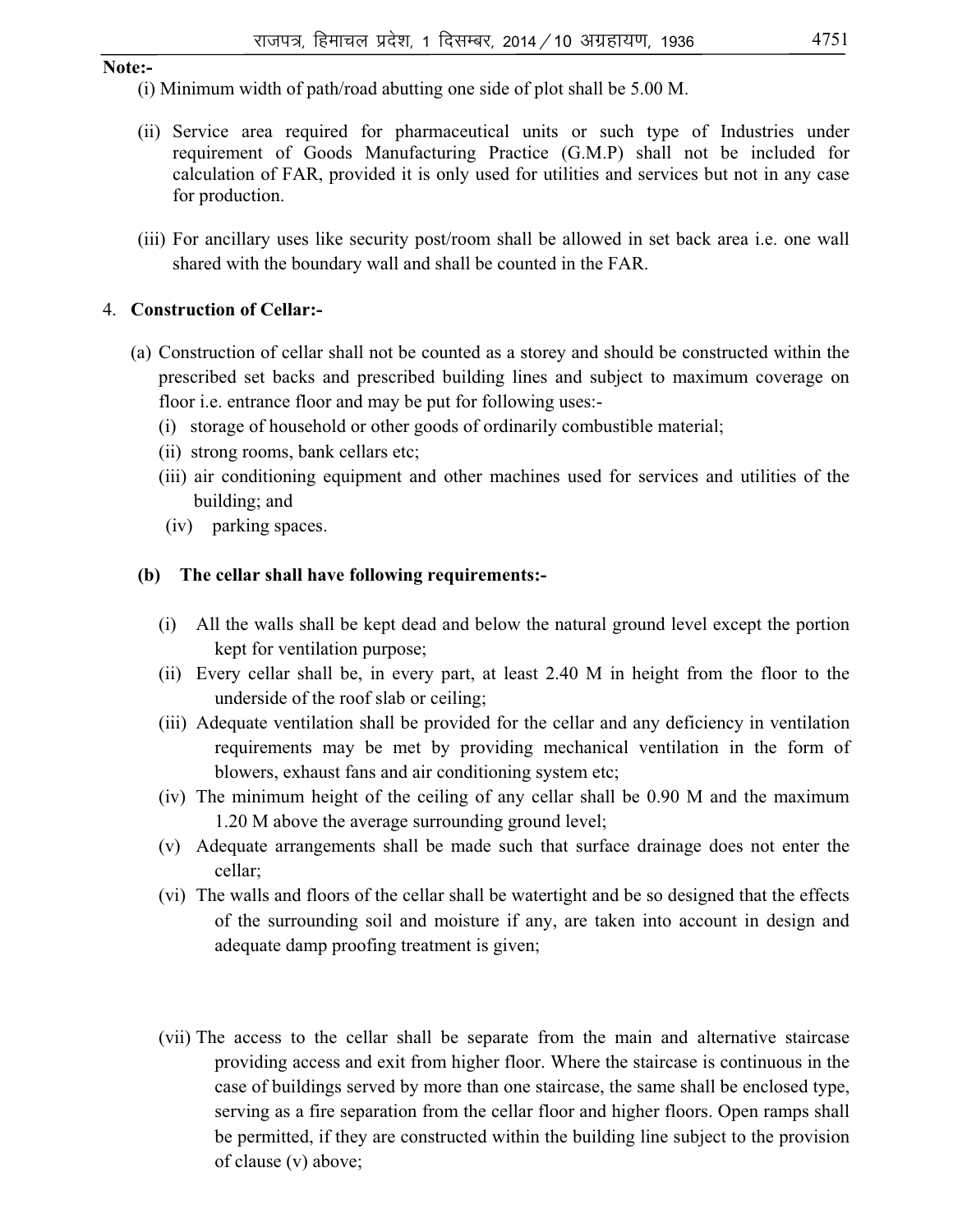**Note:-**

(i) Minimum width of path/road abutting one side of plot shall be 5.00 M.

(ii) Service area required for pharmaceutical units or such type of Industries under requirement of Goods Manufacturing Practice (G.M.P) shall not be included for calculation of FAR, provided it is only used for utilities and services but not in any case for production.

(iii) For ancillary uses like security post/room shall be allowed in set back area i.e. one wall shared with the boundary wall and shall be counted in the FAR.

4. **Construction of Cellar:-**

(a) Construction of cellar shall not be counted as a storey and should be constructed within the prescribed set backs and prescribed building lines and subject to maximum coverage on floor i.e. entrance floor and may be put for following uses:-

(i) storage of household or other goods of ordinarily combustible material;

(ii) strong rooms, bank cellars etc;

(iii) air conditioning equipment and other machines used for services and utilities of the building; and

(iv) parking spaces.

**(b) The cellar shall have following requirements:-**

(i) All the walls shall be kept dead and below the natural ground level except the portion kept for ventilation purpose;

(ii) Every cellar shall be, in every part, at least 2.40 M in height from the floor to the underside of the roof slab or ceiling;

(iii) Adequate ventilation shall be provided for the cellar and any deficiency in ventilation requirements may be met by providing mechanical ventilation in the form of blowers, exhaust fans and air conditioning system etc;

(iv) The minimum height of the ceiling of any cellar shall be 0.90 M and the maximum 1.20 M above the average surrounding ground level;

(v) Adequate arrangements shall be made such that surface drainage does not enter the cellar;

(vi) The walls and floors of the cellar shall be watertight and be so designed that the effects of the surrounding soil and moisture if any, are taken into account in design and adequate damp proofing treatment is given;

(vii) The access to the cellar shall be separate from the main and alternative staircase providing access and exit from higher floor. Where the staircase is continuous in the case of buildings served by more than one staircase, the same shall be enclosed type, serving as a fire separation from the cellar floor and higher floors. Open ramps shall be permitted, if they are constructed within the building line subject to the provision of clause (v) above;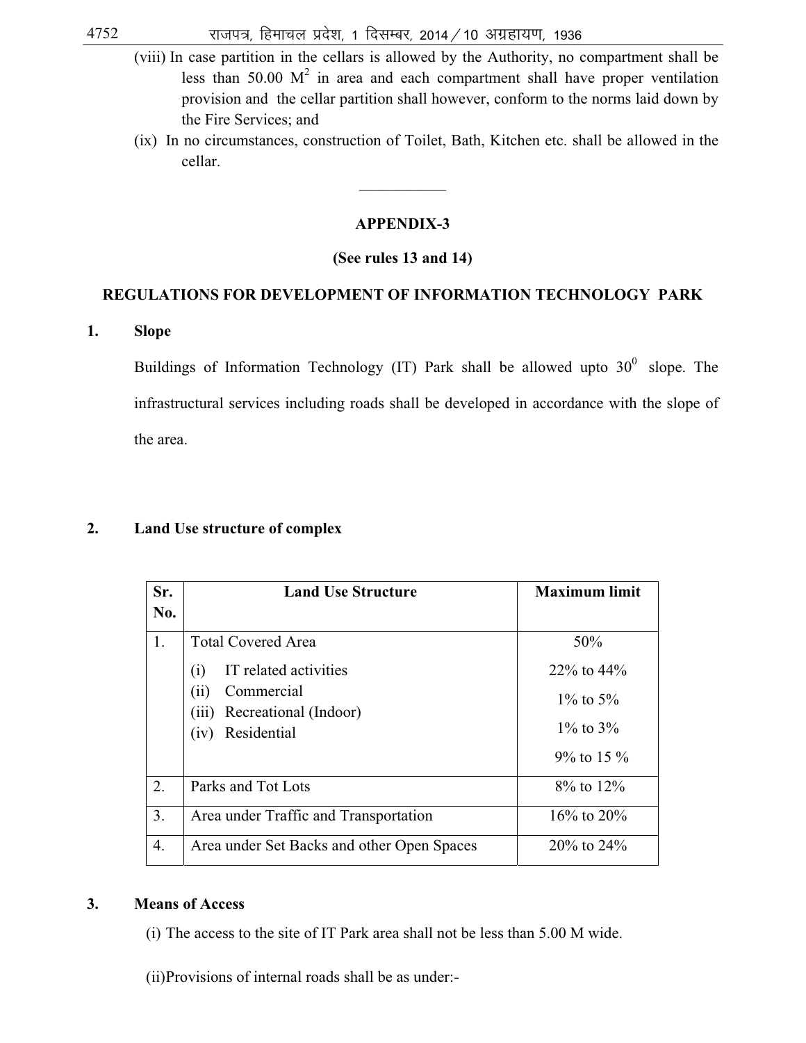(viii) In case partition in the cellars is allowed by the Authority, no compartment shall be less than 50.00 $M^2$ in area and each compartment shall have proper ventilation provision and the cellar partition shall however, conform to the norms laid down by the Fire Services; and

(ix) In no circumstances, construction of Toilet, Bath, Kitchen etc. shall be allowed in the cellar.

---

## APPENDIX-3

**(See rules 13 and 14)**

**REGULATIONS FOR DEVELOPMENT OF INFORMATION TECHNOLOGY PARK**

**1. Slope**

Buildings of Information Technology (IT) Park shall be allowed upto $30^0$ slope. The infrastructural services including roads shall be developed in accordance with the slope of the area.

**2. Land Use structure of complex**

| Sr. No. | Land Use Structure | Maximum limit |
|---|---|---|
| 1. | Total Covered Area | 50% |
| | (i) IT related activities | 22% to 44% |
| | (ii) Commercial | 1% to 5% |
| | (iii) Recreational (Indoor) | 1% to 3% |
| | (iv) Residential | 9% to 15 % |
| 2. | Parks and Tot Lots | 8% to 12% |
| 3. | Area under Traffic and Transportation | 16% to 20% |
| 4. | Area under Set Backs and other Open Spaces | 20% to 24% |

**3. Means of Access**

(i) The access to the site of IT Park area shall not be less than 5.00 M wide.

(ii)Provisions of internal roads shall be as under:-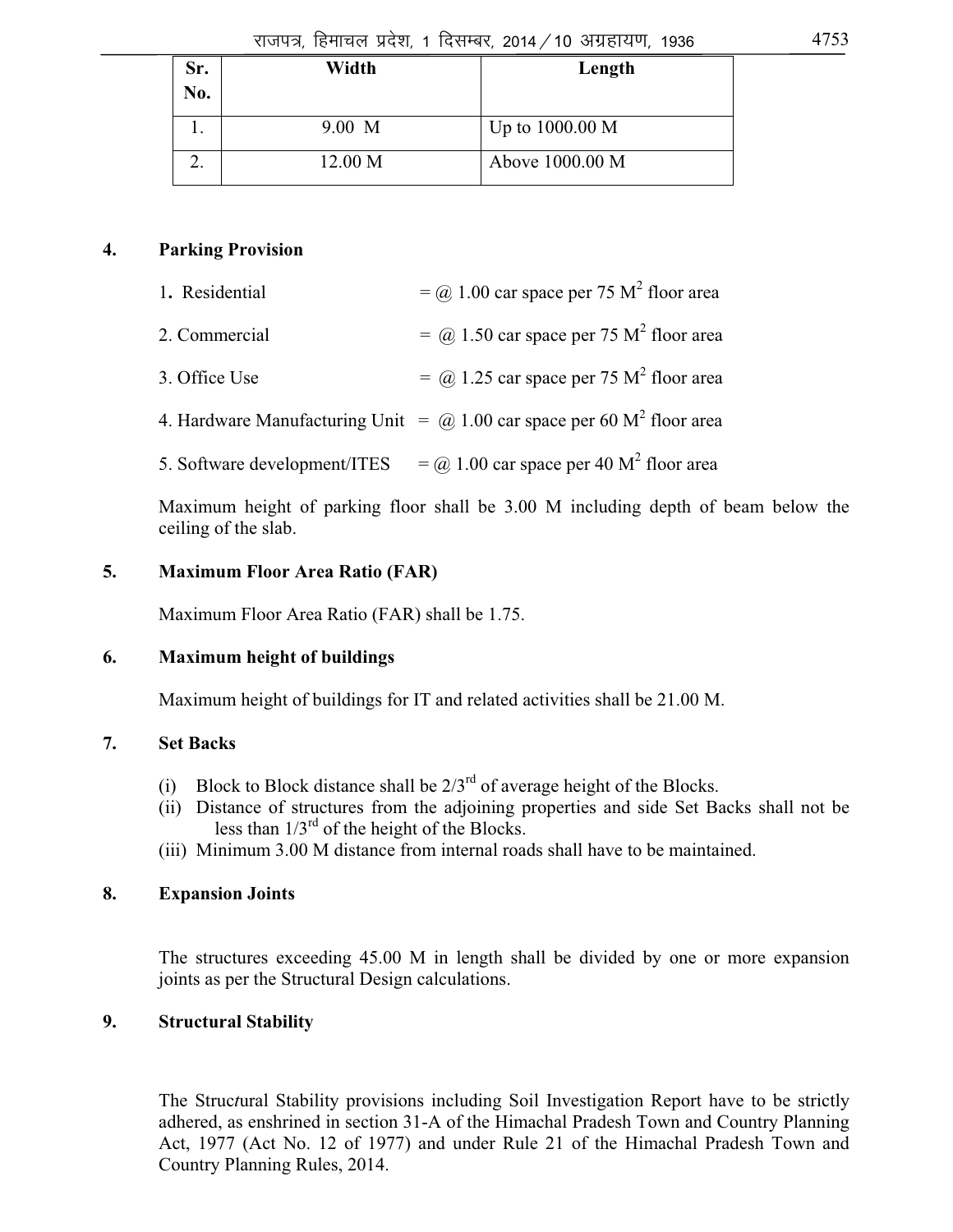| Sr. No. | Width | Length |
|---|---|---|
| 1. | 9.00 M | Up to 1000.00 M |
| 2. | 12.00 M | Above 1000.00 M |

**4. Parking Provision**

1. Residential = @ 1.00 car space per 75 $M^2$ floor area

2. Commercial = @ 1.50 car space per 75 $M^2$ floor area

3. Office Use = @ 1.25 car space per 75 $M^2$ floor area

4. Hardware Manufacturing Unit = @ 1.00 car space per 60 $M^2$ floor area

5. Software development/ITES = @ 1.00 car space per 40 $M^2$ floor area

Maximum height of parking floor shall be 3.00 M including depth of beam below the ceiling of the slab.

**5. Maximum Floor Area Ratio (FAR)**

Maximum Floor Area Ratio (FAR) shall be 1.75.

**6. Maximum height of buildings**

Maximum height of buildings for IT and related activities shall be 21.00 M.

**7. Set Backs**

(i) Block to Block distance shall be 2/3rd of average height of the Blocks.
(ii) Distance of structures from the adjoining properties and side Set Backs shall not be less than 1/3rd of the height of the Blocks.
(iii) Minimum 3.00 M distance from internal roads shall have to be maintained.

**8. Expansion Joints**

The structures exceeding 45.00 M in length shall be divided by one or more expansion joints as per the Structural Design calculations.

**9. Structural Stability**

The Structural Stability provisions including Soil Investigation Report have to be strictly adhered, as enshrined in section 31-A of the Himachal Pradesh Town and Country Planning Act, 1977 (Act No. 12 of 1977) and under Rule 21 of the Himachal Pradesh Town and Country Planning Rules, 2014.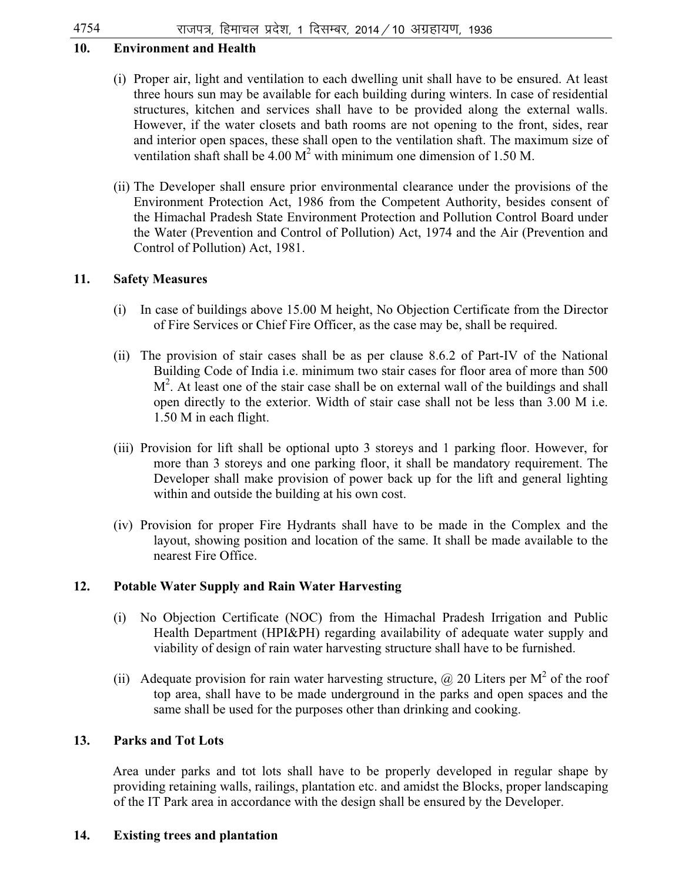## 10. Environment and Health

(i) Proper air, light and ventilation to each dwelling unit shall have to be ensured. At least three hours sun may be available for each building during winters. In case of residential structures, kitchen and services shall have to be provided along the external walls. However, if the water closets and bath rooms are not opening to the front, sides, rear and interior open spaces, these shall open to the ventilation shaft. The maximum size of ventilation shaft shall be 4.00 $M^2$ with minimum one dimension of 1.50 M.

(ii) The Developer shall ensure prior environmental clearance under the provisions of the Environment Protection Act, 1986 from the Competent Authority, besides consent of the Himachal Pradesh State Environment Protection and Pollution Control Board under the Water (Prevention and Control of Pollution) Act, 1974 and the Air (Prevention and Control of Pollution) Act, 1981.

## 11. Safety Measures

(i) In case of buildings above 15.00 M height, No Objection Certificate from the Director of Fire Services or Chief Fire Officer, as the case may be, shall be required.

(ii) The provision of stair cases shall be as per clause 8.6.2 of Part-IV of the National Building Code of India i.e. minimum two stair cases for floor area of more than 500 $M^2$. At least one of the stair case shall be on external wall of the buildings and shall open directly to the exterior. Width of stair case shall not be less than 3.00 M i.e. 1.50 M in each flight.

(iii) Provision for lift shall be optional upto 3 storeys and 1 parking floor. However, for more than 3 storeys and one parking floor, it shall be mandatory requirement. The Developer shall make provision of power back up for the lift and general lighting within and outside the building at his own cost.

(iv) Provision for proper Fire Hydrants shall have to be made in the Complex and the layout, showing position and location of the same. It shall be made available to the nearest Fire Office.

## 12. Potable Water Supply and Rain Water Harvesting

(i) No Objection Certificate (NOC) from the Himachal Pradesh Irrigation and Public Health Department (HPI&PH) regarding availability of adequate water supply and viability of design of rain water harvesting structure shall have to be furnished.

(ii) Adequate provision for rain water harvesting structure, @ 20 Liters per $M^2$ of the roof top area, shall have to be made underground in the parks and open spaces and the same shall be used for the purposes other than drinking and cooking.

## 13. Parks and Tot Lots

Area under parks and tot lots shall have to be properly developed in regular shape by providing retaining walls, railings, plantation etc. and amidst the Blocks, proper landscaping of the IT Park area in accordance with the design shall be ensured by the Developer.

## 14. Existing trees and plantation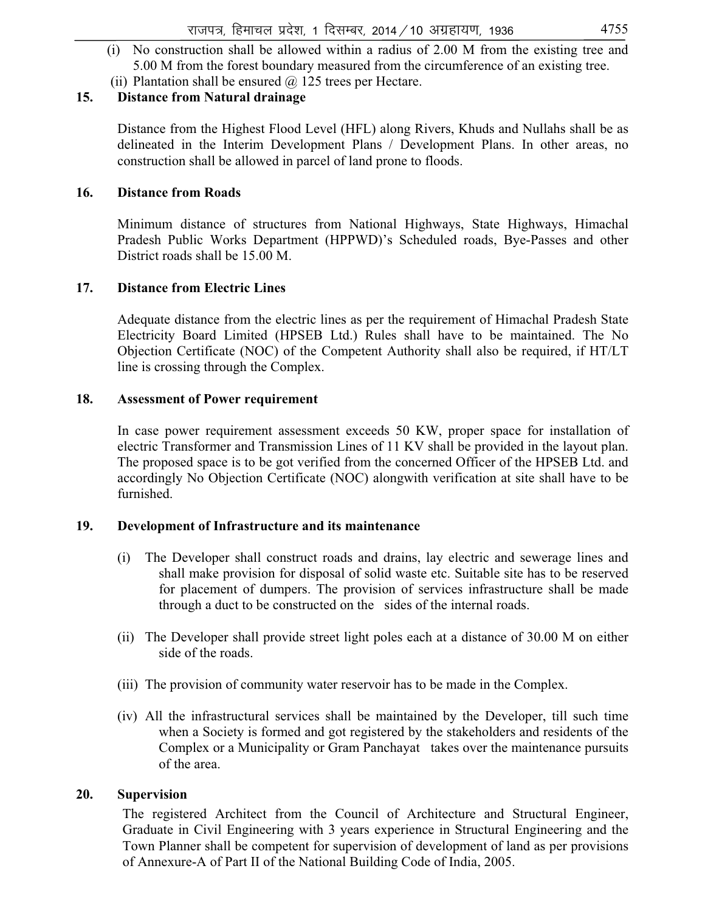(i) No construction shall be allowed within a radius of 2.00 M from the existing tree and 5.00 M from the forest boundary measured from the circumference of an existing tree.

(ii) Plantation shall be ensured @ 125 trees per Hectare.

**15. Distance from Natural drainage**

Distance from the Highest Flood Level (HFL) along Rivers, Khuds and Nullahs shall be as delineated in the Interim Development Plans / Development Plans. In other areas, no construction shall be allowed in parcel of land prone to floods.

**16. Distance from Roads**

Minimum distance of structures from National Highways, State Highways, Himachal Pradesh Public Works Department (HPPWD)'s Scheduled roads, Bye-Passes and other District roads shall be 15.00 M.

**17. Distance from Electric Lines**

Adequate distance from the electric lines as per the requirement of Himachal Pradesh State Electricity Board Limited (HPSEB Ltd.) Rules shall have to be maintained. The No Objection Certificate (NOC) of the Competent Authority shall also be required, if HT/LT line is crossing through the Complex.

**18. Assessment of Power requirement**

In case power requirement assessment exceeds 50 KW, proper space for installation of electric Transformer and Transmission Lines of 11 KV shall be provided in the layout plan. The proposed space is to be got verified from the concerned Officer of the HPSEB Ltd. and accordingly No Objection Certificate (NOC) alongwith verification at site shall have to be furnished.

**19. Development of Infrastructure and its maintenance**

(i) The Developer shall construct roads and drains, lay electric and sewerage lines and shall make provision for disposal of solid waste etc. Suitable site has to be reserved for placement of dumpers. The provision of services infrastructure shall be made through a duct to be constructed on the sides of the internal roads.

(ii) The Developer shall provide street light poles each at a distance of 30.00 M on either side of the roads.

(iii) The provision of community water reservoir has to be made in the Complex.

(iv) All the infrastructural services shall be maintained by the Developer, till such time when a Society is formed and got registered by the stakeholders and residents of the Complex or a Municipality or Gram Panchayat takes over the maintenance pursuits of the area.

**20. Supervision**

The registered Architect from the Council of Architecture and Structural Engineer, Graduate in Civil Engineering with 3 years experience in Structural Engineering and the Town Planner shall be competent for supervision of development of land as per provisions of Annexure-A of Part II of the National Building Code of India, 2005.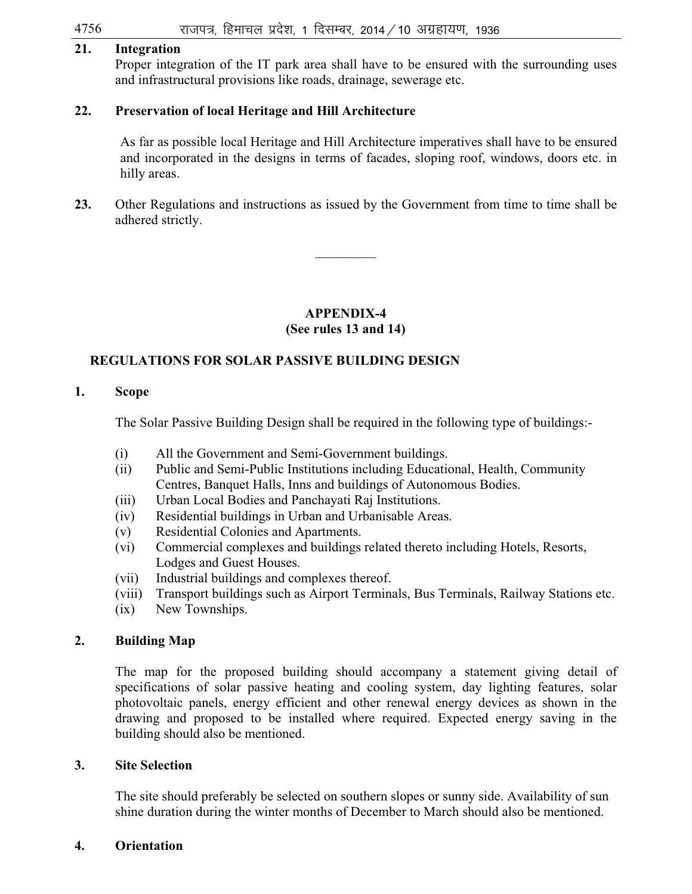**21. Integration**

Proper integration of the IT park area shall have to be ensured with the surrounding uses and infrastructural provisions like roads, drainage, sewerage etc.

**22. Preservation of local Heritage and Hill Architecture**

As far as possible local Heritage and Hill Architecture imperatives shall have to be ensured and incorporated in the designs in terms of facades, sloping roof, windows, doors etc. in hilly areas.

**23.** Other Regulations and instructions as issued by the Government from time to time shall be adhered strictly.

---

## APPENDIX-4
**(See rules 13 and 14)**

## REGULATIONS FOR SOLAR PASSIVE BUILDING DESIGN

**1. Scope**

The Solar Passive Building Design shall be required in the following type of buildings:-

(i) All the Government and Semi-Government buildings.
(ii) Public and Semi-Public Institutions including Educational, Health, Community Centres, Banquet Halls, Inns and buildings of Autonomous Bodies.
(iii) Urban Local Bodies and Panchayati Raj Institutions.
(iv) Residential buildings in Urban and Urbanisable Areas.
(v) Residential Colonies and Apartments.
(vi) Commercial complexes and buildings related thereto including Hotels, Resorts, Lodges and Guest Houses.
(vii) Industrial buildings and complexes thereof.
(viii) Transport buildings such as Airport Terminals, Bus Terminals, Railway Stations etc.
(ix) New Townships.

**2. Building Map**

The map for the proposed building should accompany a statement giving detail of specifications of solar passive heating and cooling system, day lighting features, solar photovoltaic panels, energy efficient and other renewal energy devices as shown in the drawing and proposed to be installed where required. Expected energy saving in the building should also be mentioned.

**3. Site Selection**

The site should preferably be selected on southern slopes or sunny side. Availability of sun shine duration during the winter months of December to March should also be mentioned.

**4. Orientation**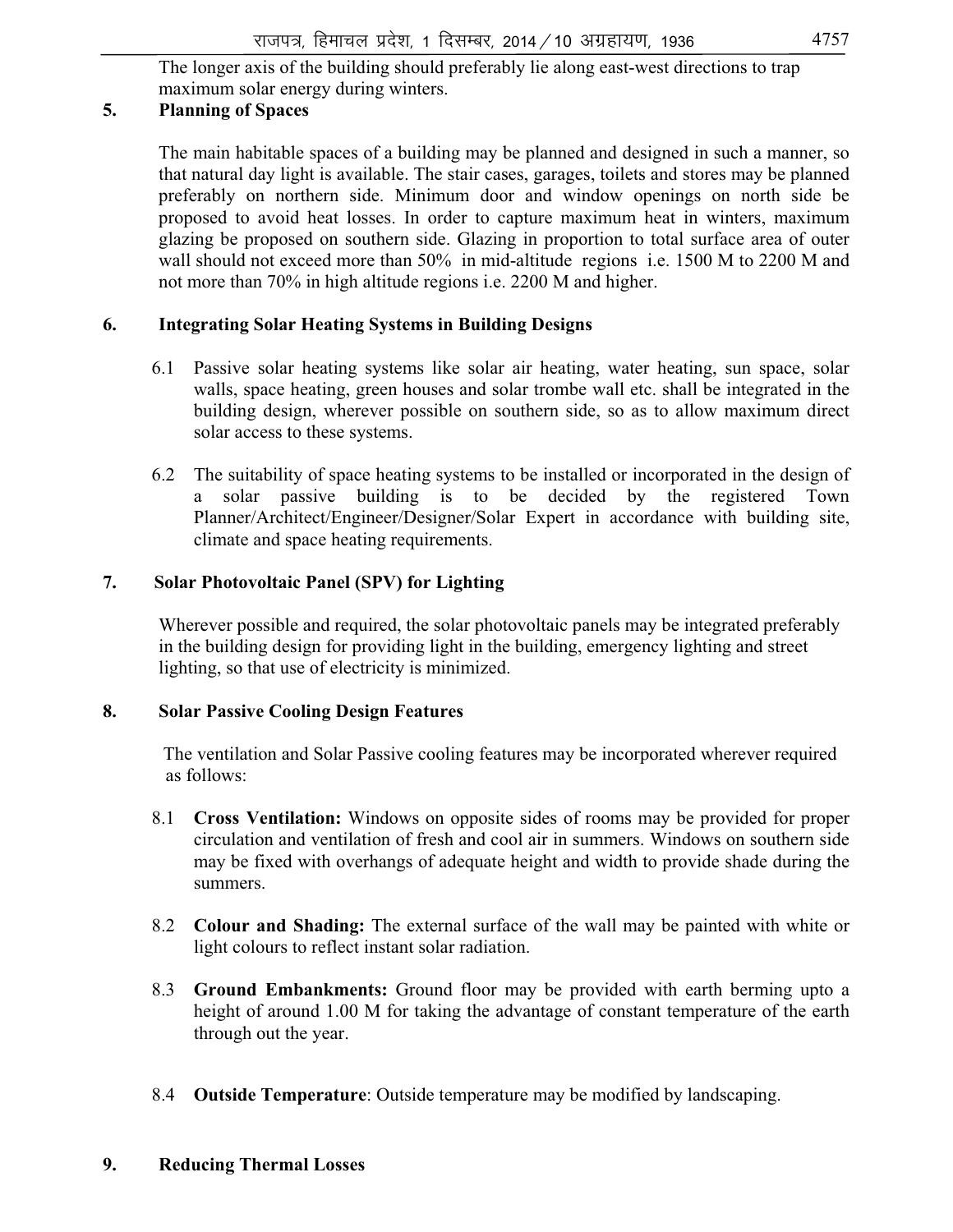The longer axis of the building should preferably lie along east-west directions to trap maximum solar energy during winters.

## 5. Planning of Spaces

The main habitable spaces of a building may be planned and designed in such a manner, so that natural day light is available. The stair cases, garages, toilets and stores may be planned preferably on northern side. Minimum door and window openings on north side be proposed to avoid heat losses. In order to capture maximum heat in winters, maximum glazing be proposed on southern side. Glazing in proportion to total surface area of outer wall should not exceed more than 50% in mid-altitude regions i.e. 1500 M to 2200 M and not more than 70% in high altitude regions i.e. 2200 M and higher.

## 6. Integrating Solar Heating Systems in Building Designs

6.1 Passive solar heating systems like solar air heating, water heating, sun space, solar walls, space heating, green houses and solar trombe wall etc. shall be integrated in the building design, wherever possible on southern side, so as to allow maximum direct solar access to these systems.

6.2 The suitability of space heating systems to be installed or incorporated in the design of a solar passive building is to be decided by the registered Town Planner/Architect/Engineer/Designer/Solar Expert in accordance with building site, climate and space heating requirements.

## 7. Solar Photovoltaic Panel (SPV) for Lighting

Wherever possible and required, the solar photovoltaic panels may be integrated preferably in the building design for providing light in the building, emergency lighting and street lighting, so that use of electricity is minimized.

## 8. Solar Passive Cooling Design Features

The ventilation and Solar Passive cooling features may be incorporated wherever required as follows:

8.1 **Cross Ventilation:** Windows on opposite sides of rooms may be provided for proper circulation and ventilation of fresh and cool air in summers. Windows on southern side may be fixed with overhangs of adequate height and width to provide shade during the summers.

8.2 **Colour and Shading:** The external surface of the wall may be painted with white or light colours to reflect instant solar radiation.

8.3 **Ground Embankments:** Ground floor may be provided with earth berming upto a height of around 1.00 M for taking the advantage of constant temperature of the earth through out the year.

8.4 **Outside Temperature**: Outside temperature may be modified by landscaping.

## 9. Reducing Thermal Losses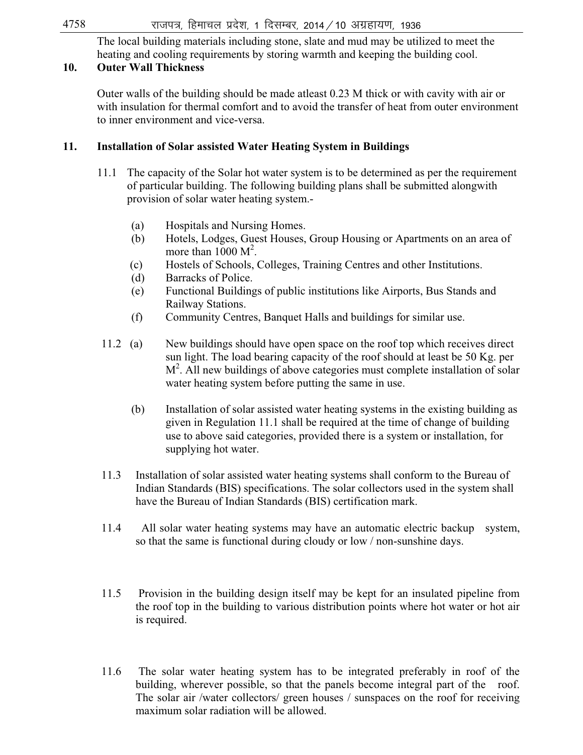The local building materials including stone, slate and mud may be utilized to meet the heating and cooling requirements by storing warmth and keeping the building cool.

## 10. Outer Wall Thickness

Outer walls of the building should be made atleast 0.23 M thick or with cavity with air or with insulation for thermal comfort and to avoid the transfer of heat from outer environment to inner environment and vice-versa.

## 11. Installation of Solar assisted Water Heating System in Buildings

11.1 The capacity of the Solar hot water system is to be determined as per the requirement of particular building. The following building plans shall be submitted alongwith provision of solar water heating system.-

- (a) Hospitals and Nursing Homes.
- (b) Hotels, Lodges, Guest Houses, Group Housing or Apartments on an area of more than 1000 $M^2$.
- (c) Hostels of Schools, Colleges, Training Centres and other Institutions.
- (d) Barracks of Police.
- (e) Functional Buildings of public institutions like Airports, Bus Stands and Railway Stations.
- (f) Community Centres, Banquet Halls and buildings for similar use.

11.2 (a) New buildings should have open space on the roof top which receives direct sun light. The load bearing capacity of the roof should at least be 50 Kg. per $M^2$. All new buildings of above categories must complete installation of solar water heating system before putting the same in use.

(b) Installation of solar assisted water heating systems in the existing building as given in Regulation 11.1 shall be required at the time of change of building use to above said categories, provided there is a system or installation, for supplying hot water.

11.3 Installation of solar assisted water heating systems shall conform to the Bureau of Indian Standards (BIS) specifications. The solar collectors used in the system shall have the Bureau of Indian Standards (BIS) certification mark.

11.4 All solar water heating systems may have an automatic electric backup system, so that the same is functional during cloudy or low / non-sunshine days.

11.5 Provision in the building design itself may be kept for an insulated pipeline from the roof top in the building to various distribution points where hot water or hot air is required.

11.6 The solar water heating system has to be integrated preferably in roof of the building, wherever possible, so that the panels become integral part of the roof. The solar air /water collectors/ green houses / sunspaces on the roof for receiving maximum solar radiation will be allowed.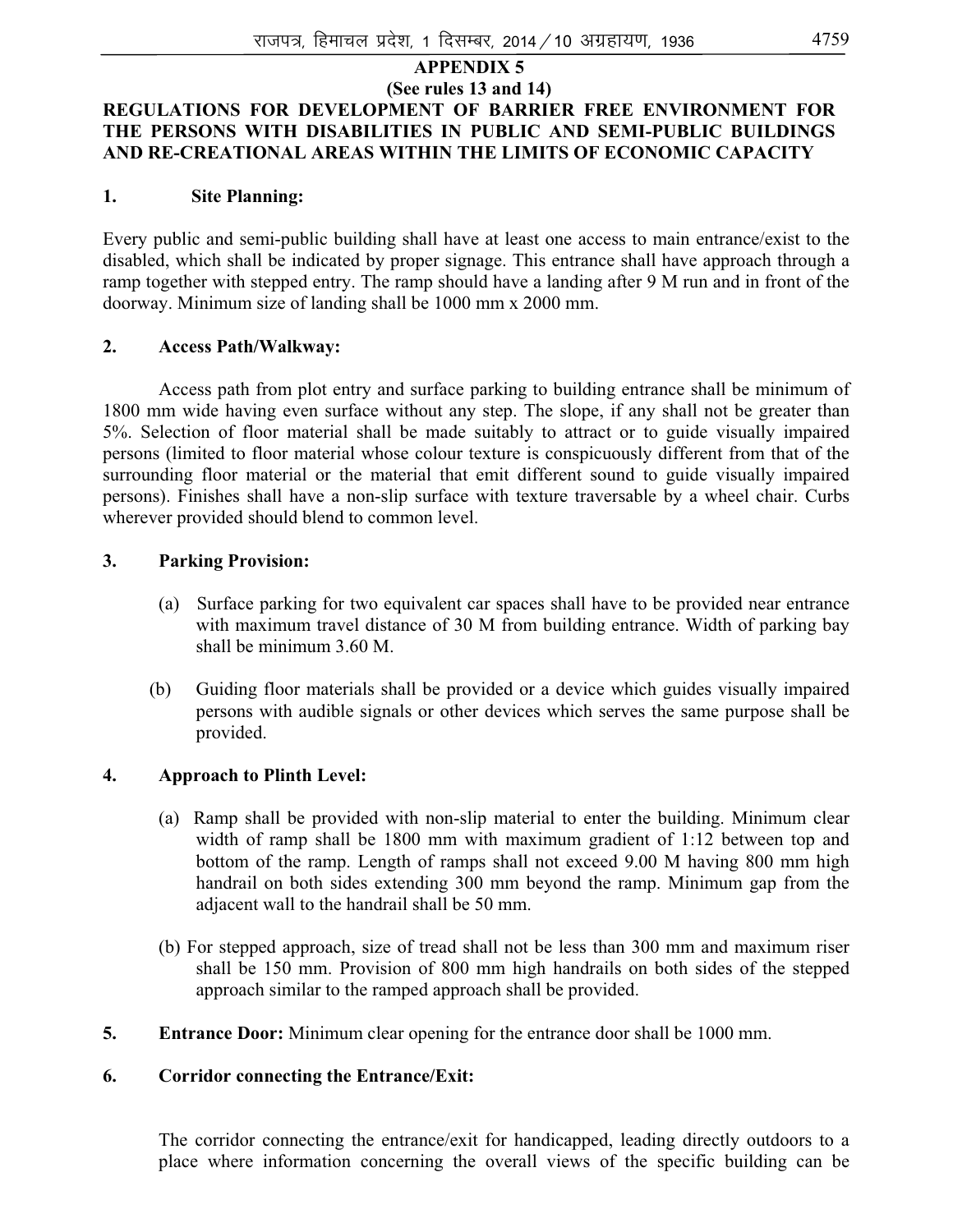## APPENDIX 5

**(See rules 13 and 14)**

**REGULATIONS FOR DEVELOPMENT OF BARRIER FREE ENVIRONMENT FOR THE PERSONS WITH DISABILITIES IN PUBLIC AND SEMI-PUBLIC BUILDINGS AND RE-CREATIONAL AREAS WITHIN THE LIMITS OF ECONOMIC CAPACITY**

**1. Site Planning:**

Every public and semi-public building shall have at least one access to main entrance/exist to the disabled, which shall be indicated by proper signage. This entrance shall have approach through a ramp together with stepped entry. The ramp should have a landing after 9 M run and in front of the doorway. Minimum size of landing shall be 1000 mm x 2000 mm.

**2. Access Path/Walkway:**

Access path from plot entry and surface parking to building entrance shall be minimum of 1800 mm wide having even surface without any step. The slope, if any shall not be greater than 5%. Selection of floor material shall be made suitably to attract or to guide visually impaired persons (limited to floor material whose colour texture is conspicuously different from that of the surrounding floor material or the material that emit different sound to guide visually impaired persons). Finishes shall have a non-slip surface with texture traversable by a wheel chair. Curbs wherever provided should blend to common level.

**3. Parking Provision:**

(a) Surface parking for two equivalent car spaces shall have to be provided near entrance with maximum travel distance of 30 M from building entrance. Width of parking bay shall be minimum 3.60 M.

(b) Guiding floor materials shall be provided or a device which guides visually impaired persons with audible signals or other devices which serves the same purpose shall be provided.

**4. Approach to Plinth Level:**

(a) Ramp shall be provided with non-slip material to enter the building. Minimum clear width of ramp shall be 1800 mm with maximum gradient of 1:12 between top and bottom of the ramp. Length of ramps shall not exceed 9.00 M having 800 mm high handrail on both sides extending 300 mm beyond the ramp. Minimum gap from the adjacent wall to the handrail shall be 50 mm.

(b) For stepped approach, size of tread shall not be less than 300 mm and maximum riser shall be 150 mm. Provision of 800 mm high handrails on both sides of the stepped approach similar to the ramped approach shall be provided.

**5. Entrance Door:** Minimum clear opening for the entrance door shall be 1000 mm.

**6. Corridor connecting the Entrance/Exit:**

The corridor connecting the entrance/exit for handicapped, leading directly outdoors to a place where information concerning the overall views of the specific building can be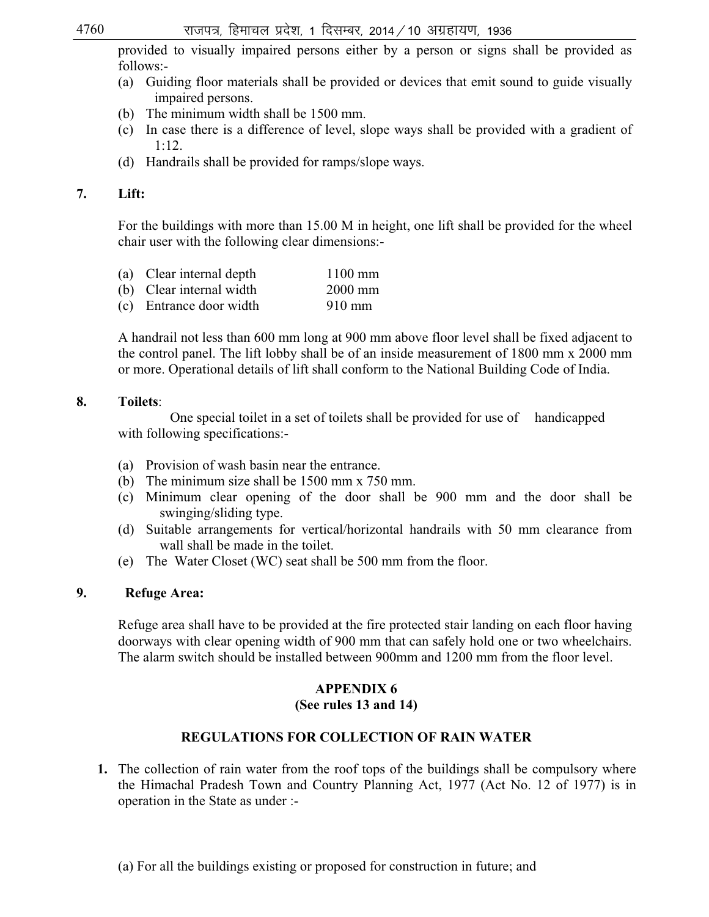provided to visually impaired persons either by a person or signs shall be provided as follows:-

(a) Guiding floor materials shall be provided or devices that emit sound to guide visually impaired persons.
(b) The minimum width shall be 1500 mm.
(c) In case there is a difference of level, slope ways shall be provided with a gradient of 1:12.
(d) Handrails shall be provided for ramps/slope ways.

**7. Lift:**

For the buildings with more than 15.00 M in height, one lift shall be provided for the wheel chair user with the following clear dimensions:-

| | | |
|---|---|---|
| (a) | Clear internal depth | 1100 mm |
| (b) | Clear internal width | 2000 mm |
| (c) | Entrance door width | 910 mm |

A handrail not less than 600 mm long at 900 mm above floor level shall be fixed adjacent to the control panel. The lift lobby shall be of an inside measurement of 1800 mm x 2000 mm or more. Operational details of lift shall conform to the National Building Code of India.

**8. Toilets**:

One special toilet in a set of toilets shall be provided for use of handicapped with following specifications:-

(a) Provision of wash basin near the entrance.
(b) The minimum size shall be 1500 mm x 750 mm.
(c) Minimum clear opening of the door shall be 900 mm and the door shall be swinging/sliding type.
(d) Suitable arrangements for vertical/horizontal handrails with 50 mm clearance from wall shall be made in the toilet.
(e) The Water Closet (WC) seat shall be 500 mm from the floor.

**9. Refuge Area:**

Refuge area shall have to be provided at the fire protected stair landing on each floor having doorways with clear opening width of 900 mm that can safely hold one or two wheelchairs. The alarm switch should be installed between 900mm and 1200 mm from the floor level.

## APPENDIX 6
**(See rules 13 and 14)**

### REGULATIONS FOR COLLECTION OF RAIN WATER

**1.** The collection of rain water from the roof tops of the buildings shall be compulsory where the Himachal Pradesh Town and Country Planning Act, 1977 (Act No. 12 of 1977) is in operation in the State as under :-

(a) For all the buildings existing or proposed for construction in future; and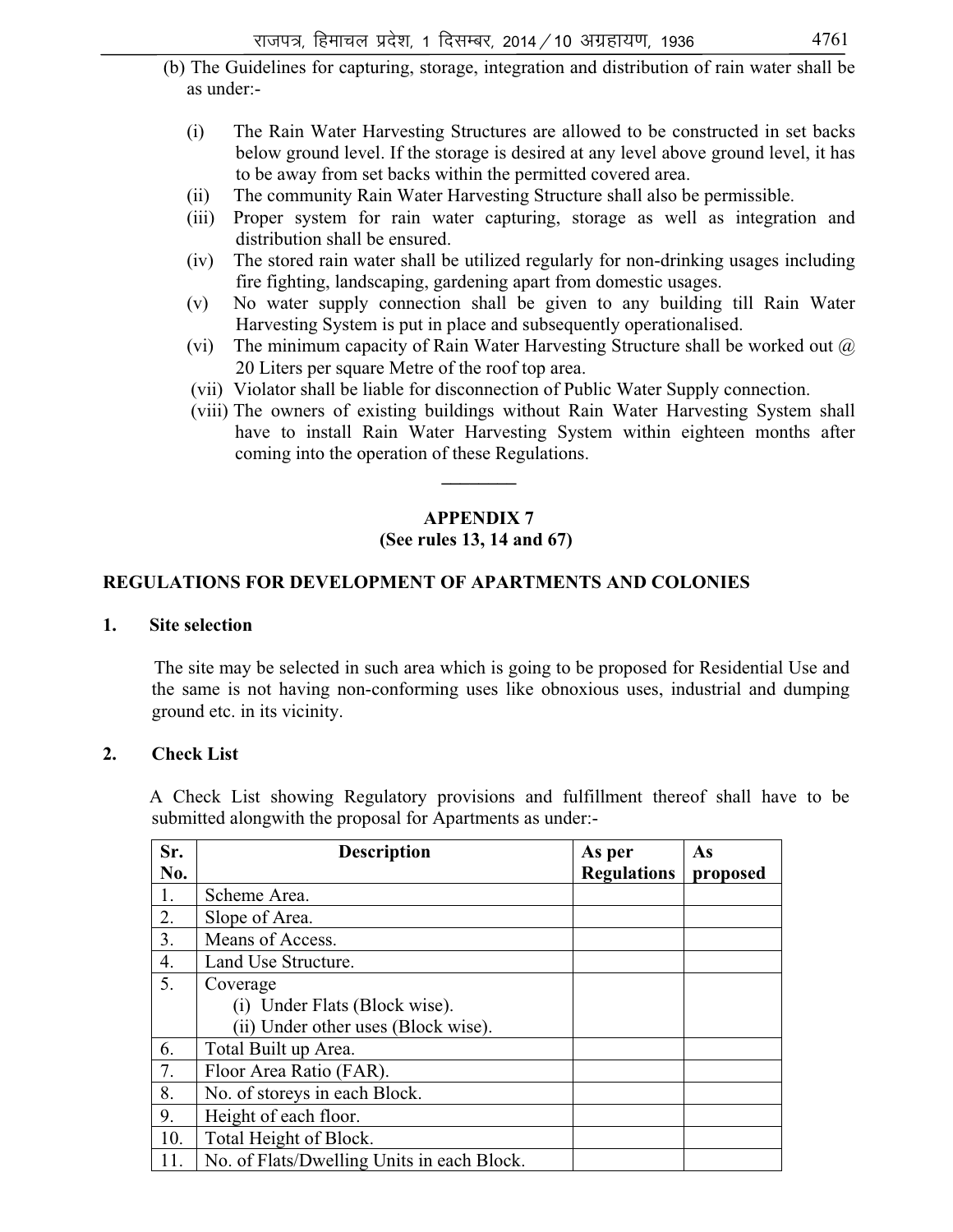(b) The Guidelines for capturing, storage, integration and distribution of rain water shall be as under:-

(i) The Rain Water Harvesting Structures are allowed to be constructed in set backs below ground level. If the storage is desired at any level above ground level, it has to be away from set backs within the permitted covered area.
(ii) The community Rain Water Harvesting Structure shall also be permissible.
(iii) Proper system for rain water capturing, storage as well as integration and distribution shall be ensured.
(iv) The stored rain water shall be utilized regularly for non-drinking usages including fire fighting, landscaping, gardening apart from domestic usages.
(v) No water supply connection shall be given to any building till Rain Water Harvesting System is put in place and subsequently operationalised.
(vi) The minimum capacity of Rain Water Harvesting Structure shall be worked out @ 20 Liters per square Metre of the roof top area.
(vii) Violator shall be liable for disconnection of Public Water Supply connection.
(viii) The owners of existing buildings without Rain Water Harvesting System shall have to install Rain Water Harvesting System within eighteen months after coming into the operation of these Regulations.

---

## APPENDIX 7
**(See rules 13, 14 and 67)**

## REGULATIONS FOR DEVELOPMENT OF APARTMENTS AND COLONIES

### 1. Site selection

The site may be selected in such area which is going to be proposed for Residential Use and the same is not having non-conforming uses like obnoxious uses, industrial and dumping ground etc. in its vicinity.

### 2. Check List

A Check List showing Regulatory provisions and fulfillment thereof shall have to be submitted alongwith the proposal for Apartments as under:-

| Sr. No. | Description | As per Regulations | As proposed |
|---|---|---|---|
| 1. | Scheme Area. | | |
| 2. | Slope of Area. | | |
| 3. | Means of Access. | | |
| 4. | Land Use Structure. | | |
| 5. | Coverage<br>(i) Under Flats (Block wise).<br>(ii) Under other uses (Block wise). | | |
| 6. | Total Built up Area. | | |
| 7. | Floor Area Ratio (FAR). | | |
| 8. | No. of storeys in each Block. | | |
| 9. | Height of each floor. | | |
| 10. | Total Height of Block. | | |
| 11. | No. of Flats/Dwelling Units in each Block. | | |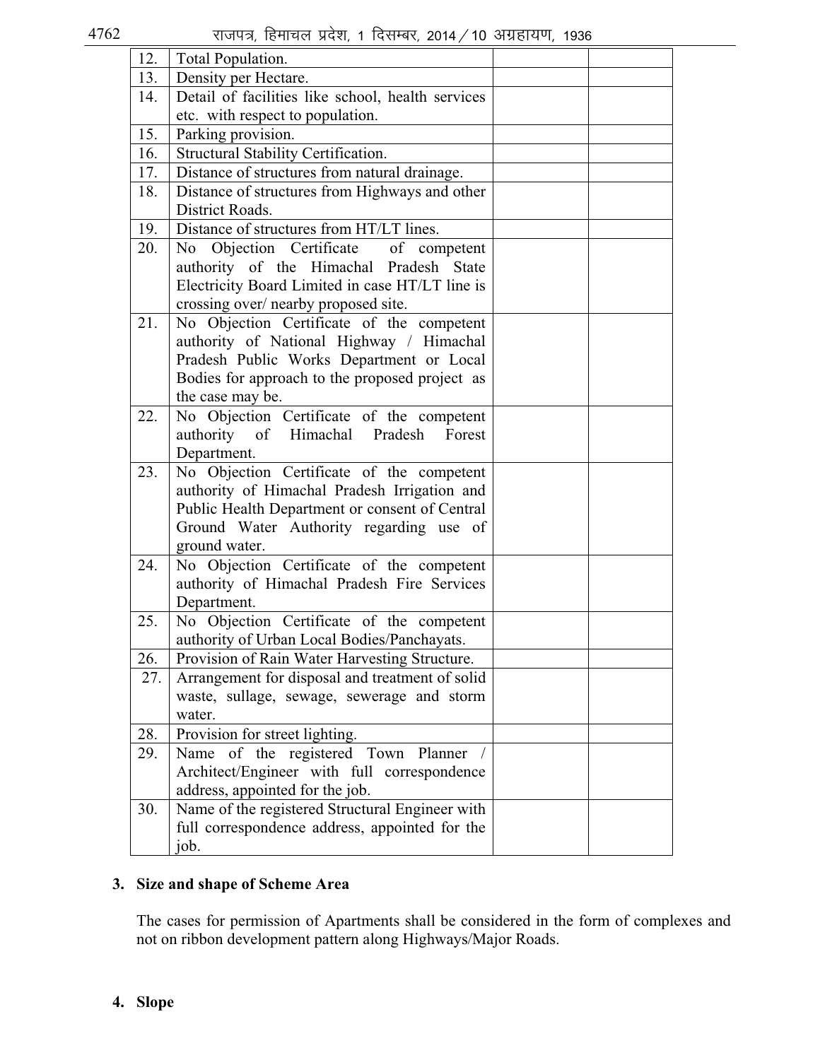| | | | |
|---|---|---|---|
| 12. | Total Population. | | |
| 13. | Density per Hectare. | | |
| 14. | Detail of facilities like school, health services etc. with respect to population. | | |
| 15. | Parking provision. | | |
| 16. | Structural Stability Certification. | | |
| 17. | Distance of structures from natural drainage. | | |
| 18. | Distance of structures from Highways and other District Roads. | | |
| 19. | Distance of structures from HT/LT lines. | | |
| 20. | No Objection Certificate of competent authority of the Himachal Pradesh State Electricity Board Limited in case HT/LT line is crossing over/ nearby proposed site. | | |
| 21. | No Objection Certificate of the competent authority of National Highway / Himachal Pradesh Public Works Department or Local Bodies for approach to the proposed project as the case may be. | | |
| 22. | No Objection Certificate of the competent authority of Himachal Pradesh Forest Department. | | |
| 23. | No Objection Certificate of the competent authority of Himachal Pradesh Irrigation and Public Health Department or consent of Central Ground Water Authority regarding use of ground water. | | |
| 24. | No Objection Certificate of the competent authority of Himachal Pradesh Fire Services Department. | | |
| 25. | No Objection Certificate of the competent authority of Urban Local Bodies/Panchayats. | | |
| 26. | Provision of Rain Water Harvesting Structure. | | |
| 27. | Arrangement for disposal and treatment of solid waste, sullage, sewage, sewerage and storm water. | | |
| 28. | Provision for street lighting. | | |
| 29. | Name of the registered Town Planner / Architect/Engineer with full correspondence address, appointed for the job. | | |
| 30. | Name of the registered Structural Engineer with full correspondence address, appointed for the job. | | |

**3. Size and shape of Scheme Area**

The cases for permission of Apartments shall be considered in the form of complexes and not on ribbon development pattern along Highways/Major Roads.

**4. Slope**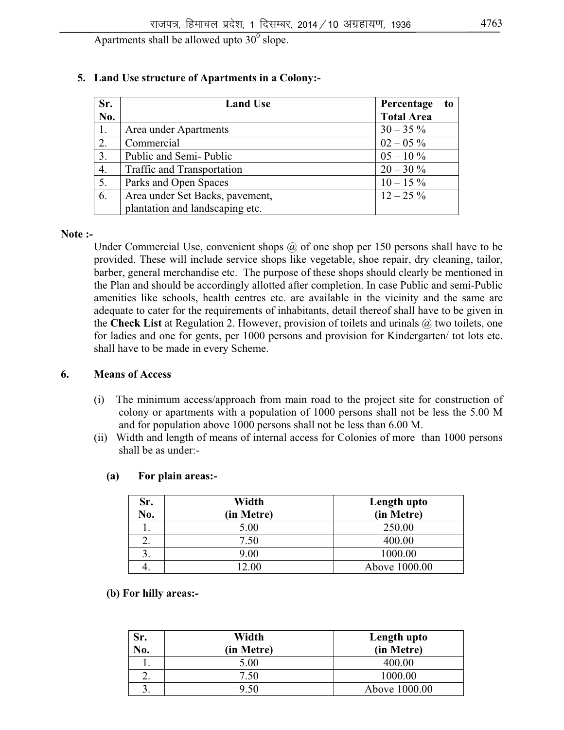Apartments shall be allowed upto $30^0$ slope.

**5. Land Use structure of Apartments in a Colony:-**

| Sr. No. | Land Use | Percentage to Total Area |
|---|---|---|
| 1. | Area under Apartments | 30 – 35 % |
| 2. | Commercial | 02 – 05 % |
| 3. | Public and Semi- Public | 05 – 10 % |
| 4. | Traffic and Transportation | 20 – 30 % |
| 5. | Parks and Open Spaces | 10 – 15 % |
| 6. | Area under Set Backs, pavement, plantation and landscaping etc. | 12 – 25 % |

**Note :-**

Under Commercial Use, convenient shops @ of one shop per 150 persons shall have to be provided. These will include service shops like vegetable, shoe repair, dry cleaning, tailor, barber, general merchandise etc. The purpose of these shops should clearly be mentioned in the Plan and should be accordingly allotted after completion. In case Public and semi-Public amenities like schools, health centres etc. are available in the vicinity and the same are adequate to cater for the requirements of inhabitants, detail thereof shall have to be given in the **Check List** at Regulation 2. However, provision of toilets and urinals @ two toilets, one for ladies and one for gents, per 1000 persons and provision for Kindergarten/ tot lots etc. shall have to be made in every Scheme.

**6. Means of Access**

(i) The minimum access/approach from main road to the project site for construction of colony or apartments with a population of 1000 persons shall not be less the 5.00 M and for population above 1000 persons shall not be less than 6.00 M.

(ii) Width and length of means of internal access for Colonies of more than 1000 persons shall be as under:-

**(a) For plain areas:-**

| Sr. No. | Width (in Metre) | Length upto (in Metre) |
|---|---|---|
| 1. | 5.00 | 250.00 |
| 2. | 7.50 | 400.00 |
| 3. | 9.00 | 1000.00 |
| 4. | 12.00 | Above 1000.00 |

**(b) For hilly areas:-**

| Sr. No. | Width (in Metre) | Length upto (in Metre) |
|---|---|---|
| 1. | 5.00 | 400.00 |
| 2. | 7.50 | 1000.00 |
| 3. | 9.50 | Above 1000.00 |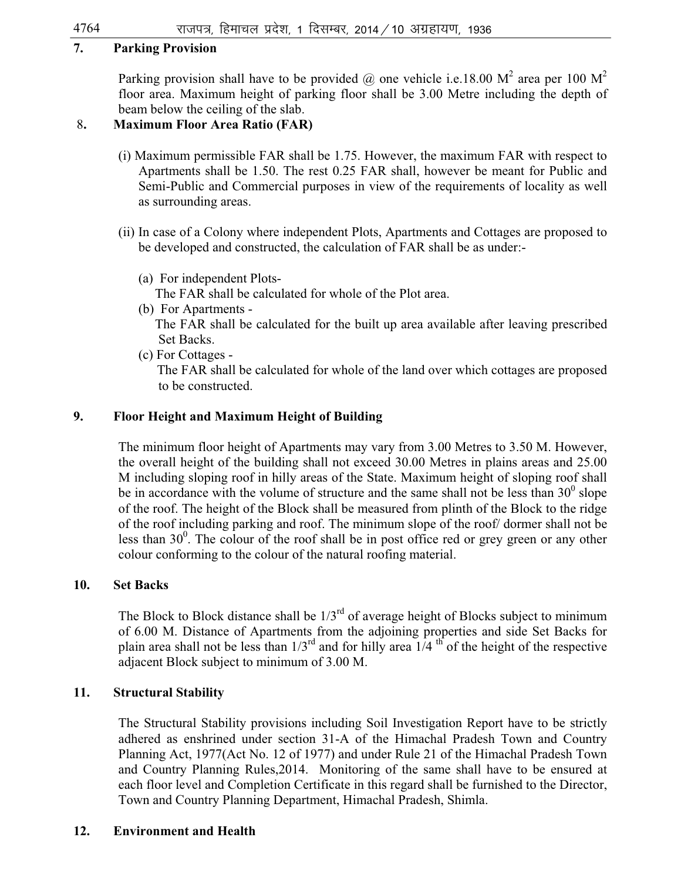## 7. Parking Provision

Parking provision shall have to be provided @ one vehicle i.e.18.00 $M^2$ area per 100 $M^2$ floor area. Maximum height of parking floor shall be 3.00 Metre including the depth of beam below the ceiling of the slab.

## 8. Maximum Floor Area Ratio (FAR)

(i) Maximum permissible FAR shall be 1.75. However, the maximum FAR with respect to Apartments shall be 1.50. The rest 0.25 FAR shall, however be meant for Public and Semi-Public and Commercial purposes in view of the requirements of locality as well as surrounding areas.

(ii) In case of a Colony where independent Plots, Apartments and Cottages are proposed to be developed and constructed, the calculation of FAR shall be as under:-

(a) For independent Plots-
The FAR shall be calculated for whole of the Plot area.

(b) For Apartments -
The FAR shall be calculated for the built up area available after leaving prescribed Set Backs.

(c) For Cottages -
The FAR shall be calculated for whole of the land over which cottages are proposed to be constructed.

## 9. Floor Height and Maximum Height of Building

The minimum floor height of Apartments may vary from 3.00 Metres to 3.50 M. However, the overall height of the building shall not exceed 30.00 Metres in plains areas and 25.00 M including sloping roof in hilly areas of the State. Maximum height of sloping roof shall be in accordance with the volume of structure and the same shall not be less than $30^0$ slope of the roof. The height of the Block shall be measured from plinth of the Block to the ridge of the roof including parking and roof. The minimum slope of the roof/ dormer shall not be less than $30^0$. The colour of the roof shall be in post office red or grey green or any other colour conforming to the colour of the natural roofing material.

## 10. Set Backs

The Block to Block distance shall be 1/3rd of average height of Blocks subject to minimum of 6.00 M. Distance of Apartments from the adjoining properties and side Set Backs for plain area shall not be less than 1/3rd and for hilly area 1/4th of the height of the respective adjacent Block subject to minimum of 3.00 M.

## 11. Structural Stability

The Structural Stability provisions including Soil Investigation Report have to be strictly adhered as enshrined under section 31-A of the Himachal Pradesh Town and Country Planning Act, 1977(Act No. 12 of 1977) and under Rule 21 of the Himachal Pradesh Town and Country Planning Rules,2014. Monitoring of the same shall have to be ensured at each floor level and Completion Certificate in this regard shall be furnished to the Director, Town and Country Planning Department, Himachal Pradesh, Shimla.

## 12. Environment and Health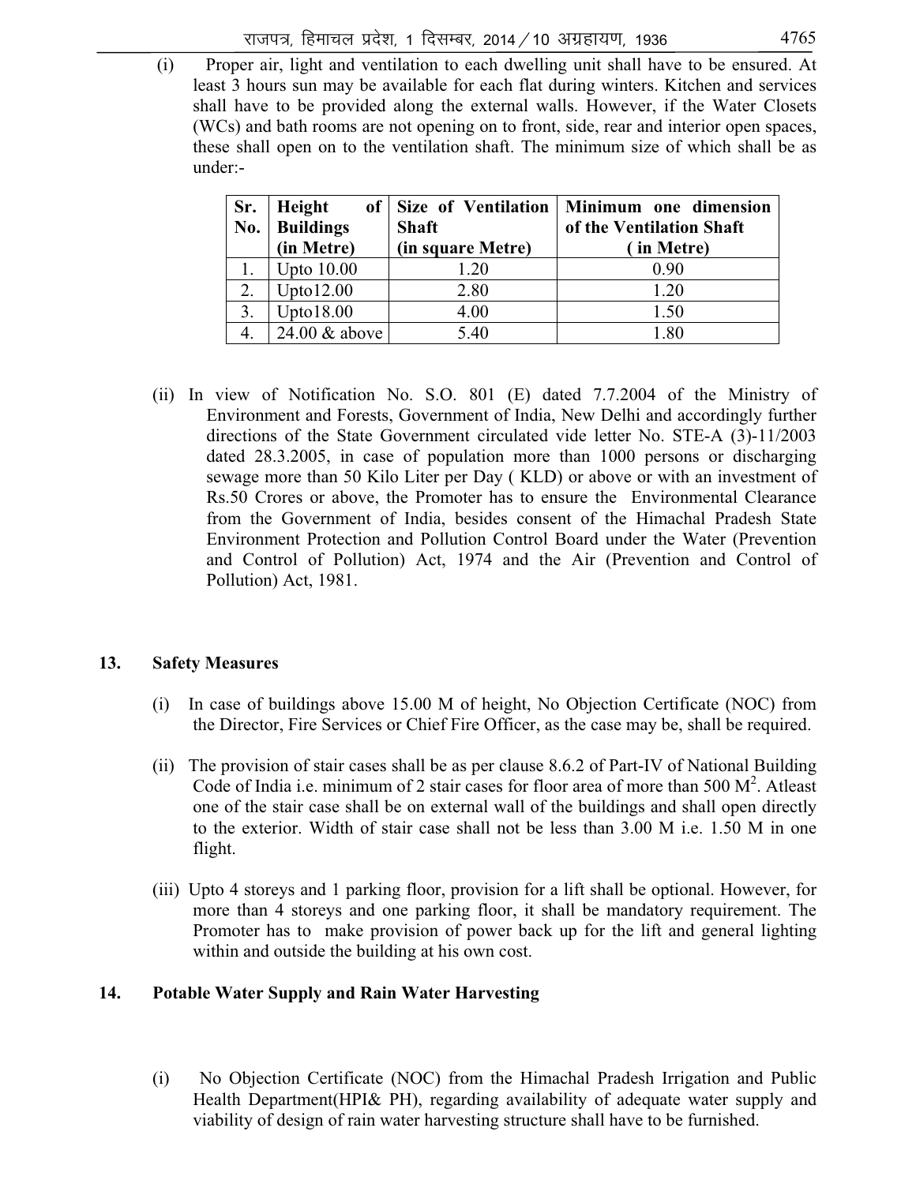(i) Proper air, light and ventilation to each dwelling unit shall have to be ensured. At least 3 hours sun may be available for each flat during winters. Kitchen and services shall have to be provided along the external walls. However, if the Water Closets (WCs) and bath rooms are not opening on to front, side, rear and interior open spaces, these shall open on to the ventilation shaft. The minimum size of which shall be as under:-

| Sr. No. | Height of Buildings (in Metre) | Size of Ventilation Shaft (in square Metre) | Minimum one dimension of the Ventilation Shaft ( in Metre) |
|---|---|---|---|
| 1. | Upto 10.00 | 1.20 | 0.90 |
| 2. | Upto12.00 | 2.80 | 1.20 |
| 3. | Upto18.00 | 4.00 | 1.50 |
| 4. | 24.00 & above | 5.40 | 1.80 |

(ii) In view of Notification No. S.O. 801 (E) dated 7.7.2004 of the Ministry of Environment and Forests, Government of India, New Delhi and accordingly further directions of the State Government circulated vide letter No. STE-A (3)-11/2003 dated 28.3.2005, in case of population more than 1000 persons or discharging sewage more than 50 Kilo Liter per Day ( KLD) or above or with an investment of Rs.50 Crores or above, the Promoter has to ensure the Environmental Clearance from the Government of India, besides consent of the Himachal Pradesh State Environment Protection and Pollution Control Board under the Water (Prevention and Control of Pollution) Act, 1974 and the Air (Prevention and Control of Pollution) Act, 1981.

**13. Safety Measures**

(i) In case of buildings above 15.00 M of height, No Objection Certificate (NOC) from the Director, Fire Services or Chief Fire Officer, as the case may be, shall be required.

(ii) The provision of stair cases shall be as per clause 8.6.2 of Part-IV of National Building Code of India i.e. minimum of 2 stair cases for floor area of more than 500 $M^2$. Atleast one of the stair case shall be on external wall of the buildings and shall open directly to the exterior. Width of stair case shall not be less than 3.00 M i.e. 1.50 M in one flight.

(iii) Upto 4 storeys and 1 parking floor, provision for a lift shall be optional. However, for more than 4 storeys and one parking floor, it shall be mandatory requirement. The Promoter has to make provision of power back up for the lift and general lighting within and outside the building at his own cost.

**14. Potable Water Supply and Rain Water Harvesting**

(i) No Objection Certificate (NOC) from the Himachal Pradesh Irrigation and Public Health Department(HPI& PH), regarding availability of adequate water supply and viability of design of rain water harvesting structure shall have to be furnished.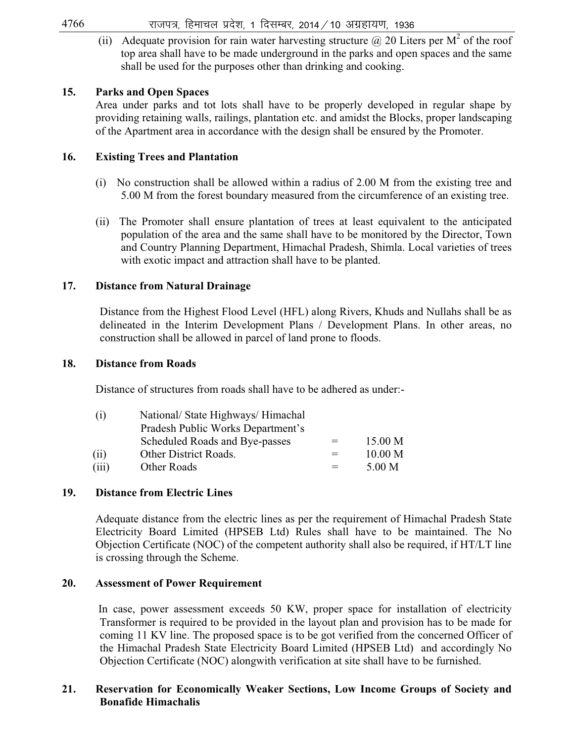(ii) Adequate provision for rain water harvesting structure @ 20 Liters per $M^2$ of the roof top area shall have to be made underground in the parks and open spaces and the same shall be used for the purposes other than drinking and cooking.

**15. Parks and Open Spaces**

Area under parks and tot lots shall have to be properly developed in regular shape by providing retaining walls, railings, plantation etc. and amidst the Blocks, proper landscaping of the Apartment area in accordance with the design shall be ensured by the Promoter.

**16. Existing Trees and Plantation**

(i) No construction shall be allowed within a radius of 2.00 M from the existing tree and 5.00 M from the forest boundary measured from the circumference of an existing tree.

(ii) The Promoter shall ensure plantation of trees at least equivalent to the anticipated population of the area and the same shall have to be monitored by the Director, Town and Country Planning Department, Himachal Pradesh, Shimla. Local varieties of trees with exotic impact and attraction shall have to be planted.

**17. Distance from Natural Drainage**

Distance from the Highest Flood Level (HFL) along Rivers, Khuds and Nullahs shall be as delineated in the Interim Development Plans / Development Plans. In other areas, no construction shall be allowed in parcel of land prone to floods.

**18. Distance from Roads**

Distance of structures from roads shall have to be adhered as under:-

| | | | |
|---|---|---|---|
| (i) | National/ State Highways/ Himachal Pradesh Public Works Department's Scheduled Roads and Bye-passes | = | 15.00 M |
| (ii) | Other District Roads. | = | 10.00 M |
| (iii) | Other Roads | = | 5.00 M |

**19. Distance from Electric Lines**

Adequate distance from the electric lines as per the requirement of Himachal Pradesh State Electricity Board Limited (HPSEB Ltd) Rules shall have to be maintained. The No Objection Certificate (NOC) of the competent authority shall also be required, if HT/LT line is crossing through the Scheme.

**20. Assessment of Power Requirement**

In case, power assessment exceeds 50 KW, proper space for installation of electricity Transformer is required to be provided in the layout plan and provision has to be made for coming 11 KV line. The proposed space is to be got verified from the concerned Officer of the Himachal Pradesh State Electricity Board Limited (HPSEB Ltd) and accordingly No Objection Certificate (NOC) alongwith verification at site shall have to be furnished.

**21. Reservation for Economically Weaker Sections, Low Income Groups of Society and Bonafide Himachalis**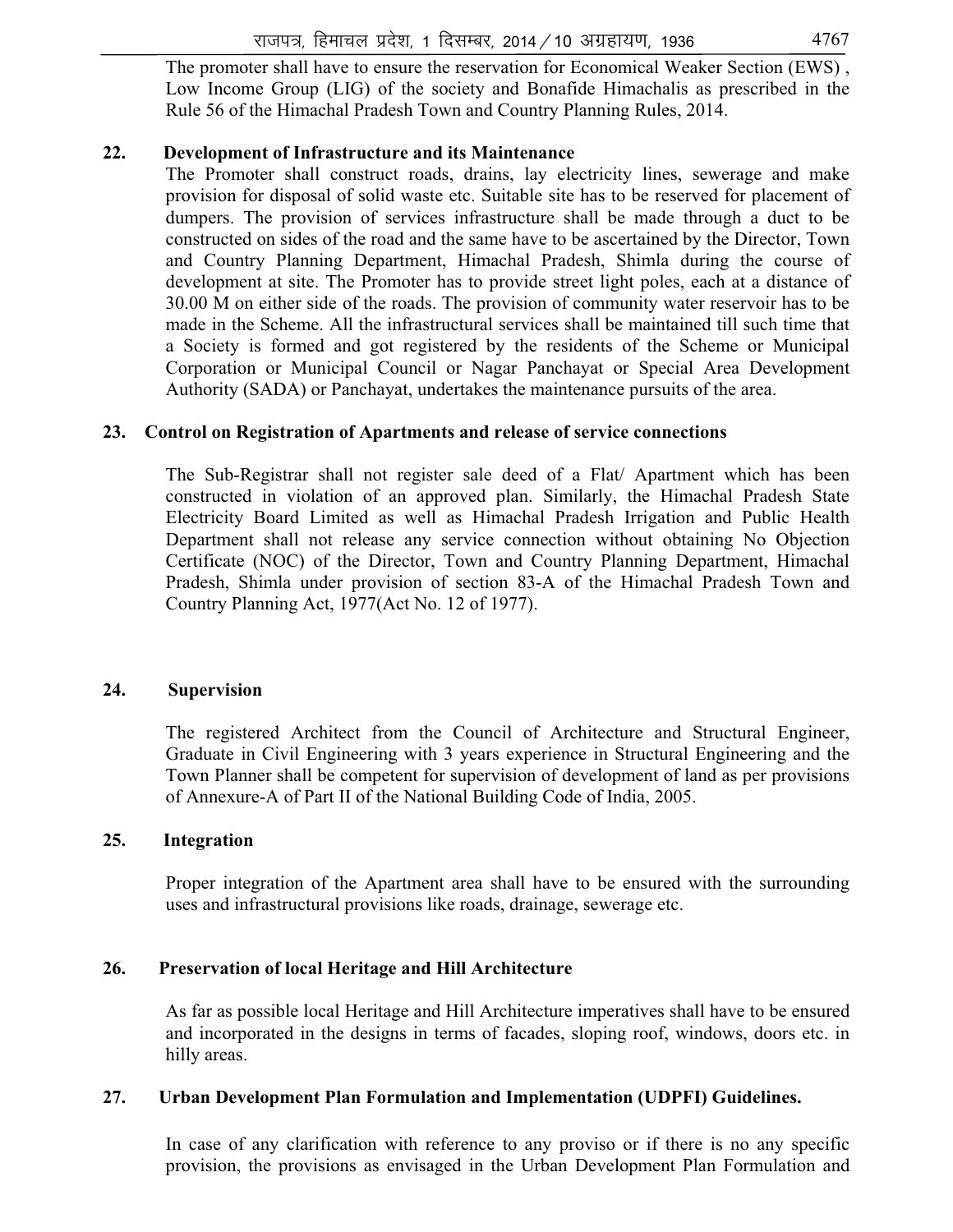The promoter shall have to ensure the reservation for Economical Weaker Section (EWS) , Low Income Group (LIG) of the society and Bonafide Himachalis as prescribed in the Rule 56 of the Himachal Pradesh Town and Country Planning Rules, 2014.

**22. Development of Infrastructure and its Maintenance**

The Promoter shall construct roads, drains, lay electricity lines, sewerage and make provision for disposal of solid waste etc. Suitable site has to be reserved for placement of dumpers. The provision of services infrastructure shall be made through a duct to be constructed on sides of the road and the same have to be ascertained by the Director, Town and Country Planning Department, Himachal Pradesh, Shimla during the course of development at site. The Promoter has to provide street light poles, each at a distance of 30.00 M on either side of the roads. The provision of community water reservoir has to be made in the Scheme. All the infrastructural services shall be maintained till such time that a Society is formed and got registered by the residents of the Scheme or Municipal Corporation or Municipal Council or Nagar Panchayat or Special Area Development Authority (SADA) or Panchayat, undertakes the maintenance pursuits of the area.

**23. Control on Registration of Apartments and release of service connections**

The Sub-Registrar shall not register sale deed of a Flat/ Apartment which has been constructed in violation of an approved plan. Similarly, the Himachal Pradesh State Electricity Board Limited as well as Himachal Pradesh Irrigation and Public Health Department shall not release any service connection without obtaining No Objection Certificate (NOC) of the Director, Town and Country Planning Department, Himachal Pradesh, Shimla under provision of section 83-A of the Himachal Pradesh Town and Country Planning Act, 1977(Act No. 12 of 1977).

**24. Supervision**

The registered Architect from the Council of Architecture and Structural Engineer, Graduate in Civil Engineering with 3 years experience in Structural Engineering and the Town Planner shall be competent for supervision of development of land as per provisions of Annexure-A of Part II of the National Building Code of India, 2005.

**25. Integration**

Proper integration of the Apartment area shall have to be ensured with the surrounding uses and infrastructural provisions like roads, drainage, sewerage etc.

**26. Preservation of local Heritage and Hill Architecture**

As far as possible local Heritage and Hill Architecture imperatives shall have to be ensured and incorporated in the designs in terms of facades, sloping roof, windows, doors etc. in hilly areas.

**27. Urban Development Plan Formulation and Implementation (UDPFI) Guidelines.**

In case of any clarification with reference to any proviso or if there is no any specific provision, the provisions as envisaged in the Urban Development Plan Formulation and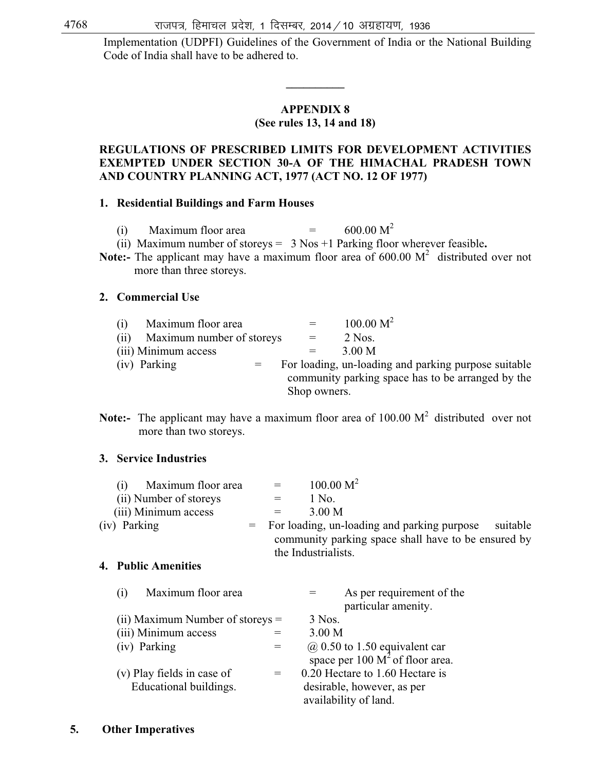Implementation (UDPFI) Guidelines of the Government of India or the National Building Code of India shall have to be adhered to.

---

## APPENDIX 8
**(See rules 13, 14 and 18)**

**REGULATIONS OF PRESCRIBED LIMITS FOR DEVELOPMENT ACTIVITIES EXEMPTED UNDER SECTION 30-A OF THE HIMACHAL PRADESH TOWN AND COUNTRY PLANNING ACT, 1977 (ACT NO. 12 OF 1977)**

**1. Residential Buildings and Farm Houses**

(i) Maximum floor area = 600.00 $M^2$

(ii) Maximum number of storeys = 3 Nos +1 Parking floor wherever feasible**.**

**Note:-** The applicant may have a maximum floor area of 600.00 $M^2$ distributed over not more than three storeys.

**2. Commercial Use**

(i) Maximum floor area = 100.00 $M^2$

(ii) Maximum number of storeys = 2 Nos.

(iii) Minimum access = 3.00 M

(iv) Parking = For loading, un-loading and parking purpose suitable community parking space has to be arranged by the Shop owners.

**Note:-** The applicant may have a maximum floor area of 100.00 $M^2$ distributed over not more than two storeys.

**3. Service Industries**

(i) Maximum floor area = 100.00 $M^2$

(ii) Number of storeys = 1 No.

(iii) Minimum access = 3.00 M

(iv) Parking = For loading, un-loading and parking purpose suitable community parking space shall have to be ensured by the Industrialists.

**4. Public Amenities**

(i) Maximum floor area = As per requirement of the particular amenity.

(ii) Maximum Number of storeys = 3 Nos.

(iii) Minimum access = 3.00 M

(iv) Parking = @ 0.50 to 1.50 equivalent car space per 100 $M^2$ of floor area.

(v) Play fields in case of Educational buildings. = 0.20 Hectare to 1.60 Hectare is desirable, however, as per availability of land.

**5. Other Imperatives**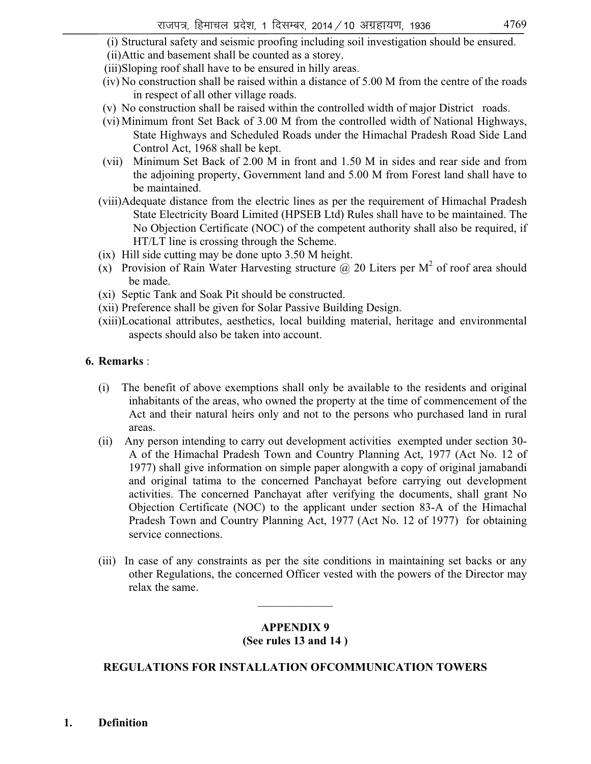(i) Structural safety and seismic proofing including soil investigation should be ensured.

(ii) Attic and basement shall be counted as a storey.

(iii) Sloping roof shall have to be ensured in hilly areas.

(iv) No construction shall be raised within a distance of 5.00 M from the centre of the roads in respect of all other village roads.

(v) No construction shall be raised within the controlled width of major District roads.

(vi) Minimum front Set Back of 3.00 M from the controlled width of National Highways, State Highways and Scheduled Roads under the Himachal Pradesh Road Side Land Control Act, 1968 shall be kept.

(vii) Minimum Set Back of 2.00 M in front and 1.50 M in sides and rear side and from the adjoining property, Government land and 5.00 M from Forest land shall have to be maintained.

(viii) Adequate distance from the electric lines as per the requirement of Himachal Pradesh State Electricity Board Limited (HPSEB Ltd) Rules shall have to be maintained. The No Objection Certificate (NOC) of the competent authority shall also be required, if HT/LT line is crossing through the Scheme.

(ix) Hill side cutting may be done upto 3.50 M height.

(x) Provision of Rain Water Harvesting structure @ 20 Liters per $M^2$ of roof area should be made.

(xi) Septic Tank and Soak Pit should be constructed.

(xii) Preference shall be given for Solar Passive Building Design.

(xiii) Locational attributes, aesthetics, local building material, heritage and environmental aspects should also be taken into account.

**6. Remarks** :

(i) The benefit of above exemptions shall only be available to the residents and original inhabitants of the areas, who owned the property at the time of commencement of the Act and their natural heirs only and not to the persons who purchased land in rural areas.

(ii) Any person intending to carry out development activities exempted under section 30-A of the Himachal Pradesh Town and Country Planning Act, 1977 (Act No. 12 of 1977) shall give information on simple paper alongwith a copy of original jamabandi and original tatima to the concerned Panchayat before carrying out development activities. The concerned Panchayat after verifying the documents, shall grant No Objection Certificate (NOC) to the applicant under section 83-A of the Himachal Pradesh Town and Country Planning Act, 1977 (Act No. 12 of 1977) for obtaining service connections.

(iii) In case of any constraints as per the site conditions in maintaining set backs or any other Regulations, the concerned Officer vested with the powers of the Director may relax the same.

---

## APPENDIX 9
**(See rules 13 and 14 )**

### REGULATIONS FOR INSTALLATION OFCOMMUNICATION TOWERS

**1. Definition**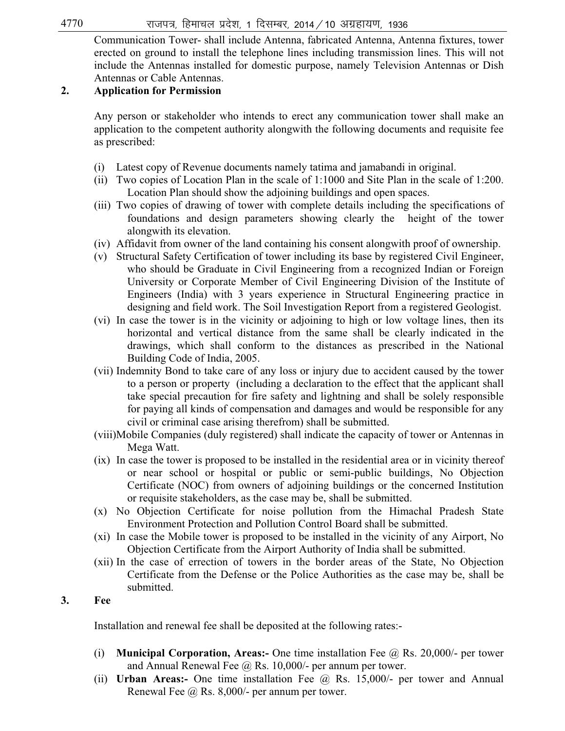Communication Tower- shall include Antenna, fabricated Antenna, Antenna fixtures, tower erected on ground to install the telephone lines including transmission lines. This will not include the Antennas installed for domestic purpose, namely Television Antennas or Dish Antennas or Cable Antennas.

## 2. Application for Permission

Any person or stakeholder who intends to erect any communication tower shall make an application to the competent authority alongwith the following documents and requisite fee as prescribed:

(i) Latest copy of Revenue documents namely tatima and jamabandi in original.

(ii) Two copies of Location Plan in the scale of 1:1000 and Site Plan in the scale of 1:200. Location Plan should show the adjoining buildings and open spaces.

(iii) Two copies of drawing of tower with complete details including the specifications of foundations and design parameters showing clearly the height of the tower alongwith its elevation.

(iv) Affidavit from owner of the land containing his consent alongwith proof of ownership.

(v) Structural Safety Certification of tower including its base by registered Civil Engineer, who should be Graduate in Civil Engineering from a recognized Indian or Foreign University or Corporate Member of Civil Engineering Division of the Institute of Engineers (India) with 3 years experience in Structural Engineering practice in designing and field work. The Soil Investigation Report from a registered Geologist.

(vi) In case the tower is in the vicinity or adjoining to high or low voltage lines, then its horizontal and vertical distance from the same shall be clearly indicated in the drawings, which shall conform to the distances as prescribed in the National Building Code of India, 2005.

(vii) Indemnity Bond to take care of any loss or injury due to accident caused by the tower to a person or property (including a declaration to the effect that the applicant shall take special precaution for fire safety and lightning and shall be solely responsible for paying all kinds of compensation and damages and would be responsible for any civil or criminal case arising therefrom) shall be submitted.

(viii) Mobile Companies (duly registered) shall indicate the capacity of tower or Antennas in Mega Watt.

(ix) In case the tower is proposed to be installed in the residential area or in vicinity thereof or near school or hospital or public or semi-public buildings, No Objection Certificate (NOC) from owners of adjoining buildings or the concerned Institution or requisite stakeholders, as the case may be, shall be submitted.

(x) No Objection Certificate for noise pollution from the Himachal Pradesh State Environment Protection and Pollution Control Board shall be submitted.

(xi) In case the Mobile tower is proposed to be installed in the vicinity of any Airport, No Objection Certificate from the Airport Authority of India shall be submitted.

(xii) In the case of errection of towers in the border areas of the State, No Objection Certificate from the Defense or the Police Authorities as the case may be, shall be submitted.

## 3. Fee

Installation and renewal fee shall be deposited at the following rates:-

(i) **Municipal Corporation, Areas:-** One time installation Fee @ Rs. 20,000/- per tower and Annual Renewal Fee @ Rs. 10,000/- per annum per tower.

(ii) **Urban Areas:-** One time installation Fee @ Rs. 15,000/- per tower and Annual Renewal Fee @ Rs. 8,000/- per annum per tower.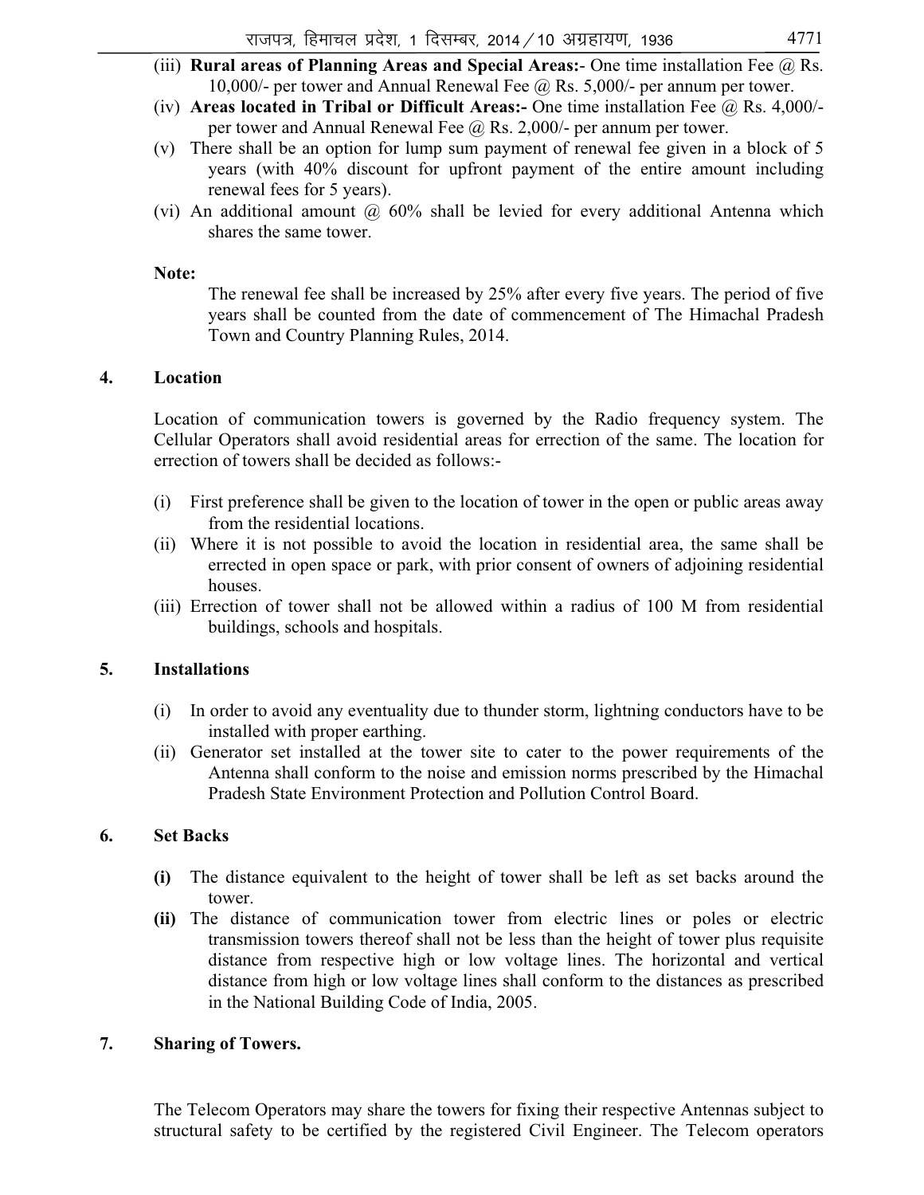(iii) **Rural areas of Planning Areas and Special Areas:**- One time installation Fee @ Rs. 10,000/- per tower and Annual Renewal Fee @ Rs. 5,000/- per annum per tower.

(iv) **Areas located in Tribal or Difficult Areas:-** One time installation Fee @ Rs. 4,000/- per tower and Annual Renewal Fee @ Rs. 2,000/- per annum per tower.

(v) There shall be an option for lump sum payment of renewal fee given in a block of 5 years (with 40% discount for upfront payment of the entire amount including renewal fees for 5 years).

(vi) An additional amount @ 60% shall be levied for every additional Antenna which shares the same tower.

**Note:**

The renewal fee shall be increased by 25% after every five years. The period of five years shall be counted from the date of commencement of The Himachal Pradesh Town and Country Planning Rules, 2014.

**4. Location**

Location of communication towers is governed by the Radio frequency system. The Cellular Operators shall avoid residential areas for errection of the same. The location for errection of towers shall be decided as follows:-

(i) First preference shall be given to the location of tower in the open or public areas away from the residential locations.

(ii) Where it is not possible to avoid the location in residential area, the same shall be errected in open space or park, with prior consent of owners of adjoining residential houses.

(iii) Erection of tower shall not be allowed within a radius of 100 M from residential buildings, schools and hospitals.

**5. Installations**

(i) In order to avoid any eventuality due to thunder storm, lightning conductors have to be installed with proper earthing.

(ii) Generator set installed at the tower site to cater to the power requirements of the Antenna shall conform to the noise and emission norms prescribed by the Himachal Pradesh State Environment Protection and Pollution Control Board.

**6. Set Backs**

**(i)** The distance equivalent to the height of tower shall be left as set backs around the tower.

**(ii)** The distance of communication tower from electric lines or poles or electric transmission towers thereof shall not be less than the height of tower plus requisite distance from respective high or low voltage lines. The horizontal and vertical distance from high or low voltage lines shall conform to the distances as prescribed in the National Building Code of India, 2005.

**7. Sharing of Towers.**

The Telecom Operators may share the towers for fixing their respective Antennas subject to structural safety to be certified by the registered Civil Engineer. The Telecom operators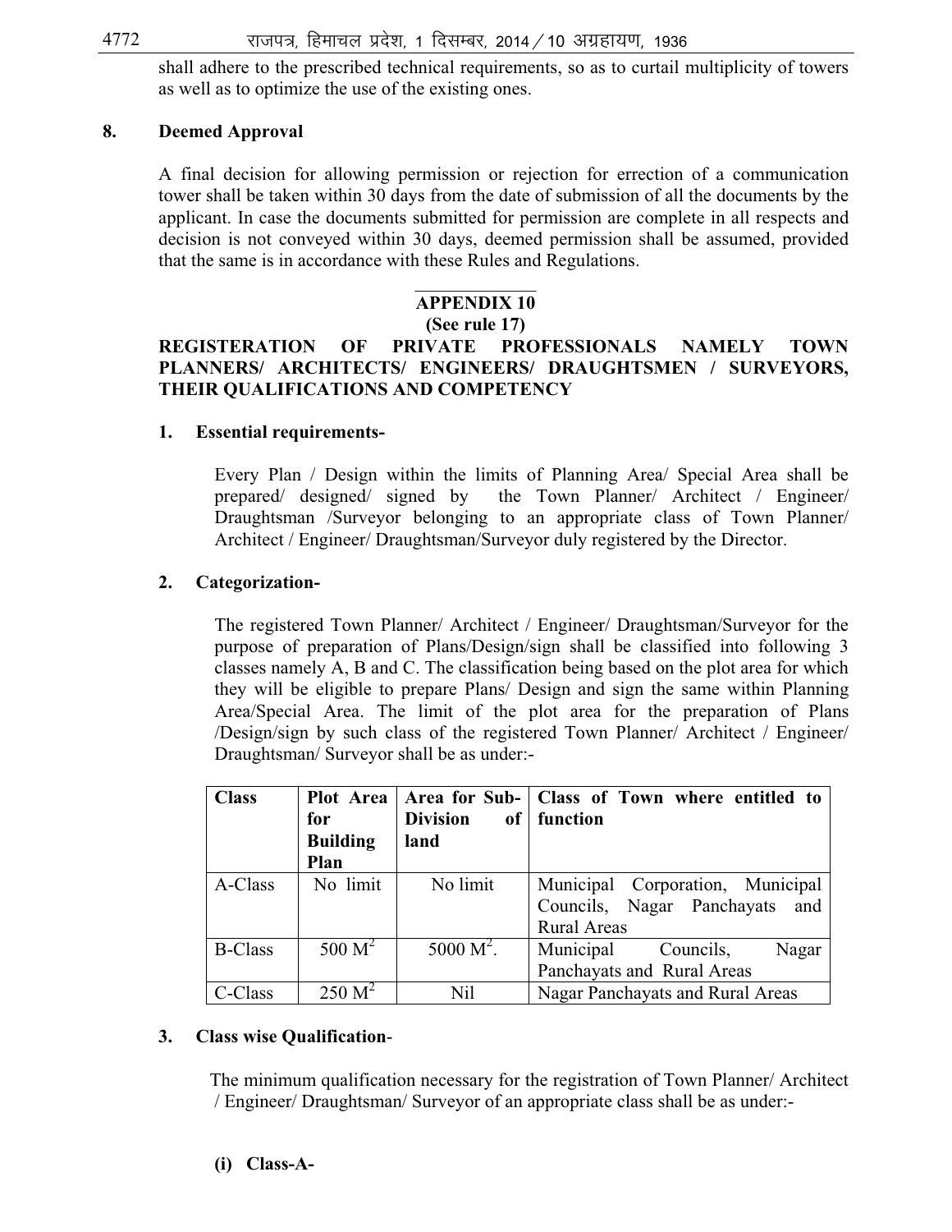shall adhere to the prescribed technical requirements, so as to curtail multiplicity of towers as well as to optimize the use of the existing ones.

**8. Deemed Approval**

A final decision for allowing permission or rejection for errection of a communication tower shall be taken within 30 days from the date of submission of all the documents by the applicant. In case the documents submitted for permission are complete in all respects and decision is not conveyed within 30 days, deemed permission shall be assumed, provided that the same is in accordance with these Rules and Regulations.

## APPENDIX 10

**(See rule 17)**

**REGISTERATION OF PRIVATE PROFESSIONALS NAMELY TOWN PLANNERS/ ARCHITECTS/ ENGINEERS/ DRAUGHTSMEN / SURVEYORS, THEIR QUALIFICATIONS AND COMPETENCY**

**1. Essential requirements-**

Every Plan / Design within the limits of Planning Area/ Special Area shall be prepared/ designed/ signed by the Town Planner/ Architect / Engineer/ Draughtsman /Surveyor belonging to an appropriate class of Town Planner/ Architect / Engineer/ Draughtsman/Surveyor duly registered by the Director.

**2. Categorization-**

The registered Town Planner/ Architect / Engineer/ Draughtsman/Surveyor for the purpose of preparation of Plans/Design/sign shall be classified into following 3 classes namely A, B and C. The classification being based on the plot area for which they will be eligible to prepare Plans/ Design and sign the same within Planning Area/Special Area. The limit of the plot area for the preparation of Plans /Design/sign by such class of the registered Town Planner/ Architect / Engineer/ Draughtsman/ Surveyor shall be as under:-

| Class | Plot Area for Building Plan | Area for Sub-Division of land | Class of Town where entitled to function |
|---|---|---|---|
| A-Class | No limit | No limit | Municipal Corporation, Municipal Councils, Nagar Panchayats and Rural Areas |
| B-Class | 500 $M^2$ | 5000 $M^2$. | Municipal Councils, Nagar Panchayats and Rural Areas |
| C-Class | 250 $M^2$ | Nil | Nagar Panchayats and Rural Areas |

**3. Class wise Qualification**-

The minimum qualification necessary for the registration of Town Planner/ Architect / Engineer/ Draughtsman/ Surveyor of an appropriate class shall be as under:-

**(i) Class-A-**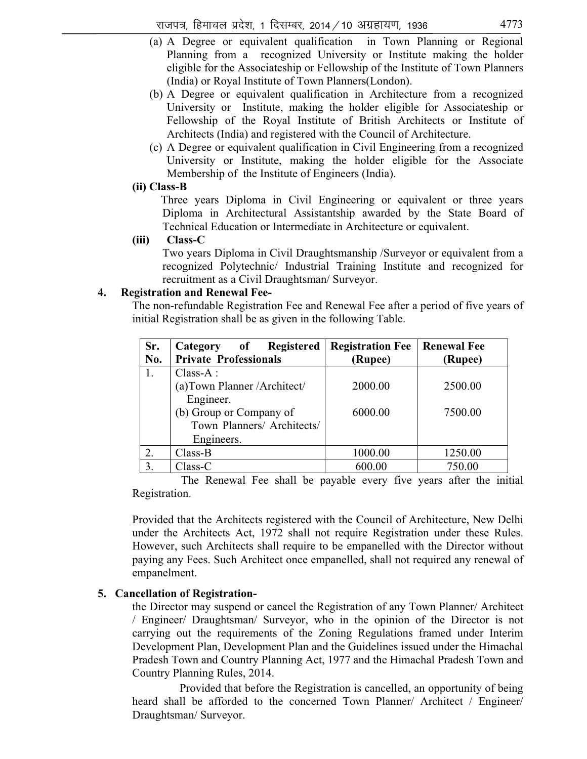(a) A Degree or equivalent qualification in Town Planning or Regional Planning from a recognized University or Institute making the holder eligible for the Associateship or Fellowship of the Institute of Town Planners (India) or Royal Institute of Town Planners(London).

(b) A Degree or equivalent qualification in Architecture from a recognized University or Institute, making the holder eligible for Associateship or Fellowship of the Royal Institute of British Architects or Institute of Architects (India) and registered with the Council of Architecture.

(c) A Degree or equivalent qualification in Civil Engineering from a recognized University or Institute, making the holder eligible for the Associate Membership of the Institute of Engineers (India).

**(ii) Class-B**

Three years Diploma in Civil Engineering or equivalent or three years Diploma in Architectural Assistantship awarded by the State Board of Technical Education or Intermediate in Architecture or equivalent.

**(iii) Class-C**

Two years Diploma in Civil Draughtsmanship /Surveyor or equivalent from a recognized Polytechnic/ Industrial Training Institute and recognized for recruitment as a Civil Draughtsman/ Surveyor.

**4. Registration and Renewal Fee-**

The non-refundable Registration Fee and Renewal Fee after a period of five years of initial Registration shall be as given in the following Table.

| Sr. No. | Category of Registered Private Professionals | Registration Fee (Rupee) | Renewal Fee (Rupee) |
|---|---|---|---|
| 1. | Class-A : | | |
| | (a)Town Planner /Architect/ Engineer. | 2000.00 | 2500.00 |
| | (b) Group or Company of Town Planners/ Architects/ Engineers. | 6000.00 | 7500.00 |
| 2. | Class-B | 1000.00 | 1250.00 |
| 3. | Class-C | 600.00 | 750.00 |

The Renewal Fee shall be payable every five years after the initial Registration.

Provided that the Architects registered with the Council of Architecture, New Delhi under the Architects Act, 1972 shall not require Registration under these Rules. However, such Architects shall require to be empanelled with the Director without paying any Fees. Such Architect once empanelled, shall not required any renewal of empanelment.

**5. Cancellation of Registration-**

the Director may suspend or cancel the Registration of any Town Planner/ Architect / Engineer/ Draughtsman/ Surveyor, who in the opinion of the Director is not carrying out the requirements of the Zoning Regulations framed under Interim Development Plan, Development Plan and the Guidelines issued under the Himachal Pradesh Town and Country Planning Act, 1977 and the Himachal Pradesh Town and Country Planning Rules, 2014.

Provided that before the Registration is cancelled, an opportunity of being heard shall be afforded to the concerned Town Planner/ Architect / Engineer/ Draughtsman/ Surveyor.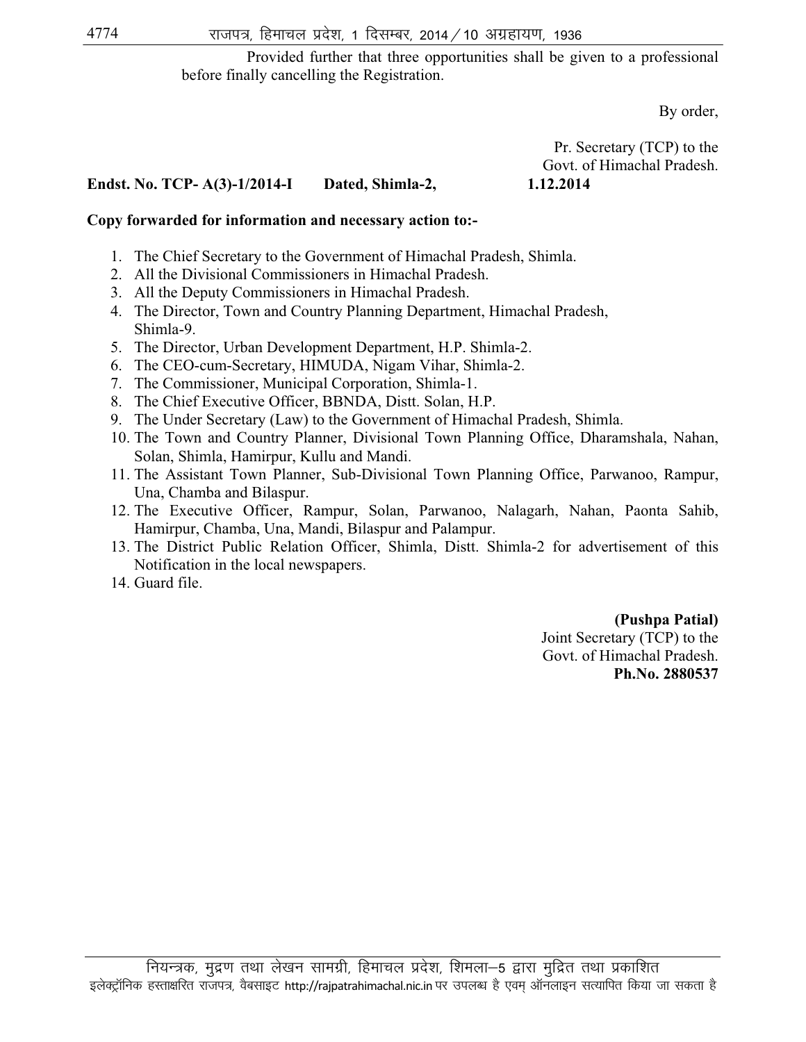Provided further that three opportunities shall be given to a professional before finally cancelling the Registration.

By order,

Pr. Secretary (TCP) to the
Govt. of Himachal Pradesh.

**Endst. No. TCP- A(3)-1/2014-I Dated, Shimla-2, 1.12.2014**

**Copy forwarded for information and necessary action to:-**

1. The Chief Secretary to the Government of Himachal Pradesh, Shimla.
2. All the Divisional Commissioners in Himachal Pradesh.
3. All the Deputy Commissioners in Himachal Pradesh.
4. The Director, Town and Country Planning Department, Himachal Pradesh, Shimla-9.
5. The Director, Urban Development Department, H.P. Shimla-2.
6. The CEO-cum-Secretary, HIMUDA, Nigam Vihar, Shimla-2.
7. The Commissioner, Municipal Corporation, Shimla-1.
8. The Chief Executive Officer, BBNDA, Distt. Solan, H.P.
9. The Under Secretary (Law) to the Government of Himachal Pradesh, Shimla.
10. The Town and Country Planner, Divisional Town Planning Office, Dharamshala, Nahan, Solan, Shimla, Hamirpur, Kullu and Mandi.
11. The Assistant Town Planner, Sub-Divisional Town Planning Office, Parwanoo, Rampur, Una, Chamba and Bilaspur.
12. The Executive Officer, Rampur, Solan, Parwanoo, Nalagarh, Nahan, Paonta Sahib, Hamirpur, Chamba, Una, Mandi, Bilaspur and Palampur.
13. The District Public Relation Officer, Shimla, Distt. Shimla-2 for advertisement of this Notification in the local newspapers.
14. Guard file.

**(Pushpa Patial)**
Joint Secretary (TCP) to the
Govt. of Himachal Pradesh.
**Ph.No. 2880537**

नियन्त्रक, मुद्रण तथा लेखन सामग्री, हिमाचल प्रदेश, शिमला—5 द्वारा मुद्रित तथा प्रकाशित
इलेक्ट्रॉनिक हस्ताक्षरित राजपत्र, वैबसाइट http://rajpatrahimachal.nic.in पर उपलब्ध है एवम् ऑनलाइन सत्यापित किया जा सकता है